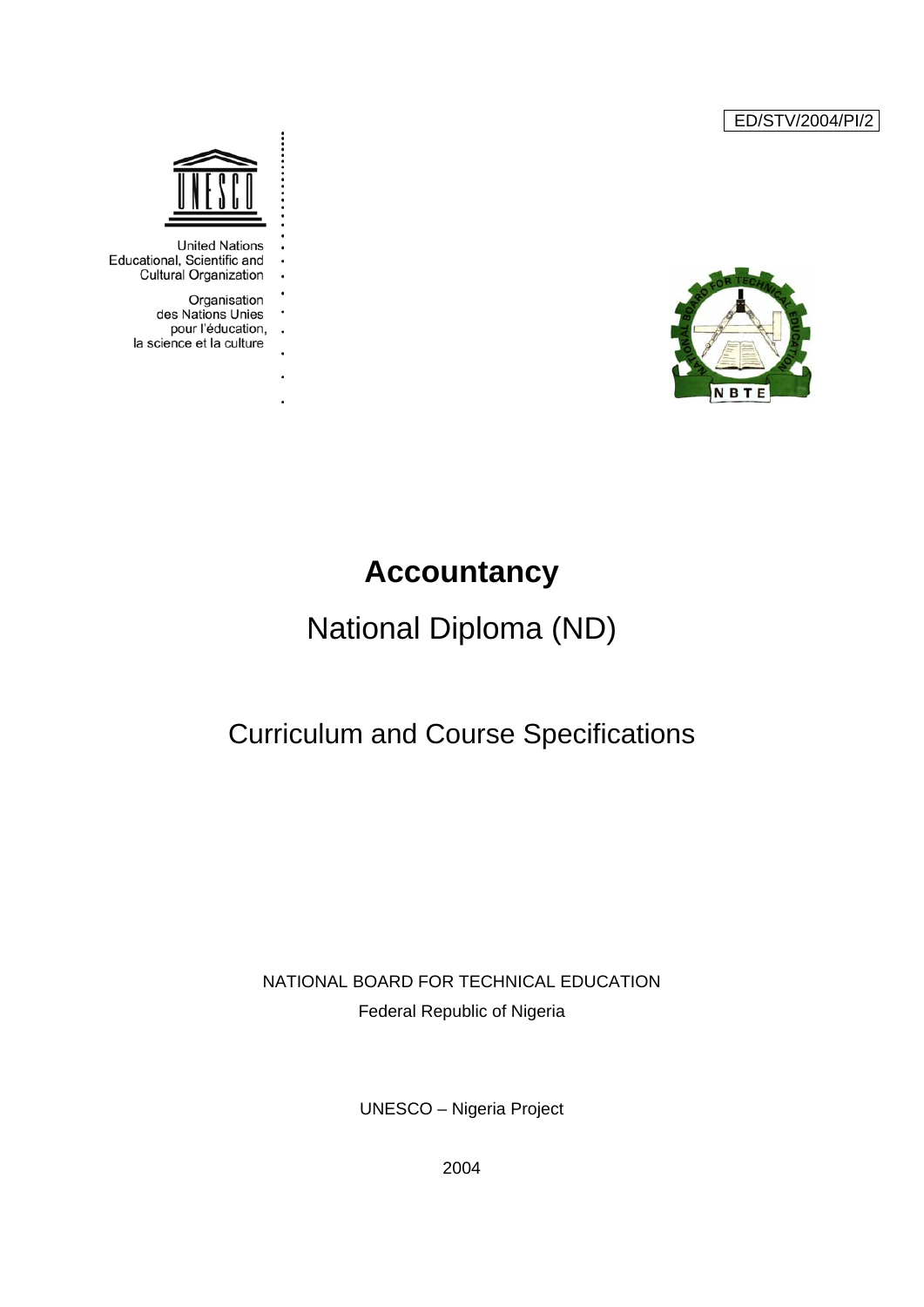ED/STV/2004/PI/2

United Nations
Educational, Scientific and
Cultural Organization

Organisation
des Nations Unies
pour l'éducation,
la science et la culture

# Accountancy

## National Diploma (ND)

## Curriculum and Course Specifications

NATIONAL BOARD FOR TECHNICAL EDUCATION

Federal Republic of Nigeria

UNESCO – Nigeria Project

2004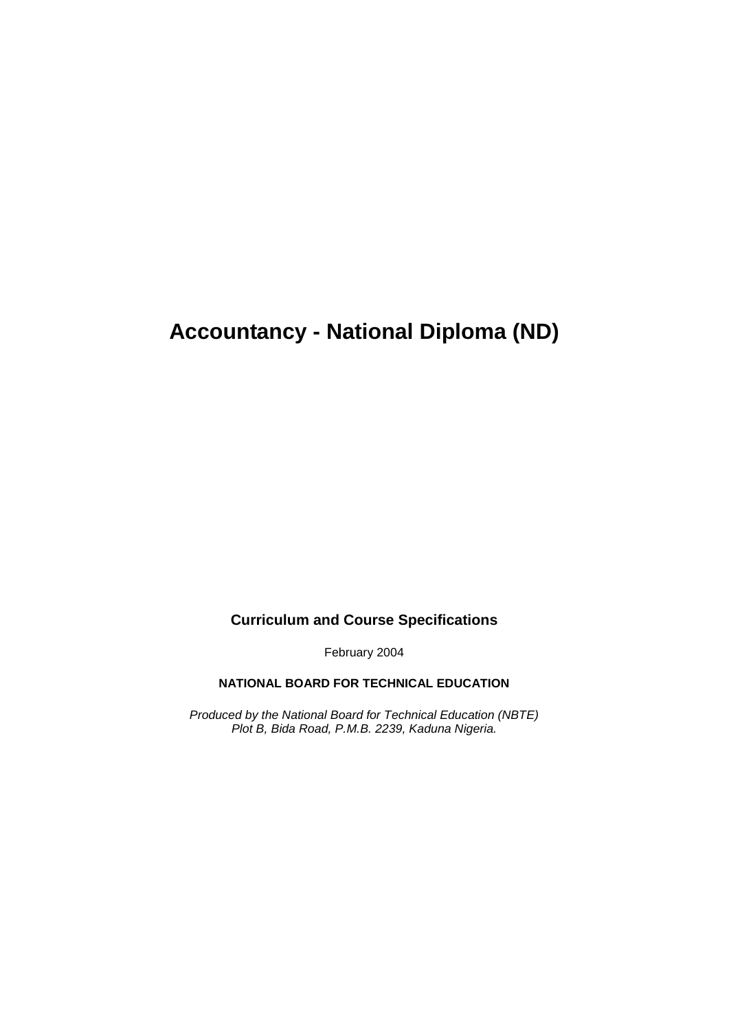# Accountancy - National Diploma (ND)

**Curriculum and Course Specifications**

February 2004

**NATIONAL BOARD FOR TECHNICAL EDUCATION**

*Produced by the National Board for Technical Education (NBTE)*
*Plot B, Bida Road, P.M.B. 2239, Kaduna Nigeria.*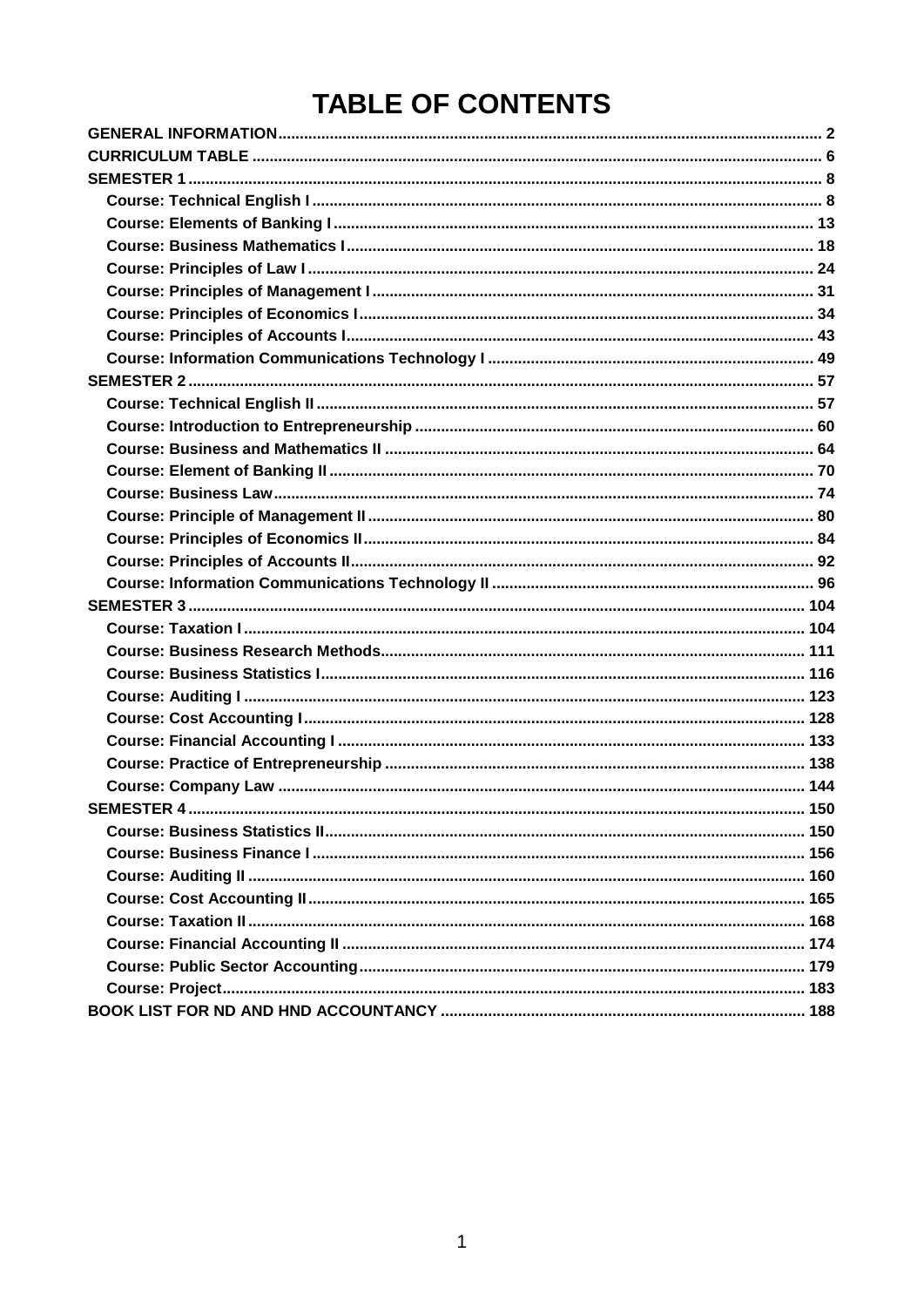# TABLE OF CONTENTS

**GENERAL INFORMATION** ............ 2
**CURRICULUM TABLE** ............ 6
**SEMESTER 1** ............ 8
- **Course: Technical English I** ............ 8
- **Course: Elements of Banking I** ............ 13
- **Course: Business Mathematics I** ............ 18
- **Course: Principles of Law I** ............ 24
- **Course: Principles of Management I** ............ 31
- **Course: Principles of Economics I** ............ 34
- **Course: Principles of Accounts I** ............ 43
- **Course: Information Communications Technology I** ............ 49

**SEMESTER 2** ............ 57
- **Course: Technical English II** ............ 57
- **Course: Introduction to Entrepreneurship** ............ 60
- **Course: Business and Mathematics II** ............ 64
- **Course: Element of Banking II** ............ 70
- **Course: Business Law** ............ 74
- **Course: Principle of Management II** ............ 80
- **Course: Principles of Economics II** ............ 84
- **Course: Principles of Accounts II** ............ 92
- **Course: Information Communications Technology II** ............ 96

**SEMESTER 3** ............ 104
- **Course: Taxation I** ............ 104
- **Course: Business Research Methods** ............ 111
- **Course: Business Statistics I** ............ 116
- **Course: Auditing I** ............ 123
- **Course: Cost Accounting I** ............ 128
- **Course: Financial Accounting I** ............ 133
- **Course: Practice of Entrepreneurship** ............ 138
- **Course: Company Law** ............ 144

**SEMESTER 4** ............ 150
- **Course: Business Statistics II** ............ 150
- **Course: Business Finance I** ............ 156
- **Course: Auditing II** ............ 160
- **Course: Cost Accounting II** ............ 165
- **Course: Taxation II** ............ 168
- **Course: Financial Accounting II** ............ 174
- **Course: Public Sector Accounting** ............ 179
- **Course: Project** ............ 183

**BOOK LIST FOR ND AND HND ACCOUNTANCY** ............ 188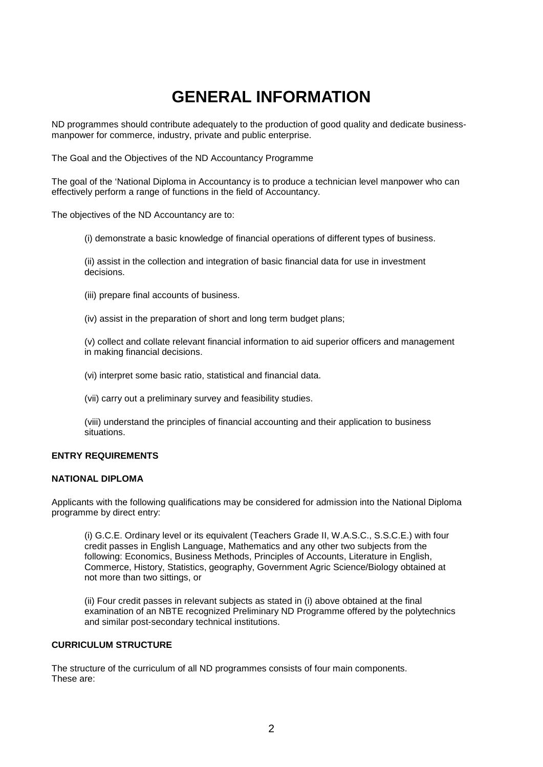# GENERAL INFORMATION

ND programmes should contribute adequately to the production of good quality and dedicate business-manpower for commerce, industry, private and public enterprise.

The Goal and the Objectives of the ND Accountancy Programme

The goal of the 'National Diploma in Accountancy is to produce a technician level manpower who can effectively perform a range of functions in the field of Accountancy.

The objectives of the ND Accountancy are to:

(i) demonstrate a basic knowledge of financial operations of different types of business.

(ii) assist in the collection and integration of basic financial data for use in investment decisions.

(iii) prepare final accounts of business.

(iv) assist in the preparation of short and long term budget plans;

(v) collect and collate relevant financial information to aid superior officers and management in making financial decisions.

(vi) interpret some basic ratio, statistical and financial data.

(vii) carry out a preliminary survey and feasibility studies.

(viii) understand the principles of financial accounting and their application to business situations.

**ENTRY REQUIREMENTS**

**NATIONAL DIPLOMA**

Applicants with the following qualifications may be considered for admission into the National Diploma programme by direct entry:

(i) G.C.E. Ordinary level or its equivalent (Teachers Grade II, W.A.S.C., S.S.C.E.) with four credit passes in English Language, Mathematics and any other two subjects from the following: Economics, Business Methods, Principles of Accounts, Literature in English, Commerce, History, Statistics, geography, Government Agric Science/Biology obtained at not more than two sittings, or

(ii) Four credit passes in relevant subjects as stated in (i) above obtained at the final examination of an NBTE recognized Preliminary ND Programme offered by the polytechnics and similar post-secondary technical institutions.

**CURRICULUM STRUCTURE**

The structure of the curriculum of all ND programmes consists of four main components. These are: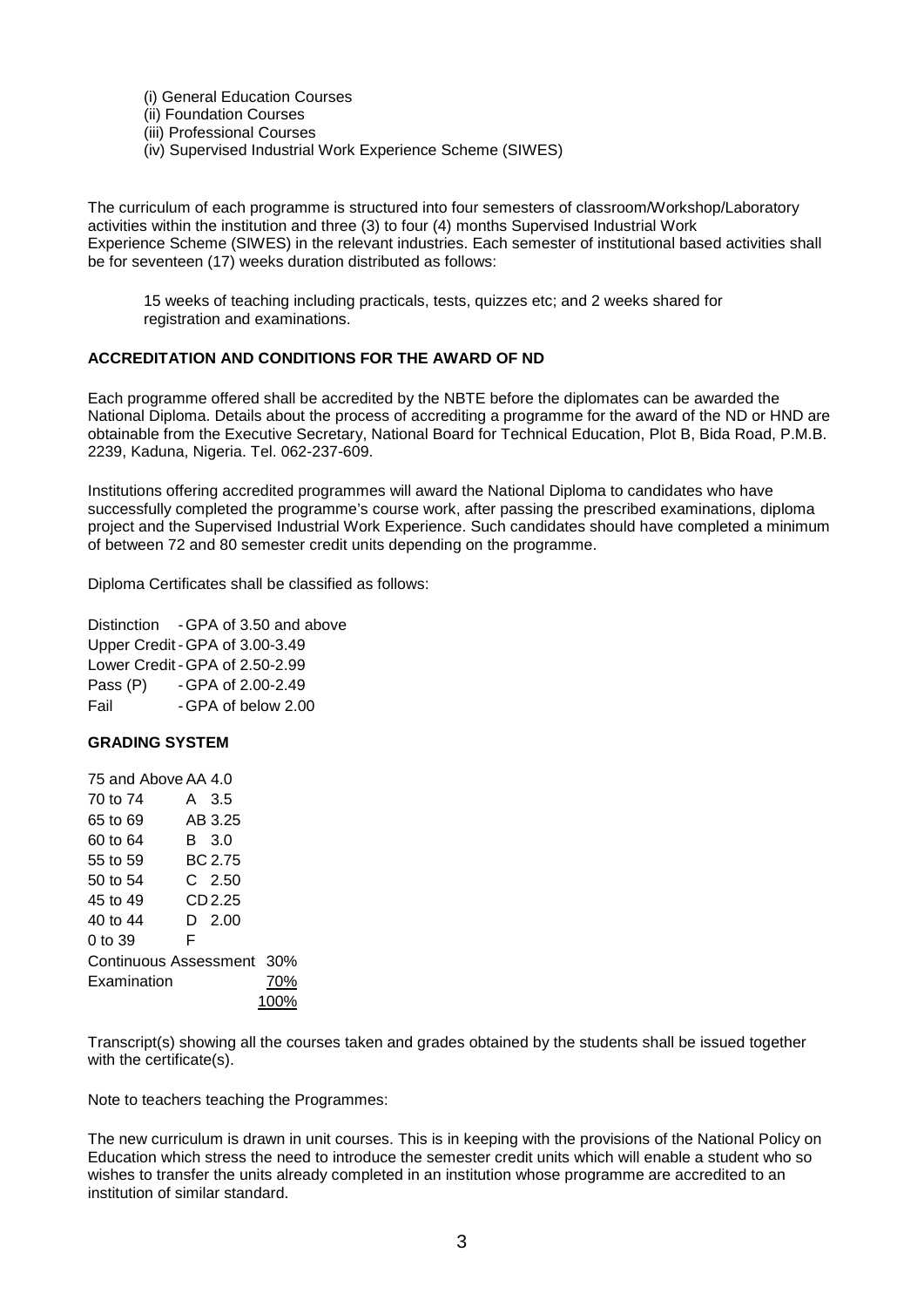(i) General Education Courses
(ii) Foundation Courses
(iii) Professional Courses
(iv) Supervised Industrial Work Experience Scheme (SIWES)

The curriculum of each programme is structured into four semesters of classroom/Workshop/Laboratory activities within the institution and three (3) to four (4) months Supervised Industrial Work Experience Scheme (SIWES) in the relevant industries. Each semester of institutional based activities shall be for seventeen (17) weeks duration distributed as follows:

> 15 weeks of teaching including practicals, tests, quizzes etc; and 2 weeks shared for registration and examinations.

## ACCREDITATION AND CONDITIONS FOR THE AWARD OF ND

Each programme offered shall be accredited by the NBTE before the diplomates can be awarded the National Diploma. Details about the process of accrediting a programme for the award of the ND or HND are obtainable from the Executive Secretary, National Board for Technical Education, Plot B, Bida Road, P.M.B. 2239, Kaduna, Nigeria. Tel. 062-237-609.

Institutions offering accredited programmes will award the National Diploma to candidates who have successfully completed the programme's course work, after passing the prescribed examinations, diploma project and the Supervised Industrial Work Experience. Such candidates should have completed a minimum of between 72 and 80 semester credit units depending on the programme.

Diploma Certificates shall be classified as follows:

| | |
|---|---|
| Distinction | - GPA of 3.50 and above |
| Upper Credit | - GPA of 3.00-3.49 |
| Lower Credit | - GPA of 2.50-2.99 |
| Pass (P) | - GPA of 2.00-2.49 |
| Fail | - GPA of below 2.00 |

## GRADING SYSTEM

| | | |
|---|---|---|
| 75 and Above | AA | 4.0 |
| 70 to 74 | A | 3.5 |
| 65 to 69 | AB | 3.25 |
| 60 to 64 | B | 3.0 |
| 55 to 59 | BC | 2.75 |
| 50 to 54 | C | 2.50 |
| 45 to 49 | CD | 2.25 |
| 40 to 44 | D | 2.00 |
| 0 to 39 | F | |

| | |
|---|---|
| Continuous Assessment | 30% |
| Examination | 70% |
| | 100% |

Transcript(s) showing all the courses taken and grades obtained by the students shall be issued together with the certificate(s).

Note to teachers teaching the Programmes:

The new curriculum is drawn in unit courses. This is in keeping with the provisions of the National Policy on Education which stress the need to introduce the semester credit units which will enable a student who so wishes to transfer the units already completed in an institution whose programme are accredited to an institution of similar standard.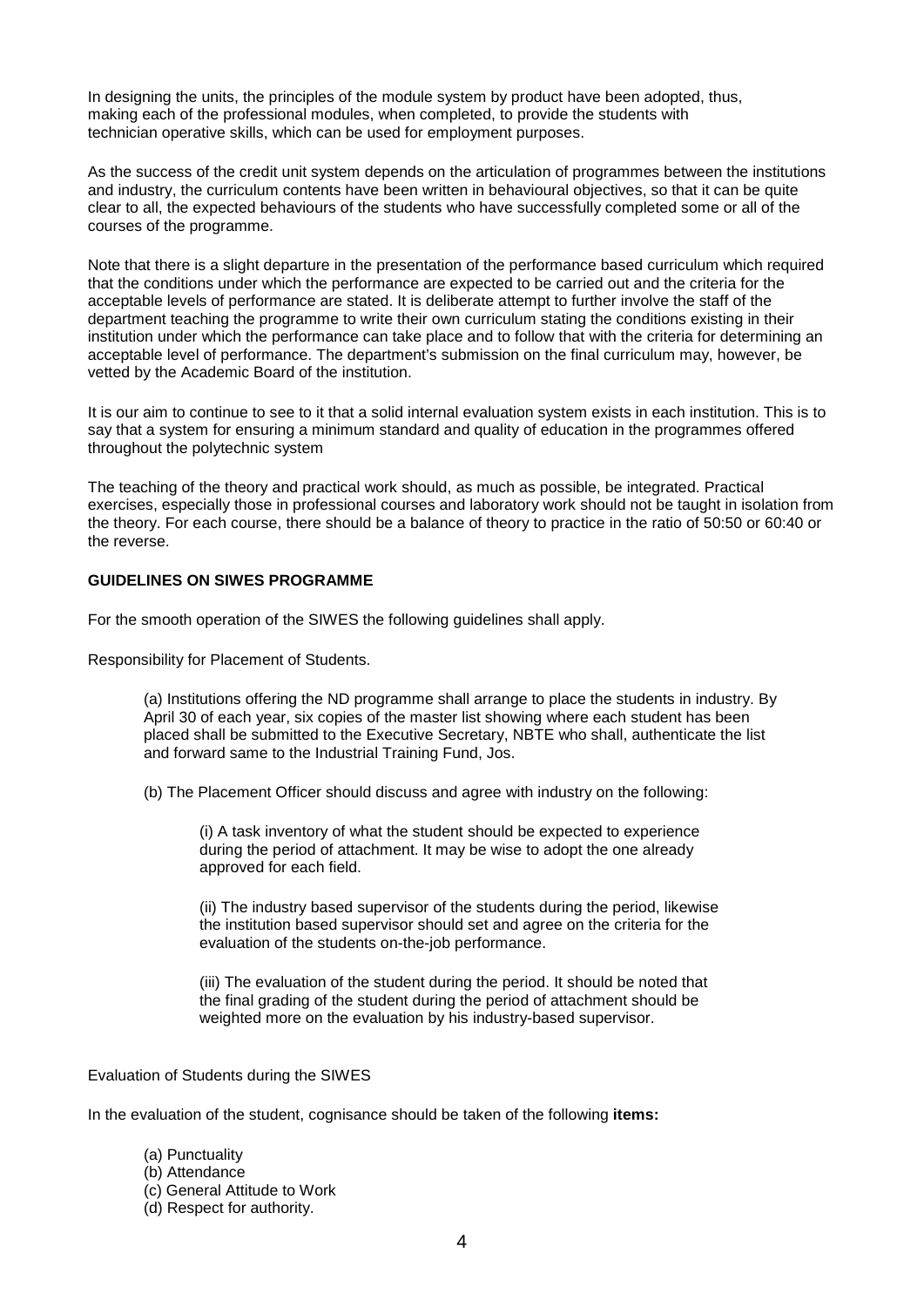In designing the units, the principles of the module system by product have been adopted, thus, making each of the professional modules, when completed, to provide the students with technician operative skills, which can be used for employment purposes.

As the success of the credit unit system depends on the articulation of programmes between the institutions and industry, the curriculum contents have been written in behavioural objectives, so that it can be quite clear to all, the expected behaviours of the students who have successfully completed some or all of the courses of the programme.

Note that there is a slight departure in the presentation of the performance based curriculum which required that the conditions under which the performance are expected to be carried out and the criteria for the acceptable levels of performance are stated. It is deliberate attempt to further involve the staff of the department teaching the programme to write their own curriculum stating the conditions existing in their institution under which the performance can take place and to follow that with the criteria for determining an acceptable level of performance. The department's submission on the final curriculum may, however, be vetted by the Academic Board of the institution.

It is our aim to continue to see to it that a solid internal evaluation system exists in each institution. This is to say that a system for ensuring a minimum standard and quality of education in the programmes offered throughout the polytechnic system

The teaching of the theory and practical work should, as much as possible, be integrated. Practical exercises, especially those in professional courses and laboratory work should not be taught in isolation from the theory. For each course, there should be a balance of theory to practice in the ratio of 50:50 or 60:40 or the reverse.

**GUIDELINES ON SIWES PROGRAMME**

For the smooth operation of the SIWES the following guidelines shall apply.

Responsibility for Placement of Students.

(a) Institutions offering the ND programme shall arrange to place the students in industry. By April 30 of each year, six copies of the master list showing where each student has been placed shall be submitted to the Executive Secretary, NBTE who shall, authenticate the list and forward same to the Industrial Training Fund, Jos.

(b) The Placement Officer should discuss and agree with industry on the following:

(i) A task inventory of what the student should be expected to experience during the period of attachment. It may be wise to adopt the one already approved for each field.

(ii) The industry based supervisor of the students during the period, likewise the institution based supervisor should set and agree on the criteria for the evaluation of the students on-the-job performance.

(iii) The evaluation of the student during the period. It should be noted that the final grading of the student during the period of attachment should be weighted more on the evaluation by his industry-based supervisor.

Evaluation of Students during the SIWES

In the evaluation of the student, cognisance should be taken of the following **items:**

(a) Punctuality
(b) Attendance
(c) General Attitude to Work
(d) Respect for authority.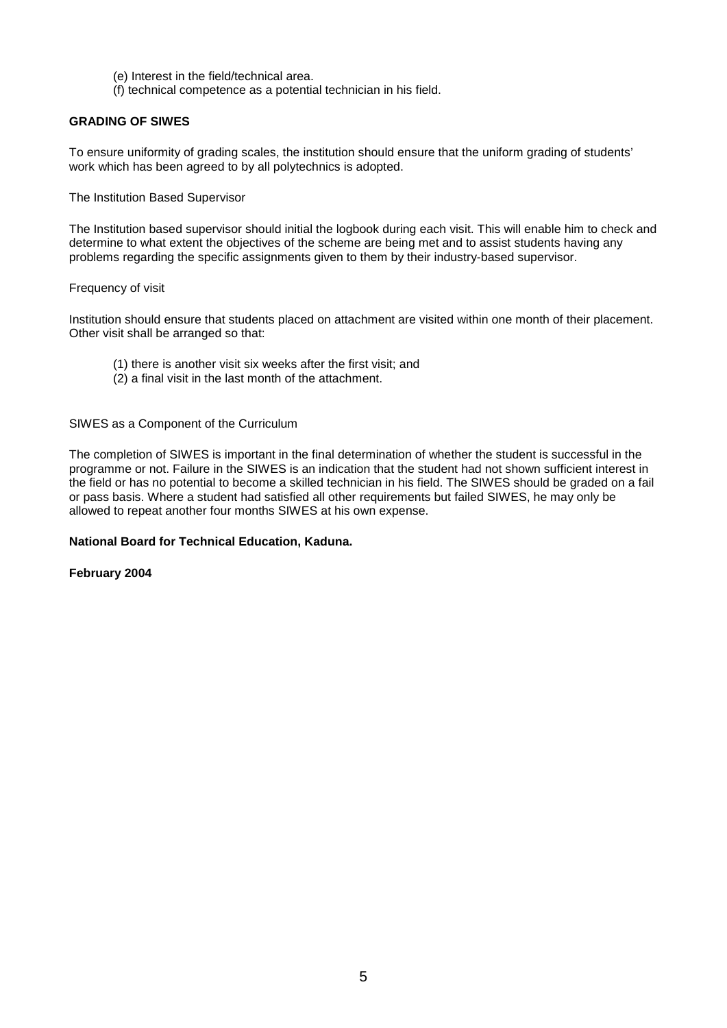(e) Interest in the field/technical area.
(f) technical competence as a potential technician in his field.

**GRADING OF SIWES**

To ensure uniformity of grading scales, the institution should ensure that the uniform grading of students' work which has been agreed to by all polytechnics is adopted.

The Institution Based Supervisor

The Institution based supervisor should initial the logbook during each visit. This will enable him to check and determine to what extent the objectives of the scheme are being met and to assist students having any problems regarding the specific assignments given to them by their industry-based supervisor.

Frequency of visit

Institution should ensure that students placed on attachment are visited within one month of their placement. Other visit shall be arranged so that:

(1) there is another visit six weeks after the first visit; and
(2) a final visit in the last month of the attachment.

SIWES as a Component of the Curriculum

The completion of SIWES is important in the final determination of whether the student is successful in the programme or not. Failure in the SIWES is an indication that the student had not shown sufficient interest in the field or has no potential to become a skilled technician in his field. The SIWES should be graded on a fail or pass basis. Where a student had satisfied all other requirements but failed SIWES, he may only be allowed to repeat another four months SIWES at his own expense.

**National Board for Technical Education, Kaduna.**

**February 2004**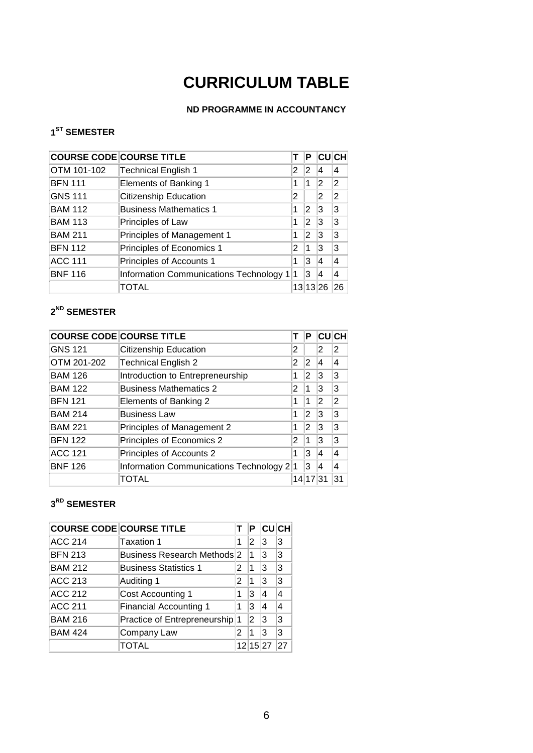# CURRICULUM TABLE

**ND PROGRAMME IN ACCOUNTANCY**

### 1ST SEMESTER

| COURSE CODE | COURSE TITLE | T | P | CU | CH |
|---|---|---|---|---|---|
| OTM 101-102 | Technical English 1 | 2 | 2 | 4 | 4 |
| BFN 111 | Elements of Banking 1 | 1 | 1 | 2 | 2 |
| GNS 111 | Citizenship Education | 2 | | 2 | 2 |
| BAM 112 | Business Mathematics 1 | 1 | 2 | 3 | 3 |
| BAM 113 | Principles of Law | 1 | 2 | 3 | 3 |
| BAM 211 | Principles of Management 1 | 1 | 2 | 3 | 3 |
| BFN 112 | Principles of Economics 1 | 2 | 1 | 3 | 3 |
| ACC 111 | Principles of Accounts 1 | 1 | 3 | 4 | 4 |
| BNF 116 | Information Communications Technology 1 | 1 | 3 | 4 | 4 |
| | TOTAL | 13 | 13 | 26 | 26 |

### 2ND SEMESTER

| COURSE CODE | COURSE TITLE | T | P | CU | CH |
|---|---|---|---|---|---|
| GNS 121 | Citizenship Education | 2 | | 2 | 2 |
| OTM 201-202 | Technical English 2 | 2 | 2 | 4 | 4 |
| BAM 126 | Introduction to Entrepreneurship | 1 | 2 | 3 | 3 |
| BAM 122 | Business Mathematics 2 | 2 | 1 | 3 | 3 |
| BFN 121 | Elements of Banking 2 | 1 | 1 | 2 | 2 |
| BAM 214 | Business Law | 1 | 2 | 3 | 3 |
| BAM 221 | Principles of Management 2 | 1 | 2 | 3 | 3 |
| BFN 122 | Principles of Economics 2 | 2 | 1 | 3 | 3 |
| ACC 121 | Principles of Accounts 2 | 1 | 3 | 4 | 4 |
| BNF 126 | Information Communications Technology 2 | 1 | 3 | 4 | 4 |
| | TOTAL | 14 | 17 | 31 | 31 |

### 3RD SEMESTER

| COURSE CODE | COURSE TITLE | T | P | CU | CH |
|---|---|---|---|---|---|
| ACC 214 | Taxation 1 | 1 | 2 | 3 | 3 |
| BFN 213 | Business Research Methods | 2 | 1 | 3 | 3 |
| BAM 212 | Business Statistics 1 | 2 | 1 | 3 | 3 |
| ACC 213 | Auditing 1 | 2 | 1 | 3 | 3 |
| ACC 212 | Cost Accounting 1 | 1 | 3 | 4 | 4 |
| ACC 211 | Financial Accounting 1 | 1 | 3 | 4 | 4 |
| BAM 216 | Practice of Entrepreneurship | 1 | 2 | 3 | 3 |
| BAM 424 | Company Law | 2 | 1 | 3 | 3 |
| | TOTAL | 12 | 15 | 27 | 27 |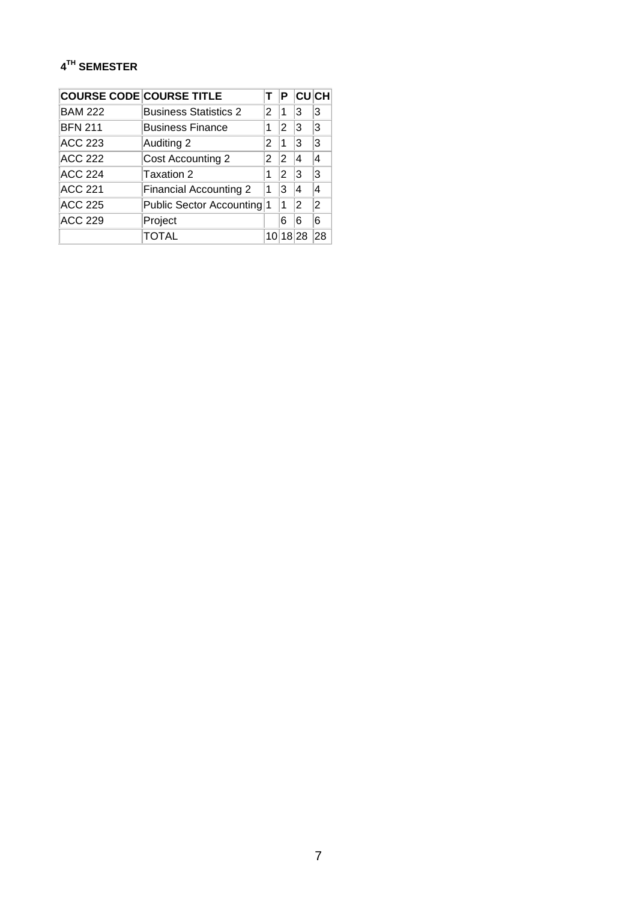### 4[TH] SEMESTER

| COURSE CODE | COURSE TITLE | T | P | CU | CH |
|---|---|---|---|---|---|
| BAM 222 | Business Statistics 2 | 2 | 1 | 3 | 3 |
| BFN 211 | Business Finance | 1 | 2 | 3 | 3 |
| ACC 223 | Auditing 2 | 2 | 1 | 3 | 3 |
| ACC 222 | Cost Accounting 2 | 2 | 2 | 4 | 4 |
| ACC 224 | Taxation 2 | 1 | 2 | 3 | 3 |
| ACC 221 | Financial Accounting 2 | 1 | 3 | 4 | 4 |
| ACC 225 | Public Sector Accounting | 1 | 1 | 2 | 2 |
| ACC 229 | Project | | 6 | 6 | 6 |
| | TOTAL | 10 | 18 | 28 | 28 |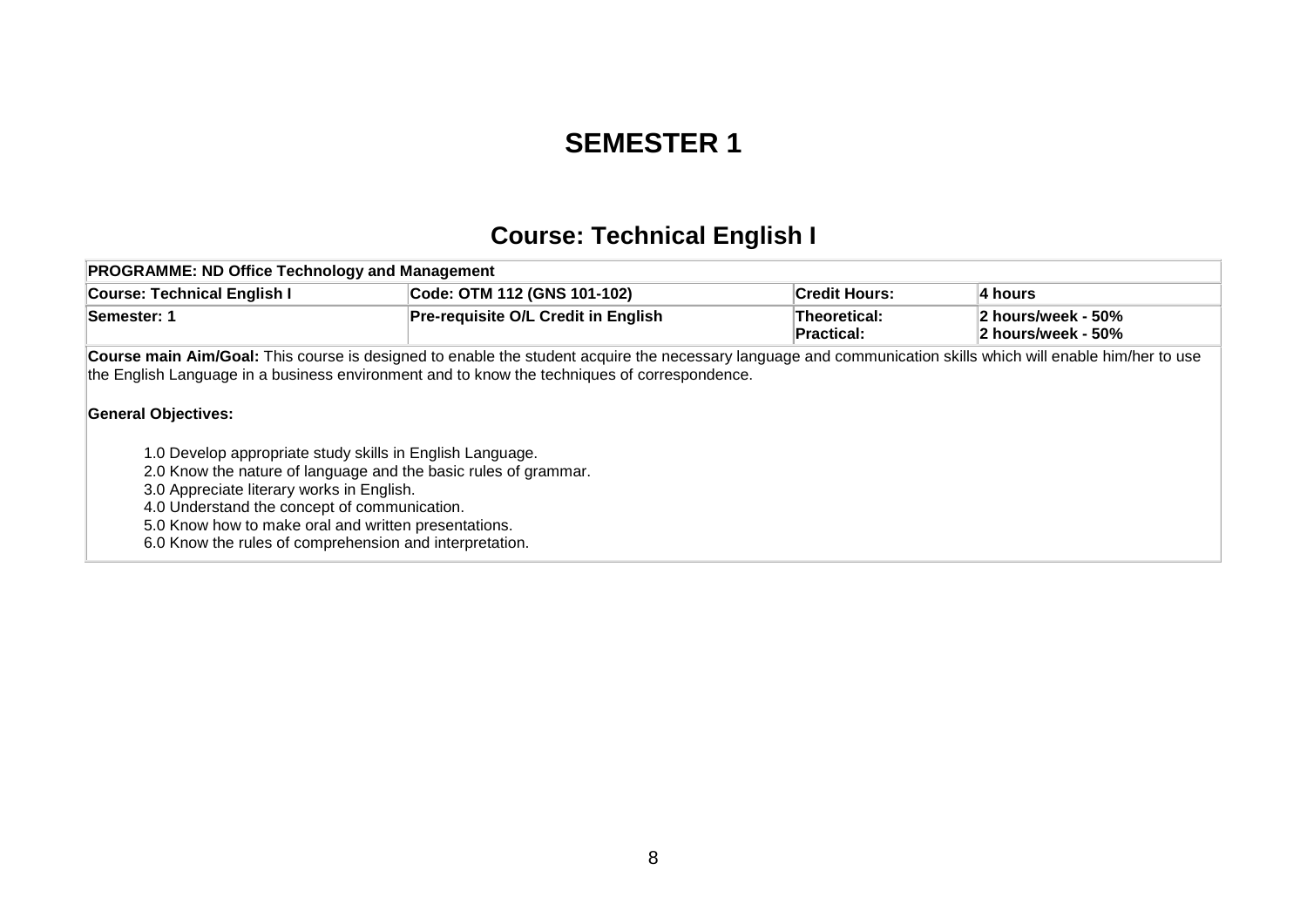# SEMESTER 1

## Course: Technical English I

| PROGRAMME: ND Office Technology and Management | | | |
|---|---|---|---|
| **Course: Technical English I** | **Code: OTM 112 (GNS 101-102)** | **Credit Hours:** | **4 hours** |
| **Semester: 1** | **Pre-requisite O/L Credit in English** | **Theoretical:**<br>**Practical:** | **2 hours/week - 50%**<br>**2 hours/week - 50%** |

**Course main Aim/Goal:** This course is designed to enable the student acquire the necessary language and communication skills which will enable him/her to use the English Language in a business environment and to know the techniques of correspondence.

**General Objectives:**

1.0 Develop appropriate study skills in English Language.
2.0 Know the nature of language and the basic rules of grammar.
3.0 Appreciate literary works in English.
4.0 Understand the concept of communication.
5.0 Know how to make oral and written presentations.
6.0 Know the rules of comprehension and interpretation.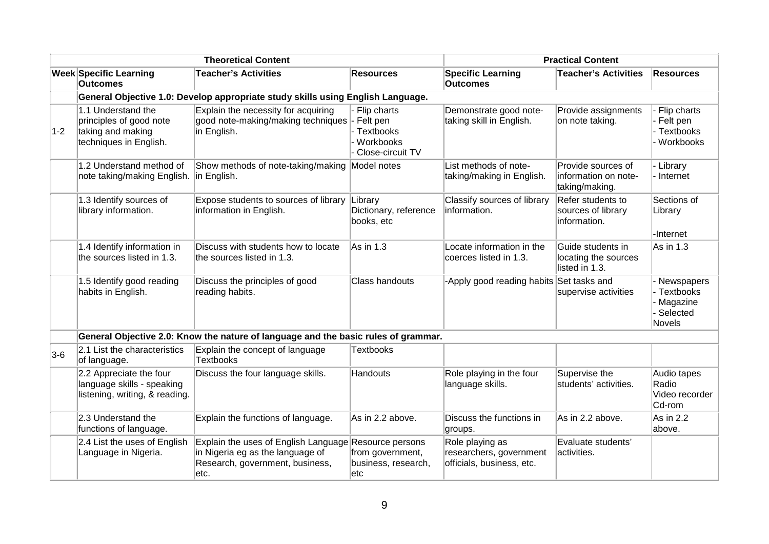| Theoretical Content | | | | Practical Content | | |
|---|---|---|---|---|---|---|
| **Week** | **Specific Learning Outcomes** | **Teacher's Activities** | **Resources** | **Specific Learning Outcomes** | **Teacher's Activities** | **Resources** |
| | **General Objective 1.0: Develop appropriate study skills using English Language.** | | | | | |
| 1-2 | 1.1 Understand the principles of good note taking and making techniques in English. | Explain the necessity for acquiring good note-making/making techniques in English. | - Flip charts<br>- Felt pen<br>- Textbooks<br>- Workbooks<br>- Close-circuit TV | Demonstrate good note-taking skill in English. | Provide assignments on note taking. | - Flip charts<br>- Felt pen<br>- Textbooks<br>- Workbooks |
| | 1.2 Understand method of note taking/making English. | Show methods of note-taking/making in English. | Model notes | List methods of note-taking/making in English. | Provide sources of information on note-taking/making. | - Library<br>- Internet |
| | 1.3 Identify sources of library information. | Expose students to sources of library information in English. | Library<br>Dictionary, reference books, etc | Classify sources of library information. | Refer students to sources of library information. | Sections of Library<br><br>-Internet |
| | 1.4 Identify information in the sources listed in 1.3. | Discuss with students how to locate the sources listed in 1.3. | As in 1.3 | Locate information in the coerces listed in 1.3. | Guide students in locating the sources listed in 1.3. | As in 1.3 |
| | 1.5 Identify good reading habits in English. | Discuss the principles of good reading habits. | Class handouts | -Apply good reading habits | Set tasks and supervise activities | - Newspapers<br>- Textbooks<br>- Magazine<br>- Selected Novels |
| | **General Objective 2.0: Know the nature of language and the basic rules of grammar.** | | | | | |
| 3-6 | 2.1 List the characteristics of language. | Explain the concept of language Textbooks | Textbooks | | | |
| | 2.2 Appreciate the four language skills - speaking listening, writing, & reading. | Discuss the four language skills. | Handouts | Role playing in the four language skills. | Supervise the students' activities. | Audio tapes<br>Radio<br>Video recorder<br>Cd-rom |
| | 2.3 Understand the functions of language. | Explain the functions of language. | As in 2.2 above. | Discuss the functions in groups. | As in 2.2 above. | As in 2.2 above. |
| | 2.4 List the uses of English Language in Nigeria. | Explain the uses of English Language in Nigeria eg as the language of Research, government, business, etc. | Resource persons from government, business, research, etc | Role playing as researchers, government officials, business, etc. | Evaluate students' activities. | |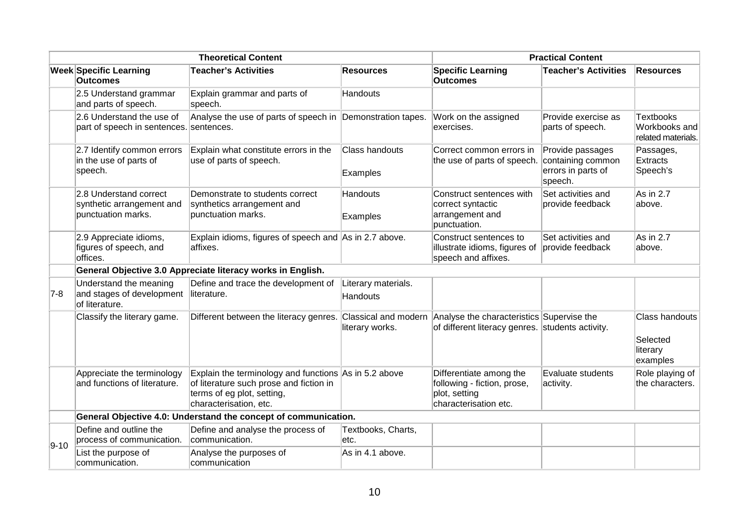| Theoretical Content | | | | Practical Content | | |
|---|---|---|---|---|---|---|
| **Week** | **Specific Learning Outcomes** | **Teacher's Activities** | **Resources** | **Specific Learning Outcomes** | **Teacher's Activities** | **Resources** |
| | 2.5 Understand grammar and parts of speech. | Explain grammar and parts of speech. | Handouts | | | |
| | 2.6 Understand the use of part of speech in sentences. | Analyse the use of parts of speech in sentences. | Demonstration tapes. | Work on the assigned exercises. | Provide exercise as parts of speech. | Textbooks Workbooks and related materials. |
| | 2.7 Identify common errors in the use of parts of speech. | Explain what constitute errors in the use of parts of speech. | Class handouts<br><br>Examples | Correct common errors in the use of parts of speech. | Provide passages containing common errors in parts of speech. | Passages, Extracts Speech's |
| | 2.8 Understand correct synthetic arrangement and punctuation marks. | Demonstrate to students correct synthetics arrangement and punctuation marks. | Handouts<br><br>Examples | Construct sentences with correct syntactic arrangement and punctuation. | Set activities and provide feedback | As in 2.7 above. |
| | 2.9 Appreciate idioms, figures of speech, and offices. | Explain idioms, figures of speech and affixes. | As in 2.7 above. | Construct sentences to illustrate idioms, figures of speech and affixes. | Set activities and provide feedback | As in 2.7 above. |
| | **General Objective 3.0 Appreciate literacy works in English.** | | | | | |
| 7-8 | Understand the meaning and stages of development of literature. | Define and trace the development of literature. | Literary materials.<br><br>Handouts | | | |
| | Classify the literary game. | Different between the literacy genres. | Classical and modern literary works. | Analyse the characteristics of different literacy genres. | Supervise the students activity. | Class handouts<br><br>Selected literary examples |
| | Appreciate the terminology and functions of literature. | Explain the terminology and functions of literature such prose and fiction in terms of eg plot, setting, characterisation, etc. | As in 5.2 above | Differentiate among the following - fiction, prose, plot, setting characterisation etc. | Evaluate students activity. | Role playing of the characters. |
| | **General Objective 4.0: Understand the concept of communication.** | | | | | |
| 9-10 | Define and outline the process of communication. | Define and analyse the process of communication. | Textbooks, Charts, etc. | | | |
| | List the purpose of communication. | Analyse the purposes of communication | As in 4.1 above. | | | |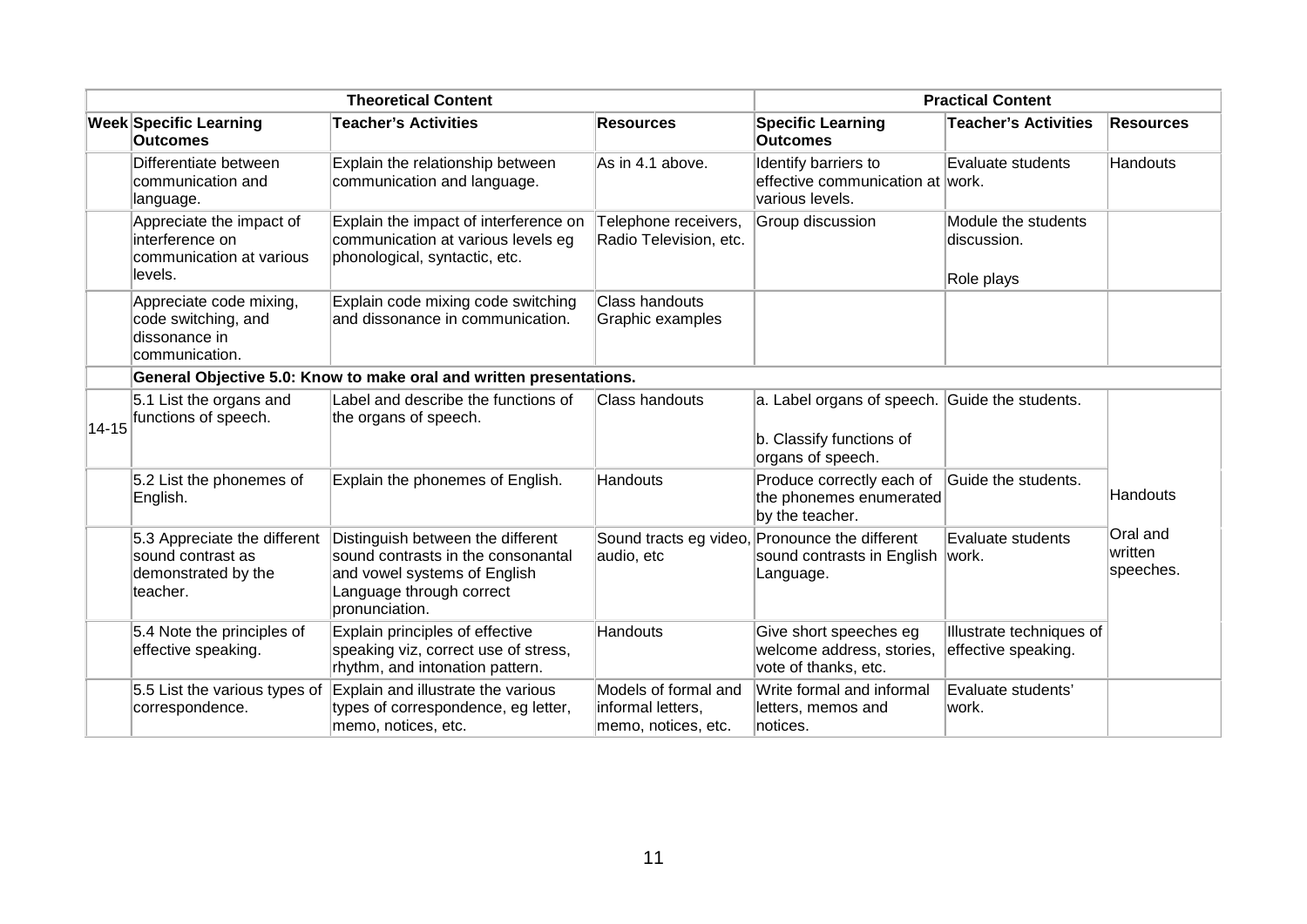| Theoretical Content | | | | Practical Content | | |
|---|---|---|---|---|---|---|
| Week | Specific Learning Outcomes | Teacher's Activities | Resources | Specific Learning Outcomes | Teacher's Activities | Resources |
| | Differentiate between communication and language. | Explain the relationship between communication and language. | As in 4.1 above. | Identify barriers to effective communication at various levels. | Evaluate students work. | Handouts |
| | Appreciate the impact of interference on communication at various levels. | Explain the impact of interference on communication at various levels eg phonological, syntactic, etc. | Telephone receivers, Radio Television, etc. | Group discussion | Module the students discussion.<br><br>Role plays | |
| | Appreciate code mixing, code switching, and dissonance in communication. | Explain code mixing code switching and dissonance in communication. | Class handouts<br>Graphic examples | | | |
| | **General Objective 5.0: Know to make oral and written presentations.** | | | | | |
| 14-15 | 5.1 List the organs and functions of speech. | Label and describe the functions of the organs of speech. | Class handouts | a. Label organs of speech.<br><br>b. Classify functions of organs of speech. | Guide the students. | Handouts<br><br>Oral and written speeches. |
| | 5.2 List the phonemes of English. | Explain the phonemes of English. | Handouts | Produce correctly each of the phonemes enumerated by the teacher. | Guide the students. | |
| | 5.3 Appreciate the different sound contrast as demonstrated by the teacher. | Distinguish between the different sound contrasts in the consonantal and vowel systems of English Language through correct pronunciation. | Sound tracts eg video, audio, etc | Pronounce the different sound contrasts in English Language. | Evaluate students work. | |
| | 5.4 Note the principles of effective speaking. | Explain principles of effective speaking viz, correct use of stress, rhythm, and intonation pattern. | Handouts | Give short speeches eg welcome address, stories, vote of thanks, etc. | Illustrate techniques of effective speaking. | |
| | 5.5 List the various types of correspondence. | Explain and illustrate the various types of correspondence, eg letter, memo, notices, etc. | Models of formal and informal letters, memo, notices, etc. | Write formal and informal letters, memos and notices. | Evaluate students' work. | |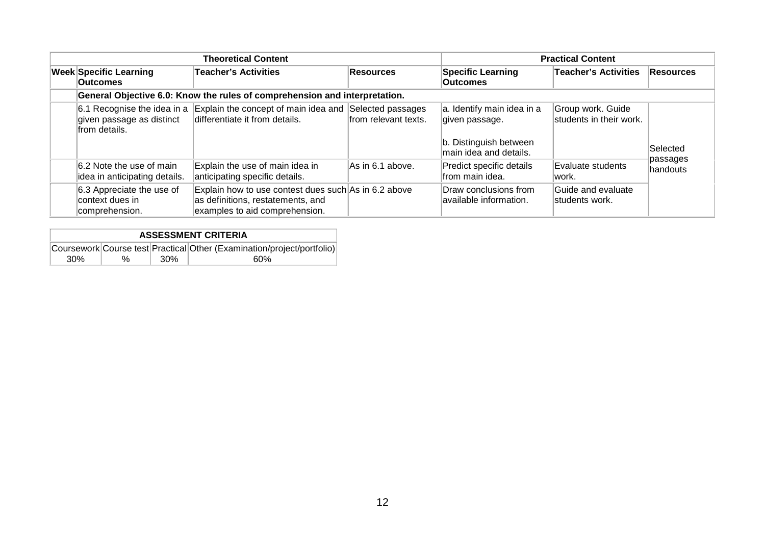| Theoretical Content | | | | Practical Content | | |
|---|---|---|---|---|---|---|
| Week | Specific Learning Outcomes | Teacher's Activities | Resources | Specific Learning Outcomes | Teacher's Activities | Resources |
| | **General Objective 6.0: Know the rules of comprehension and interpretation.** | | | | | |
| | 6.1 Recognise the idea in a given passage as distinct from details. | Explain the concept of main idea and differentiate it from details. | Selected passages from relevant texts. | a. Identify main idea in a given passage.<br><br>b. Distinguish between main idea and details. | Group work. Guide students in their work. | Selected passages handouts |
| | 6.2 Note the use of main idea in anticipating details. | Explain the use of main idea in anticipating specific details. | As in 6.1 above. | Predict specific details from main idea. | Evaluate students work. | |
| | 6.3 Appreciate the use of context dues in comprehension. | Explain how to use contest dues such as definitions, restatements, and examples to aid comprehension. | As in 6.2 above | Draw conclusions from available information. | Guide and evaluate students work. | |

| ASSESSMENT CRITERIA | | | |
|---|---|---|---|
| Coursework | Course test | Practical | Other (Examination/project/portfolio) |
| 30% | % | 30% | 60% |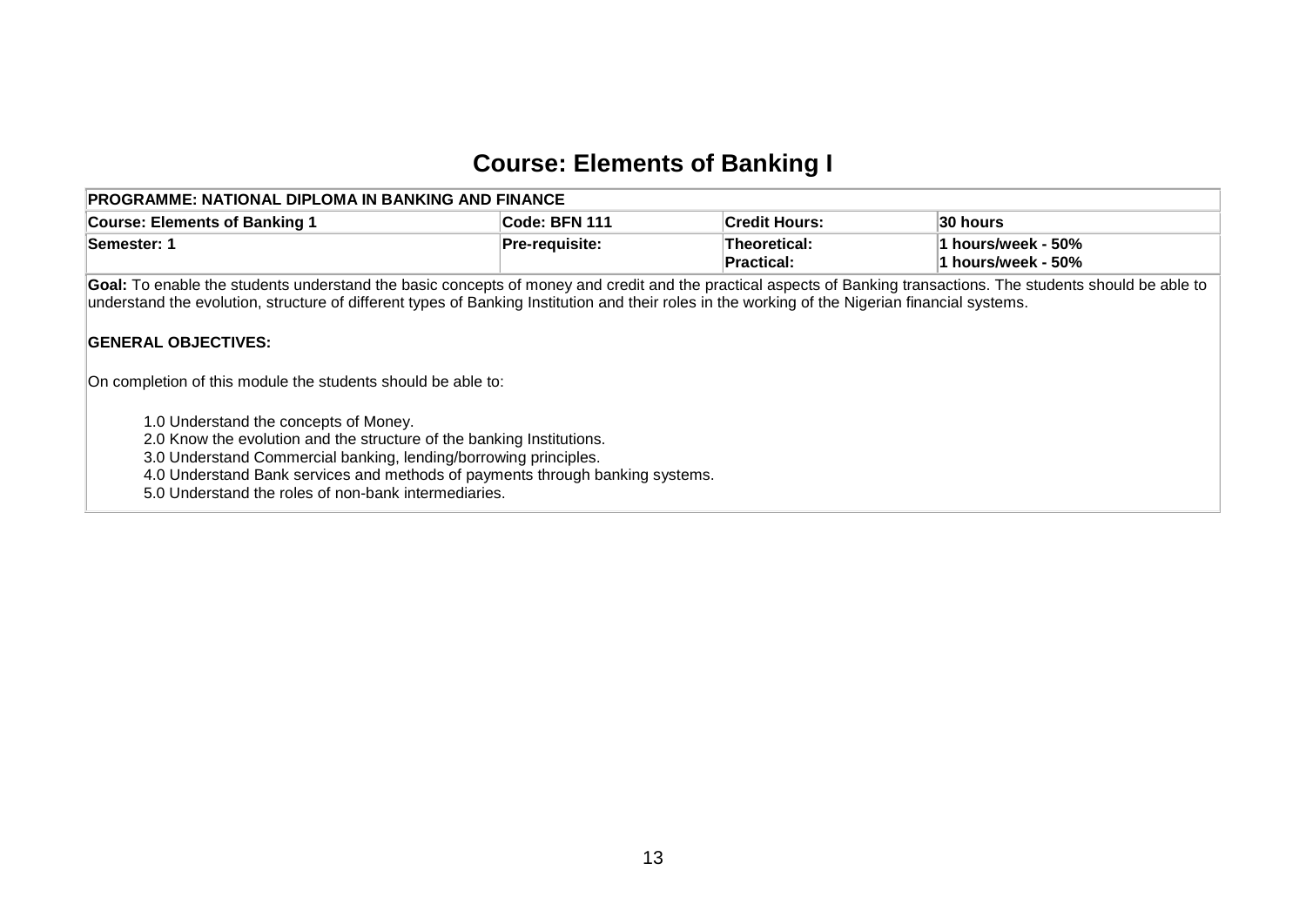# Course: Elements of Banking I

| PROGRAMME: NATIONAL DIPLOMA IN BANKING AND FINANCE | | | |
|---|---|---|---|
| **Course: Elements of Banking 1** | **Code: BFN 111** | **Credit Hours:** | **30 hours** |
| **Semester: 1** | **Pre-requisite:** | **Theoretical:**<br>**Practical:** | **1 hours/week - 50%**<br>**1 hours/week - 50%** |

**Goal:** To enable the students understand the basic concepts of money and credit and the practical aspects of Banking transactions. The students should be able to understand the evolution, structure of different types of Banking Institution and their roles in the working of the Nigerian financial systems.

**GENERAL OBJECTIVES:**

On completion of this module the students should be able to:

1.0 Understand the concepts of Money.
2.0 Know the evolution and the structure of the banking Institutions.
3.0 Understand Commercial banking, lending/borrowing principles.
4.0 Understand Bank services and methods of payments through banking systems.
5.0 Understand the roles of non-bank intermediaries.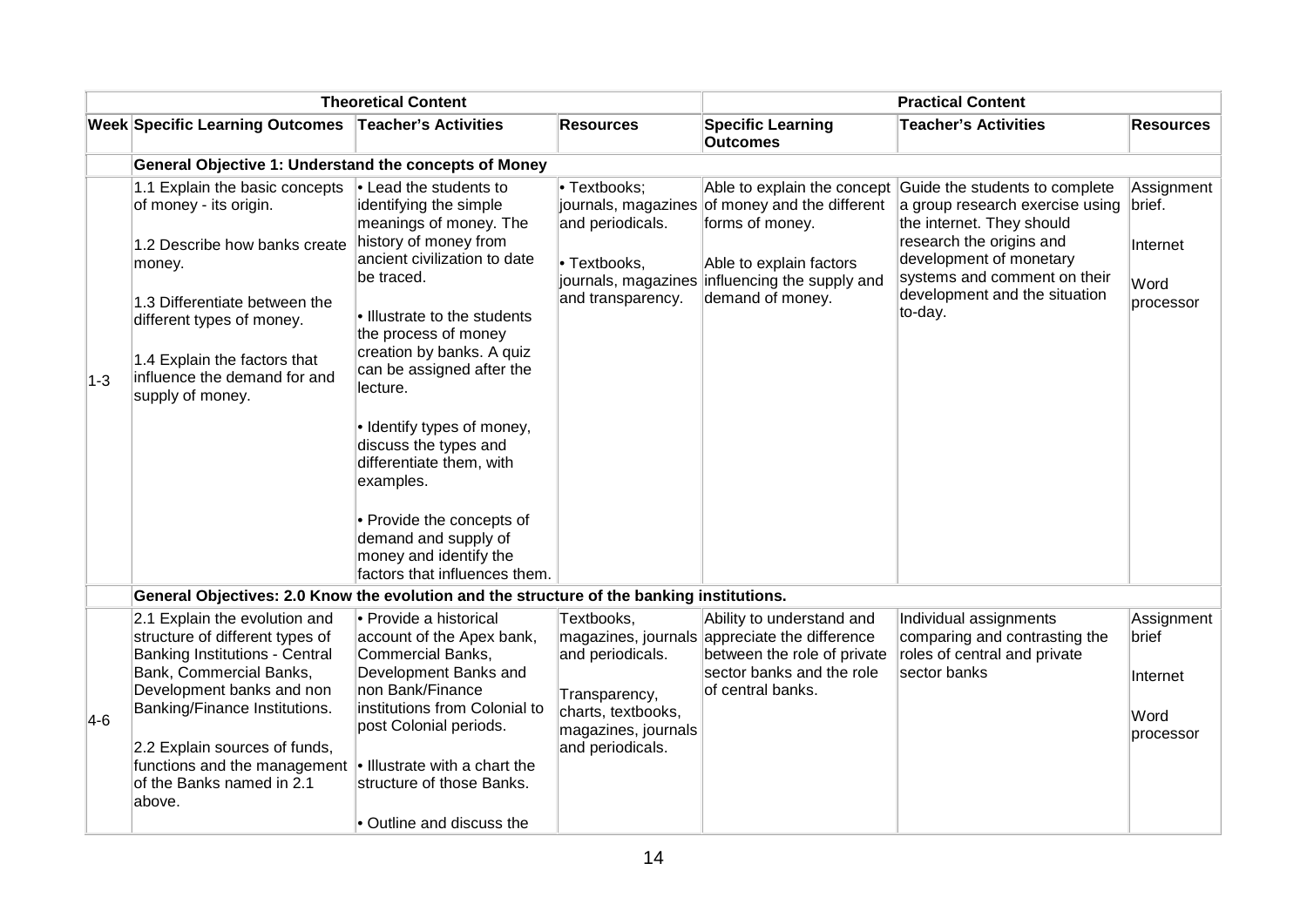| Theoretical Content | | | | Practical Content | | |
|---|---|---|---|---|---|---|
| **Week** | **Specific Learning Outcomes** | **Teacher's Activities** | **Resources** | **Specific Learning Outcomes** | **Teacher's Activities** | **Resources** |
| | **General Objective 1: Understand the concepts of Money** | | | | | |
| 1-3 | 1.1 Explain the basic concepts of money - its origin.<br><br>1.2 Describe how banks create money.<br><br>1.3 Differentiate between the different types of money.<br><br>1.4 Explain the factors that influence the demand for and supply of money. | • Lead the students to identifying the simple meanings of money. The history of money from ancient civilization to date be traced.<br><br>• Illustrate to the students the process of money creation by banks. A quiz can be assigned after the lecture.<br><br>• Identify types of money, discuss the types and differentiate them, with examples.<br><br>• Provide the concepts of demand and supply of money and identify the factors that influences them. | • Textbooks; journals, magazines and periodicals.<br><br>• Textbooks, journals, magazines and transparency. | Able to explain the concept of money and the different forms of money.<br><br>Able to explain factors influencing the supply and demand of money. | Guide the students to complete a group research exercise using the internet. They should research the origins and development of monetary systems and comment on their development and the situation to-day. | Assignment brief.<br><br>Internet<br><br>Word processor |
| | **General Objectives: 2.0 Know the evolution and the structure of the banking institutions.** | | | | | |
| 4-6 | 2.1 Explain the evolution and structure of different types of Banking Institutions - Central Bank, Commercial Banks, Development banks and non Banking/Finance Institutions.<br><br>2.2 Explain sources of funds, functions and the management of the Banks named in 2.1 above. | • Provide a historical account of the Apex bank, Commercial Banks, Development Banks and non Bank/Finance institutions from Colonial to post Colonial periods.<br><br>• Illustrate with a chart the structure of those Banks.<br><br>• Outline and discuss the | Textbooks, magazines, journals and periodicals.<br><br>Transparency, charts, textbooks, magazines, journals and periodicals. | Ability to understand and appreciate the difference between the role of private sector banks and the role of central banks. | Individual assignments comparing and contrasting the roles of central and private sector banks | Assignment brief<br><br>Internet<br><br>Word processor |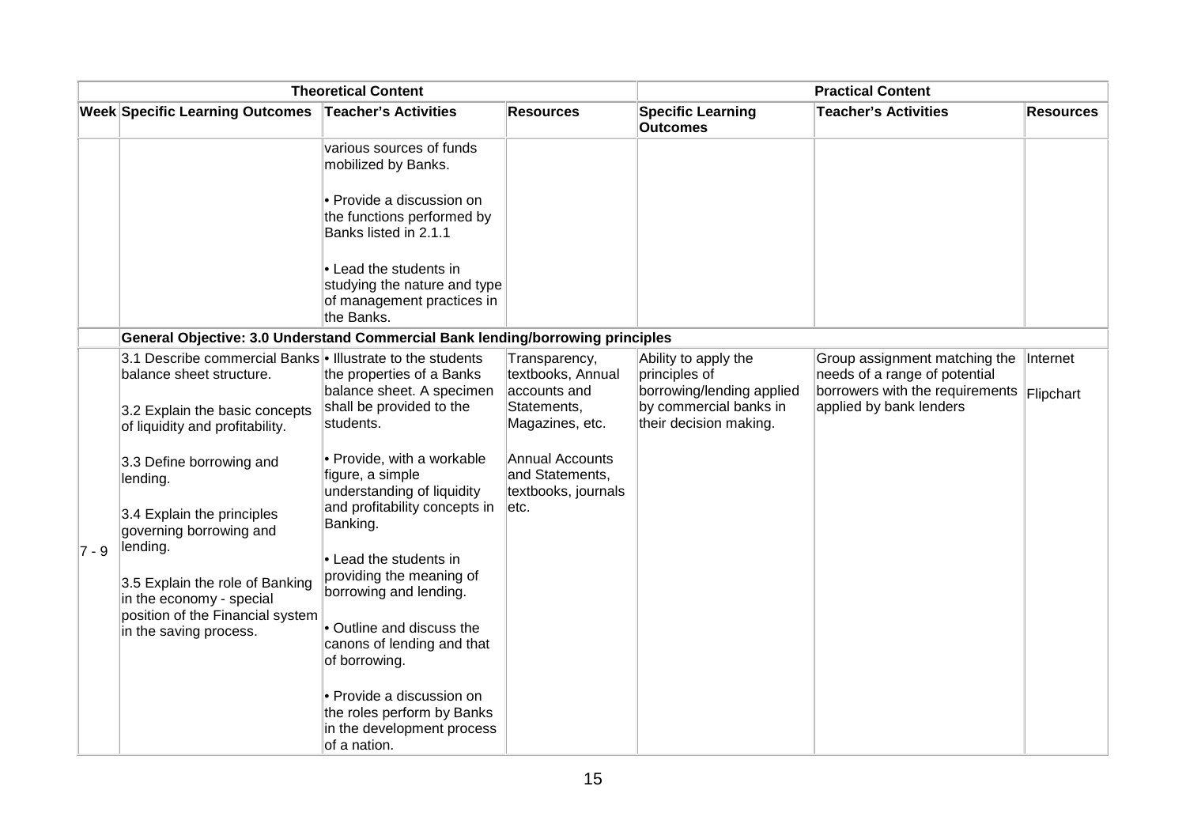| Theoretical Content | | | | Practical Content | | |
|---|---|---|---|---|---|---|
| **Week** | **Specific Learning Outcomes** | **Teacher's Activities** | **Resources** | **Specific Learning Outcomes** | **Teacher's Activities** | **Resources** |
| | | various sources of funds mobilized by Banks.<br><br>• Provide a discussion on the functions performed by Banks listed in 2.1.1<br><br>• Lead the students in studying the nature and type of management practices in the Banks. | | | | |
| | **General Objective: 3.0 Understand Commercial Bank lending/borrowing principles** | | | | | |
| 7 - 9 | 3.1 Describe commercial Banks balance sheet structure.<br><br>3.2 Explain the basic concepts of liquidity and profitability.<br><br>3.3 Define borrowing and lending.<br><br>3.4 Explain the principles governing borrowing and lending.<br><br>3.5 Explain the role of Banking in the economy - special position of the Financial system in the saving process. | • Illustrate to the students the properties of a Banks balance sheet. A specimen shall be provided to the students.<br><br>• Provide, with a workable figure, a simple understanding of liquidity and profitability concepts in Banking.<br><br>• Lead the students in providing the meaning of borrowing and lending.<br><br>• Outline and discuss the canons of lending and that of borrowing.<br><br>• Provide a discussion on the roles perform by Banks in the development process of a nation. | Transparency, textbooks, Annual accounts and Statements, Magazines, etc.<br><br>Annual Accounts and Statements, textbooks, journals etc. | Ability to apply the principles of borrowing/lending applied by commercial banks in their decision making. | Group assignment matching the needs of a range of potential borrowers with the requirements applied by bank lenders | Internet<br><br>Flipchart |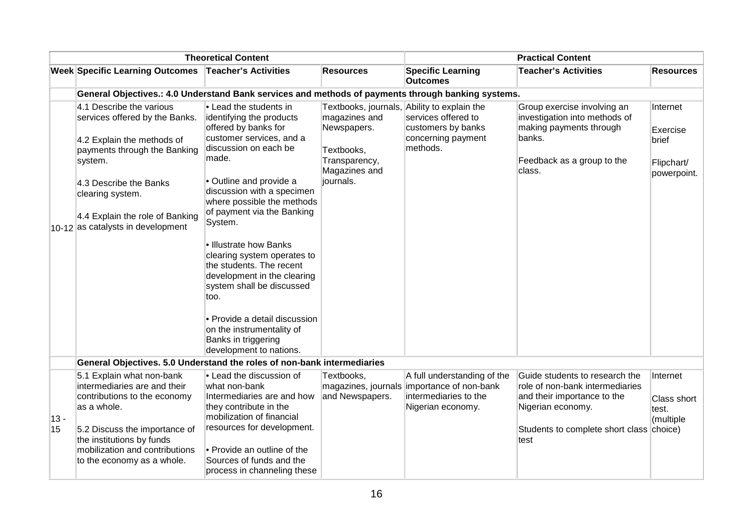| Theoretical Content | | | | Practical Content | | |
|---|---|---|---|---|---|---|
| **Week** | **Specific Learning Outcomes** | **Teacher's Activities** | **Resources** | **Specific Learning Outcomes** | **Teacher's Activities** | **Resources** |
| | **General Objectives.: 4.0 Understand Bank services and methods of payments through banking systems.** | | | | | |
| 10-12 | 4.1 Describe the various services offered by the Banks.<br><br>4.2 Explain the methods of payments through the Banking system.<br><br>4.3 Describe the Banks clearing system.<br><br>4.4 Explain the role of Banking as catalysts in development | • Lead the students in identifying the products offered by banks for customer services, and a discussion on each be made.<br><br>• Outline and provide a discussion with a specimen where possible the methods of payment via the Banking System.<br><br>• Illustrate how Banks clearing system operates to the students. The recent development in the clearing system shall be discussed too.<br><br>• Provide a detail discussion on the instrumentality of Banks in triggering development to nations. | Textbooks, journals, magazines and Newspapers.<br><br>Textbooks, Transparency, Magazines and journals. | Ability to explain the services offered to customers by banks concerning payment methods. | Group exercise involving an investigation into methods of making payments through banks.<br><br>Feedback as a group to the class. | Internet<br><br>Exercise brief<br><br>Flipchart/ powerpoint. |
| | **General Objectives. 5.0 Understand the roles of non-bank intermediaries** | | | | | |
| 13 - 15 | 5.1 Explain what non-bank intermediaries are and their contributions to the economy as a whole.<br><br>5.2 Discuss the importance of the institutions by funds mobilization and contributions to the economy as a whole. | • Lead the discussion of what non-bank Intermediaries are and how they contribute in the mobilization of financial resources for development.<br><br>• Provide an outline of the Sources of funds and the process in channeling these | Textbooks, magazines, journals and Newspapers. | A full understanding of the importance of non-bank intermediaries to the Nigerian economy. | Guide students to research the role of non-bank intermediaries and their importance to the Nigerian economy.<br><br>Students to complete short class test | Internet<br><br>Class short test. (multiple choice) |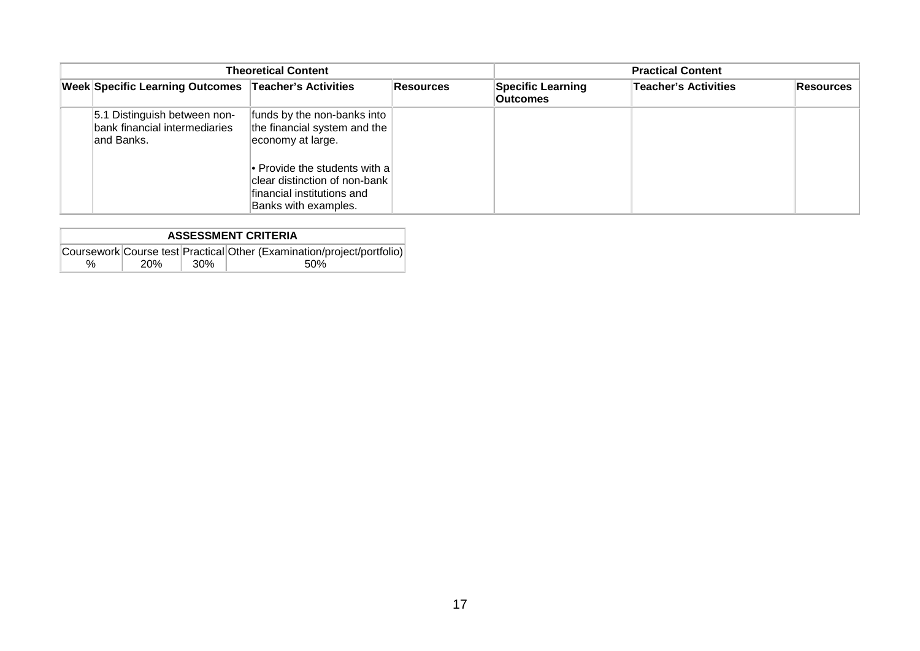| Theoretical Content | | | | Practical Content | | |
|---|---|---|---|---|---|---|
| Week | Specific Learning Outcomes | Teacher's Activities | Resources | Specific Learning Outcomes | Teacher's Activities | Resources |
| | 5.1 Distinguish between non-bank financial intermediaries and Banks. | funds by the non-banks into the financial system and the economy at large.<br><br>• Provide the students with a clear distinction of non-bank financial institutions and Banks with examples. | | | | |

| ASSESSMENT CRITERIA | | | |
|---|---|---|---|
| Coursework | Course test | Practical | Other (Examination/project/portfolio) |
| % | 20% | 30% | 50% |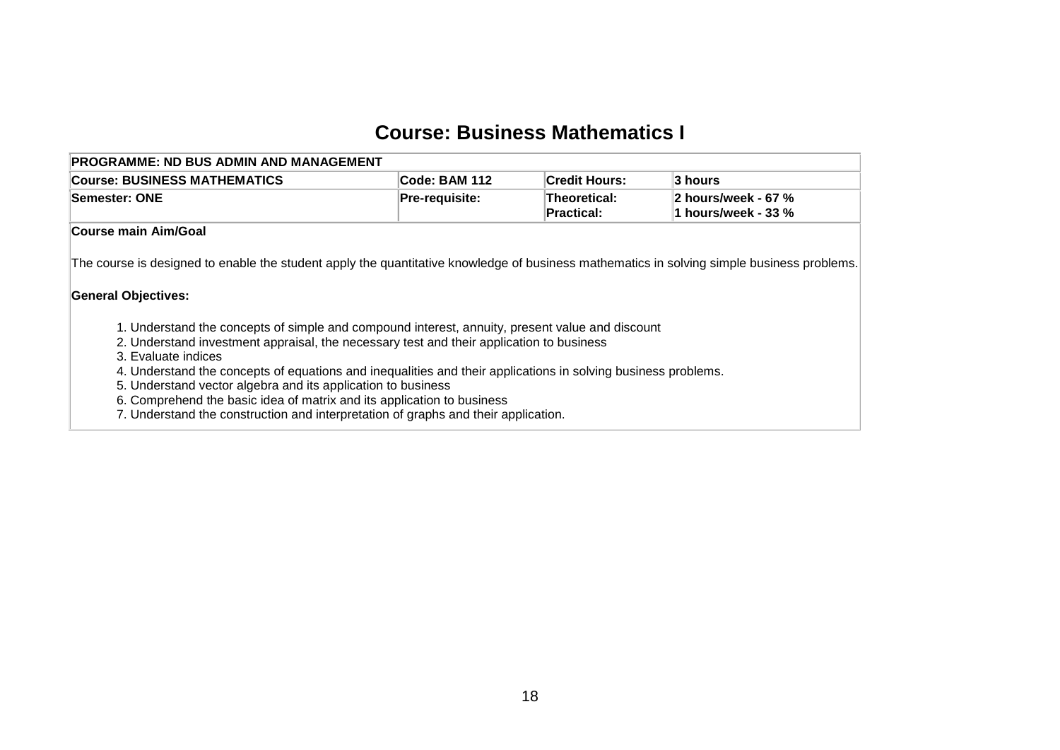# Course: Business Mathematics I

| PROGRAMME: ND BUS ADMIN AND MANAGEMENT | | | |
|---|---|---|---|
| **Course: BUSINESS MATHEMATICS** | **Code: BAM 112** | **Credit Hours:** | **3 hours** |
| **Semester: ONE** | **Pre-requisite:** | **Theoretical:**<br>**Practical:** | **2 hours/week - 67 %**<br>**1 hours/week - 33 %** |

**Course main Aim/Goal**

The course is designed to enable the student apply the quantitative knowledge of business mathematics in solving simple business problems.

**General Objectives:**

1. Understand the concepts of simple and compound interest, annuity, present value and discount
2. Understand investment appraisal, the necessary test and their application to business
3. Evaluate indices
4. Understand the concepts of equations and inequalities and their applications in solving business problems.
5. Understand vector algebra and its application to business
6. Comprehend the basic idea of matrix and its application to business
7. Understand the construction and interpretation of graphs and their application.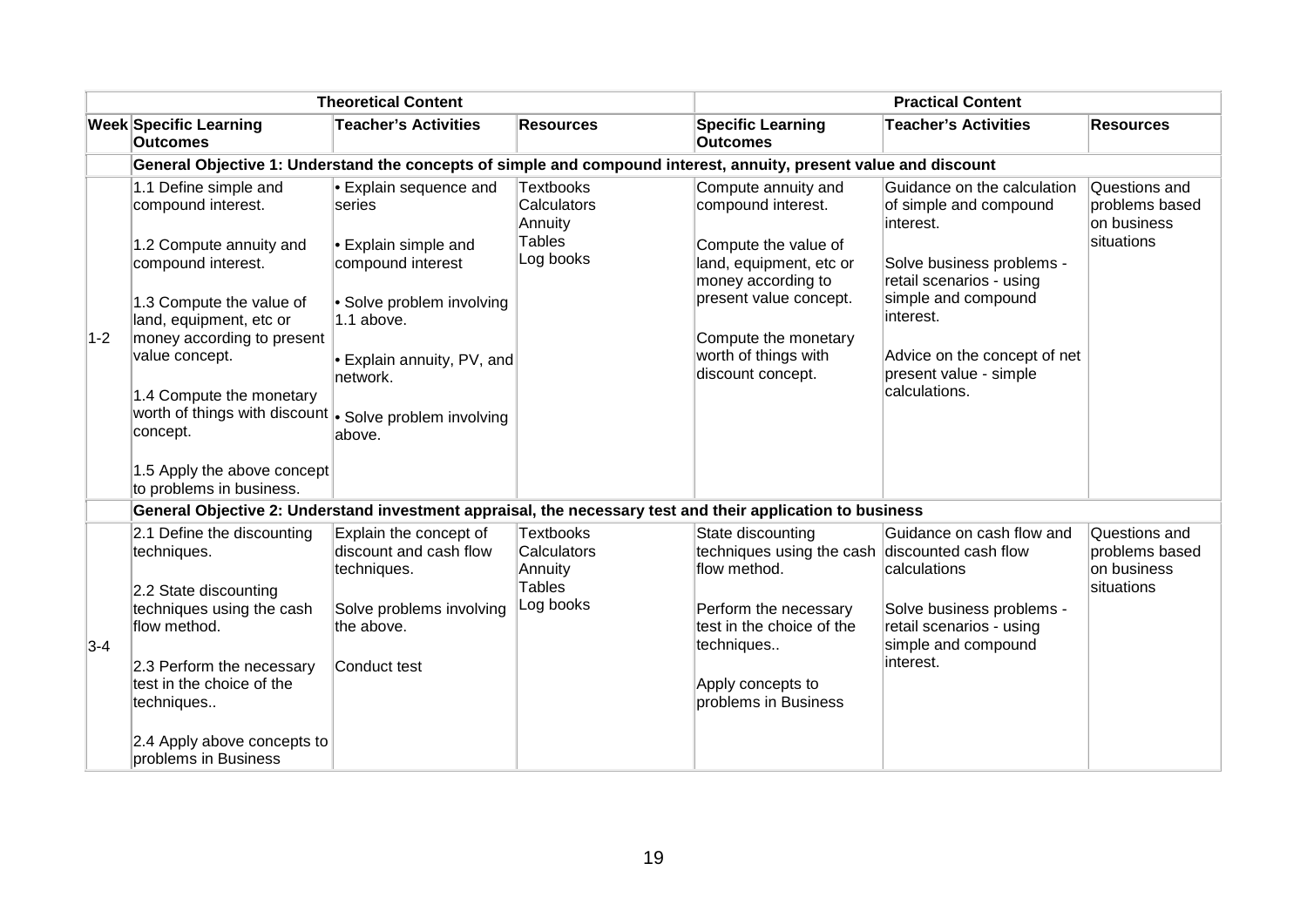| | Theoretical Content | | | Practical Content | | |
|---|---|---|---|---|---|---|
| Week | Specific Learning Outcomes | Teacher's Activities | Resources | Specific Learning Outcomes | Teacher's Activities | Resources |
| | **General Objective 1: Understand the concepts of simple and compound interest, annuity, present value and discount** | | | | | |
| 1-2 | 1.1 Define simple and compound interest.<br><br>1.2 Compute annuity and compound interest.<br><br>1.3 Compute the value of land, equipment, etc or money according to present value concept.<br><br>1.4 Compute the monetary worth of things with discount concept.<br><br>1.5 Apply the above concept to problems in business. | • Explain sequence and series<br><br>• Explain simple and compound interest<br><br>• Solve problem involving 1.1 above.<br><br>• Explain annuity, PV, and network.<br><br>• Solve problem involving above. | Textbooks<br>Calculators<br>Annuity<br>Tables<br>Log books | Compute annuity and compound interest.<br><br>Compute the value of land, equipment, etc or money according to present value concept.<br><br>Compute the monetary worth of things with discount concept. | Guidance on the calculation of simple and compound interest.<br><br>Solve business problems - retail scenarios - using simple and compound interest.<br><br>Advice on the concept of net present value - simple calculations. | Questions and problems based on business situations |
| | **General Objective 2: Understand investment appraisal, the necessary test and their application to business** | | | | | |
| 3-4 | 2.1 Define the discounting techniques.<br><br>2.2 State discounting techniques using the cash flow method.<br><br>2.3 Perform the necessary test in the choice of the techniques..<br><br>2.4 Apply above concepts to problems in Business | Explain the concept of discount and cash flow techniques.<br><br>Solve problems involving the above.<br><br>Conduct test | Textbooks<br>Calculators<br>Annuity<br>Tables<br>Log books | State discounting techniques using the cash flow method.<br><br>Perform the necessary test in the choice of the techniques..<br><br>Apply concepts to problems in Business | Guidance on cash flow and discounted cash flow calculations<br><br>Solve business problems - retail scenarios - using simple and compound interest. | Questions and problems based on business situations |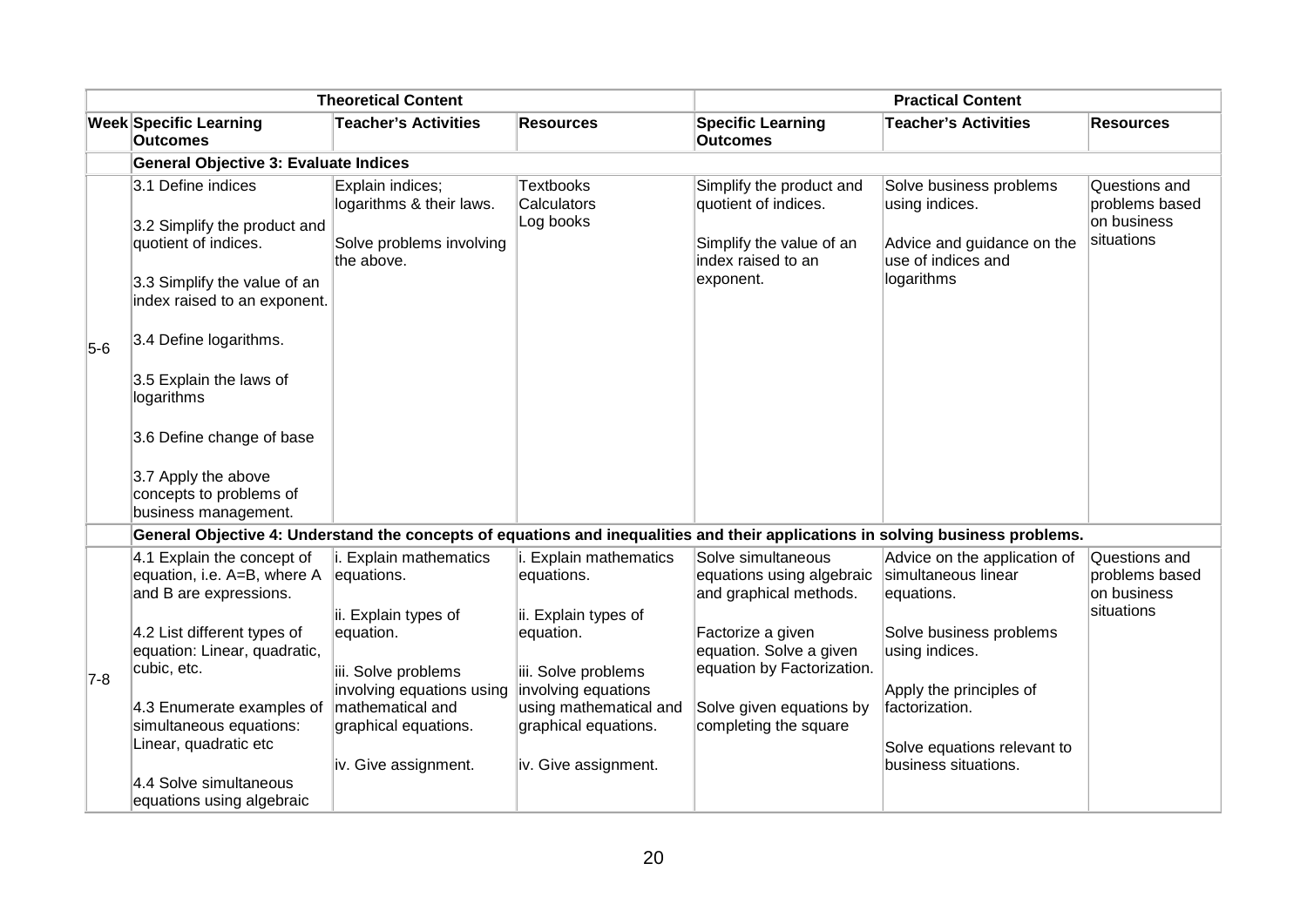| | Theoretical Content | | | Practical Content | | |
|---|---|---|---|---|---|---|
| **Week** | **Specific Learning Outcomes** | **Teacher's Activities** | **Resources** | **Specific Learning Outcomes** | **Teacher's Activities** | **Resources** |
| | **General Objective 3: Evaluate Indices** | | | | | |
| 5-6 | 3.1 Define indices<br><br>3.2 Simplify the product and quotient of indices.<br><br>3.3 Simplify the value of an index raised to an exponent.<br><br>3.4 Define logarithms.<br><br>3.5 Explain the laws of logarithms<br><br>3.6 Define change of base<br><br>3.7 Apply the above concepts to problems of business management. | Explain indices; logarithms & their laws.<br><br>Solve problems involving the above. | Textbooks<br>Calculators<br>Log books | Simplify the product and quotient of indices.<br><br>Simplify the value of an index raised to an exponent. | Solve business problems using indices.<br><br>Advice and guidance on the use of indices and logarithms | Questions and problems based on business situations |
| | **General Objective 4: Understand the concepts of equations and inequalities and their applications in solving business problems.** | | | | | |
| 7-8 | 4.1 Explain the concept of equation, i.e. A=B, where A and B are expressions.<br><br>4.2 List different types of equation: Linear, quadratic, cubic, etc.<br><br>4.3 Enumerate examples of simultaneous equations: Linear, quadratic etc<br><br>4.4 Solve simultaneous equations using algebraic | i. Explain mathematics equations.<br><br>ii. Explain types of equation.<br><br>iii. Solve problems involving equations using mathematical and graphical equations.<br><br>iv. Give assignment. | i. Explain mathematics equations.<br><br>ii. Explain types of equation.<br><br>iii. Solve problems involving equations using mathematical and graphical equations.<br><br>iv. Give assignment. | Solve simultaneous equations using algebraic and graphical methods.<br><br>Factorize a given equation. Solve a given equation by Factorization.<br><br>Solve given equations by completing the square | Advice on the application of simultaneous linear equations.<br><br>Solve business problems using indices.<br><br>Apply the principles of factorization.<br><br>Solve equations relevant to business situations. | Questions and problems based on business situations |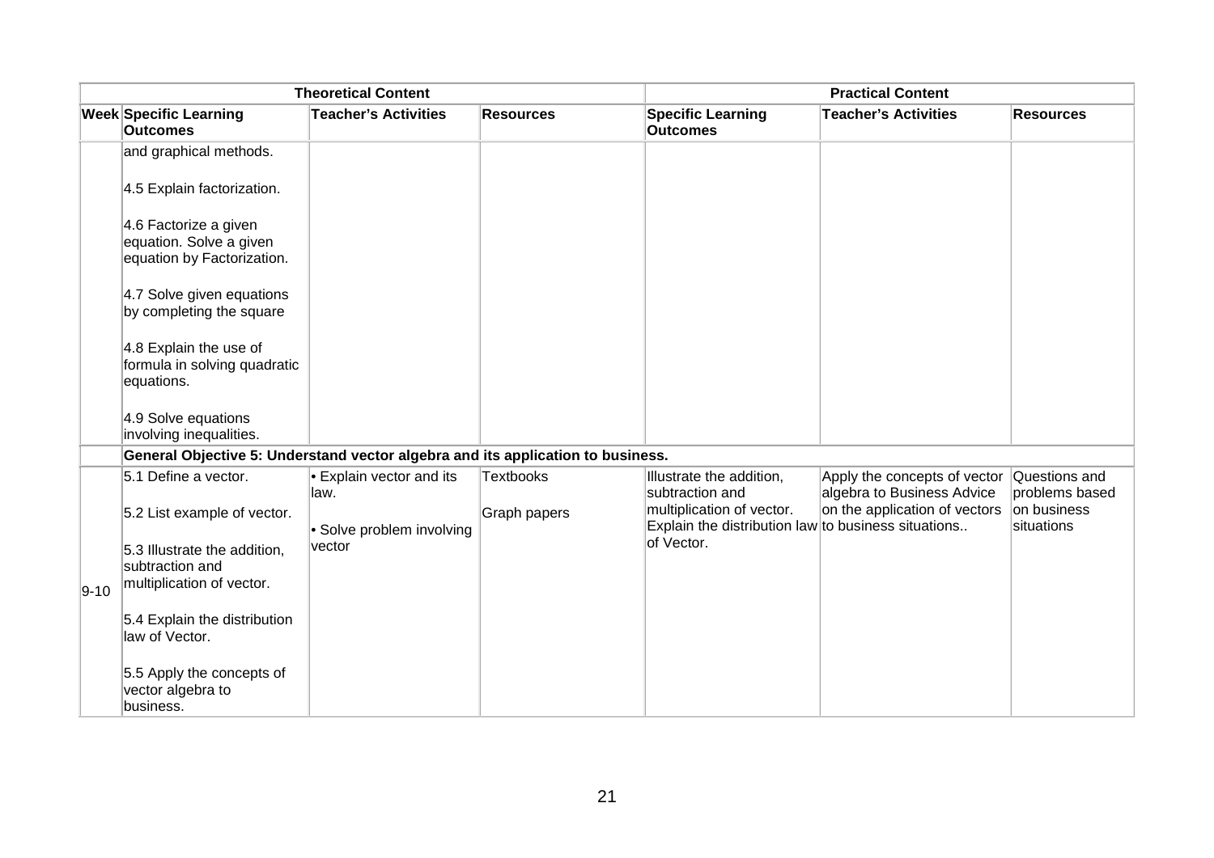| Theoretical Content | | | | Practical Content | | |
|---|---|---|---|---|---|---|
| Week | Specific Learning Outcomes | Teacher's Activities | Resources | Specific Learning Outcomes | Teacher's Activities | Resources |
| | and graphical methods.<br><br>4.5 Explain factorization.<br><br>4.6 Factorize a given equation. Solve a given equation by Factorization.<br><br>4.7 Solve given equations by completing the square<br><br>4.8 Explain the use of formula in solving quadratic equations.<br><br>4.9 Solve equations involving inequalities. | | | | | |
| | **General Objective 5: Understand vector algebra and its application to business.** | | | | | |
| 9-10 | 5.1 Define a vector.<br><br>5.2 List example of vector.<br><br>5.3 Illustrate the addition, subtraction and multiplication of vector.<br><br>5.4 Explain the distribution law of Vector.<br><br>5.5 Apply the concepts of vector algebra to business. | • Explain vector and its law.<br><br>• Solve problem involving vector | Textbooks<br><br>Graph papers | Illustrate the addition, subtraction and multiplication of vector. Explain the distribution law of Vector. | Apply the concepts of vector algebra to Business Advice on the application of vectors to business situations.. | Questions and problems based on business situations |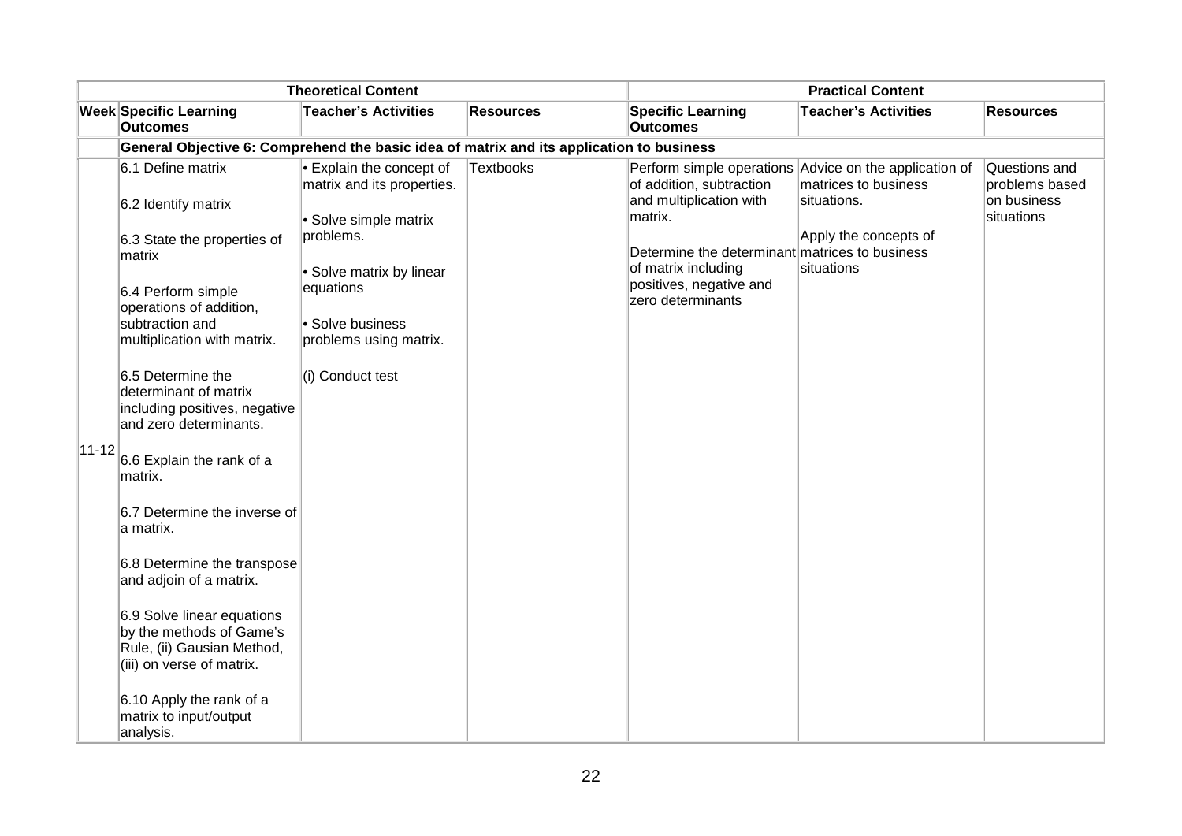| Theoretical Content | | | | Practical Content | | |
|---|---|---|---|---|---|---|
| Week | Specific Learning Outcomes | Teacher's Activities | Resources | Specific Learning Outcomes | Teacher's Activities | Resources |
| | **General Objective 6: Comprehend the basic idea of matrix and its application to business** | | | | | |
| 11-12 | 6.1 Define matrix<br><br>6.2 Identify matrix<br><br>6.3 State the properties of matrix<br><br>6.4 Perform simple operations of addition, subtraction and multiplication with matrix.<br><br>6.5 Determine the determinant of matrix including positives, negative and zero determinants.<br><br>6.6 Explain the rank of a matrix.<br><br>6.7 Determine the inverse of a matrix.<br><br>6.8 Determine the transpose and adjoin of a matrix.<br><br>6.9 Solve linear equations by the methods of Game's Rule, (ii) Gausian Method, (iii) on verse of matrix.<br><br>6.10 Apply the rank of a matrix to input/output analysis. | • Explain the concept of matrix and its properties.<br><br>• Solve simple matrix problems.<br><br>• Solve matrix by linear equations<br><br>• Solve business problems using matrix.<br><br>(i) Conduct test | Textbooks | Perform simple operations of addition, subtraction and multiplication with matrix.<br><br>Determine the determinant of matrix including positives, negative and zero determinants | Advice on the application of matrices to business situations.<br><br>Apply the concepts of matrices to business situations | Questions and problems based on business situations |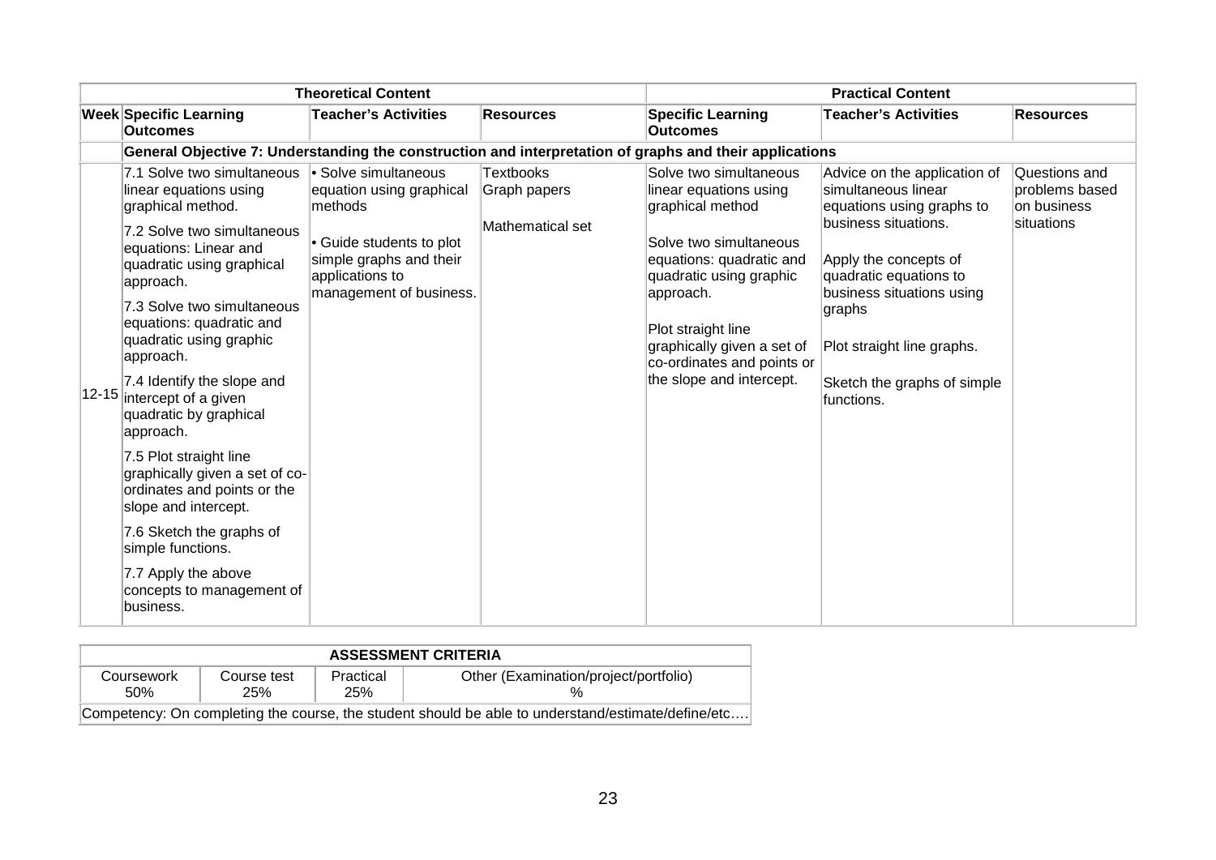| | Theoretical Content | | | Practical Content | | |
|---|---|---|---|---|---|---|
| **Week** | **Specific Learning Outcomes** | **Teacher's Activities** | **Resources** | **Specific Learning Outcomes** | **Teacher's Activities** | **Resources** |
| | **General Objective 7: Understanding the construction and interpretation of graphs and their applications** | | | | | |
| 12-15 | 7.1 Solve two simultaneous linear equations using graphical method.<br><br>7.2 Solve two simultaneous equations: Linear and quadratic using graphical approach.<br><br>7.3 Solve two simultaneous equations: quadratic and quadratic using graphic approach.<br><br>7.4 Identify the slope and intercept of a given quadratic by graphical approach.<br><br>7.5 Plot straight line graphically given a set of co-ordinates and points or the slope and intercept.<br><br>7.6 Sketch the graphs of simple functions.<br><br>7.7 Apply the above concepts to management of business. | • Solve simultaneous equation using graphical methods<br><br>• Guide students to plot simple graphs and their applications to management of business. | Textbooks<br>Graph papers<br><br>Mathematical set | Solve two simultaneous linear equations using graphical method<br><br>Solve two simultaneous equations: quadratic and quadratic using graphic approach.<br><br>Plot straight line graphically given a set of co-ordinates and points or the slope and intercept. | Advice on the application of simultaneous linear equations using graphs to business situations.<br><br>Apply the concepts of quadratic equations to business situations using graphs<br><br>Plot straight line graphs.<br><br>Sketch the graphs of simple functions. | Questions and problems based on business situations |

| ASSESSMENT CRITERIA | | | |
|---|---|---|---|
| Coursework<br>50% | Course test<br>25% | Practical<br>25% | Other (Examination/project/portfolio)<br>% |
| Competency: On completing the course, the student should be able to understand/estimate/define/etc…. | | | |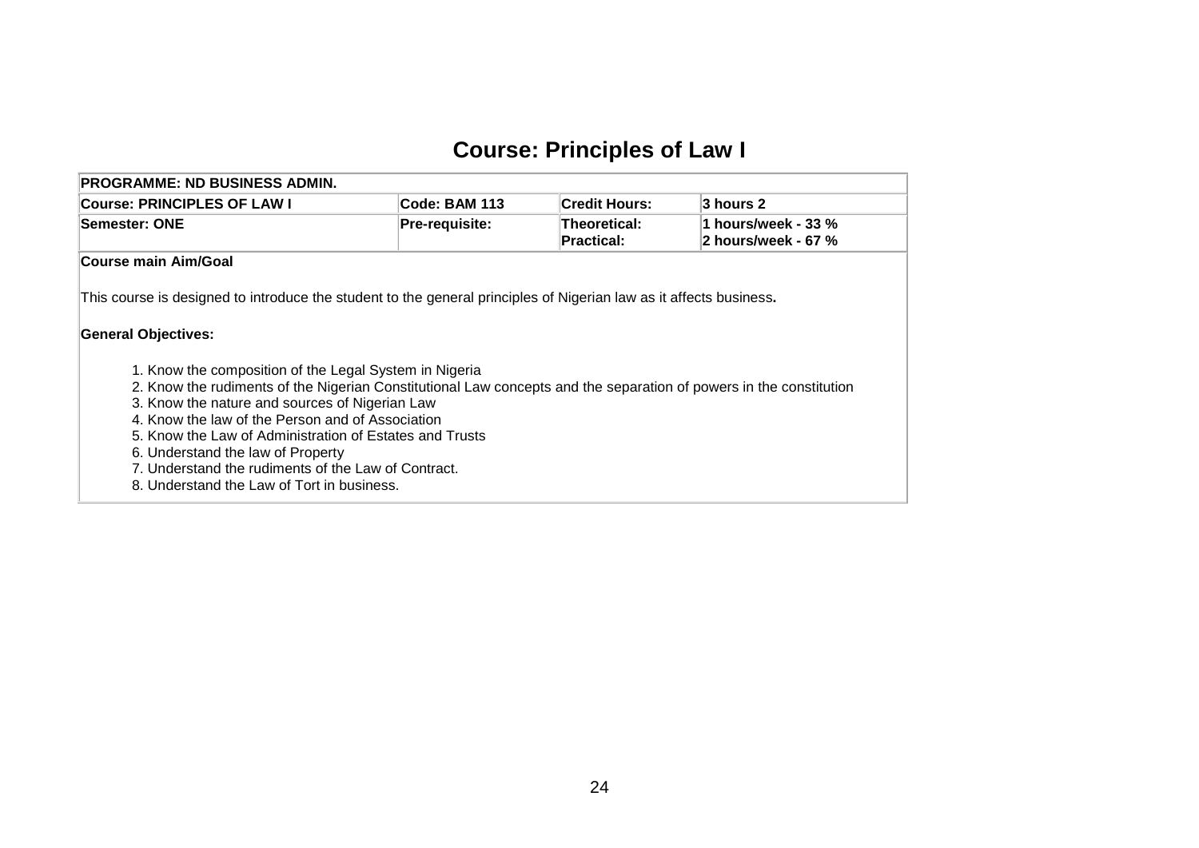# Course: Principles of Law I

| PROGRAMME: ND BUSINESS ADMIN. | | | |
|---|---|---|---|
| **Course: PRINCIPLES OF LAW I** | **Code: BAM 113** | **Credit Hours:** | **3 hours 2** |
| **Semester: ONE** | **Pre-requisite:** | **Theoretical:**<br>**Practical:** | **1 hours/week - 33 %**<br>**2 hours/week - 67 %** |

**Course main Aim/Goal**

This course is designed to introduce the student to the general principles of Nigerian law as it affects business**.**

**General Objectives:**

1. Know the composition of the Legal System in Nigeria
2. Know the rudiments of the Nigerian Constitutional Law concepts and the separation of powers in the constitution
3. Know the nature and sources of Nigerian Law
4. Know the law of the Person and of Association
5. Know the Law of Administration of Estates and Trusts
6. Understand the law of Property
7. Understand the rudiments of the Law of Contract.
8. Understand the Law of Tort in business.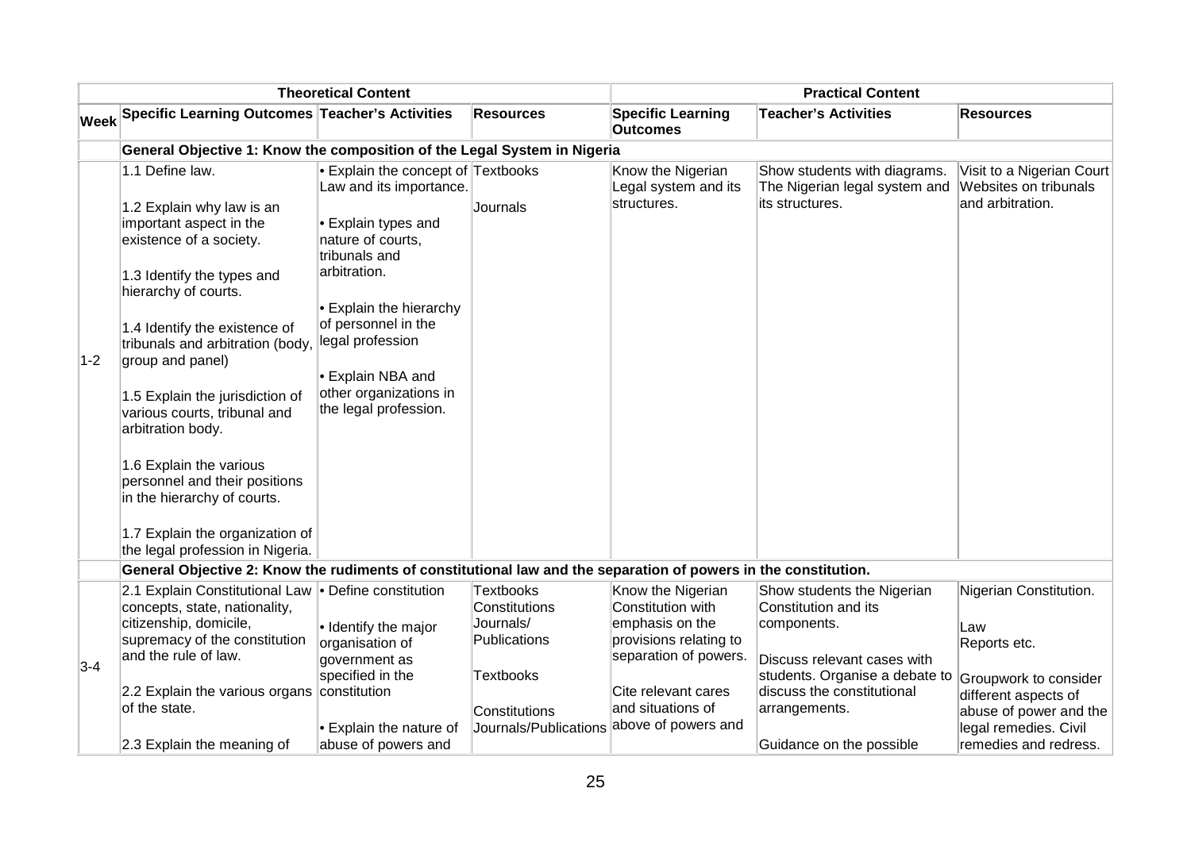| | Theoretical Content | | | Practical Content | | |
|---|---|---|---|---|---|---|
| Week | Specific Learning Outcomes | Teacher's Activities | Resources | Specific Learning Outcomes | Teacher's Activities | Resources |
| | **General Objective 1: Know the composition of the Legal System in Nigeria** | | | | | |
| 1-2 | 1.1 Define law.<br><br>1.2 Explain why law is an important aspect in the existence of a society.<br><br>1.3 Identify the types and hierarchy of courts.<br><br>1.4 Identify the existence of tribunals and arbitration (body, group and panel)<br><br>1.5 Explain the jurisdiction of various courts, tribunal and arbitration body.<br><br>1.6 Explain the various personnel and their positions in the hierarchy of courts.<br><br>1.7 Explain the organization of the legal profession in Nigeria. | • Explain the concept of Law and its importance.<br><br>• Explain types and nature of courts, tribunals and arbitration.<br><br>• Explain the hierarchy of personnel in the legal profession<br><br>• Explain NBA and other organizations in the legal profession. | Textbooks<br><br>Journals | Know the Nigerian Legal system and its structures. | Show students with diagrams. The Nigerian legal system and its structures. | Visit to a Nigerian Court Websites on tribunals and arbitration. |
| | **General Objective 2: Know the rudiments of constitutional law and the separation of powers in the constitution.** | | | | | |
| 3-4 | 2.1 Explain Constitutional Law concepts, state, nationality, citizenship, domicile, supremacy of the constitution and the rule of law.<br><br>2.2 Explain the various organs of the state.<br><br>2.3 Explain the meaning of | • Define constitution<br><br>• Identify the major organisation of government as specified in the constitution<br><br>• Explain the nature of abuse of powers and | Textbooks Constitutions Journals/ Publications<br><br>Textbooks<br><br>Constitutions Journals/Publications | Know the Nigerian Constitution with emphasis on the provisions relating to separation of powers.<br><br>Cite relevant cares and situations of above of powers and | Show students the Nigerian Constitution and its components.<br><br>Discuss relevant cases with students. Organise a debate to discuss the constitutional arrangements.<br><br>Guidance on the possible | Nigerian Constitution.<br><br>Law Reports etc.<br><br>Groupwork to consider different aspects of abuse of power and the legal remedies. Civil remedies and redress. |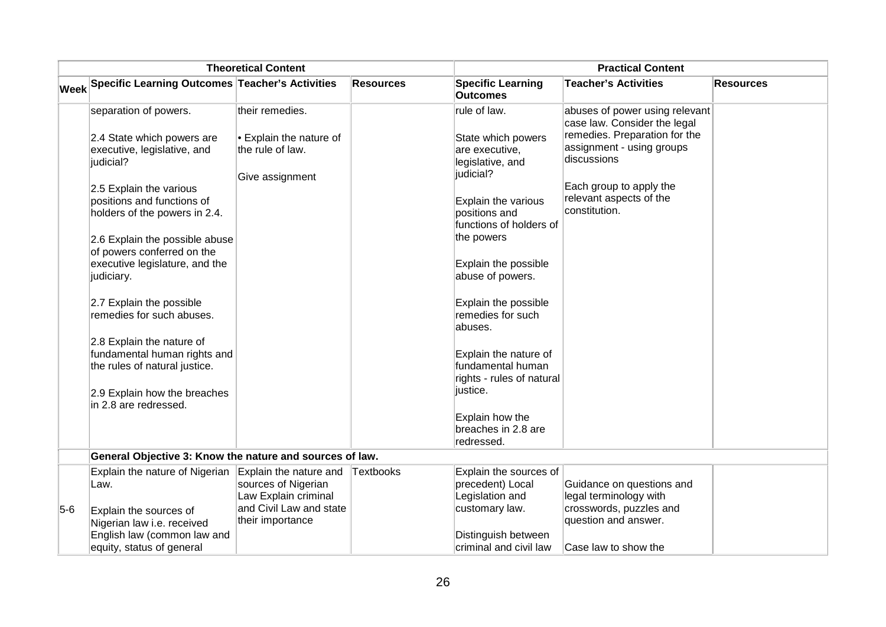| Theoretical Content | | | | Practical Content | | |
|---|---|---|---|---|---|---|
| **Week** | **Specific Learning Outcomes** | **Teacher's Activities** | **Resources** | **Specific Learning Outcomes** | **Teacher's Activities** | **Resources** |
| | separation of powers.<br><br>2.4 State which powers are executive, legislative, and judicial?<br><br>2.5 Explain the various positions and functions of holders of the powers in 2.4.<br><br>2.6 Explain the possible abuse of powers conferred on the executive legislature, and the judiciary.<br><br>2.7 Explain the possible remedies for such abuses.<br><br>2.8 Explain the nature of fundamental human rights and the rules of natural justice.<br><br>2.9 Explain how the breaches in 2.8 are redressed. | their remedies.<br><br>• Explain the nature of the rule of law.<br><br>Give assignment | | rule of law.<br><br>State which powers are executive, legislative, and judicial?<br><br>Explain the various positions and functions of holders of the powers<br><br>Explain the possible abuse of powers.<br><br>Explain the possible remedies for such abuses.<br><br>Explain the nature of fundamental human rights - rules of natural justice.<br><br>Explain how the breaches in 2.8 are redressed. | abuses of power using relevant case law. Consider the legal remedies. Preparation for the assignment - using groups discussions<br><br>Each group to apply the relevant aspects of the constitution. | |
| | **General Objective 3: Know the nature and sources of law.** | | | | | |
| 5-6 | Explain the nature of Nigerian Law.<br><br>Explain the sources of Nigerian law i.e. received English law (common law and equity, status of general | Explain the nature and sources of Nigerian Law Explain criminal and Civil Law and state their importance | Textbooks | Explain the sources of precedent) Local Legislation and customary law.<br><br>Distinguish between criminal and civil law | Guidance on questions and legal terminology with crosswords, puzzles and question and answer.<br><br>Case law to show the | |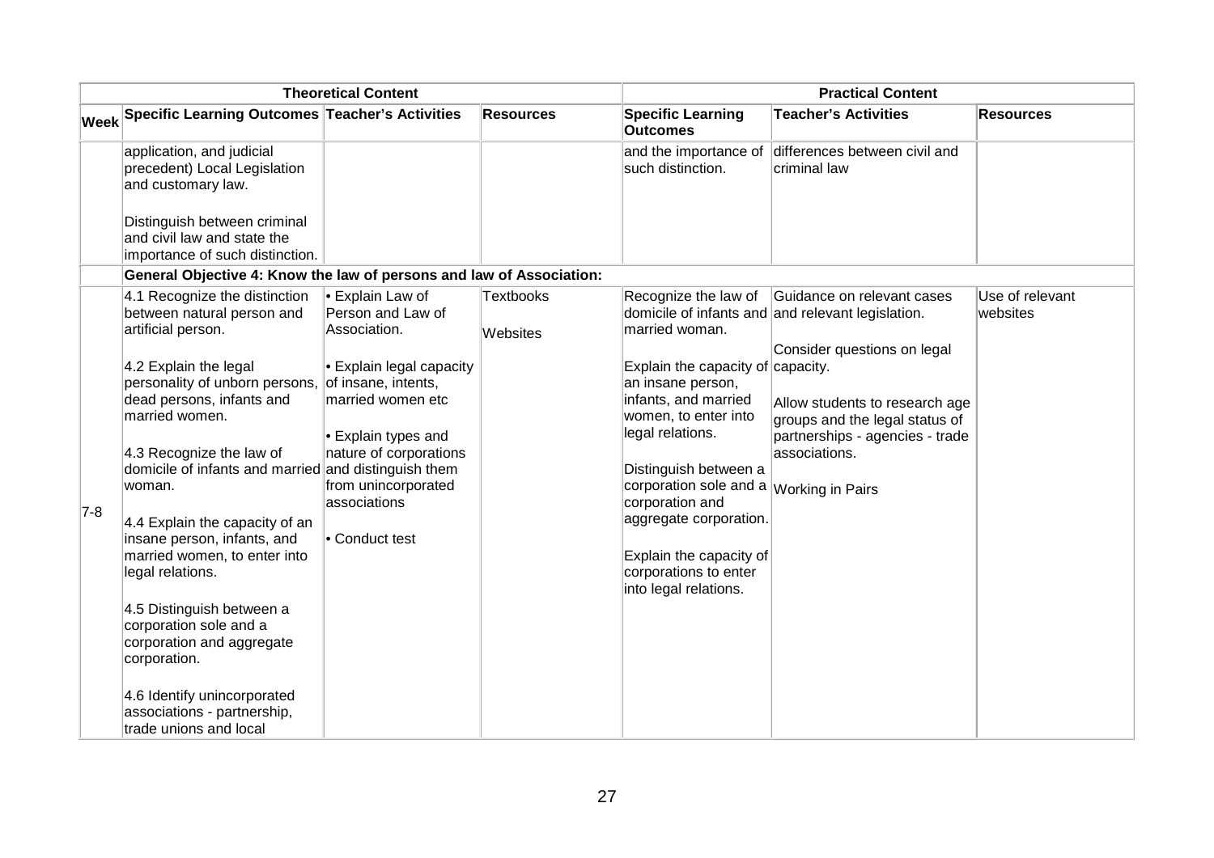| Theoretical Content | | | | Practical Content | | |
|---|---|---|---|---|---|---|
| Week | Specific Learning Outcomes | Teacher's Activities | Resources | Specific Learning Outcomes | Teacher's Activities | Resources |
| | application, and judicial precedent) Local Legislation and customary law.<br><br>Distinguish between criminal and civil law and state the importance of such distinction. | | | and the importance of such distinction. | differences between civil and criminal law | |
| | **General Objective 4: Know the law of persons and law of Association:** | | | | | |
| 7-8 | 4.1 Recognize the distinction between natural person and artificial person.<br><br>4.2 Explain the legal personality of unborn persons, dead persons, infants and married women.<br><br>4.3 Recognize the law of domicile of infants and married woman.<br><br>4.4 Explain the capacity of an insane person, infants, and married women, to enter into legal relations.<br><br>4.5 Distinguish between a corporation sole and a corporation and aggregate corporation.<br><br>4.6 Identify unincorporated associations - partnership, trade unions and local | • Explain Law of Person and Law of Association.<br><br>• Explain legal capacity of insane, intents, married women etc<br><br>• Explain types and nature of corporations and distinguish them from unincorporated associations<br><br>• Conduct test | Textbooks<br><br>Websites | Recognize the law of domicile of infants and married woman.<br><br>Explain the capacity of an insane person, infants, and married women, to enter into legal relations.<br><br>Distinguish between a corporation sole and a corporation and aggregate corporation.<br><br>Explain the capacity of corporations to enter into legal relations. | Guidance on relevant cases and relevant legislation.<br><br>Consider questions on legal capacity.<br><br>Allow students to research age groups and the legal status of partnerships - agencies - trade associations.<br><br>Working in Pairs | Use of relevant websites |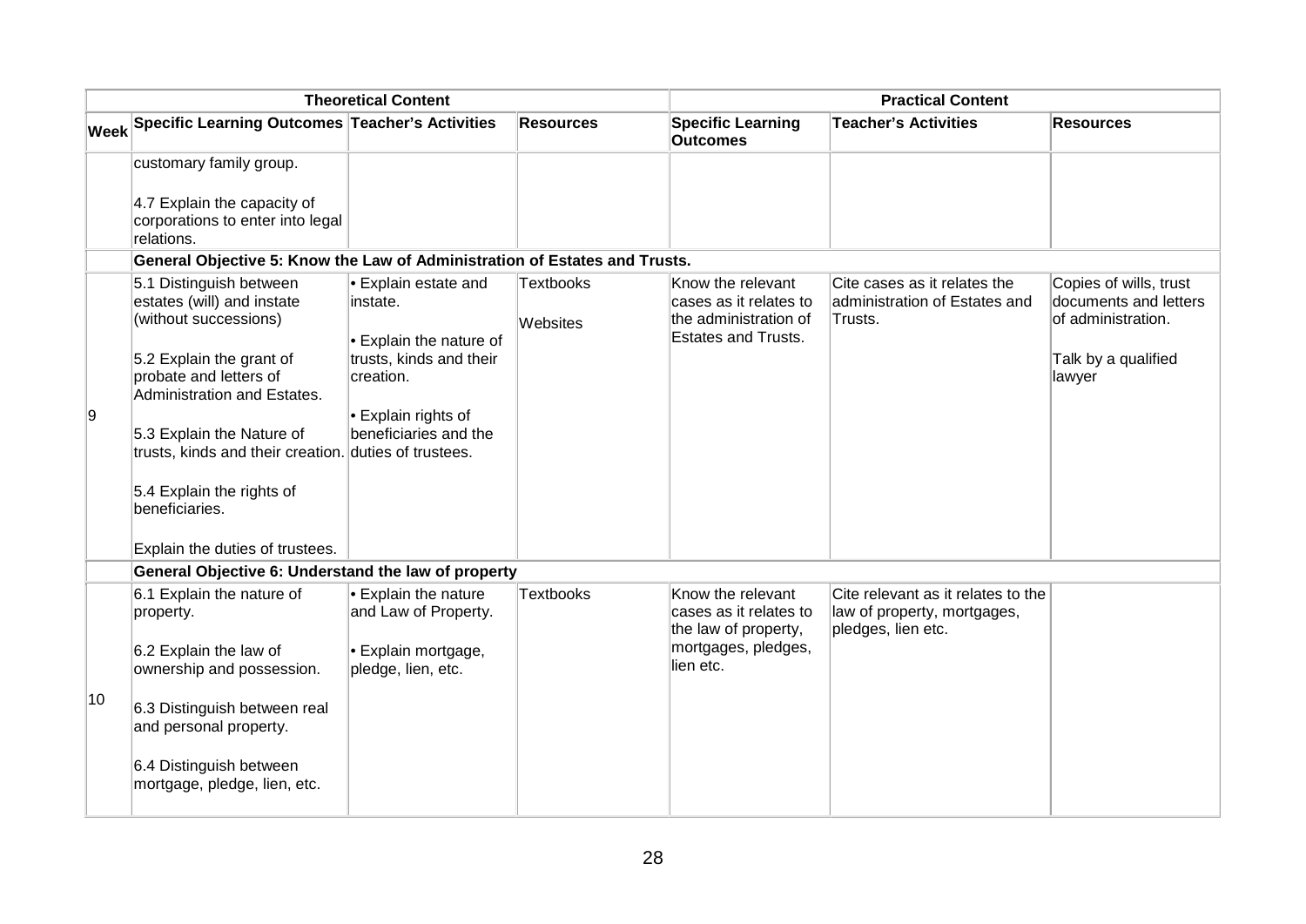| | Theoretical Content | | | Practical Content | | |
|---|---|---|---|---|---|---|
| **Week** | **Specific Learning Outcomes** | **Teacher's Activities** | **Resources** | **Specific Learning Outcomes** | **Teacher's Activities** | **Resources** |
| | customary family group.<br><br>4.7 Explain the capacity of corporations to enter into legal relations. | | | | | |
| | **General Objective 5: Know the Law of Administration of Estates and Trusts.** | | | | | |
| 9 | 5.1 Distinguish between estates (will) and instate (without successions)<br><br>5.2 Explain the grant of probate and letters of Administration and Estates.<br><br>5.3 Explain the Nature of trusts, kinds and their creation.<br><br>5.4 Explain the rights of beneficiaries.<br><br>Explain the duties of trustees. | • Explain estate and instate.<br><br>• Explain the nature of trusts, kinds and their creation.<br><br>• Explain rights of beneficiaries and the duties of trustees. | Textbooks<br><br>Websites | Know the relevant cases as it relates to the administration of Estates and Trusts. | Cite cases as it relates the administration of Estates and Trusts. | Copies of wills, trust documents and letters of administration.<br><br>Talk by a qualified lawyer |
| | **General Objective 6: Understand the law of property** | | | | | |
| 10 | 6.1 Explain the nature of property.<br><br>6.2 Explain the law of ownership and possession.<br><br>6.3 Distinguish between real and personal property.<br><br>6.4 Distinguish between mortgage, pledge, lien, etc. | • Explain the nature and Law of Property.<br><br>• Explain mortgage, pledge, lien, etc. | Textbooks | Know the relevant cases as it relates to the law of property, mortgages, pledges, lien etc. | Cite relevant as it relates to the law of property, mortgages, pledges, lien etc. | |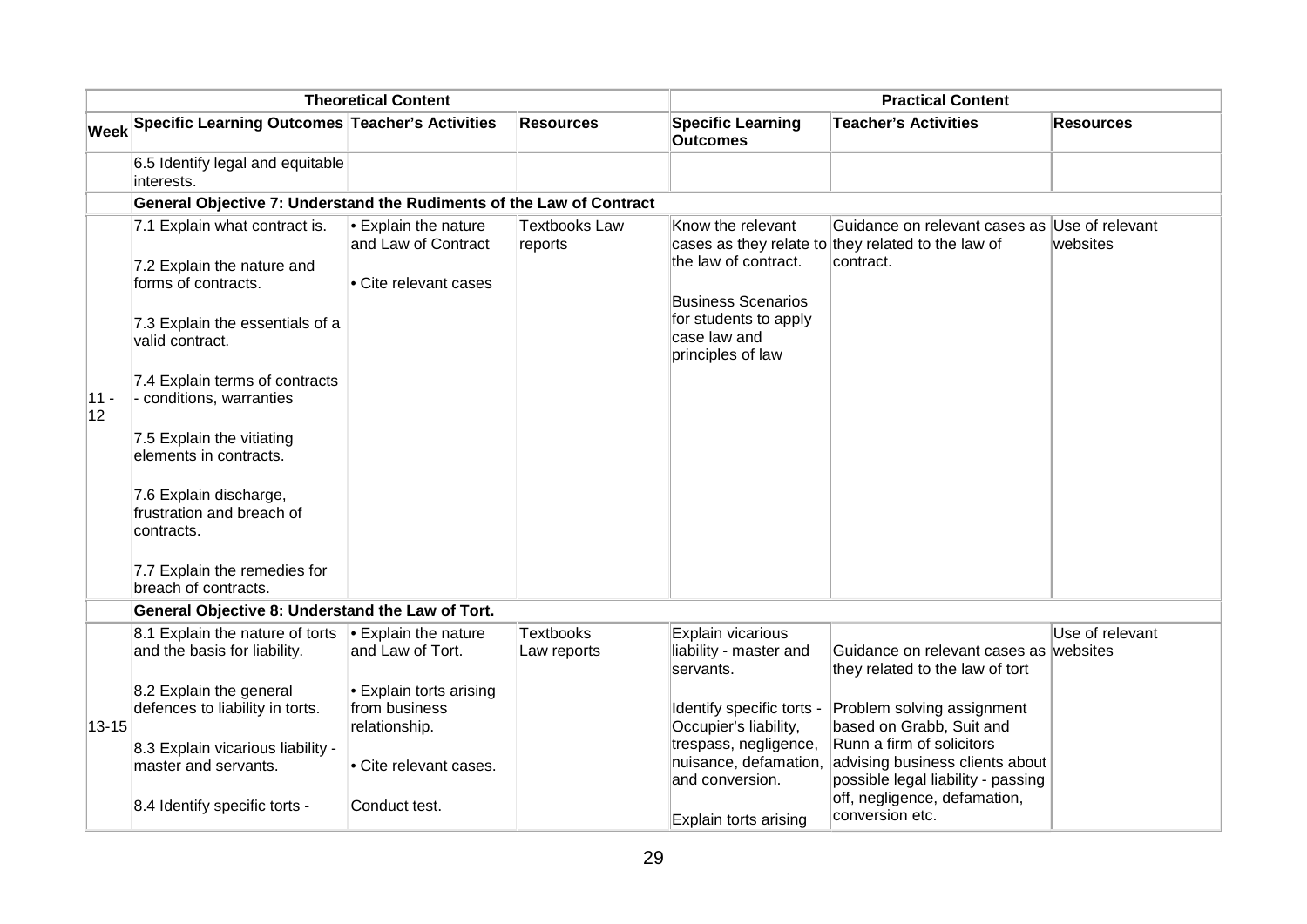| | Theoretical Content | | | Practical Content | | |
|---|---|---|---|---|---|---|
| Week | Specific Learning Outcomes | Teacher's Activities | Resources | Specific Learning Outcomes | Teacher's Activities | Resources |
| | 6.5 Identify legal and equitable interests. | | | | | |
| | **General Objective 7: Understand the Rudiments of the Law of Contract** | | | | | |
| 11 - 12 | 7.1 Explain what contract is.<br><br>7.2 Explain the nature and forms of contracts.<br><br>7.3 Explain the essentials of a valid contract.<br><br>7.4 Explain terms of contracts - conditions, warranties<br><br>7.5 Explain the vitiating elements in contracts.<br><br>7.6 Explain discharge, frustration and breach of contracts.<br><br>7.7 Explain the remedies for breach of contracts. | • Explain the nature and Law of Contract<br><br>• Cite relevant cases | Textbooks Law reports | Know the relevant cases as they relate to the law of contract.<br><br>Business Scenarios for students to apply case law and principles of law | Guidance on relevant cases as they related to the law of contract. | Use of relevant websites |
| | **General Objective 8: Understand the Law of Tort.** | | | | | |
| 13-15 | 8.1 Explain the nature of torts and the basis for liability.<br><br>8.2 Explain the general defences to liability in torts.<br><br>8.3 Explain vicarious liability - master and servants.<br><br>8.4 Identify specific torts - | • Explain the nature and Law of Tort.<br><br>• Explain torts arising from business relationship.<br><br>• Cite relevant cases.<br><br>Conduct test. | Textbooks Law reports | Explain vicarious liability - master and servants.<br><br>Identify specific torts - Occupier's liability, trespass, negligence, nuisance, defamation, and conversion.<br><br>Explain torts arising | Guidance on relevant cases as they related to the law of tort<br><br>Problem solving assignment based on Grabb, Suit and Runn a firm of solicitors advising business clients about possible legal liability - passing off, negligence, defamation, conversion etc. | Use of relevant websites |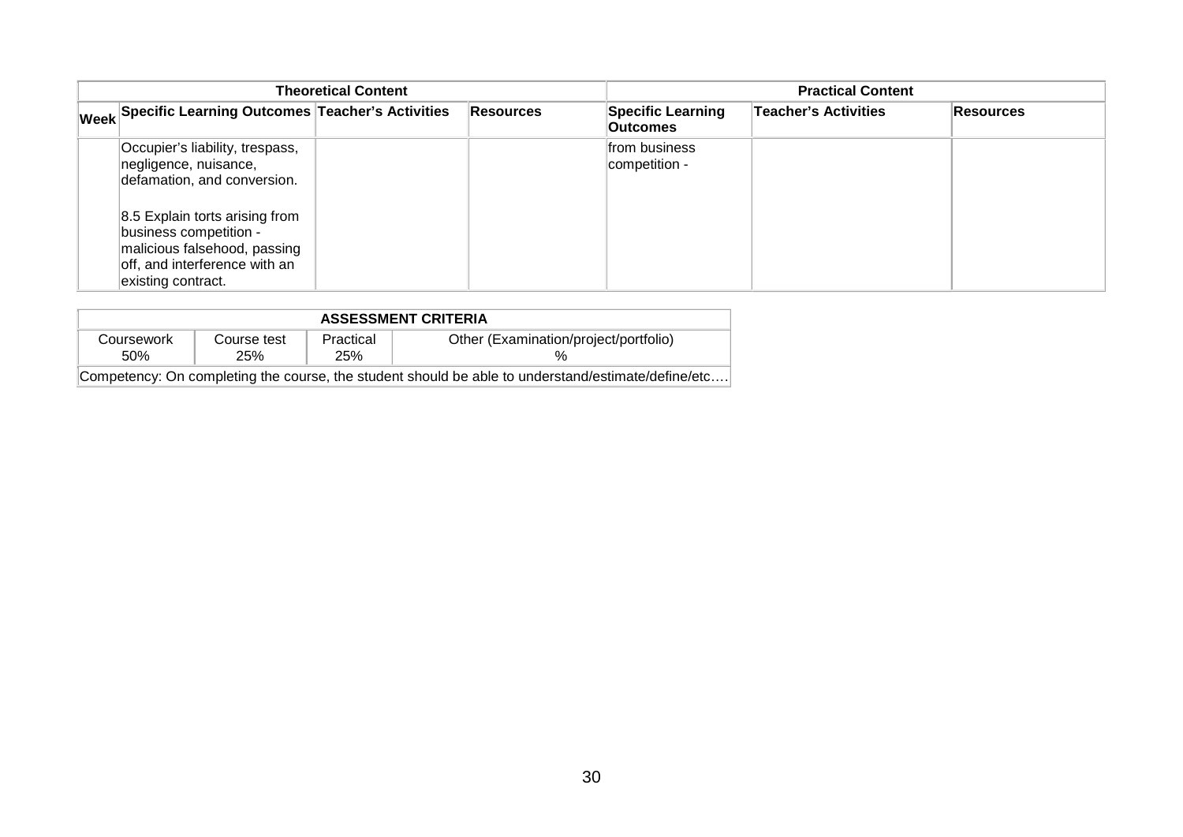| Theoretical Content | | | | Practical Content | | |
|---|---|---|---|---|---|---|
| **Week** | **Specific Learning Outcomes** | **Teacher's Activities** | **Resources** | **Specific Learning Outcomes** | **Teacher's Activities** | **Resources** |
| | Occupier's liability, trespass, negligence, nuisance, defamation, and conversion.<br><br>8.5 Explain torts arising from business competition - malicious falsehood, passing off, and interference with an existing contract. | | | from business competition - | | |

| ASSESSMENT CRITERIA | | | |
|---|---|---|---|
| Coursework 50% | Course test 25% | Practical 25% | Other (Examination/project/portfolio) % |
| Competency: On completing the course, the student should be able to understand/estimate/define/etc…. | | | |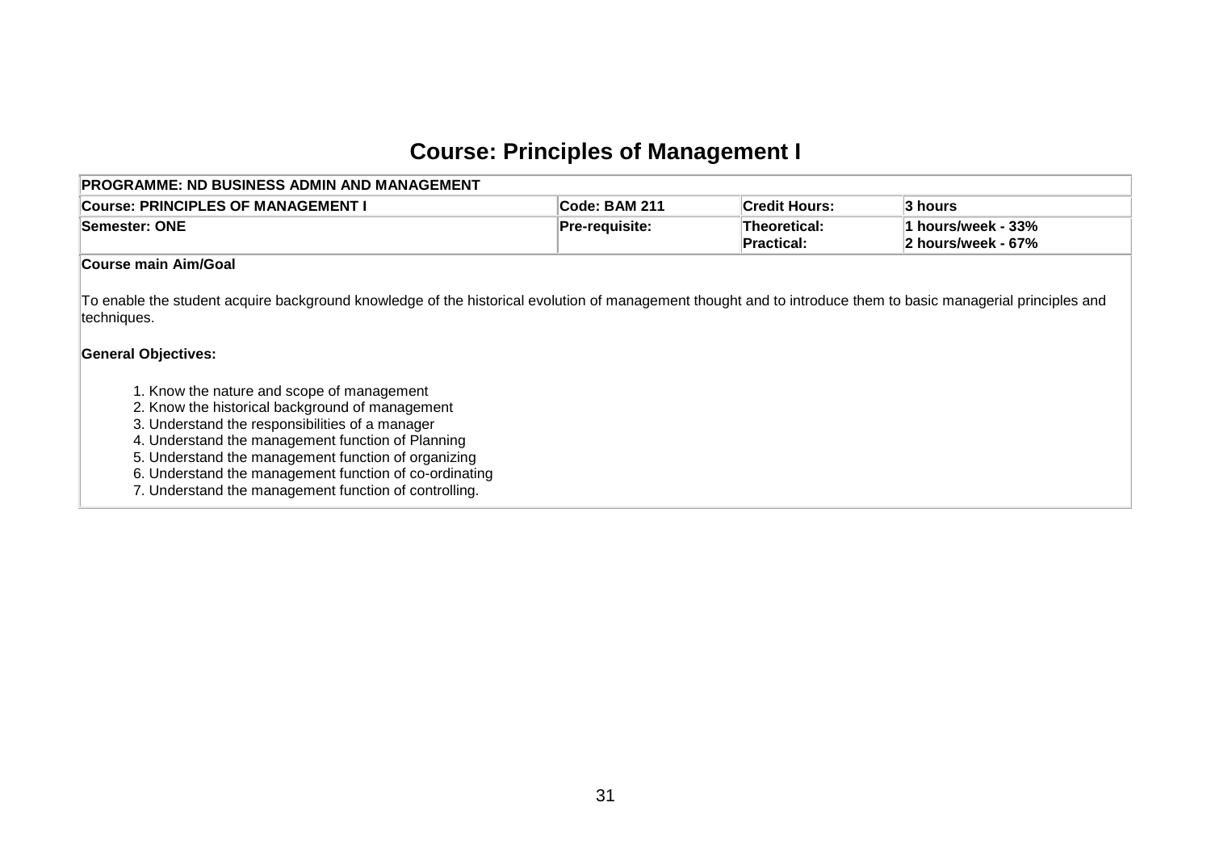# Course: Principles of Management I

| PROGRAMME: ND BUSINESS ADMIN AND MANAGEMENT | | | |
|---|---|---|---|
| **Course: PRINCIPLES OF MANAGEMENT I** | **Code: BAM 211** | **Credit Hours:** | **3 hours** |
| **Semester: ONE** | **Pre-requisite:** | **Theoretical:**<br>**Practical:** | **1 hours/week - 33%**<br>**2 hours/week - 67%** |

**Course main Aim/Goal**

To enable the student acquire background knowledge of the historical evolution of management thought and to introduce them to basic managerial principles and techniques.

**General Objectives:**

1. Know the nature and scope of management
2. Know the historical background of management
3. Understand the responsibilities of a manager
4. Understand the management function of Planning
5. Understand the management function of organizing
6. Understand the management function of co-ordinating
7. Understand the management function of controlling.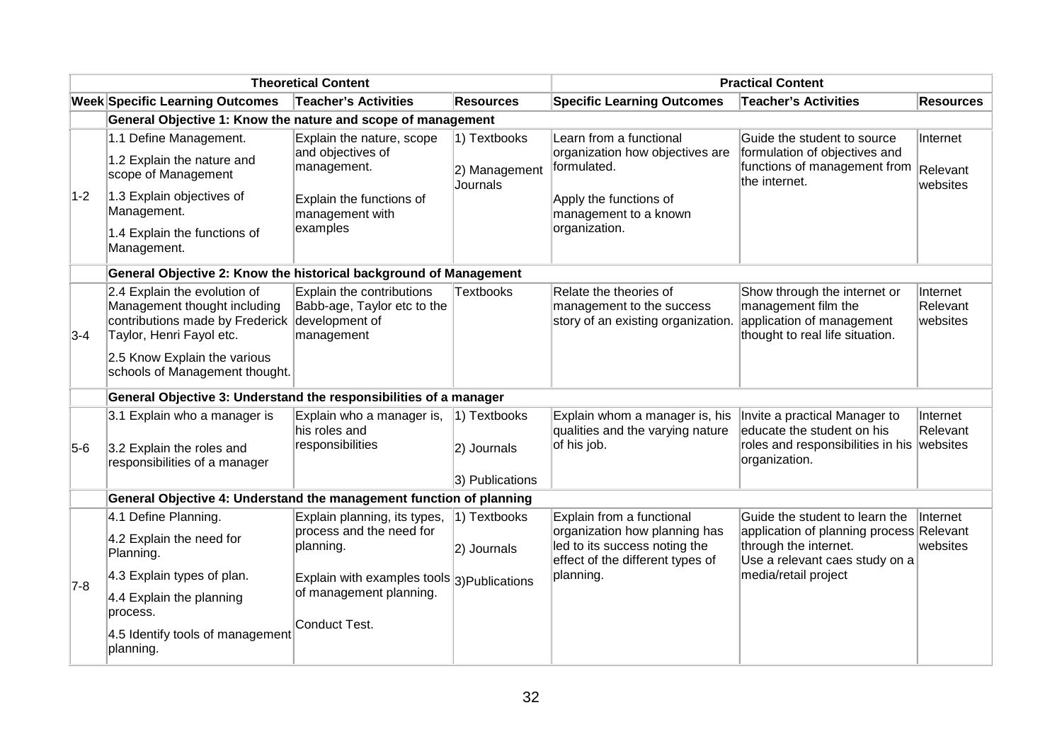| | Theoretical Content | | | Practical Content | | |
|---|---|---|---|---|---|---|
| **Week** | **Specific Learning Outcomes** | **Teacher's Activities** | **Resources** | **Specific Learning Outcomes** | **Teacher's Activities** | **Resources** |
| | **General Objective 1: Know the nature and scope of management** | | | | | |
| 1-2 | 1.1 Define Management.<br>1.2 Explain the nature and scope of Management<br>1.3 Explain objectives of Management.<br>1.4 Explain the functions of Management. | Explain the nature, scope and objectives of management.<br>Explain the functions of management with examples | 1) Textbooks<br>2) Management Journals | Learn from a functional organization how objectives are formulated.<br>Apply the functions of management to a known organization. | Guide the student to source formulation of objectives and functions of management from the internet. | Internet<br>Relevant websites |
| | **General Objective 2: Know the historical background of Management** | | | | | |
| 3-4 | 2.4 Explain the evolution of Management thought including contributions made by Frederick Taylor, Henri Fayol etc.<br>2.5 Know Explain the various schools of Management thought. | Explain the contributions Babb-age, Taylor etc to the development of management | Textbooks | Relate the theories of management to the success story of an existing organization. | Show through the internet or management film the application of management thought to real life situation. | Internet<br>Relevant websites |
| | **General Objective 3: Understand the responsibilities of a manager** | | | | | |
| 5-6 | 3.1 Explain who a manager is<br>3.2 Explain the roles and responsibilities of a manager | Explain who a manager is, his roles and responsibilities | 1) Textbooks<br>2) Journals<br>3) Publications | Explain whom a manager is, his qualities and the varying nature of his job. | Invite a practical Manager to educate the student on his roles and responsibilities in his organization. | Internet<br>Relevant websites |
| | **General Objective 4: Understand the management function of planning** | | | | | |
| 7-8 | 4.1 Define Planning.<br>4.2 Explain the need for Planning.<br>4.3 Explain types of plan.<br>4.4 Explain the planning process.<br>4.5 Identify tools of management planning. | Explain planning, its types, process and the need for planning.<br>Explain with examples tools of management planning.<br>Conduct Test. | 1) Textbooks<br>2) Journals<br>3)Publications | Explain from a functional organization how planning has led to its success noting the effect of the different types of planning. | Guide the student to learn the application of planning process through the internet.<br>Use a relevant caes study on a media/retail project | Internet<br>Relevant websites |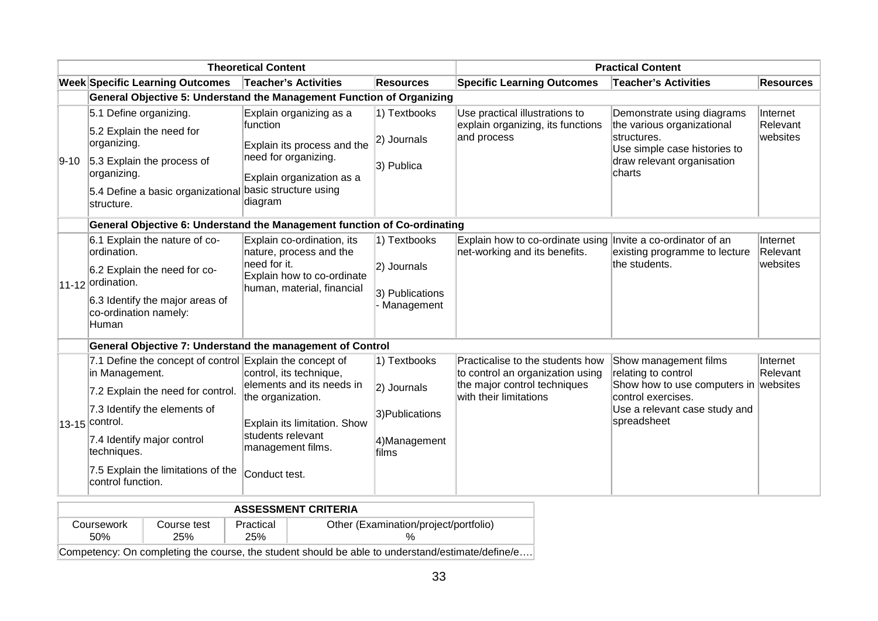| Theoretical Content | | | | Practical Content | | |
|---|---|---|---|---|---|---|
| **Week** | **Specific Learning Outcomes** | **Teacher's Activities** | **Resources** | **Specific Learning Outcomes** | **Teacher's Activities** | **Resources** |
| | **General Objective 5: Understand the Management Function of Organizing** | | | | | |
| 9-10 | 5.1 Define organizing.<br>5.2 Explain the need for organizing.<br>5.3 Explain the process of organizing.<br>5.4 Define a basic organizational structure. | Explain organizing as a function<br>Explain its process and the need for organizing.<br>Explain organization as a basic structure using diagram | 1) Textbooks<br>2) Journals<br>3) Publica | Use practical illustrations to explain organizing, its functions and process | Demonstrate using diagrams the various organizational structures.<br>Use simple case histories to draw relevant organisation charts | Internet Relevant websites |
| | **General Objective 6: Understand the Management function of Co-ordinating** | | | | | |
| 11-12 | 6.1 Explain the nature of co-ordination.<br>6.2 Explain the need for co-ordination.<br>6.3 Identify the major areas of co-ordination namely: Human | Explain co-ordination, its nature, process and the need for it.<br>Explain how to co-ordinate human, material, financial | 1) Textbooks<br>2) Journals<br>3) Publications - Management | Explain how to co-ordinate using net-working and its benefits. | Invite a co-ordinator of an existing programme to lecture the students. | Internet Relevant websites |
| | **General Objective 7: Understand the management of Control** | | | | | |
| 13-15 | 7.1 Define the concept of control in Management.<br>7.2 Explain the need for control.<br>7.3 Identify the elements of control.<br>7.4 Identify major control techniques.<br>7.5 Explain the limitations of the control function. | Explain the concept of control, its technique, elements and its needs in the organization.<br>Explain its limitation. Show students relevant management films.<br>Conduct test. | 1) Textbooks<br>2) Journals<br>3)Publications<br>4)Management films | Practicalise to the students how to control an organization using the major control techniques with their limitations | Show management films relating to control<br>Show how to use computers in control exercises.<br>Use a relevant case study and spreadsheet | Internet Relevant websites |

| ASSESSMENT CRITERIA | | | |
|---|---|---|---|
| Coursework 50% | Course test 25% | Practical 25% | Other (Examination/project/portfolio) % |
| Competency: On completing the course, the student should be able to understand/estimate/define/e…. | | | |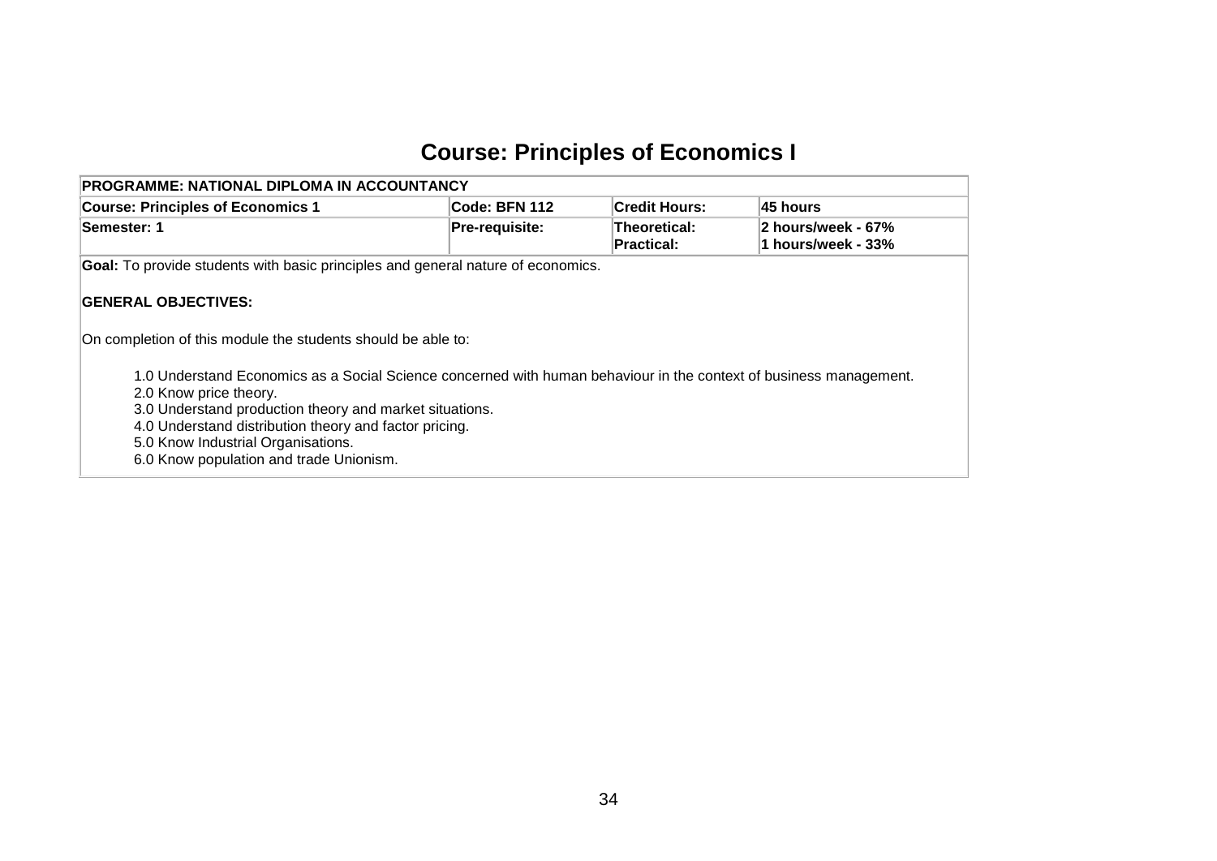# Course: Principles of Economics I

| PROGRAMME: NATIONAL DIPLOMA IN ACCOUNTANCY | | | |
|---|---|---|---|
| **Course: Principles of Economics 1** | **Code: BFN 112** | **Credit Hours:** | **45 hours** |
| **Semester: 1** | **Pre-requisite:** | **Theoretical:**<br>**Practical:** | **2 hours/week - 67%**<br>**1 hours/week - 33%** |

**Goal:** To provide students with basic principles and general nature of economics.

**GENERAL OBJECTIVES:**

On completion of this module the students should be able to:

1.0 Understand Economics as a Social Science concerned with human behaviour in the context of business management.
2.0 Know price theory.
3.0 Understand production theory and market situations.
4.0 Understand distribution theory and factor pricing.
5.0 Know Industrial Organisations.
6.0 Know population and trade Unionism.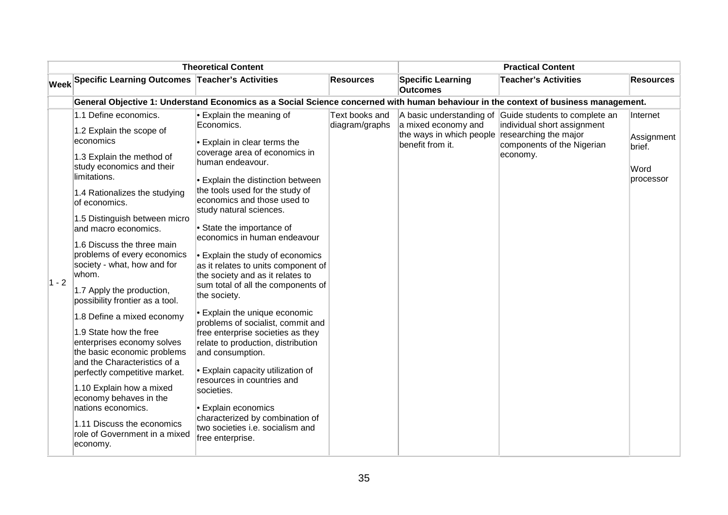| | Theoretical Content | | | Practical Content | | |
|---|---|---|---|---|---|---|
| **Week** | **Specific Learning Outcomes** | **Teacher's Activities** | **Resources** | **Specific Learning Outcomes** | **Teacher's Activities** | **Resources** |
| | **General Objective 1: Understand Economics as a Social Science concerned with human behaviour in the context of business management.** | | | | | |
| 1 - 2 | 1.1 Define economics.<br><br>1.2 Explain the scope of economics<br><br>1.3 Explain the method of study economics and their limitations.<br><br>1.4 Rationalizes the studying of economics.<br><br>1.5 Distinguish between micro and macro economics.<br><br>1.6 Discuss the three main problems of every economics society - what, how and for whom.<br><br>1.7 Apply the production, possibility frontier as a tool.<br><br>1.8 Define a mixed economy<br><br>1.9 State how the free enterprises economy solves the basic economic problems and the Characteristics of a perfectly competitive market.<br><br>1.10 Explain how a mixed economy behaves in the nations economics.<br><br>1.11 Discuss the economics role of Government in a mixed economy. | • Explain the meaning of Economics.<br><br>• Explain in clear terms the coverage area of economics in human endeavour.<br><br>• Explain the distinction between the tools used for the study of economics and those used to study natural sciences.<br><br>• State the importance of economics in human endeavour<br><br>• Explain the study of economics as it relates to units component of the society and as it relates to sum total of all the components of the society.<br><br>• Explain the unique economic problems of socialist, commit and free enterprise societies as they relate to production, distribution and consumption.<br><br>• Explain capacity utilization of resources in countries and societies.<br><br>• Explain economics characterized by combination of two societies i.e. socialism and free enterprise. | Text books and diagram/graphs | A basic understanding of a mixed economy and the ways in which people benefit from it. | Guide students to complete an individual short assignment researching the major components of the Nigerian economy. | Internet<br><br>Assignment brief.<br><br>Word processor |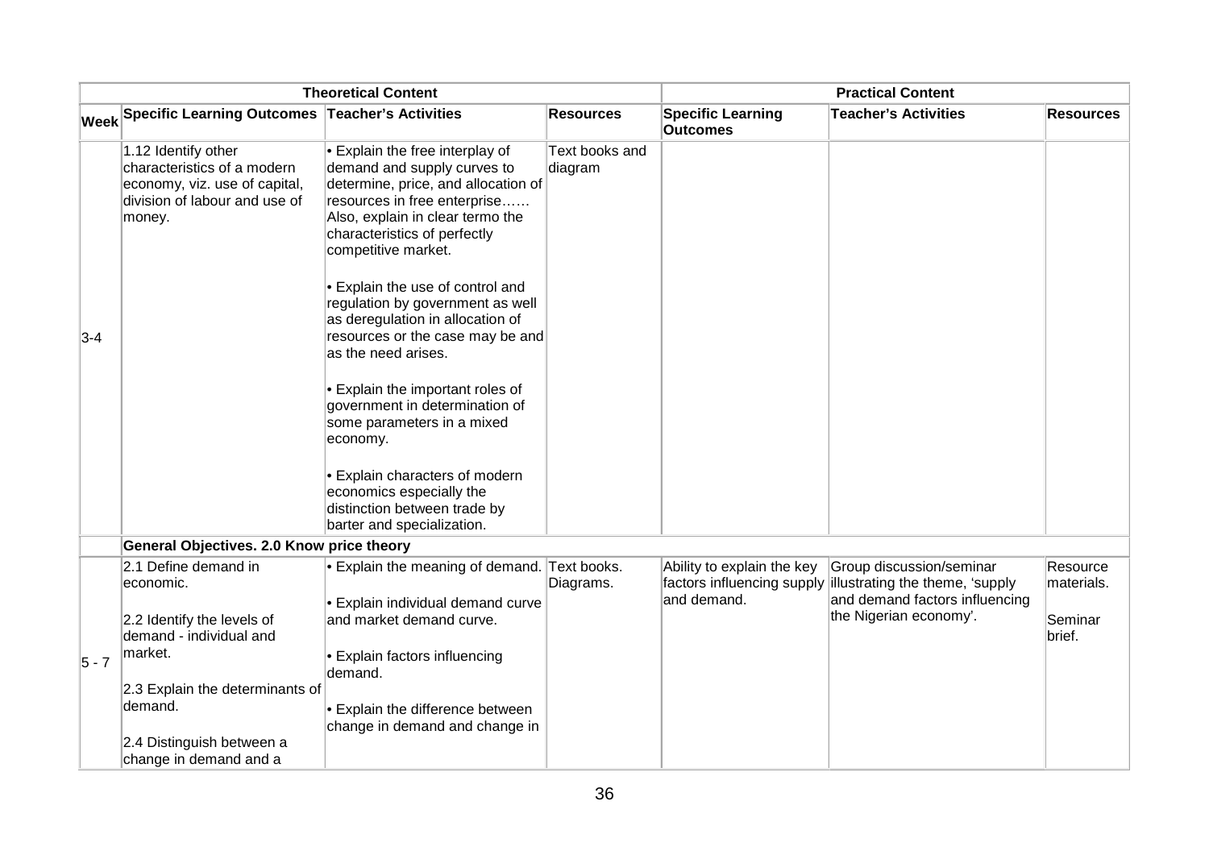| Theoretical Content | | | | Practical Content | | |
|---|---|---|---|---|---|---|
| **Week** | **Specific Learning Outcomes** | **Teacher's Activities** | **Resources** | **Specific Learning Outcomes** | **Teacher's Activities** | **Resources** |
| 3-4 | 1.12 Identify other characteristics of a modern economy, viz. use of capital, division of labour and use of money. | • Explain the free interplay of demand and supply curves to determine, price, and allocation of resources in free enterprise…… Also, explain in clear termo the characteristics of perfectly competitive market.<br><br>• Explain the use of control and regulation by government as well as deregulation in allocation of resources or the case may be and as the need arises.<br><br>• Explain the important roles of government in determination of some parameters in a mixed economy.<br><br>• Explain characters of modern economics especially the distinction between trade by barter and specialization. | Text books and diagram | | | |
| | **General Objectives. 2.0 Know price theory** | | | | | |
| 5 - 7 | 2.1 Define demand in economic.<br><br>2.2 Identify the levels of demand - individual and market.<br><br>2.3 Explain the determinants of demand.<br><br>2.4 Distinguish between a change in demand and a | • Explain the meaning of demand.<br><br>• Explain individual demand curve and market demand curve.<br><br>• Explain factors influencing demand.<br><br>• Explain the difference between change in demand and change in | Text books. Diagrams. | Ability to explain the key factors influencing supply and demand. | Group discussion/seminar illustrating the theme, 'supply and demand factors influencing the Nigerian economy'. | Resource materials.<br><br>Seminar brief. |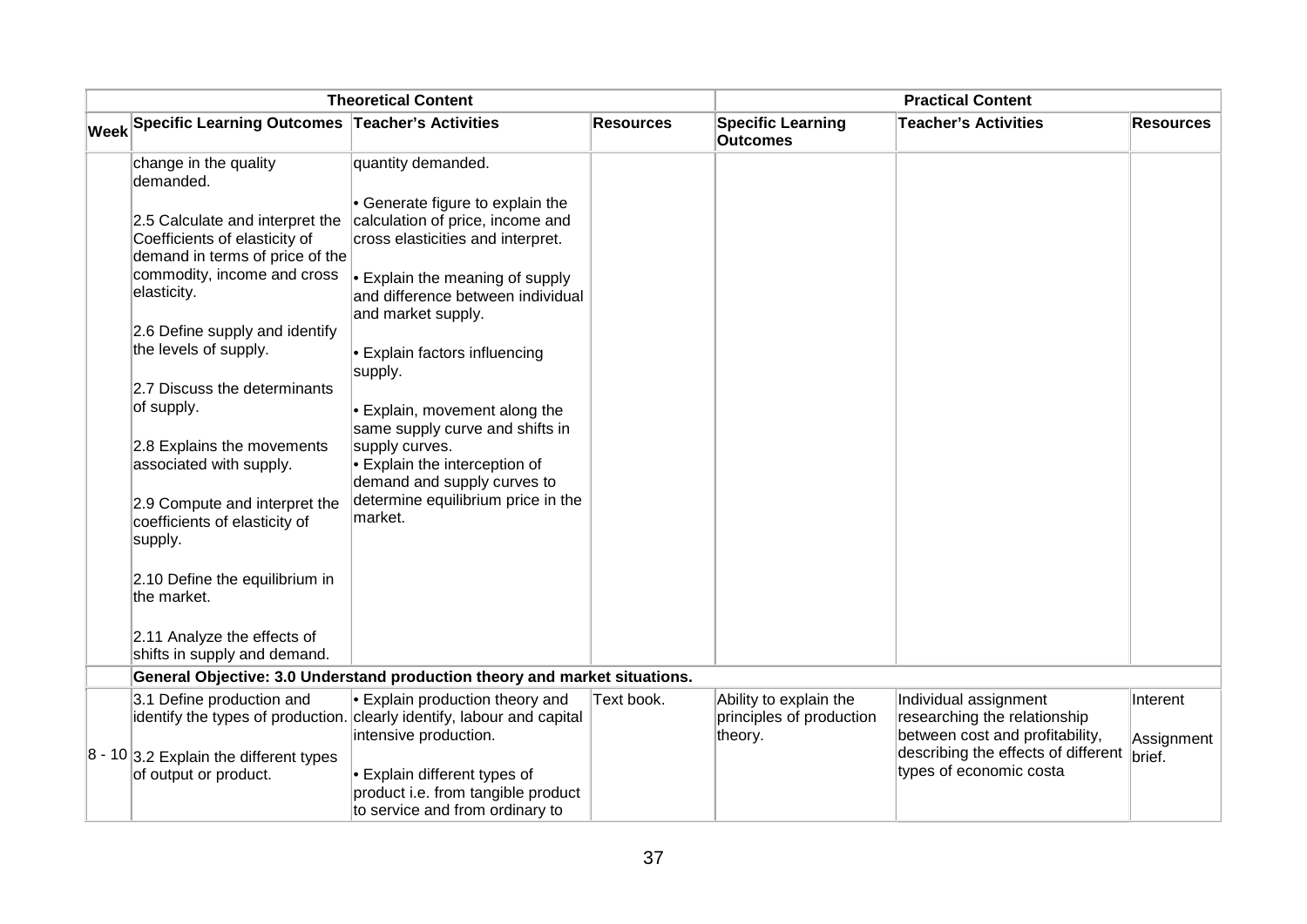| Theoretical Content | | | | Practical Content | | |
|---|---|---|---|---|---|---|
| Week | Specific Learning Outcomes | Teacher's Activities | Resources | Specific Learning Outcomes | Teacher's Activities | Resources |
| | change in the quality demanded.<br><br>2.5 Calculate and interpret the Coefficients of elasticity of demand in terms of price of the commodity, income and cross elasticity.<br><br>2.6 Define supply and identify the levels of supply.<br><br>2.7 Discuss the determinants of supply.<br><br>2.8 Explains the movements associated with supply.<br><br>2.9 Compute and interpret the coefficients of elasticity of supply.<br><br>2.10 Define the equilibrium in the market.<br><br>2.11 Analyze the effects of shifts in supply and demand. | quantity demanded.<br><br>• Generate figure to explain the calculation of price, income and cross elasticities and interpret.<br><br>• Explain the meaning of supply and difference between individual and market supply.<br><br>• Explain factors influencing supply.<br><br>• Explain, movement along the same supply curve and shifts in supply curves.<br>• Explain the interception of demand and supply curves to determine equilibrium price in the market. | | | | |
| | **General Objective: 3.0 Understand production theory and market situations.** | | | | | |
| 8 - 10 | 3.1 Define production and identify the types of production.<br><br>3.2 Explain the different types of output or product. | • Explain production theory and clearly identify, labour and capital intensive production.<br><br>• Explain different types of product i.e. from tangible product to service and from ordinary to | Text book. | Ability to explain the principles of production theory. | Individual assignment researching the relationship between cost and profitability, describing the effects of different types of economic costa | Interent<br><br>Assignment brief. |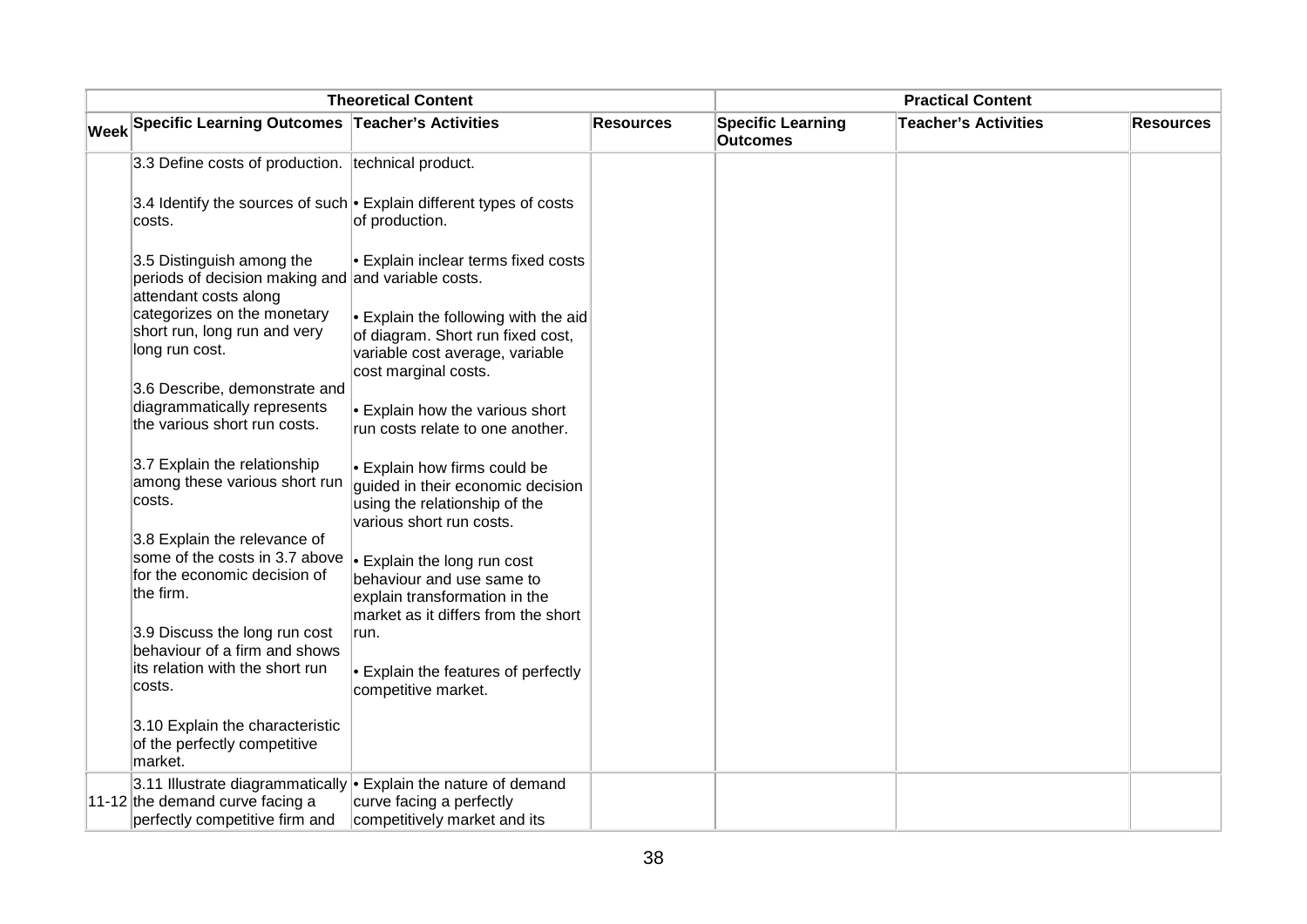| Theoretical Content | | | | Practical Content | | |
|---|---|---|---|---|---|---|
| **Week** | **Specific Learning Outcomes** | **Teacher's Activities** | **Resources** | **Specific Learning Outcomes** | **Teacher's Activities** | **Resources** |
| | 3.3 Define costs of production.<br><br>3.4 Identify the sources of such costs.<br><br>3.5 Distinguish among the periods of decision making and attendant costs along categorizes on the monetary short run, long run and very long run cost.<br><br>3.6 Describe, demonstrate and diagrammatically represents the various short run costs.<br><br>3.7 Explain the relationship among these various short run costs.<br><br>3.8 Explain the relevance of some of the costs in 3.7 above for the economic decision of the firm.<br><br>3.9 Discuss the long run cost behaviour of a firm and shows its relation with the short run costs.<br><br>3.10 Explain the characteristic of the perfectly competitive market. | technical product.<br><br>• Explain different types of costs of production.<br><br>• Explain inclear terms fixed costs and variable costs.<br><br>• Explain the following with the aid of diagram. Short run fixed cost, variable cost average, variable cost marginal costs.<br><br>• Explain how the various short run costs relate to one another.<br><br>• Explain how firms could be guided in their economic decision using the relationship of the various short run costs.<br><br>• Explain the long run cost behaviour and use same to explain transformation in the market as it differs from the short run.<br><br>• Explain the features of perfectly competitive market. | | | | |
| 11-12 | 3.11 Illustrate diagrammatically the demand curve facing a perfectly competitive firm and | • Explain the nature of demand curve facing a perfectly competitively market and its | | | | |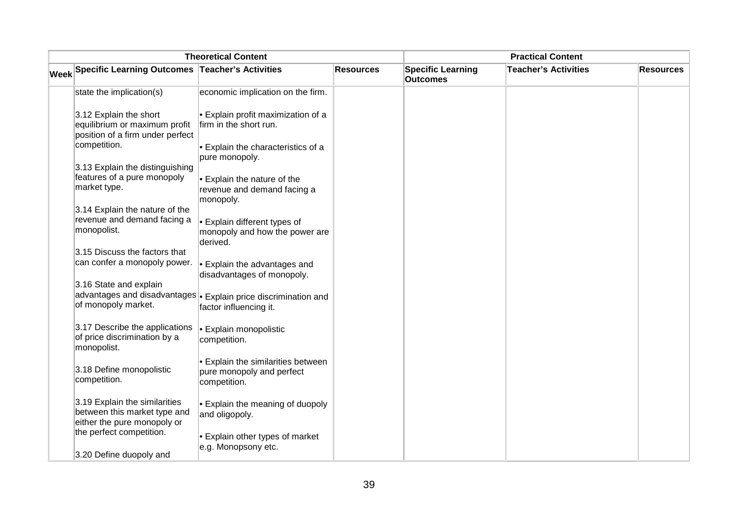| | Theoretical Content | | | Practical Content | | |
|---|---|---|---|---|---|---|
| Week | Specific Learning Outcomes | Teacher's Activities | Resources | Specific Learning Outcomes | Teacher's Activities | Resources |
| | state the implication(s)<br><br>3.12 Explain the short equilibrium or maximum profit position of a firm under perfect competition.<br><br>3.13 Explain the distinguishing features of a pure monopoly market type.<br><br>3.14 Explain the nature of the revenue and demand facing a monopolist.<br><br>3.15 Discuss the factors that can confer a monopoly power.<br><br>3.16 State and explain advantages and disadvantages of monopoly market.<br><br>3.17 Describe the applications of price discrimination by a monopolist.<br><br>3.18 Define monopolistic competition.<br><br>3.19 Explain the similarities between this market type and either the pure monopoly or the perfect competition.<br><br>3.20 Define duopoly and | economic implication on the firm.<br><br>• Explain profit maximization of a firm in the short run.<br><br>• Explain the characteristics of a pure monopoly.<br><br>• Explain the nature of the revenue and demand facing a monopoly.<br><br>• Explain different types of monopoly and how the power are derived.<br><br>• Explain the advantages and disadvantages of monopoly.<br><br>• Explain price discrimination and factor influencing it.<br><br>• Explain monopolistic competition.<br><br>• Explain the similarities between pure monopoly and perfect competition.<br><br>• Explain the meaning of duopoly and oligopoly.<br><br>• Explain other types of market e.g. Monopsony etc. | | | | |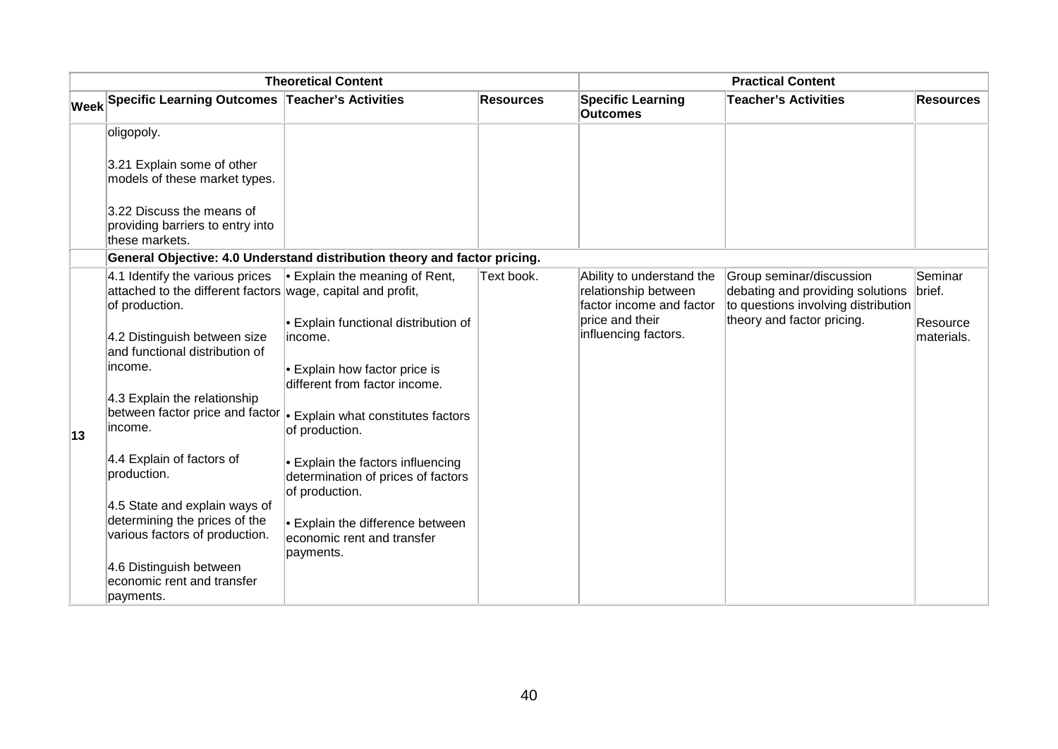| Theoretical Content | | | | Practical Content | | |
|---|---|---|---|---|---|---|
| **Week** | **Specific Learning Outcomes** | **Teacher's Activities** | **Resources** | **Specific Learning Outcomes** | **Teacher's Activities** | **Resources** |
| | oligopoly.<br><br>3.21 Explain some of other models of these market types.<br><br>3.22 Discuss the means of providing barriers to entry into these markets. | | | | | |
| | **General Objective: 4.0 Understand distribution theory and factor pricing.** | | | | | |
| **13** | 4.1 Identify the various prices attached to the different factors of production.<br><br>4.2 Distinguish between size and functional distribution of income.<br><br>4.3 Explain the relationship between factor price and factor income.<br><br>4.4 Explain of factors of production.<br><br>4.5 State and explain ways of determining the prices of the various factors of production.<br><br>4.6 Distinguish between economic rent and transfer payments. | • Explain the meaning of Rent, wage, capital and profit,<br><br>• Explain functional distribution of income.<br><br>• Explain how factor price is different from factor income.<br><br>• Explain what constitutes factors of production.<br><br>• Explain the factors influencing determination of prices of factors of production.<br><br>• Explain the difference between economic rent and transfer payments. | Text book. | Ability to understand the relationship between factor income and factor price and their influencing factors. | Group seminar/discussion debating and providing solutions to questions involving distribution theory and factor pricing. | Seminar brief.<br><br>Resource materials. |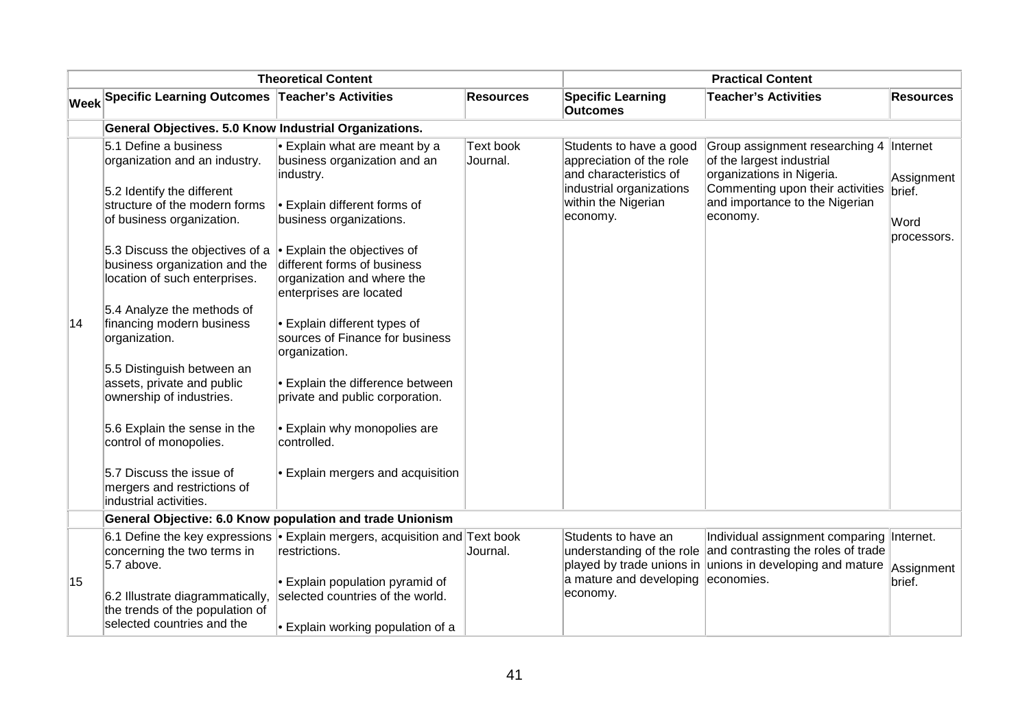| | Theoretical Content | | | Practical Content | | |
|---|---|---|---|---|---|---|
| Week | Specific Learning Outcomes | Teacher's Activities | Resources | Specific Learning Outcomes | Teacher's Activities | Resources |
| | **General Objectives. 5.0 Know Industrial Organizations.** | | | | | |
| 14 | 5.1 Define a business organization and an industry.<br><br>5.2 Identify the different structure of the modern forms of business organization.<br><br>5.3 Discuss the objectives of a business organization and the location of such enterprises.<br><br>5.4 Analyze the methods of financing modern business organization.<br><br>5.5 Distinguish between an assets, private and public ownership of industries.<br><br>5.6 Explain the sense in the control of monopolies.<br><br>5.7 Discuss the issue of mergers and restrictions of industrial activities. | • Explain what are meant by a business organization and an industry.<br><br>• Explain different forms of business organizations.<br><br>• Explain the objectives of different forms of business organization and where the enterprises are located<br><br>• Explain different types of sources of Finance for business organization.<br><br>• Explain the difference between private and public corporation.<br><br>• Explain why monopolies are controlled.<br><br>• Explain mergers and acquisition | Text book Journal. | Students to have a good appreciation of the role and characteristics of industrial organizations within the Nigerian economy. | Group assignment researching 4 of the largest industrial organizations in Nigeria. Commenting upon their activities and importance to the Nigerian economy. | Internet<br><br>Assignment brief.<br><br>Word processors. |
| | **General Objective: 6.0 Know population and trade Unionism** | | | | | |
| 15 | 6.1 Define the key expressions concerning the two terms in 5.7 above.<br><br>6.2 Illustrate diagrammatically, the trends of the population of selected countries and the | • Explain mergers, acquisition and restrictions.<br><br>• Explain population pyramid of selected countries of the world.<br><br>• Explain working population of a | Text book Journal. | Students to have an understanding of the role played by trade unions in a mature and developing economy. | Individual assignment comparing and contrasting the roles of trade unions in developing and mature economies. | Internet.<br><br>Assignment brief. |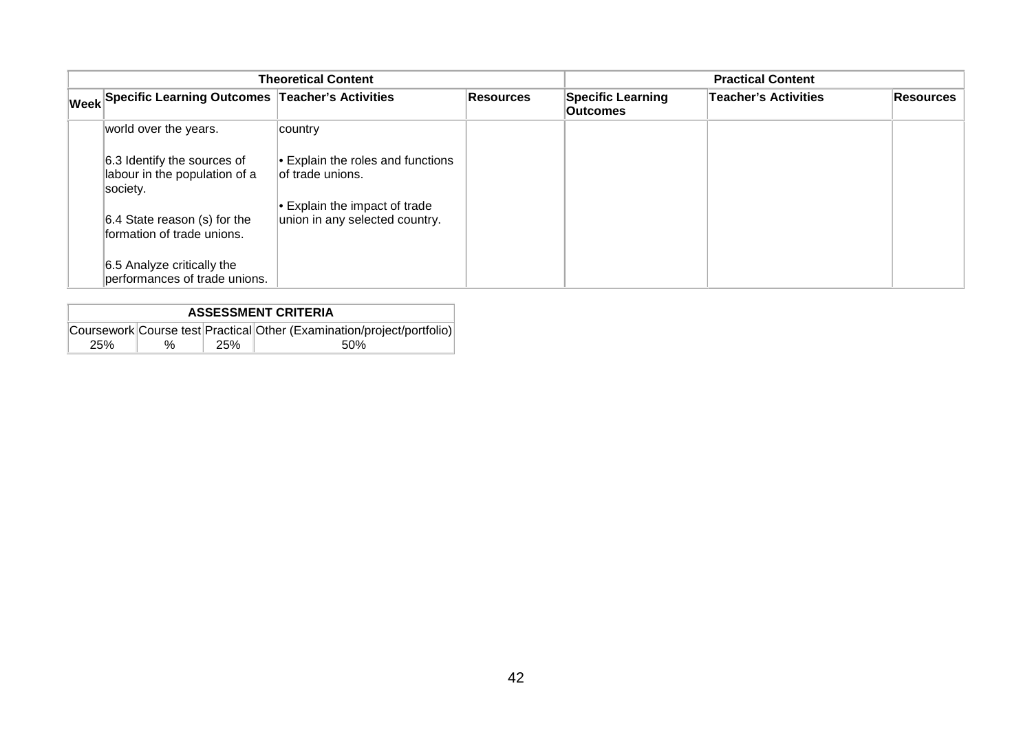| Theoretical Content | | | | Practical Content | | |
|---|---|---|---|---|---|---|
| Week | Specific Learning Outcomes | Teacher's Activities | Resources | Specific Learning Outcomes | Teacher's Activities | Resources |
| | world over the years.<br><br>6.3 Identify the sources of labour in the population of a society.<br><br>6.4 State reason (s) for the formation of trade unions.<br><br>6.5 Analyze critically the performances of trade unions. | country<br><br>• Explain the roles and functions of trade unions.<br><br>• Explain the impact of trade union in any selected country. | | | | |

| ASSESSMENT CRITERIA | | | |
|---|---|---|---|
| Coursework | Course test | Practical | Other (Examination/project/portfolio) |
| 25% | % | 25% | 50% |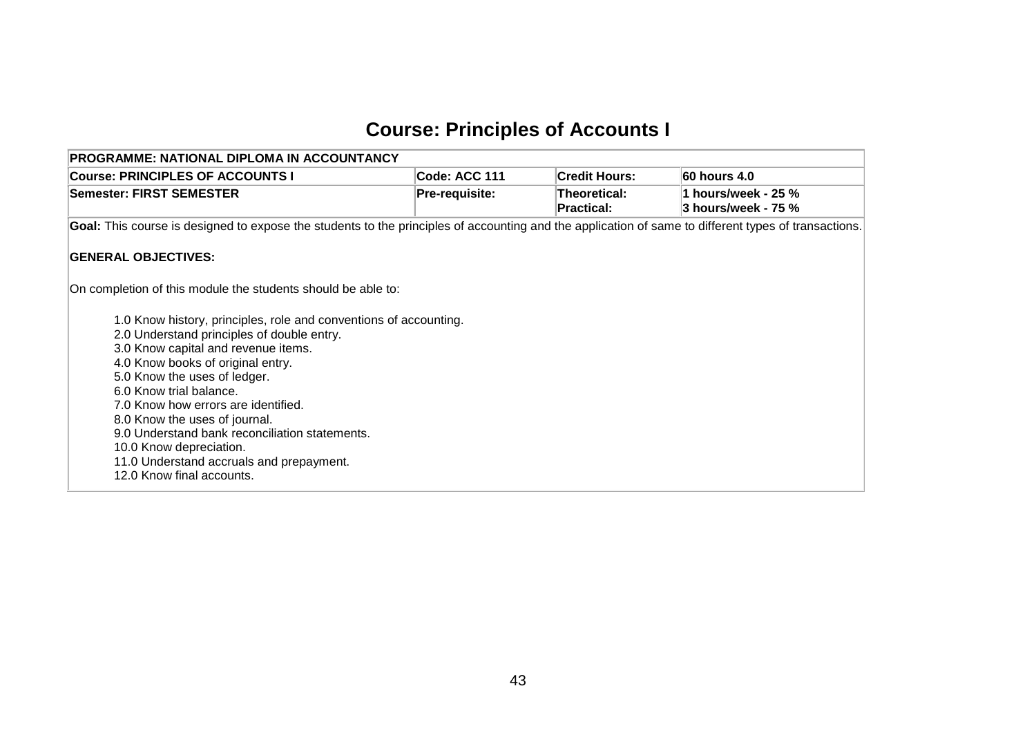# Course: Principles of Accounts I

| PROGRAMME: NATIONAL DIPLOMA IN ACCOUNTANCY | | | |
|---|---|---|---|
| **Course: PRINCIPLES OF ACCOUNTS I** | **Code: ACC 111** | **Credit Hours:** | **60 hours 4.0** |
| **Semester: FIRST SEMESTER** | **Pre-requisite:** | **Theoretical:**<br>**Practical:** | **1 hours/week - 25 %**<br>**3 hours/week - 75 %** |

**Goal:** This course is designed to expose the students to the principles of accounting and the application of same to different types of transactions.

**GENERAL OBJECTIVES:**

On completion of this module the students should be able to:

- 1.0 Know history, principles, role and conventions of accounting.
- 2.0 Understand principles of double entry.
- 3.0 Know capital and revenue items.
- 4.0 Know books of original entry.
- 5.0 Know the uses of ledger.
- 6.0 Know trial balance.
- 7.0 Know how errors are identified.
- 8.0 Know the uses of journal.
- 9.0 Understand bank reconciliation statements.
- 10.0 Know depreciation.
- 11.0 Understand accruals and prepayment.
- 12.0 Know final accounts.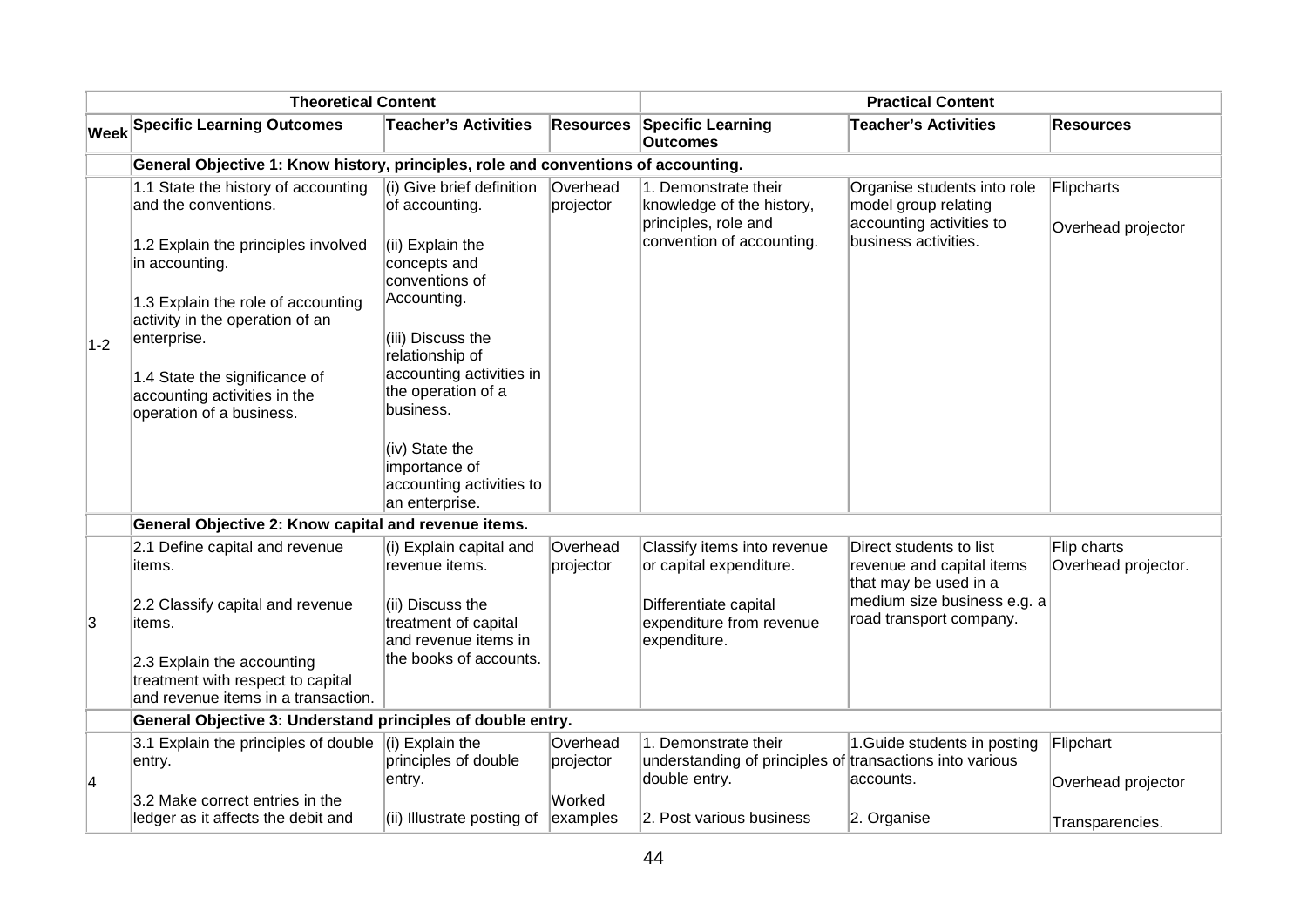| Theoretical Content | | | | Practical Content | | |
|---|---|---|---|---|---|---|
| Week | Specific Learning Outcomes | Teacher's Activities | Resources | Specific Learning Outcomes | Teacher's Activities | Resources |
| | **General Objective 1: Know history, principles, role and conventions of accounting.** | | | | | |
| 1-2 | 1.1 State the history of accounting and the conventions.<br><br>1.2 Explain the principles involved in accounting.<br><br>1.3 Explain the role of accounting activity in the operation of an enterprise.<br><br>1.4 State the significance of accounting activities in the operation of a business. | (i) Give brief definition of accounting.<br><br>(ii) Explain the concepts and conventions of Accounting.<br><br>(iii) Discuss the relationship of accounting activities in the operation of a business.<br><br>(iv) State the importance of accounting activities to an enterprise. | Overhead projector | 1. Demonstrate their knowledge of the history, principles, role and convention of accounting. | Organise students into role model group relating accounting activities to business activities. | Flipcharts<br><br>Overhead projector |
| | **General Objective 2: Know capital and revenue items.** | | | | | |
| 3 | 2.1 Define capital and revenue items.<br><br>2.2 Classify capital and revenue items.<br><br>2.3 Explain the accounting treatment with respect to capital and revenue items in a transaction. | (i) Explain capital and revenue items.<br><br>(ii) Discuss the treatment of capital and revenue items in the books of accounts. | Overhead projector | Classify items into revenue or capital expenditure.<br><br>Differentiate capital expenditure from revenue expenditure. | Direct students to list revenue and capital items that may be used in a medium size business e.g. a road transport company. | Flip charts<br>Overhead projector. |
| | **General Objective 3: Understand principles of double entry.** | | | | | |
| 4 | 3.1 Explain the principles of double entry.<br><br>3.2 Make correct entries in the ledger as it affects the debit and | (i) Explain the principles of double entry.<br><br>(ii) Illustrate posting of | Overhead projector<br><br>Worked examples | 1. Demonstrate their understanding of principles of double entry.<br><br>2. Post various business | 1.Guide students in posting transactions into various accounts.<br><br>2. Organise | Flipchart<br><br>Overhead projector<br><br>Transparencies. |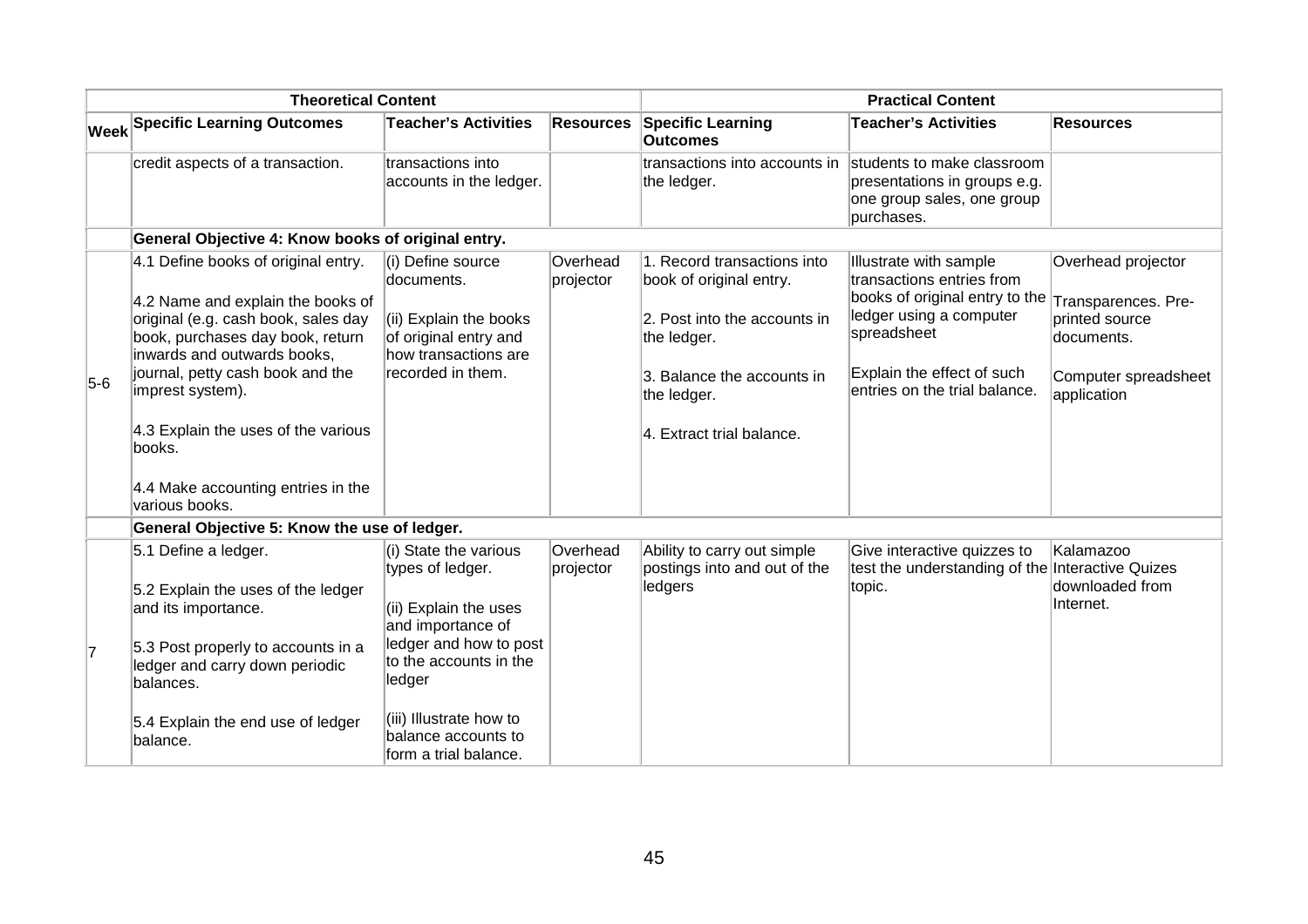| Theoretical Content | | | | Practical Content | | |
|---|---|---|---|---|---|---|
| Week | Specific Learning Outcomes | Teacher's Activities | Resources | Specific Learning Outcomes | Teacher's Activities | Resources |
| | credit aspects of a transaction. | transactions into accounts in the ledger. | | transactions into accounts in the ledger. | students to make classroom presentations in groups e.g. one group sales, one group purchases. | |
| | **General Objective 4: Know books of original entry.** | | | | | |
| 5-6 | 4.1 Define books of original entry.<br><br>4.2 Name and explain the books of original (e.g. cash book, sales day book, purchases day book, return inwards and outwards books, journal, petty cash book and the imprest system).<br><br>4.3 Explain the uses of the various books.<br><br>4.4 Make accounting entries in the various books. | (i) Define source documents.<br><br>(ii) Explain the books of original entry and how transactions are recorded in them. | Overhead projector | 1. Record transactions into book of original entry.<br><br>2. Post into the accounts in the ledger.<br><br>3. Balance the accounts in the ledger.<br><br>4. Extract trial balance. | Illustrate with sample transactions entries from books of original entry to the ledger using a computer spreadsheet<br><br>Explain the effect of such entries on the trial balance. | Overhead projector<br><br>Transparences. Pre-printed source documents.<br><br>Computer spreadsheet application |
| | **General Objective 5: Know the use of ledger.** | | | | | |
| 7 | 5.1 Define a ledger.<br><br>5.2 Explain the uses of the ledger and its importance.<br><br>5.3 Post properly to accounts in a ledger and carry down periodic balances.<br><br>5.4 Explain the end use of ledger balance. | (i) State the various types of ledger.<br><br>(ii) Explain the uses and importance of ledger and how to post to the accounts in the ledger<br><br>(iii) Illustrate how to balance accounts to form a trial balance. | Overhead projector | Ability to carry out simple postings into and out of the ledgers | Give interactive quizzes to test the understanding of the topic. | Kalamazoo Interactive Quizes downloaded from Internet. |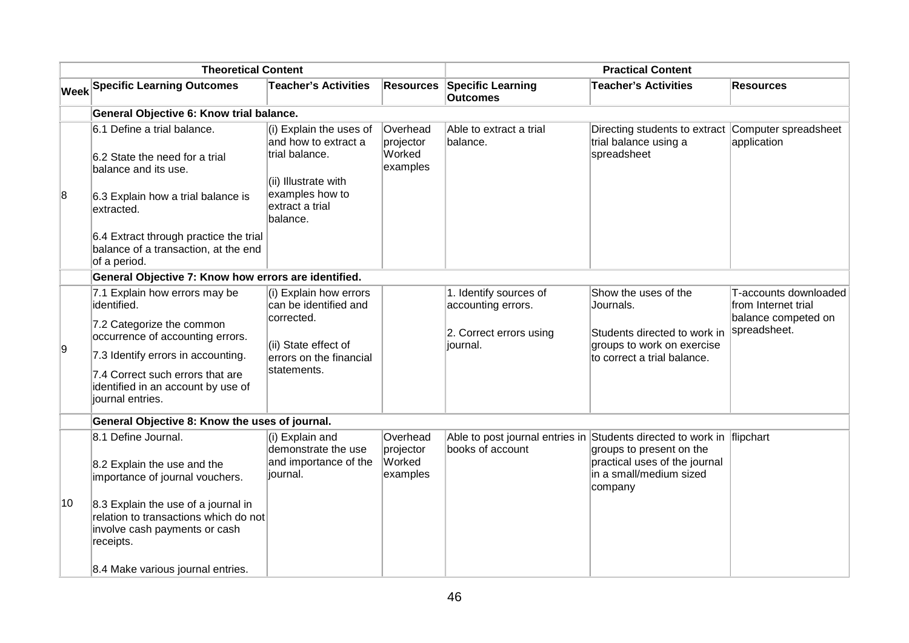| Theoretical Content | | | | Practical Content | | |
|---|---|---|---|---|---|---|
| **Week** | **Specific Learning Outcomes** | **Teacher's Activities** | **Resources** | **Specific Learning Outcomes** | **Teacher's Activities** | **Resources** |
| | **General Objective 6: Know trial balance.** | | | | | |
| 8 | 6.1 Define a trial balance.<br><br>6.2 State the need for a trial balance and its use.<br><br>6.3 Explain how a trial balance is extracted.<br><br>6.4 Extract through practice the trial balance of a transaction, at the end of a period. | (i) Explain the uses of and how to extract a trial balance.<br><br>(ii) Illustrate with examples how to extract a trial balance. | Overhead projector Worked examples | Able to extract a trial balance. | Directing students to extract trial balance using a spreadsheet | Computer spreadsheet application |
| | **General Objective 7: Know how errors are identified.** | | | | | |
| 9 | 7.1 Explain how errors may be identified.<br><br>7.2 Categorize the common occurrence of accounting errors.<br><br>7.3 Identify errors in accounting.<br><br>7.4 Correct such errors that are identified in an account by use of journal entries. | (i) Explain how errors can be identified and corrected.<br><br>(ii) State effect of errors on the financial statements. | | 1. Identify sources of accounting errors.<br><br>2. Correct errors using journal. | Show the uses of the Journals.<br><br>Students directed to work in groups to work on exercise to correct a trial balance. | T-accounts downloaded from Internet trial balance competed on spreadsheet. |
| | **General Objective 8: Know the uses of journal.** | | | | | |
| 10 | 8.1 Define Journal.<br><br>8.2 Explain the use and the importance of journal vouchers.<br><br>8.3 Explain the use of a journal in relation to transactions which do not involve cash payments or cash receipts.<br><br>8.4 Make various journal entries. | (i) Explain and demonstrate the use and importance of the journal. | Overhead projector Worked examples | Able to post journal entries in books of account | Students directed to work in groups to present on the practical uses of the journal in a small/medium sized company | flipchart |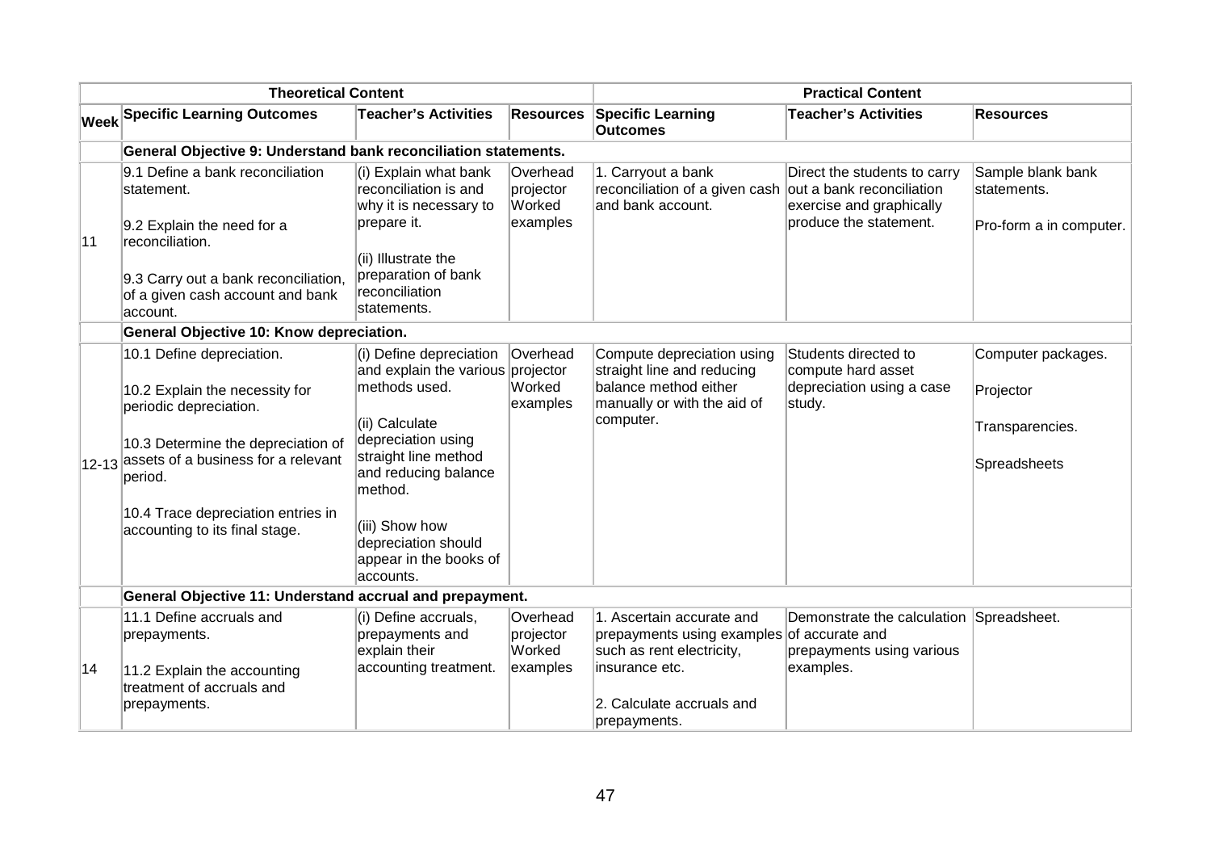| | Theoretical Content | | | Practical Content | | |
|---|---|---|---|---|---|---|
| **Week** | **Specific Learning Outcomes** | **Teacher's Activities** | **Resources** | **Specific Learning Outcomes** | **Teacher's Activities** | **Resources** |
| | **General Objective 9: Understand bank reconciliation statements.** | | | | | |
| 11 | 9.1 Define a bank reconciliation statement.<br><br>9.2 Explain the need for a reconciliation.<br><br>9.3 Carry out a bank reconciliation, of a given cash account and bank account. | (i) Explain what bank reconciliation is and why it is necessary to prepare it.<br><br>(ii) Illustrate the preparation of bank reconciliation statements. | Overhead projector Worked examples | 1. Carryout a bank reconciliation of a given cash and bank account. | Direct the students to carry out a bank reconciliation exercise and graphically produce the statement. | Sample blank bank statements.<br><br>Pro-form a in computer. |
| | **General Objective 10: Know depreciation.** | | | | | |
| 12-13 | 10.1 Define depreciation.<br><br>10.2 Explain the necessity for periodic depreciation.<br><br>10.3 Determine the depreciation of assets of a business for a relevant period.<br><br>10.4 Trace depreciation entries in accounting to its final stage. | (i) Define depreciation and explain the various methods used.<br><br>(ii) Calculate depreciation using straight line method and reducing balance method.<br><br>(iii) Show how depreciation should appear in the books of accounts. | Overhead projector Worked examples | Compute depreciation using straight line and reducing balance method either manually or with the aid of computer. | Students directed to compute hard asset depreciation using a case study. | Computer packages.<br><br>Projector<br><br>Transparencies.<br><br>Spreadsheets |
| | **General Objective 11: Understand accrual and prepayment.** | | | | | |
| 14 | 11.1 Define accruals and prepayments.<br><br>11.2 Explain the accounting treatment of accruals and prepayments. | (i) Define accruals, prepayments and explain their accounting treatment. | Overhead projector Worked examples | 1. Ascertain accurate and prepayments using examples such as rent electricity, insurance etc.<br><br>2. Calculate accruals and prepayments. | Demonstrate the calculation of accurate and prepayments using various examples. | Spreadsheet. |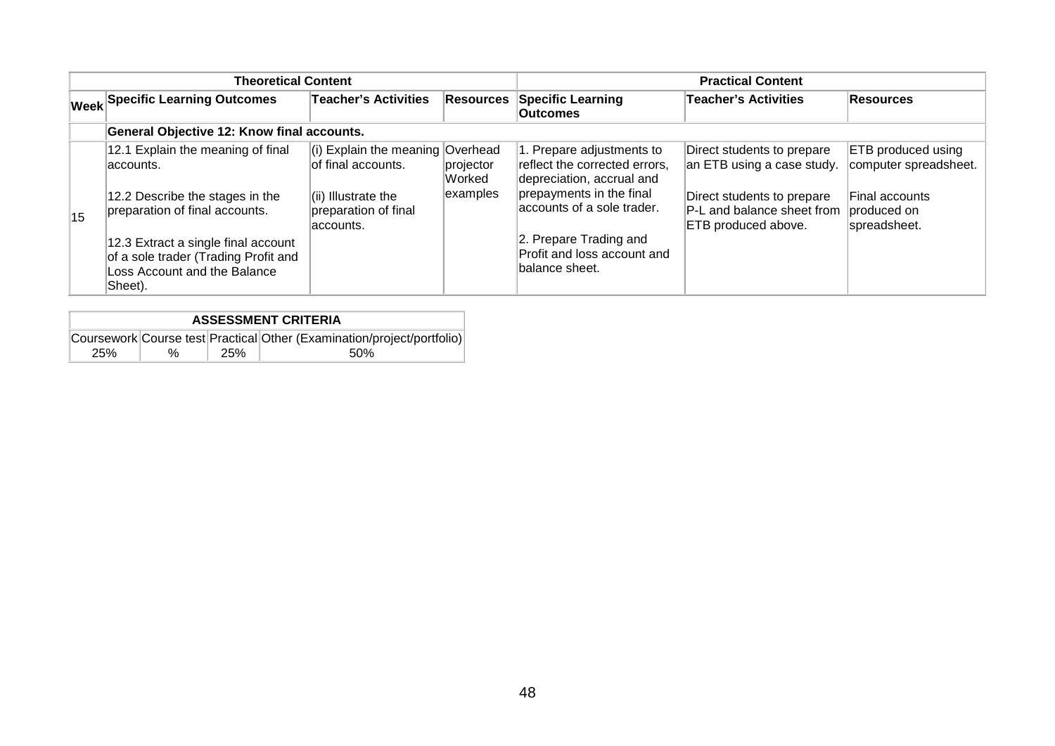| Theoretical Content | | | | Practical Content | | |
|---|---|---|---|---|---|---|
| Week | Specific Learning Outcomes | Teacher's Activities | Resources | Specific Learning Outcomes | Teacher's Activities | Resources |
| | **General Objective 12: Know final accounts.** | | | | | |
| 15 | 12.1 Explain the meaning of final accounts.<br><br>12.2 Describe the stages in the preparation of final accounts.<br><br>12.3 Extract a single final account of a sole trader (Trading Profit and Loss Account and the Balance Sheet). | (i) Explain the meaning of final accounts.<br><br>(ii) Illustrate the preparation of final accounts. | Overhead projector Worked examples | 1. Prepare adjustments to reflect the corrected errors, depreciation, accrual and prepayments in the final accounts of a sole trader.<br><br>2. Prepare Trading and Profit and loss account and balance sheet. | Direct students to prepare an ETB using a case study.<br><br>Direct students to prepare P-L and balance sheet from ETB produced above. | ETB produced using computer spreadsheet.<br><br>Final accounts produced on spreadsheet. |

| ASSESSMENT CRITERIA | | | |
|---|---|---|---|
| Coursework | Course test | Practical | Other (Examination/project/portfolio) |
| 25% | % | 25% | 50% |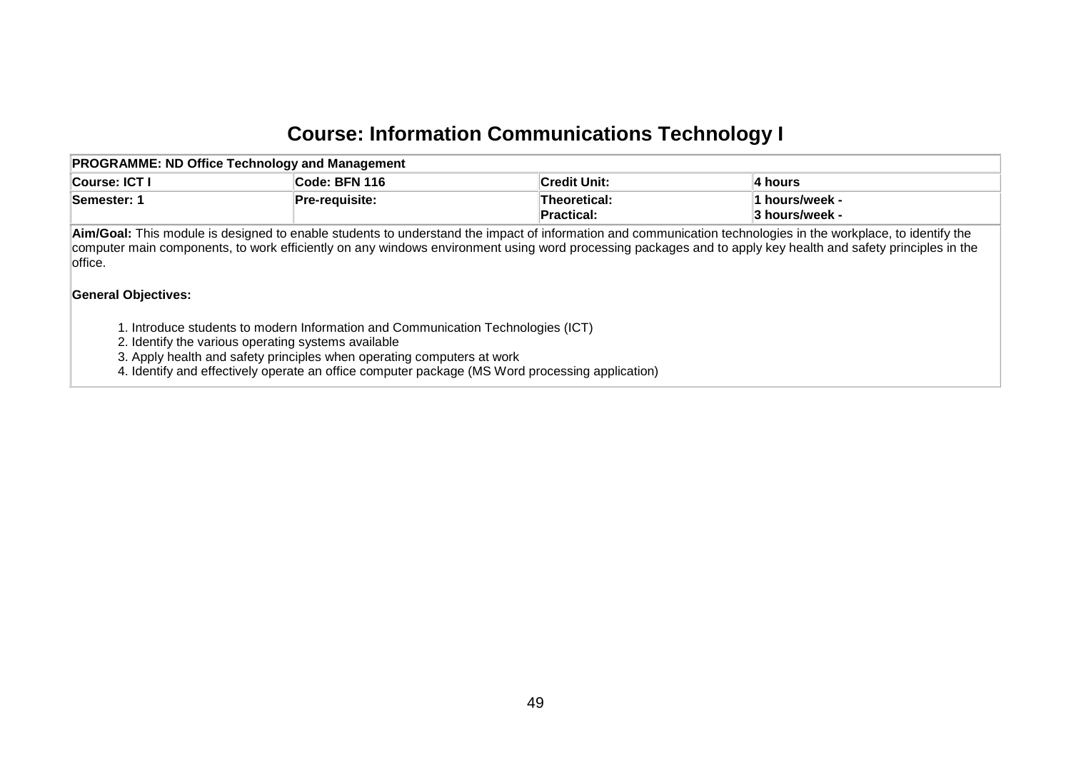# Course: Information Communications Technology I

| PROGRAMME: ND Office Technology and Management | | | |
|---|---|---|---|
| **Course: ICT I** | **Code: BFN 116** | **Credit Unit:** | **4 hours** |
| **Semester: 1** | **Pre-requisite:** | **Theoretical:**<br>**Practical:** | **1 hours/week -**<br>**3 hours/week -** |

**Aim/Goal:** This module is designed to enable students to understand the impact of information and communication technologies in the workplace, to identify the computer main components, to work efficiently on any windows environment using word processing packages and to apply key health and safety principles in the office.

**General Objectives:**

1. Introduce students to modern Information and Communication Technologies (ICT)
2. Identify the various operating systems available
3. Apply health and safety principles when operating computers at work
4. Identify and effectively operate an office computer package (MS Word processing application)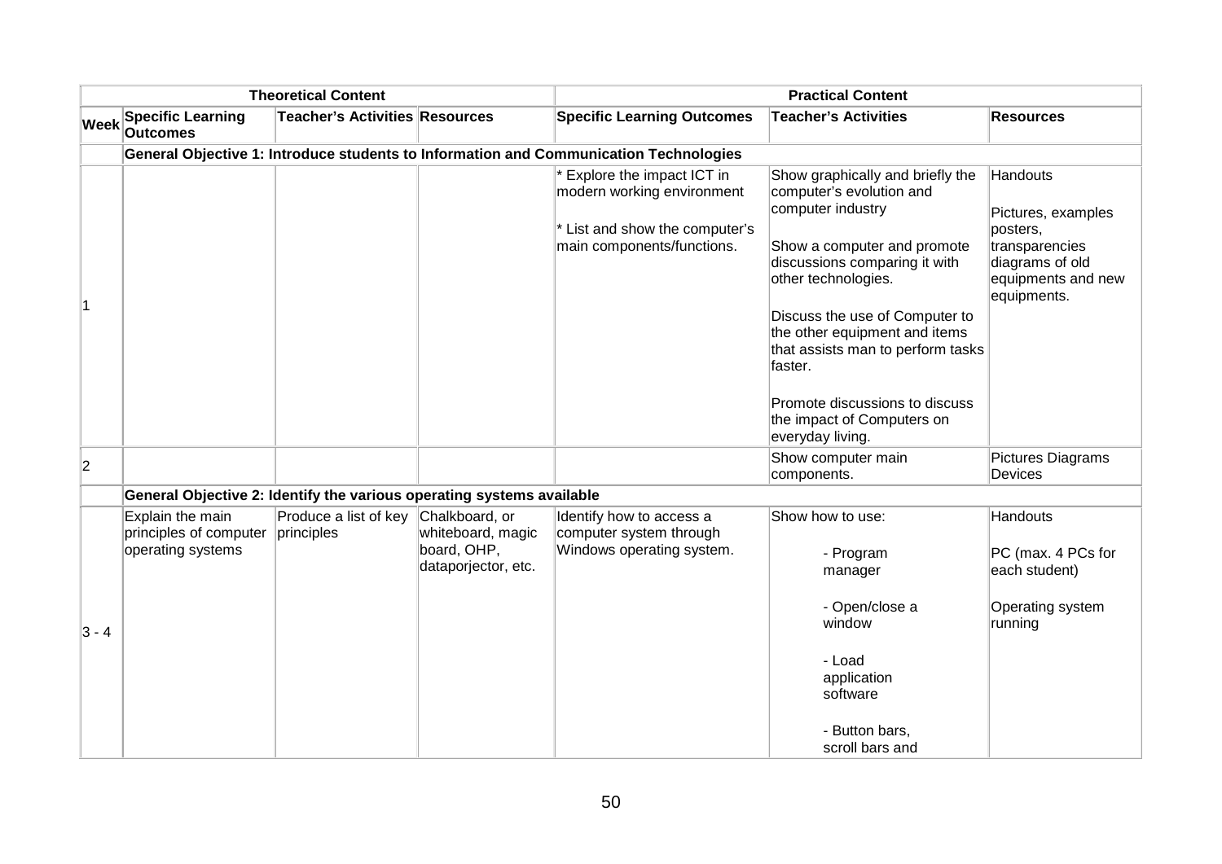| | Theoretical Content | | | Practical Content | | |
|---|---|---|---|---|---|---|
| **Week** | **Specific Learning Outcomes** | **Teacher's Activities** | **Resources** | **Specific Learning Outcomes** | **Teacher's Activities** | **Resources** |
| | **General Objective 1: Introduce students to Information and Communication Technologies** | | | | | |
| 1 | | | | * Explore the impact ICT in modern working environment<br><br>* List and show the computer's main components/functions. | Show graphically and briefly the computer's evolution and computer industry<br><br>Show a computer and promote discussions comparing it with other technologies.<br><br>Discuss the use of Computer to the other equipment and items that assists man to perform tasks faster.<br><br>Promote discussions to discuss the impact of Computers on everyday living. | Handouts<br><br>Pictures, examples posters, transparencies diagrams of old equipments and new equipments. |
| 2 | | | | | Show computer main components. | Pictures Diagrams Devices |
| | **General Objective 2: Identify the various operating systems available** | | | | | |
| 3 - 4 | Explain the main principles of computer operating systems | Produce a list of key principles | Chalkboard, or whiteboard, magic board, OHP, dataporjector, etc. | Identify how to access a computer system through Windows operating system. | Show how to use:<br><br>- Program manager<br><br>- Open/close a window<br><br>- Load application software<br><br>- Button bars, scroll bars and | Handouts<br><br>PC (max. 4 PCs for each student)<br><br>Operating system running |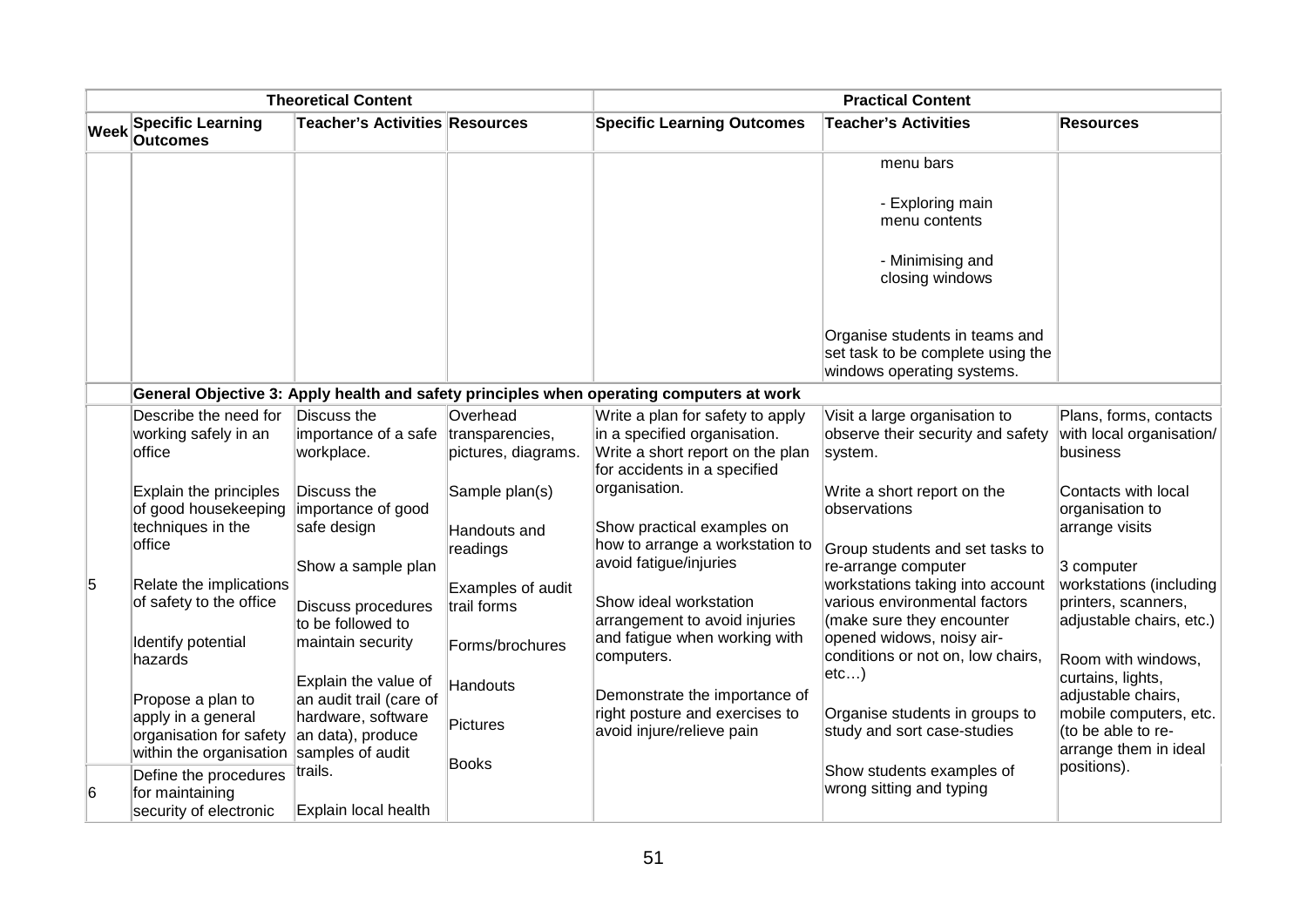| Theoretical Content | | | | Practical Content | | |
|---|---|---|---|---|---|---|
| Week | Specific Learning Outcomes | Teacher's Activities | Resources | Specific Learning Outcomes | Teacher's Activities | Resources |
| | | | | | menu bars<br><br>- Exploring main menu contents<br><br>- Minimising and closing windows<br><br>Organise students in teams and set task to be complete using the windows operating systems. | |
| | **General Objective 3: Apply health and safety principles when operating computers at work** | | | | | |
| 5 | Describe the need for working safely in an office<br><br>Explain the principles of good housekeeping techniques in the office<br><br>Relate the implications of safety to the office<br><br>Identify potential hazards<br><br>Propose a plan to apply in a general organisation for safety within the organisation | Discuss the importance of a safe workplace.<br><br>Discuss the importance of good safe design<br><br>Show a sample plan<br><br>Discuss procedures to be followed to maintain security<br><br>Explain the value of an audit trail (care of hardware, software an data), produce samples of audit trails.<br><br>Explain local health | Overhead transparencies, pictures, diagrams.<br><br>Sample plan(s)<br><br>Handouts and readings<br><br>Examples of audit trail forms<br><br>Forms/brochures<br><br>Handouts<br><br>Pictures<br><br>Books | Write a plan for safety to apply in a specified organisation. Write a short report on the plan for accidents in a specified organisation.<br><br>Show practical examples on how to arrange a workstation to avoid fatigue/injuries<br><br>Show ideal workstation arrangement to avoid injuries and fatigue when working with computers.<br><br>Demonstrate the importance of right posture and exercises to avoid injure/relieve pain | Visit a large organisation to observe their security and safety system.<br><br>Write a short report on the observations<br><br>Group students and set tasks to re-arrange computer workstations taking into account various environmental factors (make sure they encounter opened widows, noisy air-conditions or not on, low chairs, etc…)<br><br>Organise students in groups to study and sort case-studies<br><br>Show students examples of wrong sitting and typing | Plans, forms, contacts with local organisation/ business<br><br>Contacts with local organisation to arrange visits<br><br>3 computer workstations (including printers, scanners, adjustable chairs, etc.)<br><br>Room with windows, curtains, lights, adjustable chairs, mobile computers, etc. (to be able to re-arrange them in ideal positions). |
| 6 | Define the procedures for maintaining security of electronic | | | | | |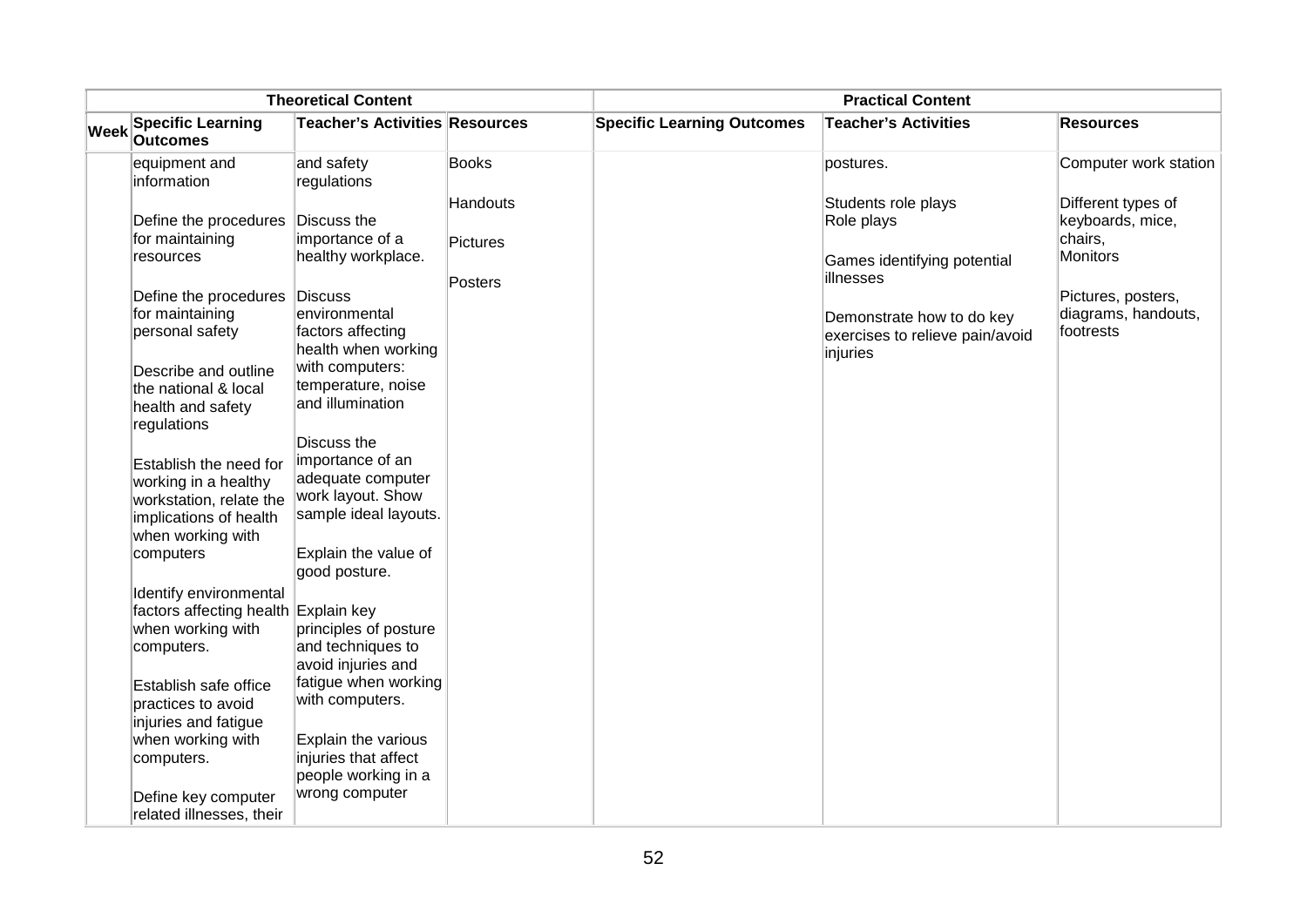| Theoretical Content | | | | Practical Content | | |
|---|---|---|---|---|---|---|
| **Week** | **Specific Learning Outcomes** | **Teacher's Activities** | **Resources** | **Specific Learning Outcomes** | **Teacher's Activities** | **Resources** |
| | equipment and information<br><br>Define the procedures for maintaining resources<br><br>Define the procedures for maintaining personal safety<br><br>Describe and outline the national & local health and safety regulations<br><br>Establish the need for working in a healthy workstation, relate the implications of health when working with computers<br><br>Identify environmental factors affecting health when working with computers.<br><br>Establish safe office practices to avoid injuries and fatigue when working with computers.<br><br>Define key computer related illnesses, their | and safety regulations<br><br>Discuss the importance of a healthy workplace.<br><br>Discuss environmental factors affecting health when working with computers: temperature, noise and illumination<br><br>Discuss the importance of an adequate computer work layout. Show sample ideal layouts.<br><br>Explain the value of good posture.<br><br>Explain key principles of posture and techniques to avoid injuries and fatigue when working with computers.<br><br>Explain the various injuries that affect people working in a wrong computer | Books<br><br>Handouts<br><br>Pictures<br><br>Posters | | postures.<br><br>Students role plays<br>Role plays<br><br>Games identifying potential illnesses<br><br>Demonstrate how to do key exercises to relieve pain/avoid injuries | Computer work station<br><br>Different types of keyboards, mice, chairs,<br>Monitors<br><br>Pictures, posters, diagrams, handouts, footrests |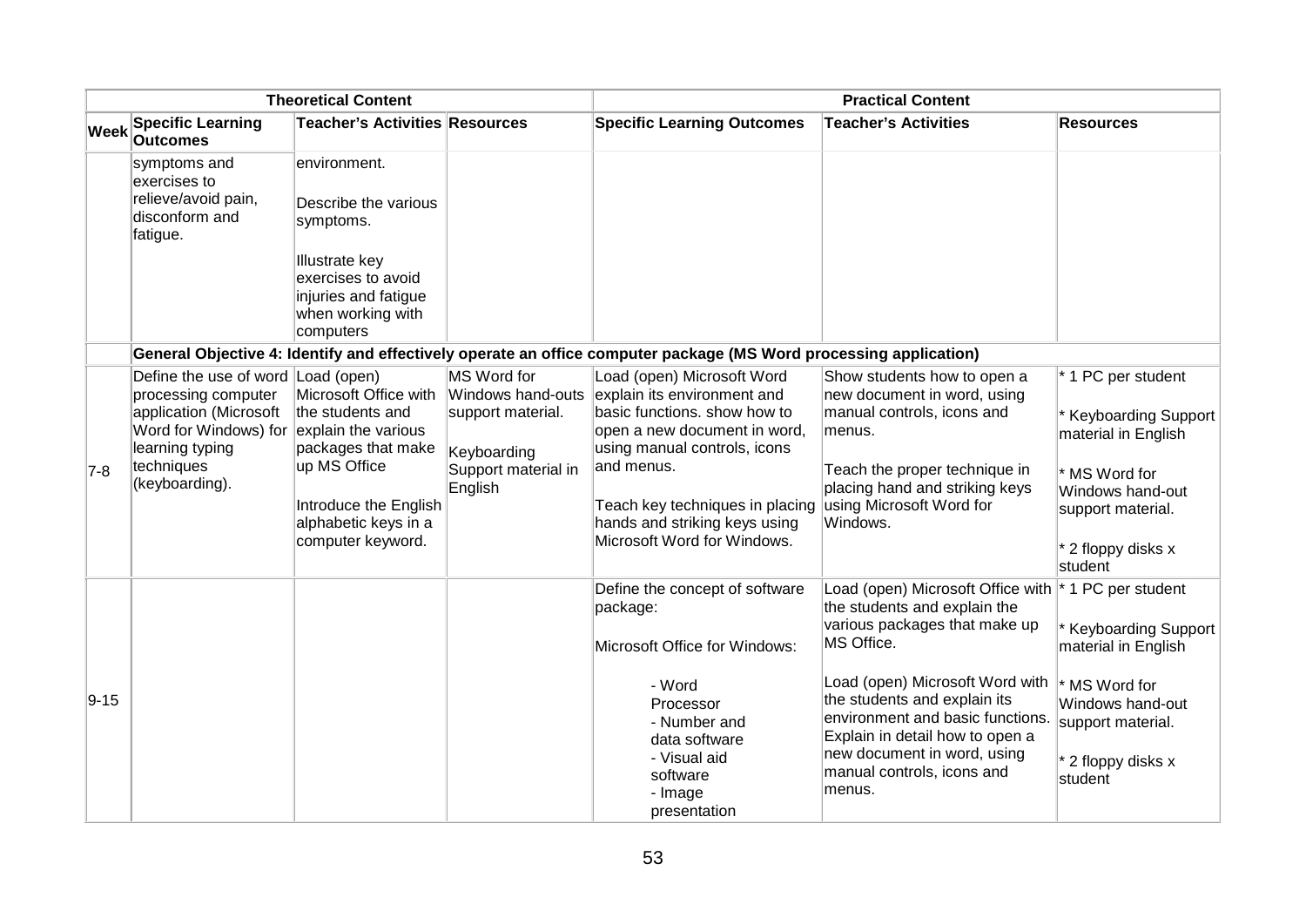| | Theoretical Content | | | Practical Content | | |
|---|---|---|---|---|---|---|
| **Week** | **Specific Learning Outcomes** | **Teacher's Activities** | **Resources** | **Specific Learning Outcomes** | **Teacher's Activities** | **Resources** |
| | symptoms and exercises to relieve/avoid pain, disconform and fatigue. | environment.<br><br>Describe the various symptoms.<br><br>Illustrate key exercises to avoid injuries and fatigue when working with computers | | | | |
| | **General Objective 4: Identify and effectively operate an office computer package (MS Word processing application)** | | | | | |
| 7-8 | Define the use of word processing computer application (Microsoft Word for Windows) for learning typing techniques (keyboarding). | Load (open) Microsoft Office with the students and explain the various packages that make up MS Office<br><br>Introduce the English alphabetic keys in a computer keyword. | MS Word for Windows hand-outs support material.<br><br>Keyboarding Support material in English | Load (open) Microsoft Word explain its environment and basic functions. show how to open a new document in word, using manual controls, icons and menus.<br><br>Teach key techniques in placing hands and striking keys using Microsoft Word for Windows. | Show students how to open a new document in word, using manual controls, icons and menus.<br><br>Teach the proper technique in placing hand and striking keys using Microsoft Word for Windows. | * 1 PC per student<br><br>* Keyboarding Support material in English<br><br>* MS Word for Windows hand-out support material.<br><br>* 2 floppy disks x student |
| 9-15 | | | | Define the concept of software package:<br><br>Microsoft Office for Windows:<br><br>- Word Processor<br>- Number and data software<br>- Visual aid software<br>- Image presentation | Load (open) Microsoft Office with the students and explain the various packages that make up MS Office.<br><br>Load (open) Microsoft Word with the students and explain its environment and basic functions. Explain in detail how to open a new document in word, using manual controls, icons and menus. | * 1 PC per student<br><br>* Keyboarding Support material in English<br><br>* MS Word for Windows hand-out support material.<br><br>* 2 floppy disks x student |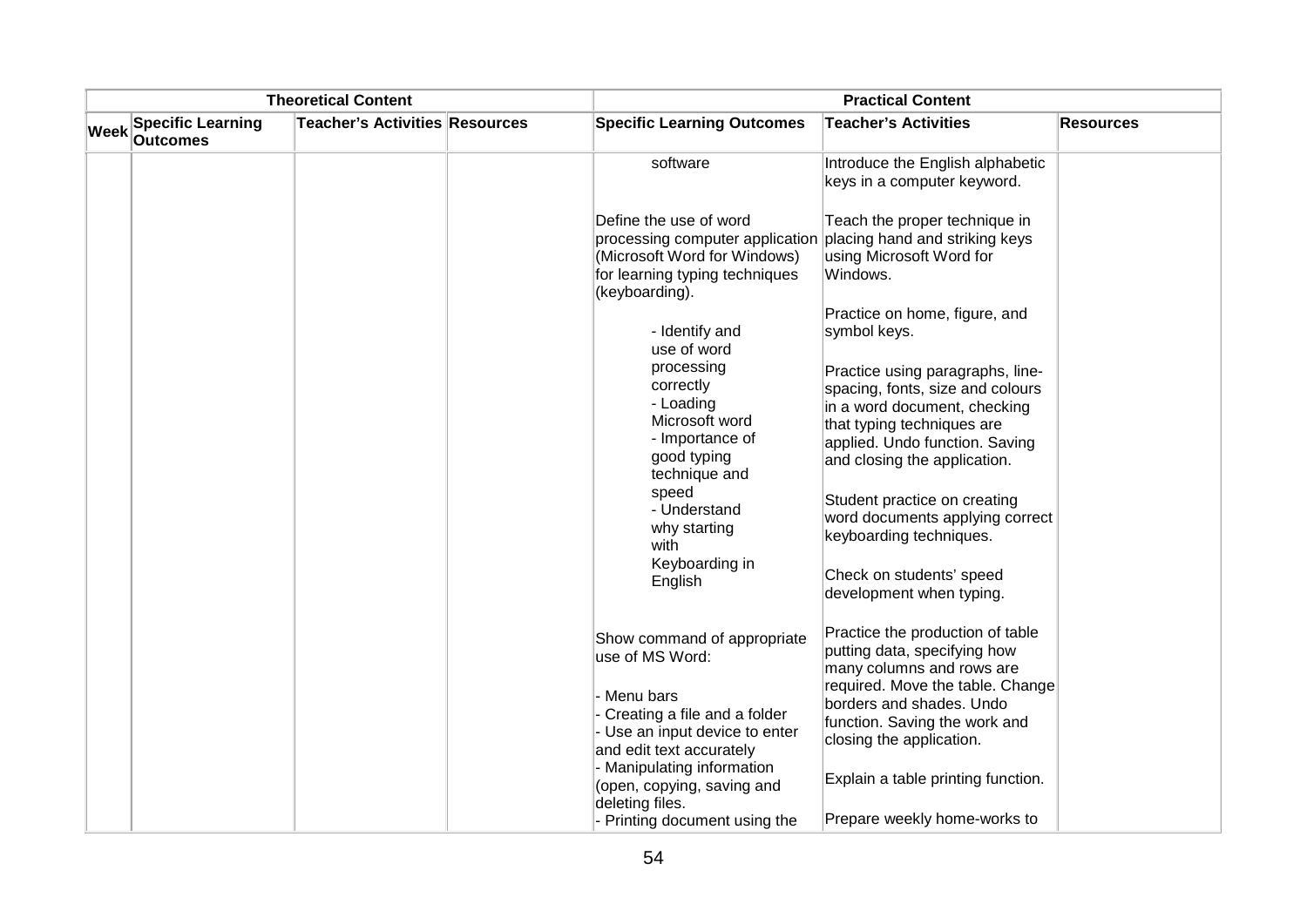| Theoretical Content | | | | Practical Content | | |
|---|---|---|---|---|---|---|
| Week | Specific Learning Outcomes | Teacher's Activities | Resources | Specific Learning Outcomes | Teacher's Activities | Resources |
| | | | | software<br><br>Define the use of word processing computer application (Microsoft Word for Windows) for learning typing techniques (keyboarding).<br><br>- Identify and use of word processing correctly<br>- Loading Microsoft word<br>- Importance of good typing technique and speed<br>- Understand why starting with Keyboarding in English<br><br>Show command of appropriate use of MS Word:<br><br>- Menu bars<br>- Creating a file and a folder<br>- Use an input device to enter and edit text accurately<br>- Manipulating information (open, copying, saving and deleting files.<br>- Printing document using the | Introduce the English alphabetic keys in a computer keyword.<br><br>Teach the proper technique in placing hand and striking keys using Microsoft Word for Windows.<br><br>Practice on home, figure, and symbol keys.<br><br>Practice using paragraphs, line-spacing, fonts, size and colours in a word document, checking that typing techniques are applied. Undo function. Saving and closing the application.<br><br>Student practice on creating word documents applying correct keyboarding techniques.<br><br>Check on students' speed development when typing.<br><br>Practice the production of table putting data, specifying how many columns and rows are required. Move the table. Change borders and shades. Undo function. Saving the work and closing the application.<br><br>Explain a table printing function.<br><br>Prepare weekly home-works to | |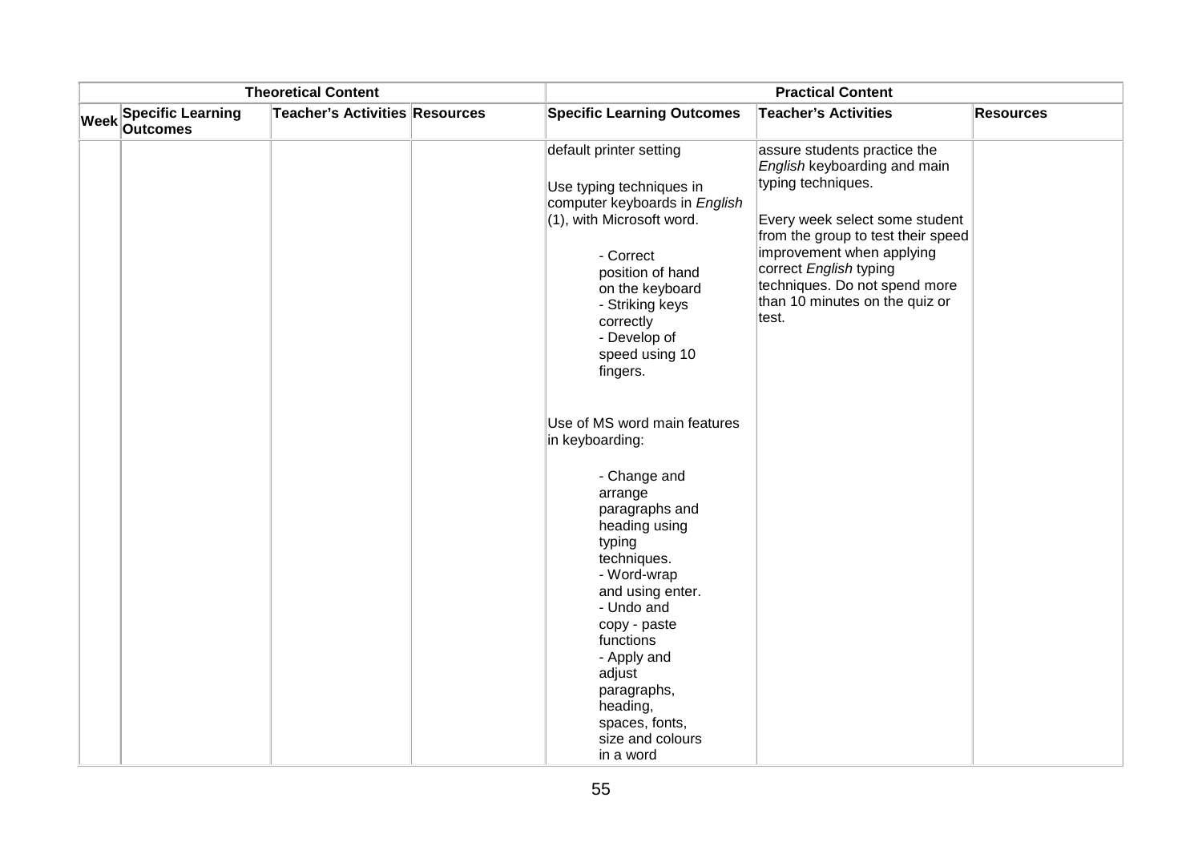| Theoretical Content | | | | Practical Content | | |
|---|---|---|---|---|---|---|
| Week | Specific Learning Outcomes | Teacher's Activities | Resources | Specific Learning Outcomes | Teacher's Activities | Resources |
| | | | | default printer setting<br><br>Use typing techniques in computer keyboards in *English* (1), with Microsoft word.<br><br>- Correct position of hand on the keyboard<br>- Striking keys correctly<br>- Develop of speed using 10 fingers.<br><br>Use of MS word main features in keyboarding:<br><br>- Change and arrange paragraphs and heading using typing techniques.<br>- Word-wrap and using enter.<br>- Undo and copy - paste functions<br>- Apply and adjust paragraphs, heading, spaces, fonts, size and colours in a word | assure students practice the *English* keyboarding and main typing techniques.<br><br>Every week select some student from the group to test their speed improvement when applying correct *English* typing techniques. Do not spend more than 10 minutes on the quiz or test. | |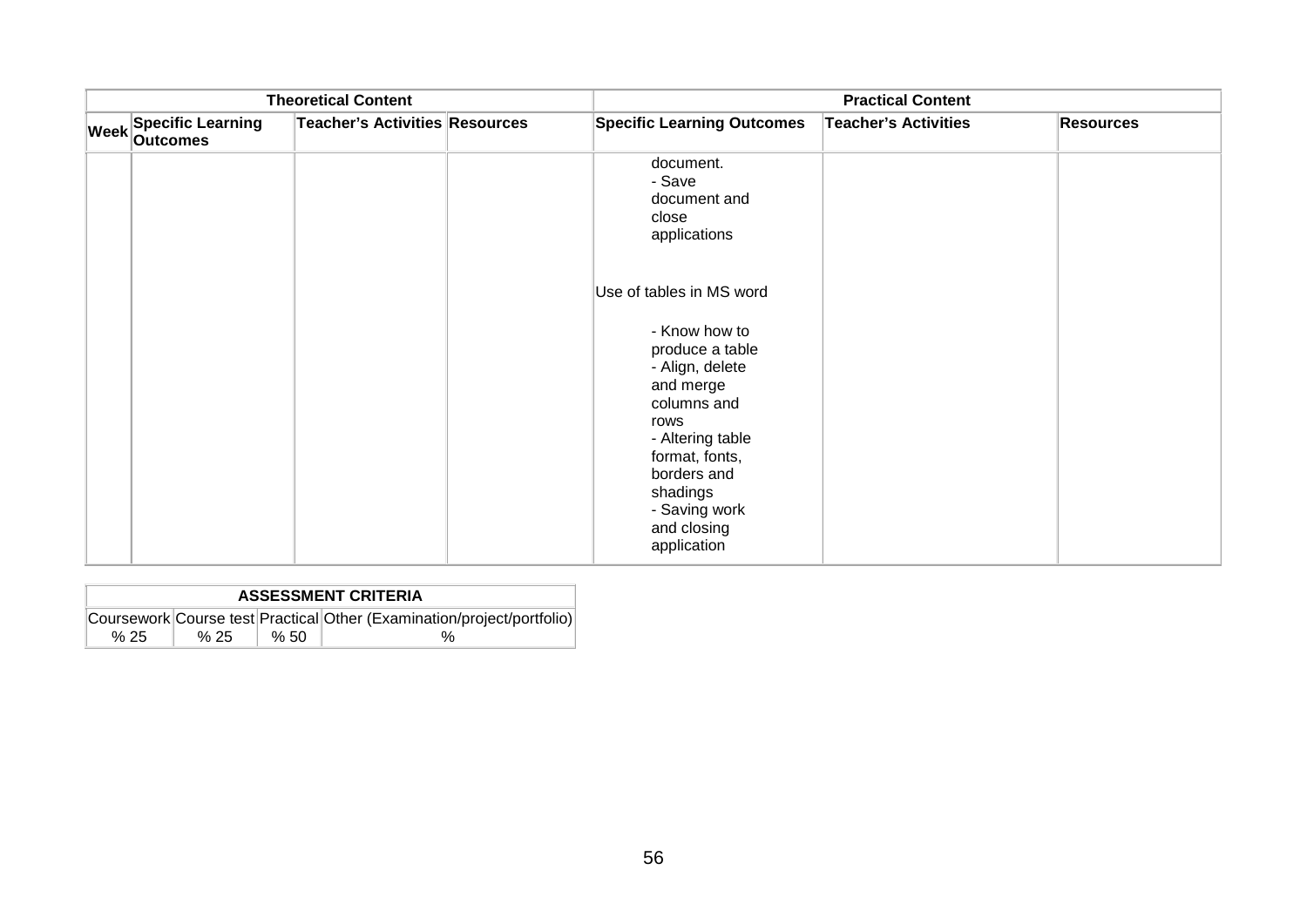| Theoretical Content | | | | Practical Content | | |
|---|---|---|---|---|---|---|
| Week | Specific Learning Outcomes | Teacher's Activities | Resources | Specific Learning Outcomes | Teacher's Activities | Resources |
| | | | | document.<br>- Save document and close applications<br><br>Use of tables in MS word<br><br>- Know how to produce a table<br>- Align, delete and merge columns and rows<br>- Altering table format, fonts, borders and shadings<br>- Saving work and closing application | | |

| ASSESSMENT CRITERIA | | | |
|---|---|---|---|
| Coursework | Course test | Practical | Other (Examination/project/portfolio) |
| % 25 | % 25 | % 50 | % |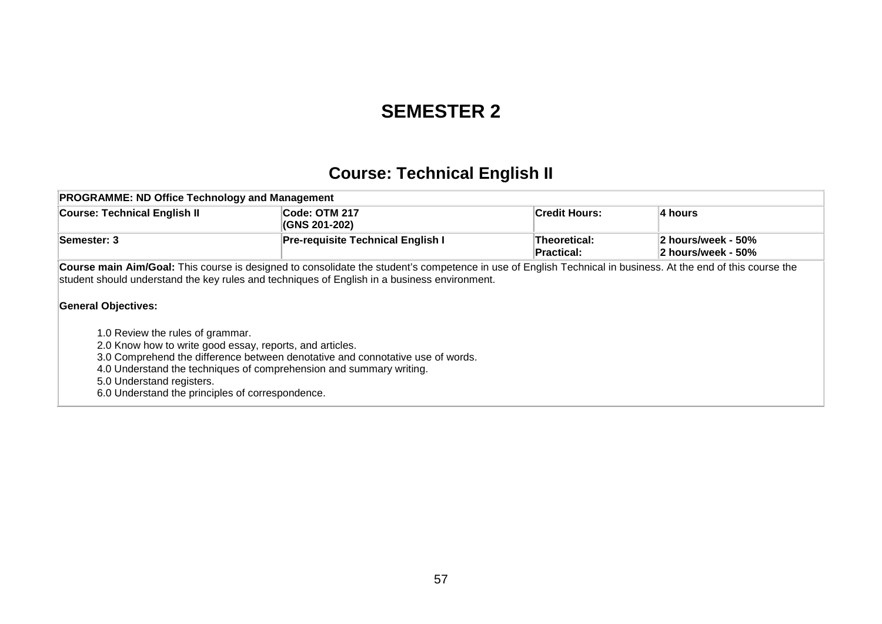# SEMESTER 2

## Course: Technical English II

| PROGRAMME: ND Office Technology and Management | | | |
|---|---|---|---|
| **Course: Technical English II** | **Code: OTM 217 (GNS 201-202)** | **Credit Hours:** | **4 hours** |
| **Semester: 3** | **Pre-requisite Technical English I** | **Theoretical: Practical:** | **2 hours/week - 50% 2 hours/week - 50%** |

**Course main Aim/Goal:** This course is designed to consolidate the student's competence in use of English Technical in business. At the end of this course the student should understand the key rules and techniques of English in a business environment.

**General Objectives:**

1.0 Review the rules of grammar.
2.0 Know how to write good essay, reports, and articles.
3.0 Comprehend the difference between denotative and connotative use of words.
4.0 Understand the techniques of comprehension and summary writing.
5.0 Understand registers.
6.0 Understand the principles of correspondence.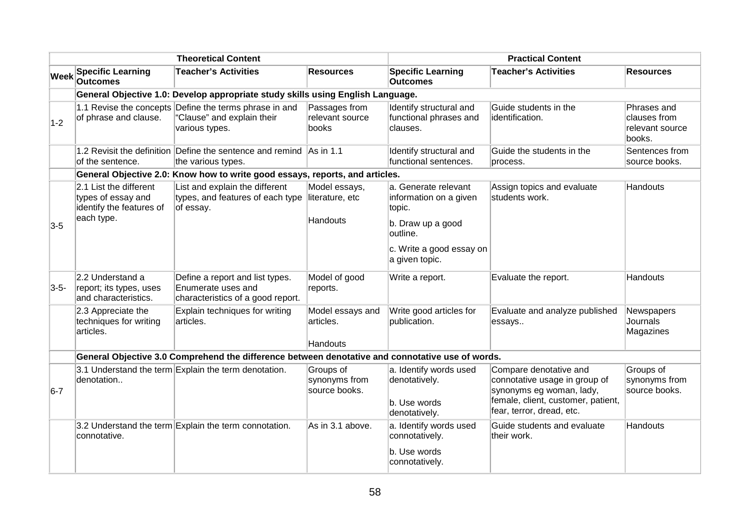| | Theoretical Content | | | Practical Content | | |
|---|---|---|---|---|---|---|
| **Week** | **Specific Learning Outcomes** | **Teacher's Activities** | **Resources** | **Specific Learning Outcomes** | **Teacher's Activities** | **Resources** |
| | **General Objective 1.0: Develop appropriate study skills using English Language.** | | | | | |
| 1-2 | 1.1 Revise the concepts of phrase and clause. | Define the terms phrase in and "Clause" and explain their various types. | Passages from relevant source books | Identify structural and functional phrases and clauses. | Guide students in the identification. | Phrases and clauses from relevant source books. |
| | 1.2 Revisit the definition of the sentence. | Define the sentence and remind the various types. | As in 1.1 | Identify structural and functional sentences. | Guide the students in the process. | Sentences from source books. |
| | **General Objective 2.0: Know how to write good essays, reports, and articles.** | | | | | |
| 3-5 | 2.1 List the different types of essay and identify the features of each type. | List and explain the different types, and features of each type of essay. | Model essays, literature, etc<br><br>Handouts | a. Generate relevant information on a given topic.<br><br>b. Draw up a good outline.<br><br>c. Write a good essay on a given topic. | Assign topics and evaluate students work. | Handouts |
| 3-5- | 2.2 Understand a report; its types, uses and characteristics. | Define a report and list types. Enumerate uses and characteristics of a good report. | Model of good reports. | Write a report. | Evaluate the report. | Handouts |
| | 2.3 Appreciate the techniques for writing articles. | Explain techniques for writing articles. | Model essays and articles.<br><br>Handouts | Write good articles for publication. | Evaluate and analyze published essays.. | Newspapers Journals Magazines |
| | **General Objective 3.0 Comprehend the difference between denotative and connotative use of words.** | | | | | |
| 6-7 | 3.1 Understand the term denotation.. | Explain the term denotation. | Groups of synonyms from source books. | a. Identify words used denotatively.<br><br>b. Use words denotatively. | Compare denotative and connotative usage in group of synonyms eg woman, lady, female, client, customer, patient, fear, terror, dread, etc. | Groups of synonyms from source books. |
| | 3.2 Understand the term connotative. | Explain the term connotation. | As in 3.1 above. | a. Identify words used connotatively.<br><br>b. Use words connotatively. | Guide students and evaluate their work. | Handouts |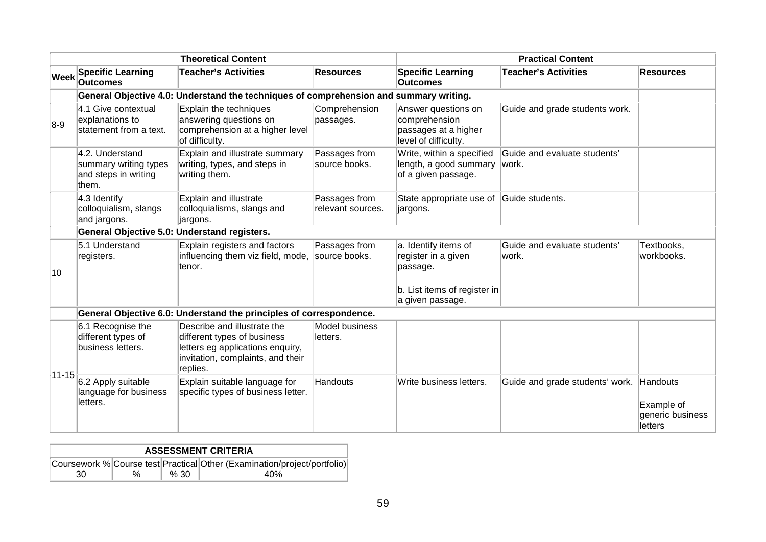| | Theoretical Content | | | Practical Content | | |
|---|---|---|---|---|---|---|
| **Week** | **Specific Learning Outcomes** | **Teacher's Activities** | **Resources** | **Specific Learning Outcomes** | **Teacher's Activities** | **Resources** |
| | **General Objective 4.0: Understand the techniques of comprehension and summary writing.** | | | | | |
| 8-9 | 4.1 Give contextual explanations to statement from a text. | Explain the techniques answering questions on comprehension at a higher level of difficulty. | Comprehension passages. | Answer questions on comprehension passages at a higher level of difficulty. | Guide and grade students work. | |
| | 4.2. Understand summary writing types and steps in writing them. | Explain and illustrate summary writing, types, and steps in writing them. | Passages from source books. | Write, within a specified length, a good summary of a given passage. | Guide and evaluate students' work. | |
| | 4.3 Identify colloquialism, slangs and jargons. | Explain and illustrate colloquialisms, slangs and jargons. | Passages from relevant sources. | State appropriate use of jargons. | Guide students. | |
| | **General Objective 5.0: Understand registers.** | | | | | |
| 10 | 5.1 Understand registers. | Explain registers and factors influencing them viz field, mode, tenor. | Passages from source books. | a. Identify items of register in a given passage.<br><br>b. List items of register in a given passage. | Guide and evaluate students' work. | Textbooks, workbooks. |
| | **General Objective 6.0: Understand the principles of correspondence.** | | | | | |
| 11-15 | 6.1 Recognise the different types of business letters. | Describe and illustrate the different types of business letters eg applications enquiry, invitation, complaints, and their replies. | Model business letters. | | | |
| | 6.2 Apply suitable language for business letters. | Explain suitable language for specific types of business letter. | Handouts | Write business letters. | Guide and grade students' work. | Handouts<br><br>Example of generic business letters |

| ASSESSMENT CRITERIA | | | |
|---|---|---|---|
| Coursework % | Course test | Practical | Other (Examination/project/portfolio) |
| 30 | % | % 30 | 40% |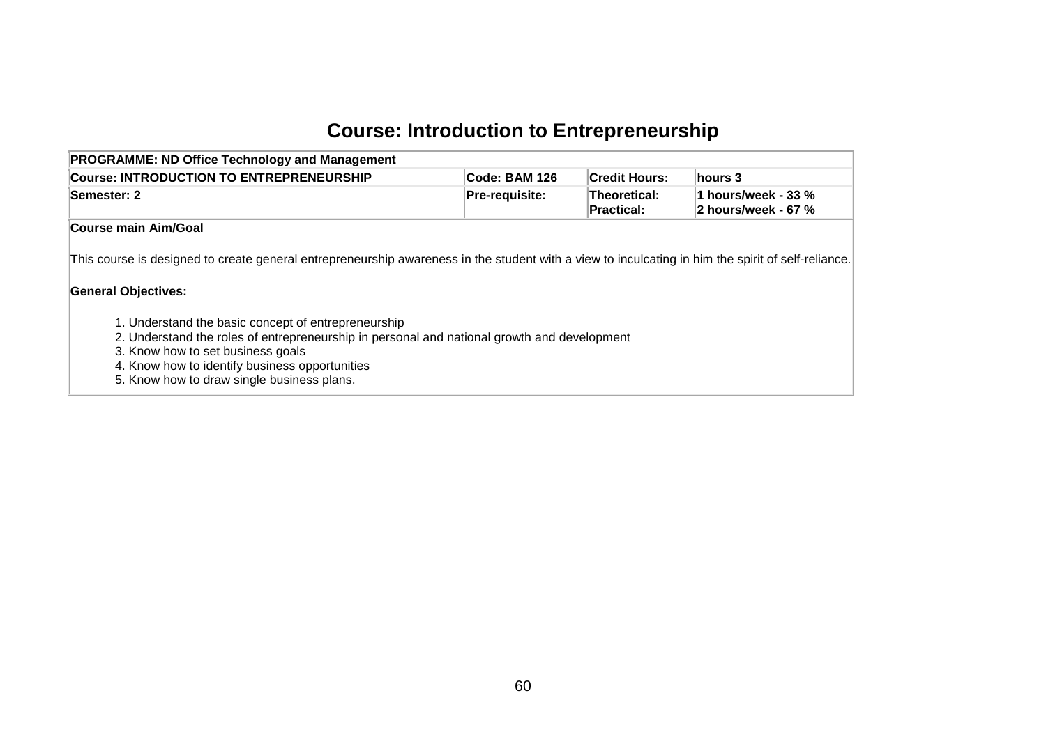# Course: Introduction to Entrepreneurship

| PROGRAMME: ND Office Technology and Management | | | |
|---|---|---|---|
| **Course: INTRODUCTION TO ENTREPRENEURSHIP** | **Code: BAM 126** | **Credit Hours:** | **hours 3** |
| **Semester: 2** | **Pre-requisite:** | **Theoretical:**<br>**Practical:** | **1 hours/week - 33 %**<br>**2 hours/week - 67 %** |

**Course main Aim/Goal**

This course is designed to create general entrepreneurship awareness in the student with a view to inculcating in him the spirit of self-reliance.

**General Objectives:**

1. Understand the basic concept of entrepreneurship
2. Understand the roles of entrepreneurship in personal and national growth and development
3. Know how to set business goals
4. Know how to identify business opportunities
5. Know how to draw single business plans.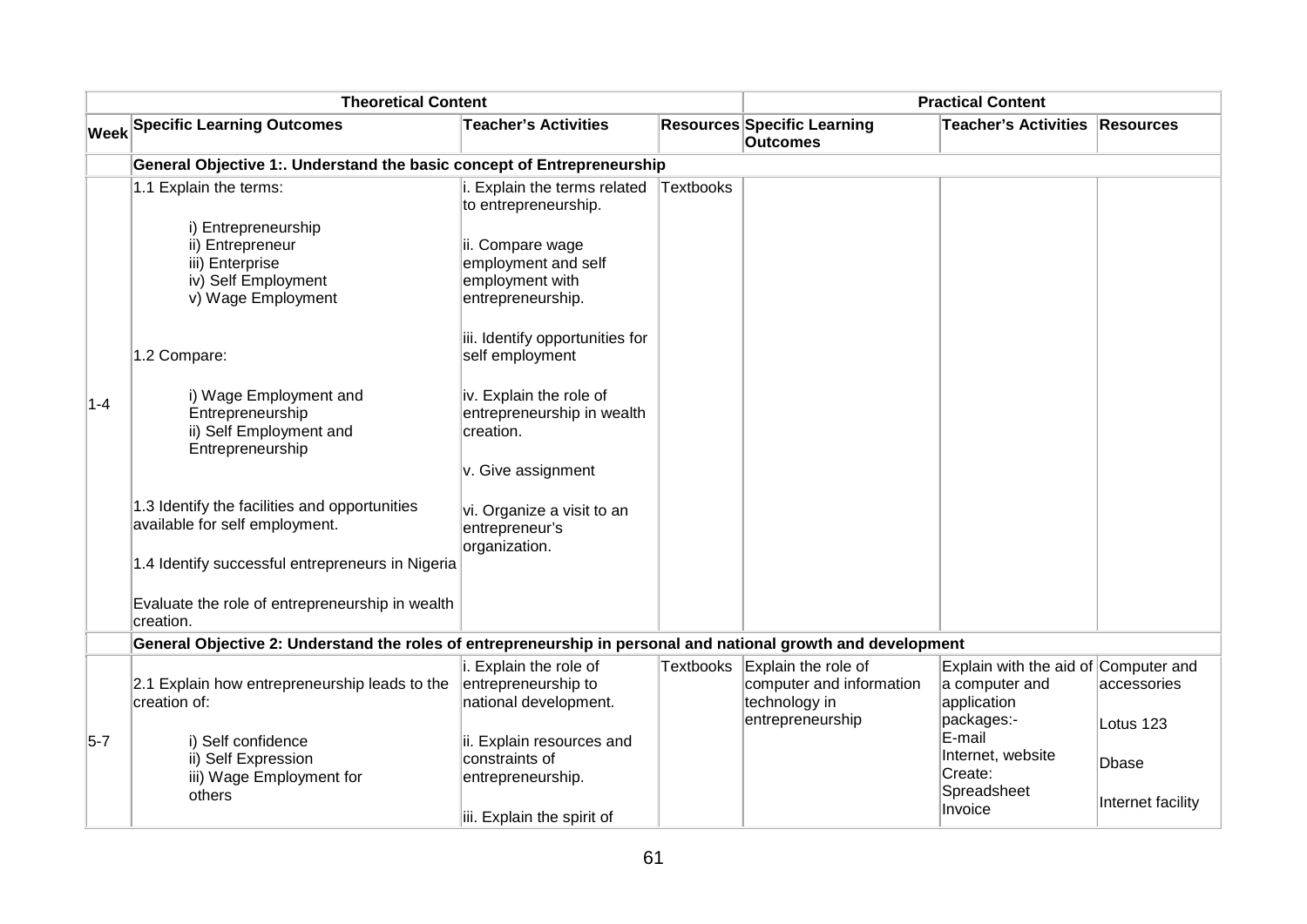| Theoretical Content | | | | Practical Content | | |
|---|---|---|---|---|---|---|
| **Week** | **Specific Learning Outcomes** | **Teacher's Activities** | **Resources** | **Specific Learning Outcomes** | **Teacher's Activities** | **Resources** |
| | **General Objective 1:. Understand the basic concept of Entrepreneurship** | | | | | |
| 1-4 | 1.1 Explain the terms:<br><br>i) Entrepreneurship<br>ii) Entrepreneur<br>iii) Enterprise<br>iv) Self Employment<br>v) Wage Employment<br><br>1.2 Compare:<br><br>i) Wage Employment and Entrepreneurship<br>ii) Self Employment and Entrepreneurship<br><br>1.3 Identify the facilities and opportunities available for self employment.<br><br>1.4 Identify successful entrepreneurs in Nigeria<br><br>Evaluate the role of entrepreneurship in wealth creation. | i. Explain the terms related to entrepreneurship.<br><br>ii. Compare wage employment and self employment with entrepreneurship.<br><br>iii. Identify opportunities for self employment<br><br>iv. Explain the role of entrepreneurship in wealth creation.<br><br>v. Give assignment<br><br>vi. Organize a visit to an entrepreneur's organization. | Textbooks | | | |
| | **General Objective 2: Understand the roles of entrepreneurship in personal and national growth and development** | | | | | |
| 5-7 | 2.1 Explain how entrepreneurship leads to the creation of:<br><br>i) Self confidence<br>ii) Self Expression<br>iii) Wage Employment for others | i. Explain the role of entrepreneurship to national development.<br><br>ii. Explain resources and constraints of entrepreneurship.<br><br>iii. Explain the spirit of | Textbooks | Explain the role of computer and information technology in entrepreneurship | Explain with the aid of a computer and application packages:-<br>E-mail<br>Internet, website<br>Create:<br>Spreadsheet<br>Invoice | Computer and accessories<br><br>Lotus 123<br><br>Dbase<br><br>Internet facility |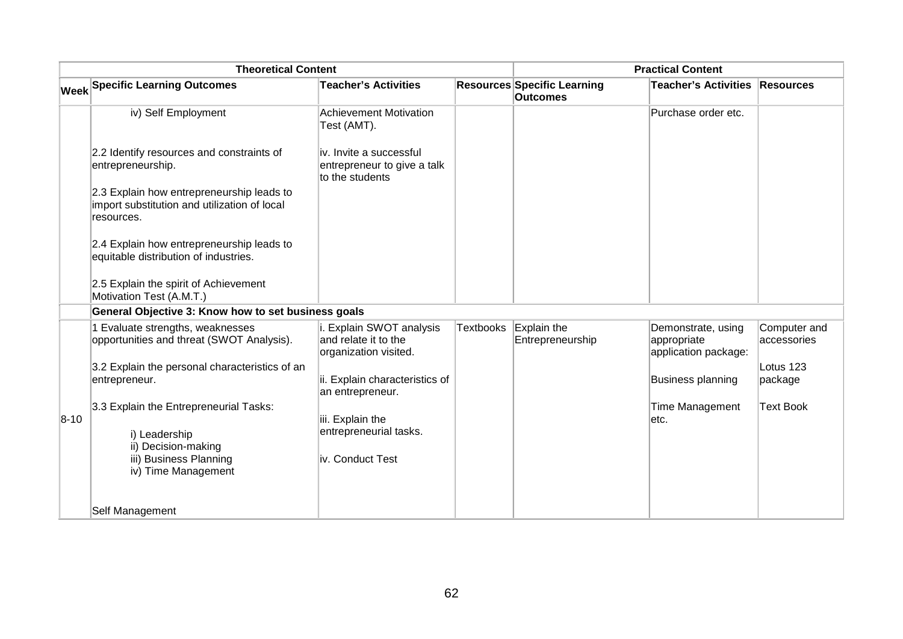| Theoretical Content | | | | Practical Content | | |
|---|---|---|---|---|---|---|
| Week | Specific Learning Outcomes | Teacher's Activities | Resources | Specific Learning Outcomes | Teacher's Activities | Resources |
| | iv) Self Employment<br><br>2.2 Identify resources and constraints of entrepreneurship.<br><br>2.3 Explain how entrepreneurship leads to import substitution and utilization of local resources.<br><br>2.4 Explain how entrepreneurship leads to equitable distribution of industries.<br><br>2.5 Explain the spirit of Achievement Motivation Test (A.M.T.) | Achievement Motivation Test (AMT).<br><br>iv. Invite a successful entrepreneur to give a talk to the students | | | Purchase order etc. | |
| | **General Objective 3: Know how to set business goals** | | | | | |
| 8-10 | 1 Evaluate strengths, weaknesses opportunities and threat (SWOT Analysis).<br><br>3.2 Explain the personal characteristics of an entrepreneur.<br><br>3.3 Explain the Entrepreneurial Tasks:<br><br>i) Leadership<br>ii) Decision-making<br>iii) Business Planning<br>iv) Time Management<br><br>Self Management | i. Explain SWOT analysis and relate it to the organization visited.<br><br>ii. Explain characteristics of an entrepreneur.<br><br>iii. Explain the entrepreneurial tasks.<br><br>iv. Conduct Test | Textbooks | Explain the Entrepreneurship | Demonstrate, using appropriate application package:<br><br>Business planning<br><br>Time Management etc. | Computer and accessories<br><br>Lotus 123 package<br><br>Text Book |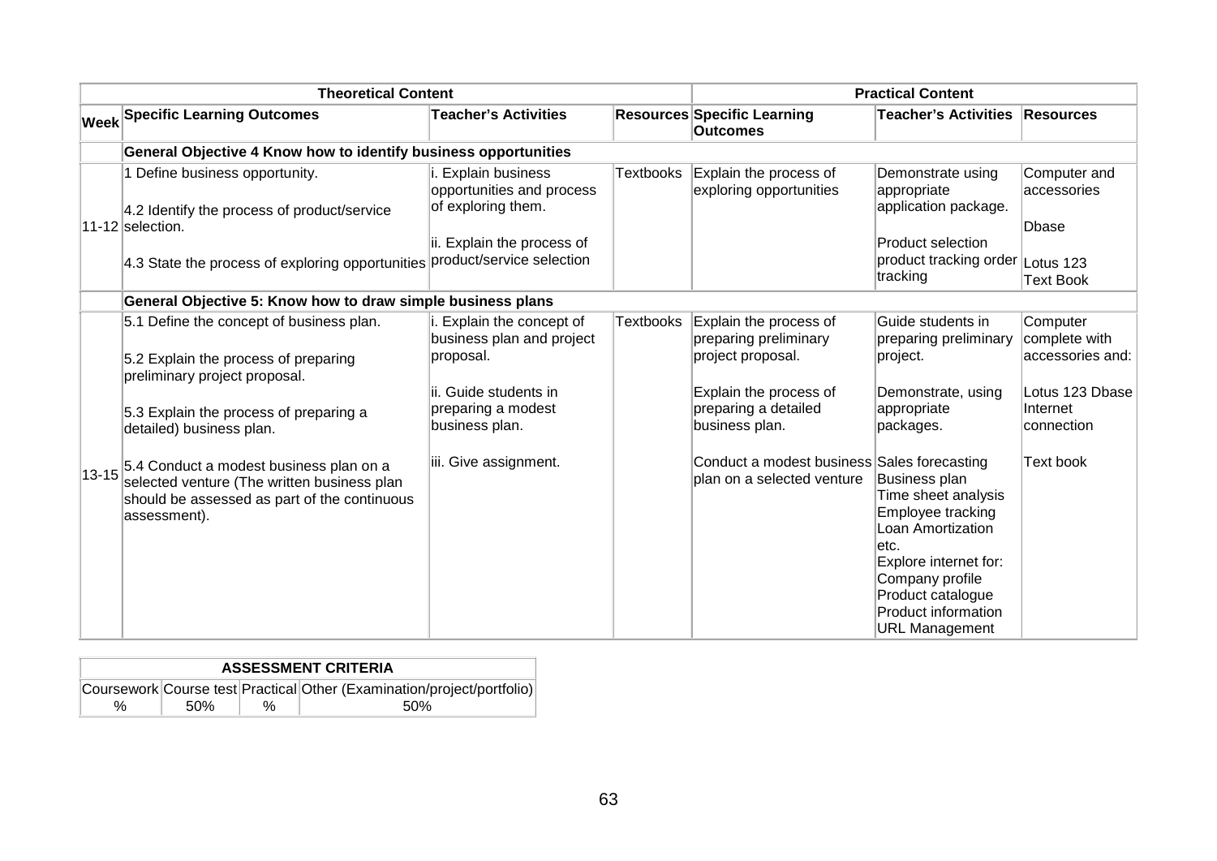| Theoretical Content | | | | Practical Content | | |
|---|---|---|---|---|---|---|
| **Week** | **Specific Learning Outcomes** | **Teacher's Activities** | **Resources** | **Specific Learning Outcomes** | **Teacher's Activities** | **Resources** |
| | **General Objective 4 Know how to identify business opportunities** | | | | | |
| 11-12 | 1 Define business opportunity.<br><br>4.2 Identify the process of product/service selection.<br><br>4.3 State the process of exploring opportunities | i. Explain business opportunities and process of exploring them.<br><br>ii. Explain the process of product/service selection | Textbooks | Explain the process of exploring opportunities | Demonstrate using appropriate application package.<br><br>Product selection product tracking order tracking | Computer and accessories<br><br>Dbase<br><br>Lotus 123<br>Text Book |
| | **General Objective 5: Know how to draw simple business plans** | | | | | |
| 13-15 | 5.1 Define the concept of business plan.<br><br>5.2 Explain the process of preparing preliminary project proposal.<br><br>5.3 Explain the process of preparing a detailed) business plan.<br><br>5.4 Conduct a modest business plan on a selected venture (The written business plan should be assessed as part of the continuous assessment). | i. Explain the concept of business plan and project proposal.<br><br>ii. Guide students in preparing a modest business plan.<br><br>iii. Give assignment. | Textbooks | Explain the process of preparing preliminary project proposal.<br><br>Explain the process of preparing a detailed business plan.<br><br>Conduct a modest business plan on a selected venture | Guide students in preparing preliminary project.<br><br>Demonstrate, using appropriate packages.<br><br>Sales forecasting<br>Business plan<br>Time sheet analysis<br>Employee tracking<br>Loan Amortization<br>etc.<br>Explore internet for:<br>Company profile<br>Product catalogue<br>Product information<br>URL Management | Computer complete with accessories and:<br><br>Lotus 123 Dbase<br>Internet connection<br><br>Text book |

| ASSESSMENT CRITERIA | | | |
|---|---|---|---|
| Coursework | Course test | Practical | Other (Examination/project/portfolio) |
| % | 50% | % | 50% |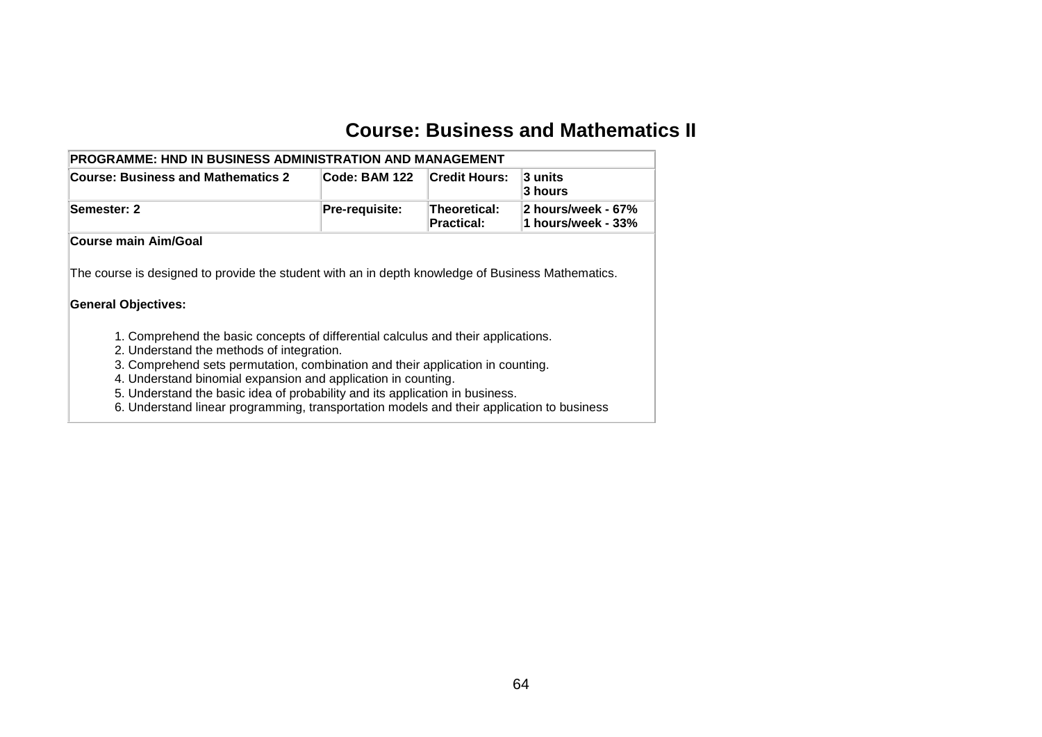# Course: Business and Mathematics II

| PROGRAMME: HND IN BUSINESS ADMINISTRATION AND MANAGEMENT | | | |
|---|---|---|---|
| **Course: Business and Mathematics 2** | **Code: BAM 122** | **Credit Hours:** | **3 units**<br>**3 hours** |
| **Semester: 2** | **Pre-requisite:** | **Theoretical:**<br>**Practical:** | **2 hours/week - 67%**<br>**1 hours/week - 33%** |

**Course main Aim/Goal**

The course is designed to provide the student with an in depth knowledge of Business Mathematics.

**General Objectives:**

1. Comprehend the basic concepts of differential calculus and their applications.
2. Understand the methods of integration.
3. Comprehend sets permutation, combination and their application in counting.
4. Understand binomial expansion and application in counting.
5. Understand the basic idea of probability and its application in business.
6. Understand linear programming, transportation models and their application to business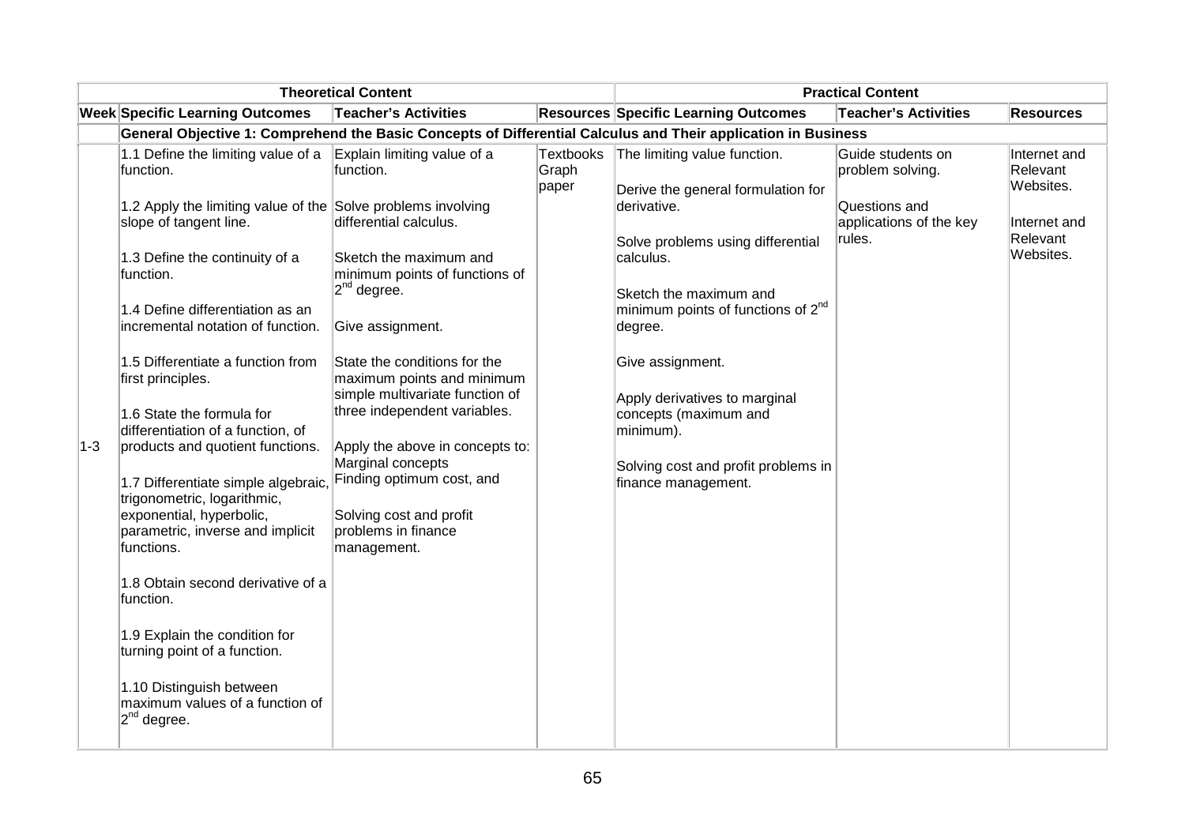| | Theoretical Content | | | Practical Content | | |
|---|---|---|---|---|---|---|
| **Week** | **Specific Learning Outcomes** | **Teacher's Activities** | **Resources** | **Specific Learning Outcomes** | **Teacher's Activities** | **Resources** |
| | **General Objective 1: Comprehend the Basic Concepts of Differential Calculus and Their application in Business** | | | | | |
| 1-3 | 1.1 Define the limiting value of a function.<br><br>1.2 Apply the limiting value of the slope of tangent line.<br><br>1.3 Define the continuity of a function.<br><br>1.4 Define differentiation as an incremental notation of function.<br><br>1.5 Differentiate a function from first principles.<br><br>1.6 State the formula for differentiation of a function, of products and quotient functions.<br><br>1.7 Differentiate simple algebraic, trigonometric, logarithmic, exponential, hyperbolic, parametric, inverse and implicit functions.<br><br>1.8 Obtain second derivative of a function.<br><br>1.9 Explain the condition for turning point of a function.<br><br>1.10 Distinguish between maximum values of a function of $2^{nd}$ degree. | Explain limiting value of a function.<br><br>Solve problems involving differential calculus.<br><br>Sketch the maximum and minimum points of functions of $2^{nd}$ degree.<br><br>Give assignment.<br><br>State the conditions for the maximum points and minimum simple multivariate function of three independent variables.<br><br>Apply the above in concepts to: Marginal concepts Finding optimum cost, and<br><br>Solving cost and profit problems in finance management. | Textbooks Graph paper | The limiting value function.<br><br>Derive the general formulation for derivative.<br><br>Solve problems using differential calculus.<br><br>Sketch the maximum and minimum points of functions of $2^{nd}$ degree.<br><br>Give assignment.<br><br>Apply derivatives to marginal concepts (maximum and minimum).<br><br>Solving cost and profit problems in finance management. | Guide students on problem solving.<br><br>Questions and applications of the key rules. | Internet and Relevant Websites.<br><br>Internet and Relevant Websites. |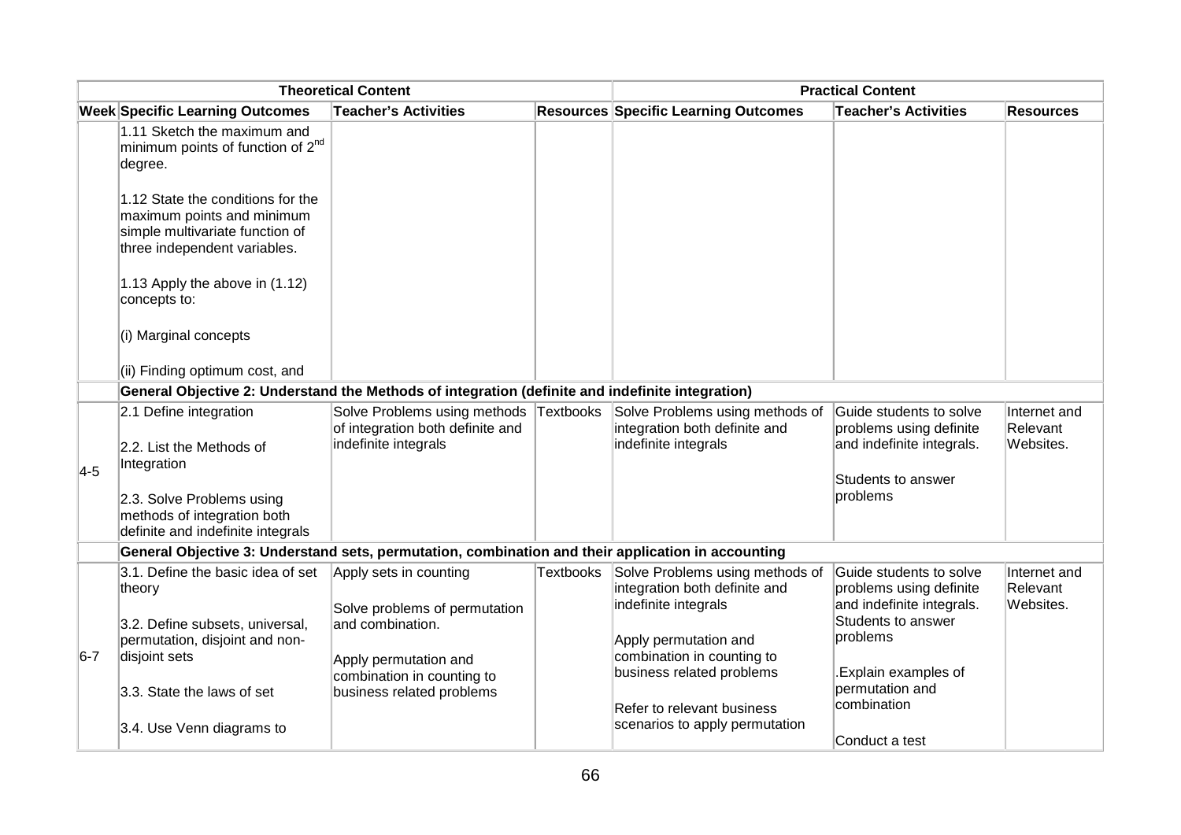| Theoretical Content | | | | Practical Content | | |
|---|---|---|---|---|---|---|
| **Week** | **Specific Learning Outcomes** | **Teacher's Activities** | **Resources** | **Specific Learning Outcomes** | **Teacher's Activities** | **Resources** |
| | 1.11 Sketch the maximum and minimum points of function of $2^{nd}$ degree.<br><br>1.12 State the conditions for the maximum points and minimum simple multivariate function of three independent variables.<br><br>1.13 Apply the above in (1.12) concepts to:<br><br>(i) Marginal concepts<br><br>(ii) Finding optimum cost, and | | | | | |
| | **General Objective 2: Understand the Methods of integration (definite and indefinite integration)** | | | | | |
| 4-5 | 2.1 Define integration<br><br>2.2. List the Methods of Integration<br><br>2.3. Solve Problems using methods of integration both definite and indefinite integrals | Solve Problems using methods of integration both definite and indefinite integrals | Textbooks | Solve Problems using methods of integration both definite and indefinite integrals | Guide students to solve problems using definite and indefinite integrals.<br><br>Students to answer problems | Internet and Relevant Websites. |
| | **General Objective 3: Understand sets, permutation, combination and their application in accounting** | | | | | |
| 6-7 | 3.1. Define the basic idea of set theory<br><br>3.2. Define subsets, universal, permutation, disjoint and non-disjoint sets<br><br>3.3. State the laws of set<br><br>3.4. Use Venn diagrams to | Apply sets in counting<br><br>Solve problems of permutation and combination.<br><br>Apply permutation and combination in counting to business related problems | Textbooks | Solve Problems using methods of integration both definite and indefinite integrals<br><br>Apply permutation and combination in counting to business related problems<br><br>Refer to relevant business scenarios to apply permutation | Guide students to solve problems using definite and indefinite integrals. Students to answer problems<br><br>.Explain examples of permutation and combination<br><br>Conduct a test | Internet and Relevant Websites. |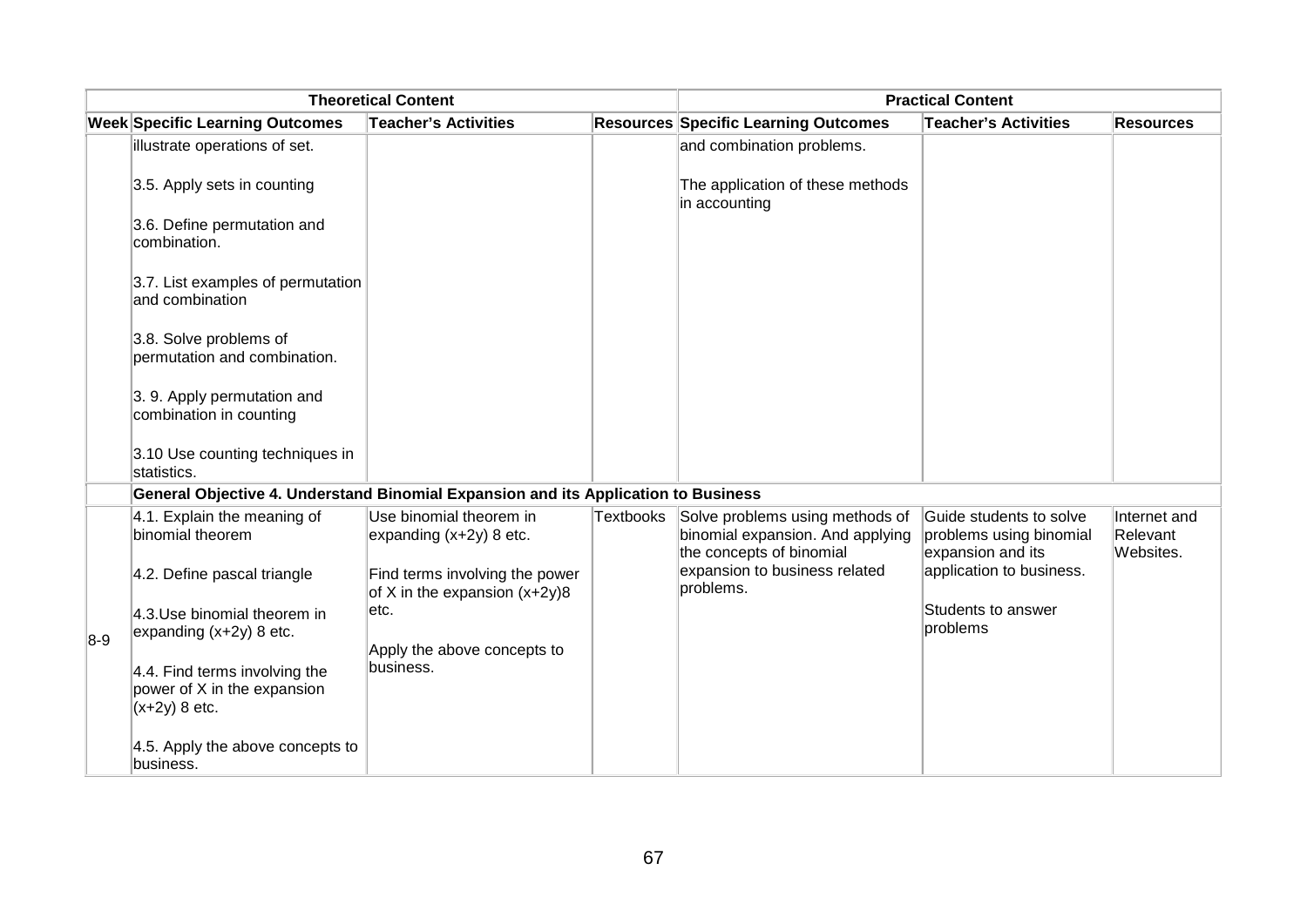| Theoretical Content | | | | Practical Content | | |
|---|---|---|---|---|---|---|
| **Week** | **Specific Learning Outcomes** | **Teacher's Activities** | **Resources** | **Specific Learning Outcomes** | **Teacher's Activities** | **Resources** |
| | illustrate operations of set.<br><br>3.5. Apply sets in counting<br><br>3.6. Define permutation and combination.<br><br>3.7. List examples of permutation and combination<br><br>3.8. Solve problems of permutation and combination.<br><br>3. 9. Apply permutation and combination in counting<br><br>3.10 Use counting techniques in statistics. | | | and combination problems.<br><br>The application of these methods in accounting | | |
| | **General Objective 4. Understand Binomial Expansion and its Application to Business** | | | | | |
| 8-9 | 4.1. Explain the meaning of binomial theorem<br><br>4.2. Define pascal triangle<br><br>4.3.Use binomial theorem in expanding (x+2y) 8 etc.<br><br>4.4. Find terms involving the power of X in the expansion (x+2y) 8 etc.<br><br>4.5. Apply the above concepts to business. | Use binomial theorem in expanding (x+2y) 8 etc.<br><br>Find terms involving the power of X in the expansion (x+2y)8 etc.<br><br>Apply the above concepts to business. | Textbooks | Solve problems using methods of binomial expansion. And applying the concepts of binomial expansion to business related problems. | Guide students to solve problems using binomial expansion and its application to business.<br><br>Students to answer problems | Internet and Relevant Websites. |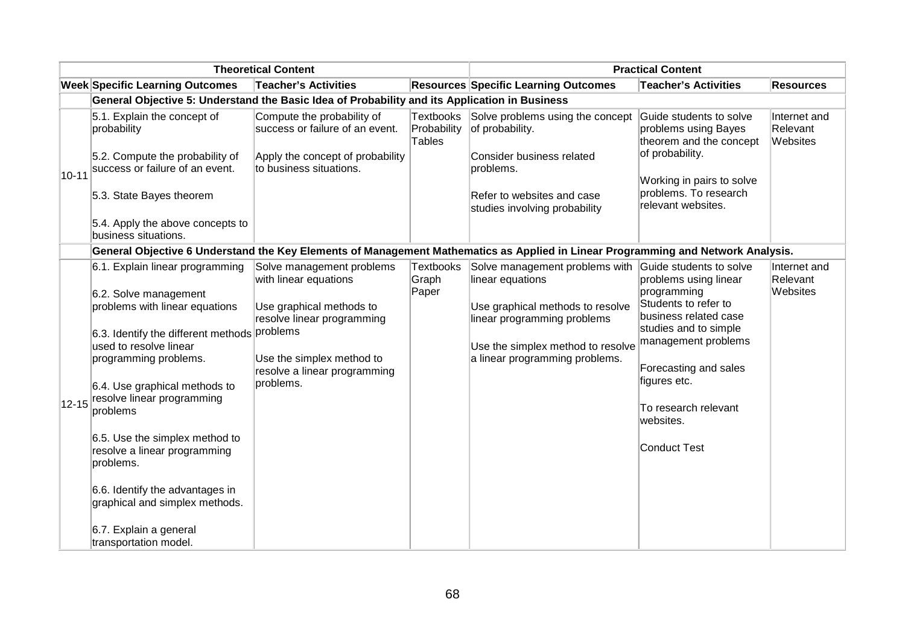| Theoretical Content | | | | Practical Content | | |
|---|---|---|---|---|---|---|
| **Week** | **Specific Learning Outcomes** | **Teacher's Activities** | **Resources** | **Specific Learning Outcomes** | **Teacher's Activities** | **Resources** |
| | **General Objective 5: Understand the Basic Idea of Probability and its Application in Business** | | | | | |
| 10-11 | 5.1. Explain the concept of probability<br><br>5.2. Compute the probability of success or failure of an event.<br><br>5.3. State Bayes theorem<br><br>5.4. Apply the above concepts to business situations. | Compute the probability of success or failure of an event.<br><br>Apply the concept of probability to business situations. | Textbooks Probability Tables | Solve problems using the concept of probability.<br><br>Consider business related problems.<br><br>Refer to websites and case studies involving probability | Guide students to solve problems using Bayes theorem and the concept of probability.<br><br>Working in pairs to solve problems. To research relevant websites. | Internet and Relevant Websites |
| | **General Objective 6 Understand the Key Elements of Management Mathematics as Applied in Linear Programming and Network Analysis.** | | | | | |
| 12-15 | 6.1. Explain linear programming<br><br>6.2. Solve management problems with linear equations<br><br>6.3. Identify the different methods used to resolve linear programming problems.<br><br>6.4. Use graphical methods to resolve linear programming problems<br><br>6.5. Use the simplex method to resolve a linear programming problems.<br><br>6.6. Identify the advantages in graphical and simplex methods.<br><br>6.7. Explain a general transportation model. | Solve management problems with linear equations<br><br>Use graphical methods to resolve linear programming problems<br><br>Use the simplex method to resolve a linear programming problems. | Textbooks Graph Paper | Solve management problems with linear equations<br><br>Use graphical methods to resolve linear programming problems<br><br>Use the simplex method to resolve a linear programming problems. | Guide students to solve problems using linear programming<br>Students to refer to business related case studies and to simple management problems<br><br>Forecasting and sales figures etc.<br><br>To research relevant websites.<br><br>Conduct Test | Internet and Relevant Websites |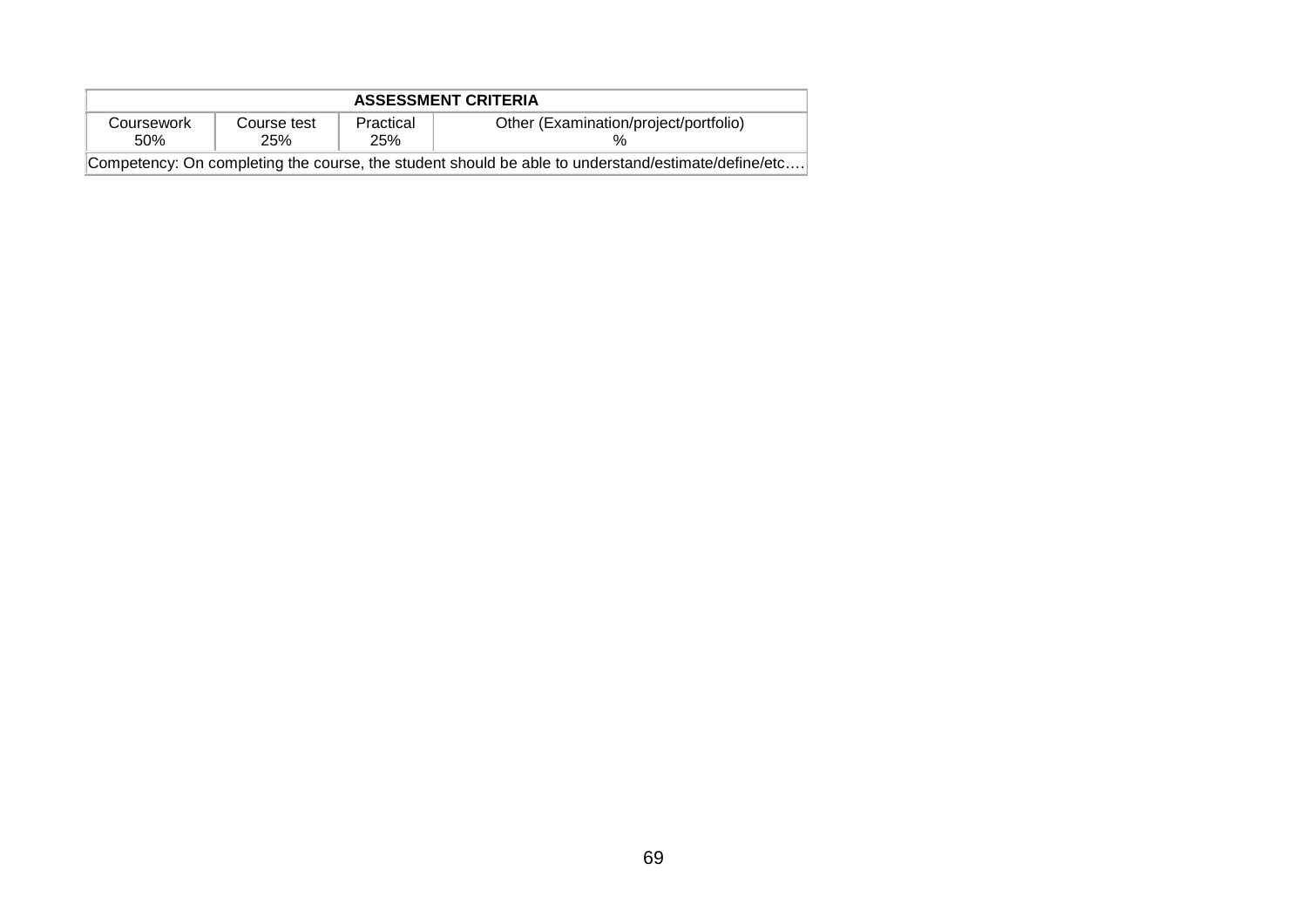| ASSESSMENT CRITERIA | | | |
|---|---|---|---|
| Coursework 50% | Course test 25% | Practical 25% | Other (Examination/project/portfolio) % |
| Competency: On completing the course, the student should be able to understand/estimate/define/etc…. | | | |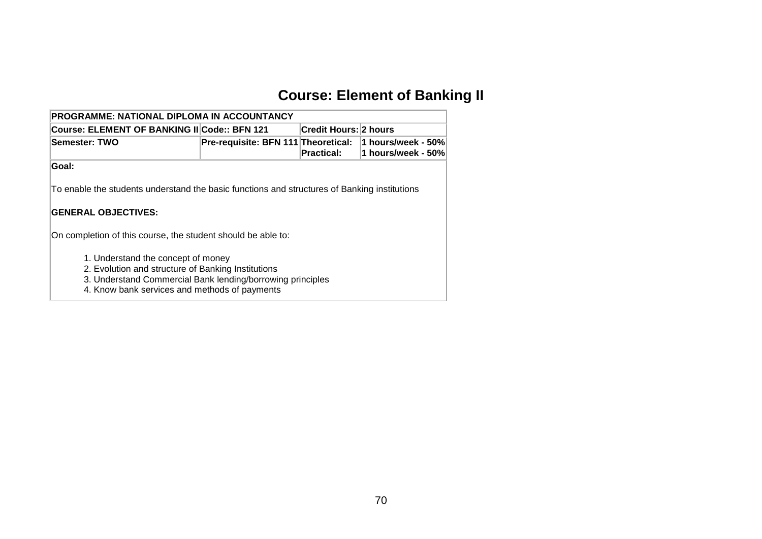# Course: Element of Banking II

| PROGRAMME: NATIONAL DIPLOMA IN ACCOUNTANCY | | | |
|---|---|---|---|
| **Course: ELEMENT OF BANKING II** | **Code:: BFN 121** | **Credit Hours:** | **2 hours** |
| **Semester: TWO** | **Pre-requisite: BFN 111** | **Theoretical:**<br>**Practical:** | **1 hours/week - 50%**<br>**1 hours/week - 50%** |

**Goal:**

To enable the students understand the basic functions and structures of Banking institutions

**GENERAL OBJECTIVES:**

On completion of this course, the student should be able to:

1. Understand the concept of money
2. Evolution and structure of Banking Institutions
3. Understand Commercial Bank lending/borrowing principles
4. Know bank services and methods of payments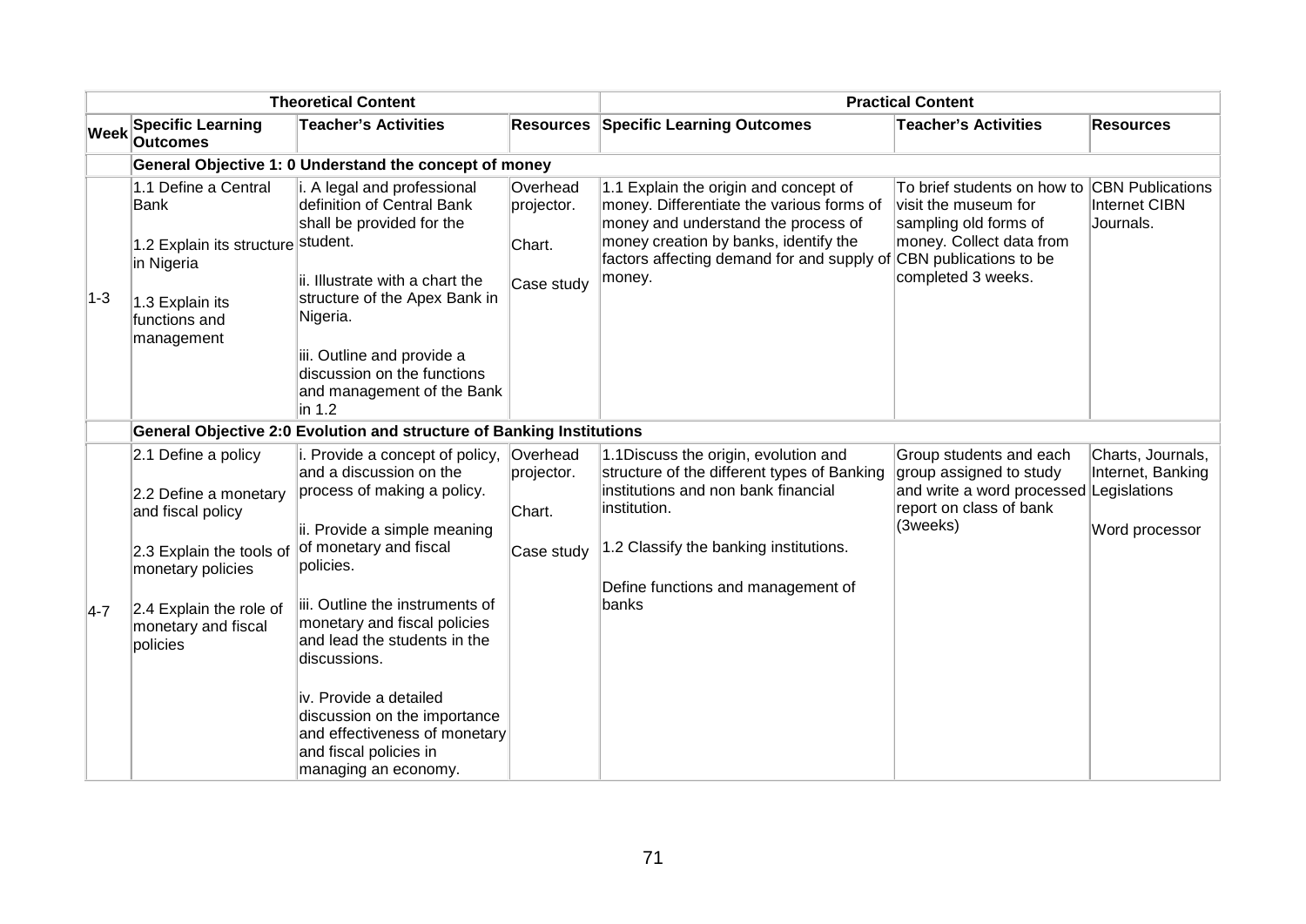| Week | Theoretical Content | | | Practical Content | | |
|---|---|---|---|---|---|---|
| | Specific Learning Outcomes | Teacher's Activities | Resources | Specific Learning Outcomes | Teacher's Activities | Resources |
| | **General Objective 1: 0 Understand the concept of money** | | | | | |
| 1-3 | 1.1 Define a Central Bank<br><br>1.2 Explain its structure in Nigeria<br><br>1.3 Explain its functions and management | i. A legal and professional definition of Central Bank shall be provided for the student.<br><br>ii. Illustrate with a chart the structure of the Apex Bank in Nigeria.<br><br>iii. Outline and provide a discussion on the functions and management of the Bank in 1.2 | Overhead projector.<br><br>Chart.<br><br>Case study | 1.1 Explain the origin and concept of money. Differentiate the various forms of money and understand the process of money creation by banks, identify the factors affecting demand for and supply of money. | To brief students on how to visit the museum for sampling old forms of money. Collect data from CBN publications to be completed 3 weeks. | CBN Publications Internet CIBN Journals. |
| | **General Objective 2:0 Evolution and structure of Banking Institutions** | | | | | |
| 4-7 | 2.1 Define a policy<br><br>2.2 Define a monetary and fiscal policy<br><br>2.3 Explain the tools of monetary policies<br><br>2.4 Explain the role of monetary and fiscal policies | i. Provide a concept of policy, and a discussion on the process of making a policy.<br><br>ii. Provide a simple meaning of monetary and fiscal policies.<br><br>iii. Outline the instruments of monetary and fiscal policies and lead the students in the discussions.<br><br>iv. Provide a detailed discussion on the importance and effectiveness of monetary and fiscal policies in managing an economy. | Overhead projector.<br><br>Chart.<br><br>Case study | 1.1Discuss the origin, evolution and structure of the different types of Banking institutions and non bank financial institution.<br><br>1.2 Classify the banking institutions.<br><br>Define functions and management of banks | Group students and each group assigned to study and write a word processed report on class of bank (3weeks) | Charts, Journals, Internet, Banking Legislations<br><br>Word processor |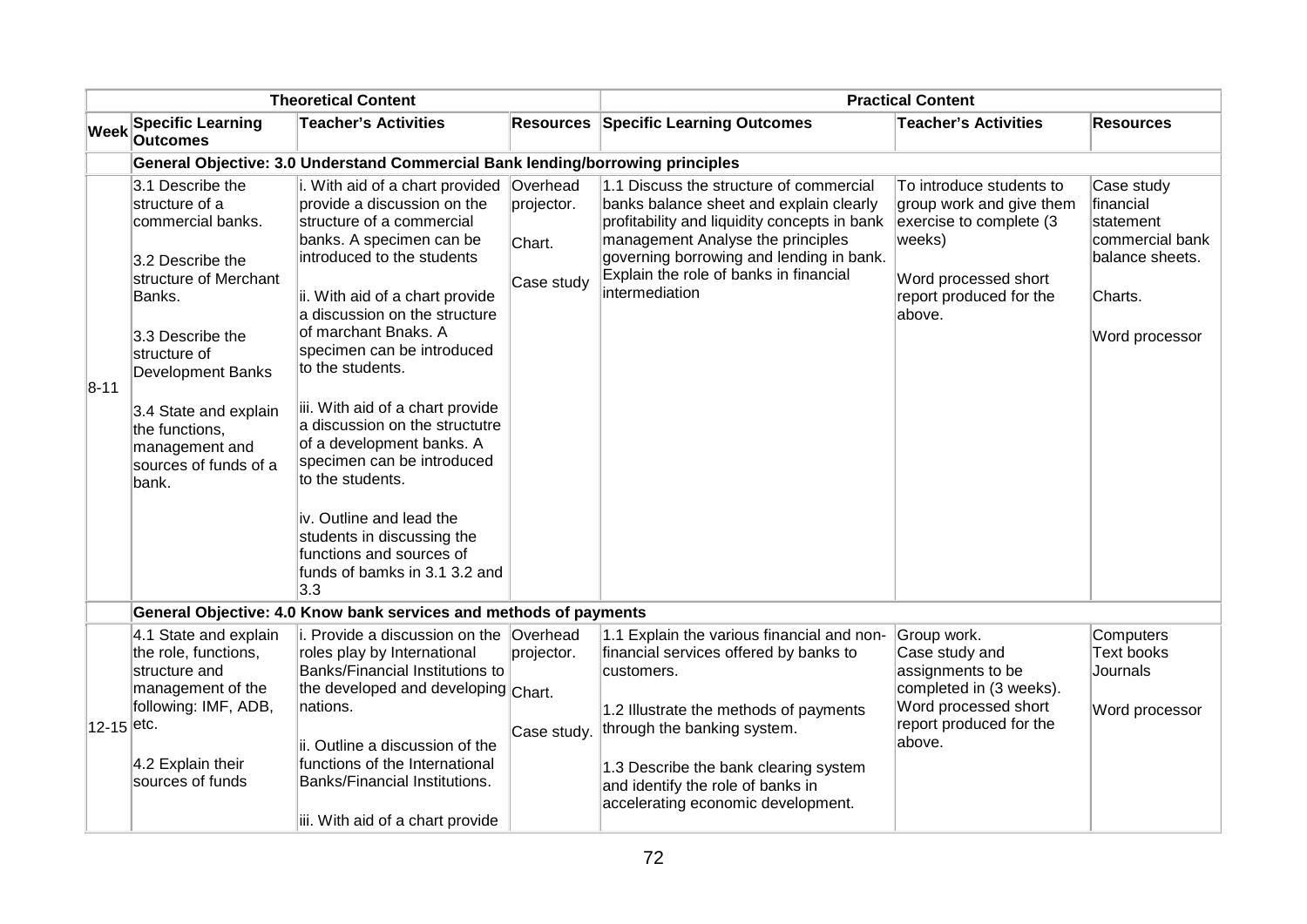| Theoretical Content | | | | Practical Content | | |
|---|---|---|---|---|---|---|
| Week | Specific Learning Outcomes | Teacher's Activities | Resources | Specific Learning Outcomes | Teacher's Activities | Resources |
| | **General Objective: 3.0 Understand Commercial Bank lending/borrowing principles** | | | | | |
| 8-11 | 3.1 Describe the structure of a commercial banks.<br><br>3.2 Describe the structure of Merchant Banks.<br><br>3.3 Describe the structure of Development Banks<br><br>3.4 State and explain the functions, management and sources of funds of a bank. | i. With aid of a chart provided provide a discussion on the structure of a commercial banks. A specimen can be introduced to the students<br><br>ii. With aid of a chart provide a discussion on the structure of marchant Bnaks. A specimen can be introduced to the students.<br><br>iii. With aid of a chart provide a discussion on the structutre of a development banks. A specimen can be introduced to the students.<br><br>iv. Outline and lead the students in discussing the functions and sources of funds of bamks in 3.1 3.2 and 3.3 | Overhead projector.<br><br>Chart.<br><br>Case study | 1.1 Discuss the structure of commercial banks balance sheet and explain clearly profitability and liquidity concepts in bank management Analyse the principles governing borrowing and lending in bank. Explain the role of banks in financial intermediation | To introduce students to group work and give them exercise to complete (3 weeks)<br><br>Word processed short report produced for the above. | Case study financial statement commercial bank balance sheets.<br><br>Charts.<br><br>Word processor |
| | **General Objective: 4.0 Know bank services and methods of payments** | | | | | |
| 12-15 | 4.1 State and explain the role, functions, structure and management of the following: IMF, ADB, etc.<br><br>4.2 Explain their sources of funds | i. Provide a discussion on the roles play by International Banks/Financial Institutions to the developed and developing nations.<br><br>ii. Outline a discussion of the functions of the International Banks/Financial Institutions.<br><br>iii. With aid of a chart provide | Overhead projector.<br><br>Chart.<br><br>Case study. | 1.1 Explain the various financial and non-financial services offered by banks to customers.<br><br>1.2 Illustrate the methods of payments through the banking system.<br><br>1.3 Describe the bank clearing system and identify the role of banks in accelerating economic development. | Group work.<br>Case study and assignments to be completed in (3 weeks).<br>Word processed short report produced for the above. | Computers<br>Text books<br>Journals<br><br>Word processor |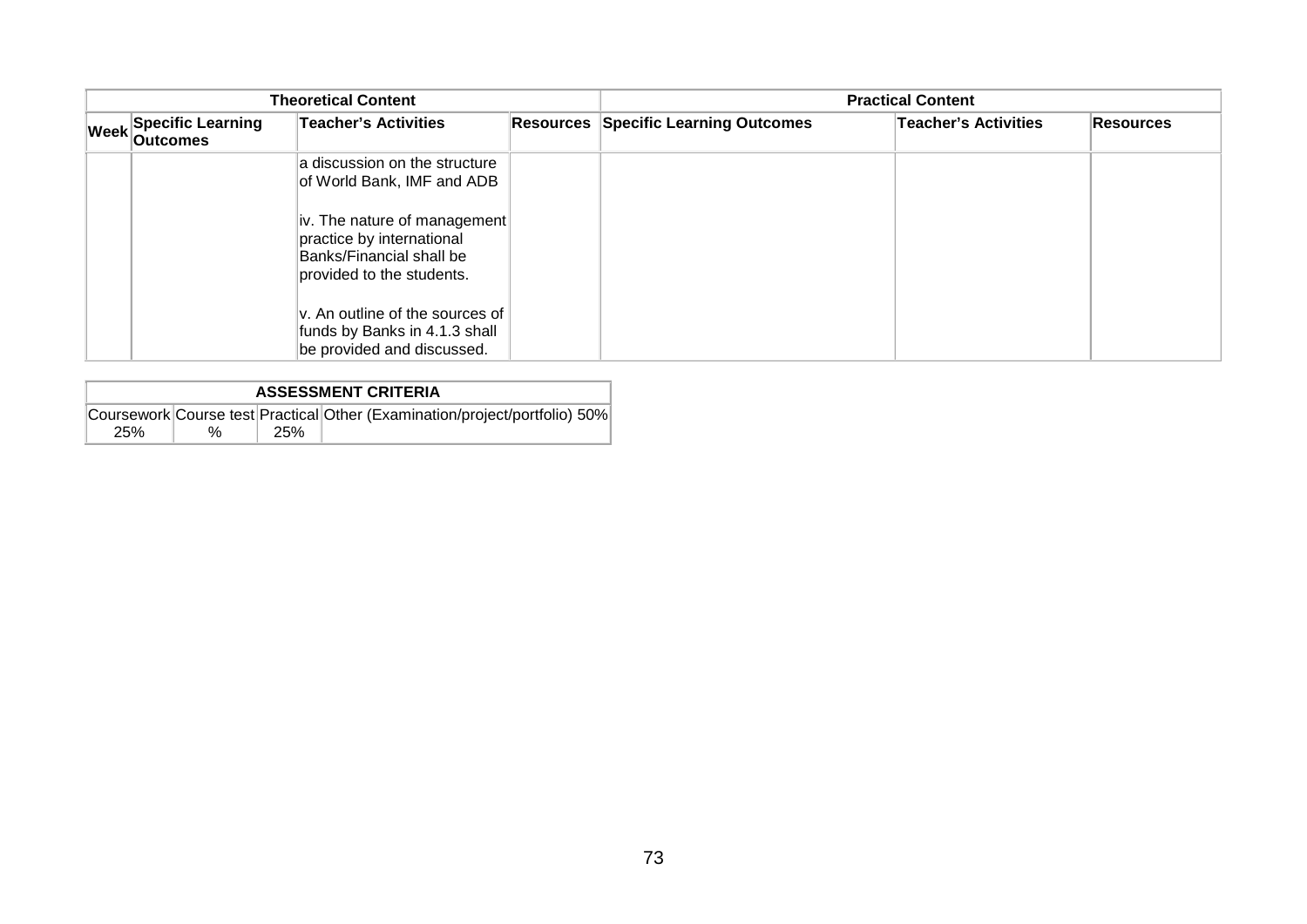| Theoretical Content | | | | Practical Content | | |
|---|---|---|---|---|---|---|
| Week | Specific Learning Outcomes | Teacher's Activities | Resources | Specific Learning Outcomes | Teacher's Activities | Resources |
| | | a discussion on the structure of World Bank, IMF and ADB<br><br>iv. The nature of management practice by international Banks/Financial shall be provided to the students.<br><br>v. An outline of the sources of funds by Banks in 4.1.3 shall be provided and discussed. | | | | |

| ASSESSMENT CRITERIA | | | |
|---|---|---|---|
| Coursework 25% | Course test % | Practical 25% | Other (Examination/project/portfolio) 50% |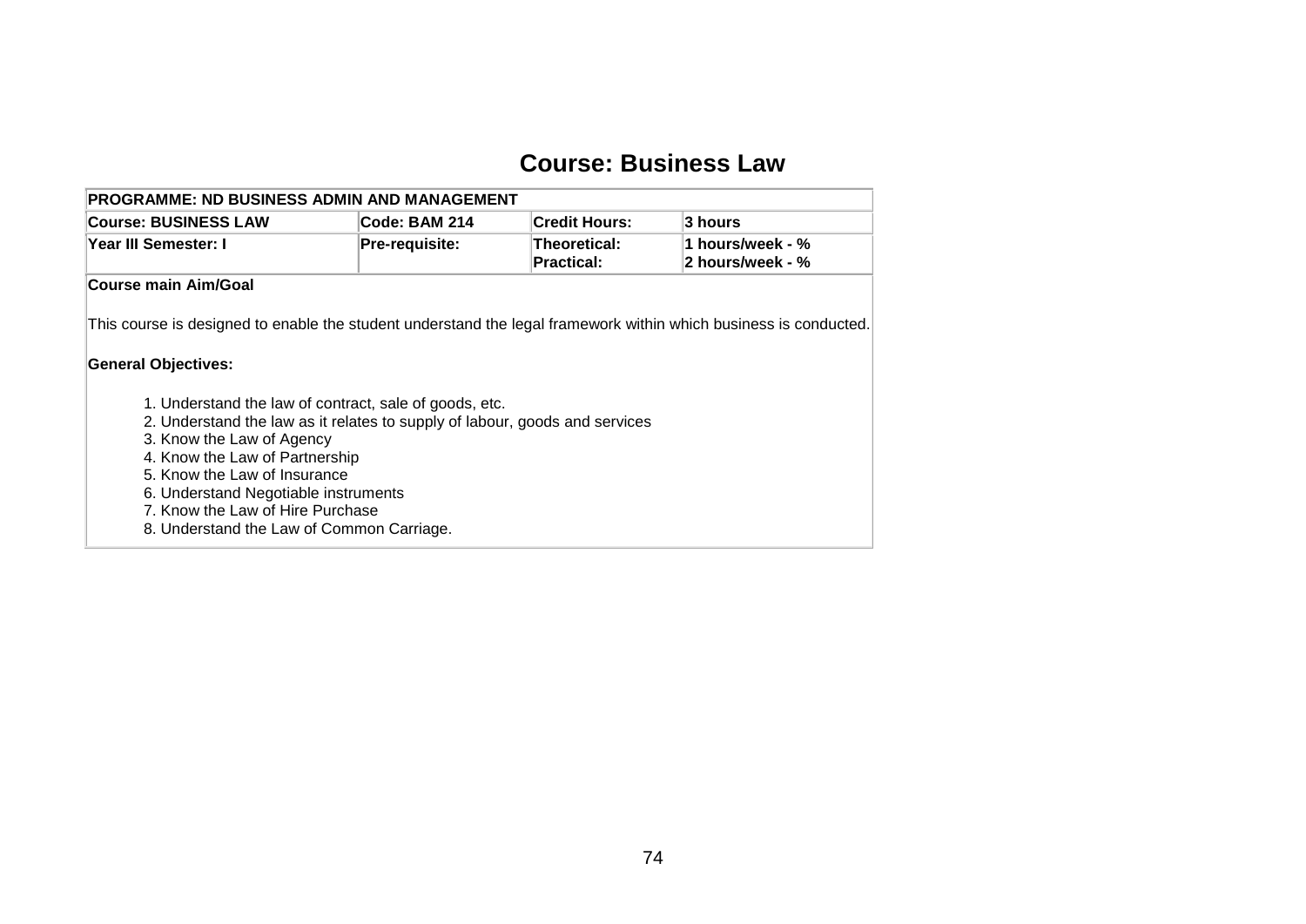# Course: Business Law

| PROGRAMME: ND BUSINESS ADMIN AND MANAGEMENT | | | |
|---|---|---|---|
| **Course: BUSINESS LAW** | **Code: BAM 214** | **Credit Hours:** | **3 hours** |
| **Year III Semester: I** | **Pre-requisite:** | **Theoretical:**<br>**Practical:** | **1 hours/week - %**<br>**2 hours/week - %** |

**Course main Aim/Goal**

This course is designed to enable the student understand the legal framework within which business is conducted.

**General Objectives:**

1. Understand the law of contract, sale of goods, etc.
2. Understand the law as it relates to supply of labour, goods and services
3. Know the Law of Agency
4. Know the Law of Partnership
5. Know the Law of Insurance
6. Understand Negotiable instruments
7. Know the Law of Hire Purchase
8. Understand the Law of Common Carriage.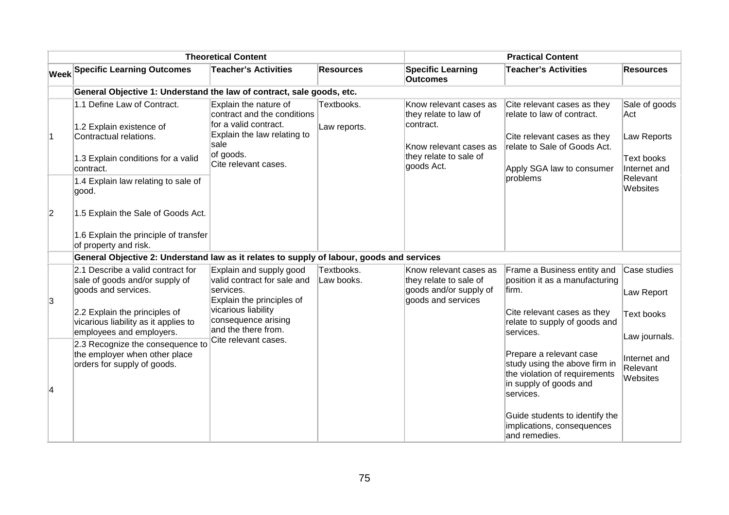| | Theoretical Content | | | Practical Content | | |
|---|---|---|---|---|---|---|
| **Week** | **Specific Learning Outcomes** | **Teacher's Activities** | **Resources** | **Specific Learning Outcomes** | **Teacher's Activities** | **Resources** |
| | **General Objective 1: Understand the law of contract, sale goods, etc.** | | | | | |
| 1 | 1.1 Define Law of Contract.<br><br>1.2 Explain existence of Contractual relations.<br><br>1.3 Explain conditions for a valid contract. | Explain the nature of contract and the conditions for a valid contract.<br>Explain the law relating to sale of goods.<br>Cite relevant cases. | Textbooks.<br><br>Law reports. | Know relevant cases as they relate to law of contract.<br><br>Know relevant cases as they relate to sale of goods Act. | Cite relevant cases as they relate to law of contract.<br><br>Cite relevant cases as they relate to Sale of Goods Act.<br><br>Apply SGA law to consumer problems | Sale of goods Act<br><br>Law Reports<br><br>Text books<br>Internet and Relevant Websites |
| 2 | 1.4 Explain law relating to sale of good.<br><br>1.5 Explain the Sale of Goods Act.<br><br>1.6 Explain the principle of transfer of property and risk. | | | | | |
| | **General Objective 2: Understand law as it relates to supply of labour, goods and services** | | | | | |
| 3 | 2.1 Describe a valid contract for sale of goods and/or supply of goods and services.<br><br>2.2 Explain the principles of vicarious liability as it applies to employees and employers. | Explain and supply good valid contract for sale and services.<br>Explain the principles of vicarious liability consequence arising and the there from.<br>Cite relevant cases. | Textbooks.<br>Law books. | Know relevant cases as they relate to sale of goods and/or supply of goods and services | Frame a Business entity and position it as a manufacturing firm.<br><br>Cite relevant cases as they relate to supply of goods and services.<br><br>Prepare a relevant case study using the above firm in the violation of requirements in supply of goods and services.<br><br>Guide students to identify the implications, consequences and remedies. | Case studies<br><br>Law Report<br><br>Text books<br><br>Law journals.<br><br>Internet and Relevant Websites |
| 4 | 2.3 Recognize the consequence to the employer when other place orders for supply of goods. | | | | | |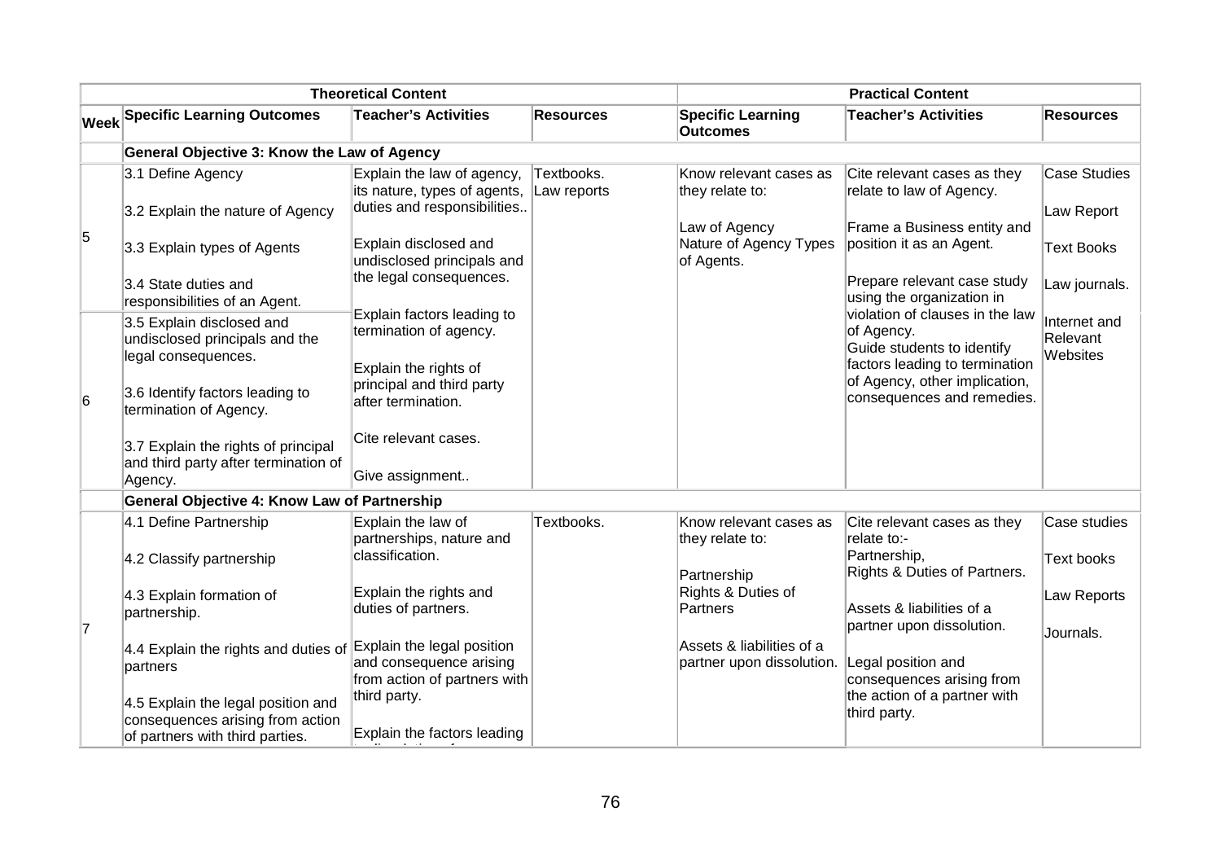| | Theoretical Content | | | Practical Content | | |
|---|---|---|---|---|---|---|
| **Week** | **Specific Learning Outcomes** | **Teacher's Activities** | **Resources** | **Specific Learning Outcomes** | **Teacher's Activities** | **Resources** |
| | **General Objective 3: Know the Law of Agency** | | | | | |
| 5 | 3.1 Define Agency<br><br>3.2 Explain the nature of Agency<br><br>3.3 Explain types of Agents<br><br>3.4 State duties and responsibilities of an Agent. | Explain the law of agency, its nature, types of agents, duties and responsibilities..<br><br>Explain disclosed and undisclosed principals and the legal consequences.<br><br>Explain factors leading to termination of agency.<br><br>Explain the rights of principal and third party after termination.<br><br>Cite relevant cases.<br><br>Give assignment.. | Textbooks.<br>Law reports | Know relevant cases as they relate to:<br><br>Law of Agency<br>Nature of Agency Types of Agents. | Cite relevant cases as they relate to law of Agency.<br><br>Frame a Business entity and position it as an Agent.<br><br>Prepare relevant case study using the organization in violation of clauses in the law of Agency.<br>Guide students to identify factors leading to termination of Agency, other implication, consequences and remedies. | Case Studies<br><br>Law Report<br><br>Text Books<br><br>Law journals.<br><br>Internet and Relevant Websites |
| 6 | 3.5 Explain disclosed and undisclosed principals and the legal consequences.<br><br>3.6 Identify factors leading to termination of Agency.<br><br>3.7 Explain the rights of principal and third party after termination of Agency. | | | | | |
| | **General Objective 4: Know Law of Partnership** | | | | | |
| 7 | 4.1 Define Partnership<br><br>4.2 Classify partnership<br><br>4.3 Explain formation of partnership.<br><br>4.4 Explain the rights and duties of partners<br><br>4.5 Explain the legal position and consequences arising from action of partners with third parties. | Explain the law of partnerships, nature and classification.<br><br>Explain the rights and duties of partners.<br><br>Explain the legal position and consequence arising from action of partners with third party.<br><br>Explain the factors leading | Textbooks. | Know relevant cases as they relate to:<br><br>Partnership<br>Rights & Duties of Partners<br><br>Assets & liabilities of a partner upon dissolution. | Cite relevant cases as they relate to:-<br>Partnership,<br>Rights & Duties of Partners.<br><br>Assets & liabilities of a partner upon dissolution.<br><br>Legal position and consequences arising from the action of a partner with third party. | Case studies<br><br>Text books<br><br>Law Reports<br><br>Journals. |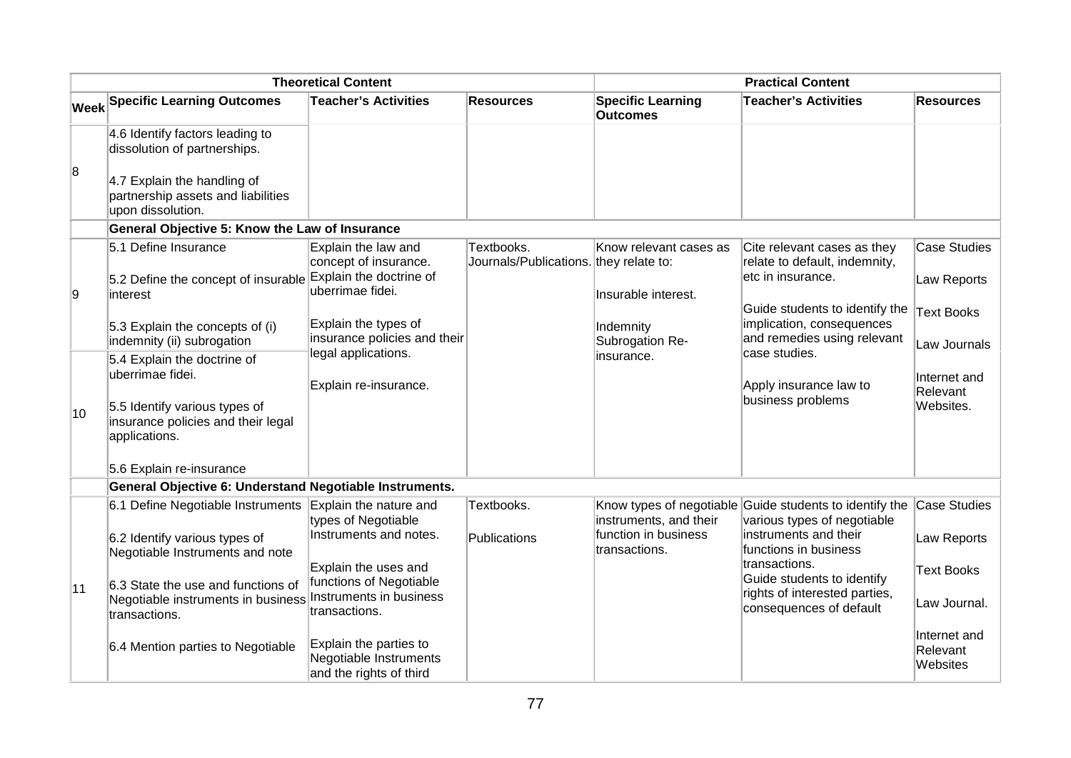| Theoretical Content | | | | Practical Content | | |
|---|---|---|---|---|---|---|
| **Week** | **Specific Learning Outcomes** | **Teacher's Activities** | **Resources** | **Specific Learning Outcomes** | **Teacher's Activities** | **Resources** |
| 8 | 4.6 Identify factors leading to dissolution of partnerships.<br><br>4.7 Explain the handling of partnership assets and liabilities upon dissolution. | | | | | |
| | **General Objective 5: Know the Law of Insurance** | | | | | |
| 9 | 5.1 Define Insurance<br><br>5.2 Define the concept of insurable interest<br><br>5.3 Explain the concepts of (i) indemnity (ii) subrogation | Explain the law and concept of insurance.<br>Explain the doctrine of uberrimae fidei.<br><br>Explain the types of insurance policies and their legal applications.<br><br>Explain re-insurance. | Textbooks.<br>Journals/Publications. | Know relevant cases as they relate to:<br><br>Insurable interest.<br><br>Indemnity<br>Subrogation Re-insurance. | Cite relevant cases as they relate to default, indemnity, etc in insurance.<br><br>Guide students to identify the implication, consequences and remedies using relevant case studies.<br><br>Apply insurance law to business problems | Case Studies<br><br>Law Reports<br><br>Text Books<br><br>Law Journals<br><br>Internet and Relevant Websites. |
| 10 | 5.4 Explain the doctrine of uberrimae fidei.<br><br>5.5 Identify various types of insurance policies and their legal applications.<br><br>5.6 Explain re-insurance | | | | | |
| | **General Objective 6: Understand Negotiable Instruments.** | | | | | |
| 11 | 6.1 Define Negotiable Instruments<br><br>6.2 Identify various types of Negotiable Instruments and note<br><br>6.3 State the use and functions of Negotiable instruments in business transactions.<br><br>6.4 Mention parties to Negotiable | Explain the nature and types of Negotiable Instruments and notes.<br><br>Explain the uses and functions of Negotiable Instruments in business transactions.<br><br>Explain the parties to Negotiable Instruments and the rights of third | Textbooks.<br><br>Publications | Know types of negotiable instruments, and their function in business transactions. | Guide students to identify the various types of negotiable instruments and their functions in business transactions.<br>Guide students to identify rights of interested parties, consequences of default | Case Studies<br><br>Law Reports<br><br>Text Books<br><br>Law Journal.<br><br>Internet and Relevant Websites |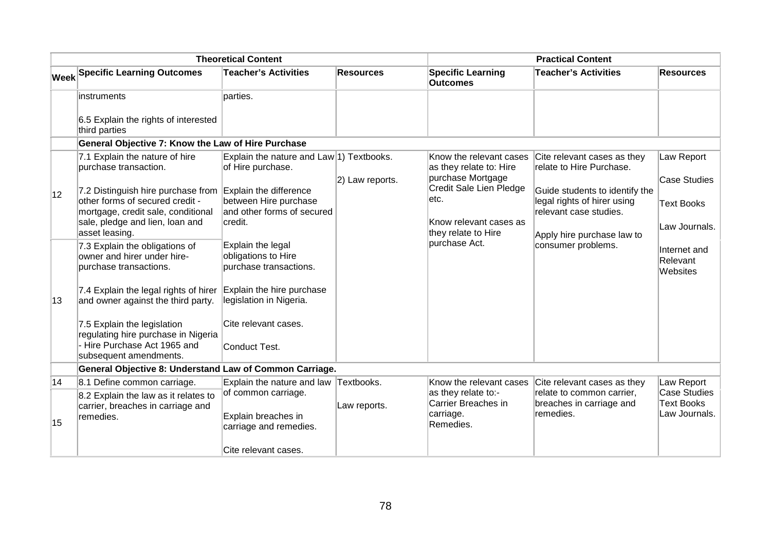| Theoretical Content | | | | Practical Content | | |
|---|---|---|---|---|---|---|
| Week | Specific Learning Outcomes | Teacher's Activities | Resources | Specific Learning Outcomes | Teacher's Activities | Resources |
| | instruments<br><br>6.5 Explain the rights of interested third parties | parties. | | | | |
| | **General Objective 7: Know the Law of Hire Purchase** | | | | | |
| 12 | 7.1 Explain the nature of hire purchase transaction.<br><br>7.2 Distinguish hire purchase from other forms of secured credit - mortgage, credit sale, conditional sale, pledge and lien, loan and asset leasing. | Explain the nature and Law of Hire purchase.<br><br>Explain the difference between Hire purchase and other forms of secured credit. | 1) Textbooks.<br><br>2) Law reports. | Know the relevant cases as they relate to: Hire purchase Mortgage Credit Sale Lien Pledge etc.<br><br>Know relevant cases as they relate to Hire purchase Act. | Cite relevant cases as they relate to Hire Purchase.<br><br>Guide students to identify the legal rights of hirer using relevant case studies.<br><br>Apply hire purchase law to consumer problems. | Law Report<br><br>Case Studies<br><br>Text Books<br><br>Law Journals.<br><br>Internet and Relevant Websites |
| 13 | 7.3 Explain the obligations of owner and hirer under hire-purchase transactions.<br><br>7.4 Explain the legal rights of hirer and owner against the third party.<br><br>7.5 Explain the legislation regulating hire purchase in Nigeria - Hire Purchase Act 1965 and subsequent amendments. | Explain the legal obligations to Hire purchase transactions.<br><br>Explain the hire purchase legislation in Nigeria.<br><br>Cite relevant cases.<br><br>Conduct Test. | | | | |
| | **General Objective 8: Understand Law of Common Carriage.** | | | | | |
| 14 | 8.1 Define common carriage. | Explain the nature and law of common carriage.<br><br>Explain breaches in carriage and remedies.<br><br>Cite relevant cases. | Textbooks.<br><br>Law reports. | Know the relevant cases as they relate to:-<br>Carrier Breaches in carriage.<br>Remedies. | Cite relevant cases as they relate to common carrier, breaches in carriage and remedies. | Law Report<br>Case Studies<br>Text Books<br>Law Journals. |
| 15 | 8.2 Explain the law as it relates to carrier, breaches in carriage and remedies. | | | | | |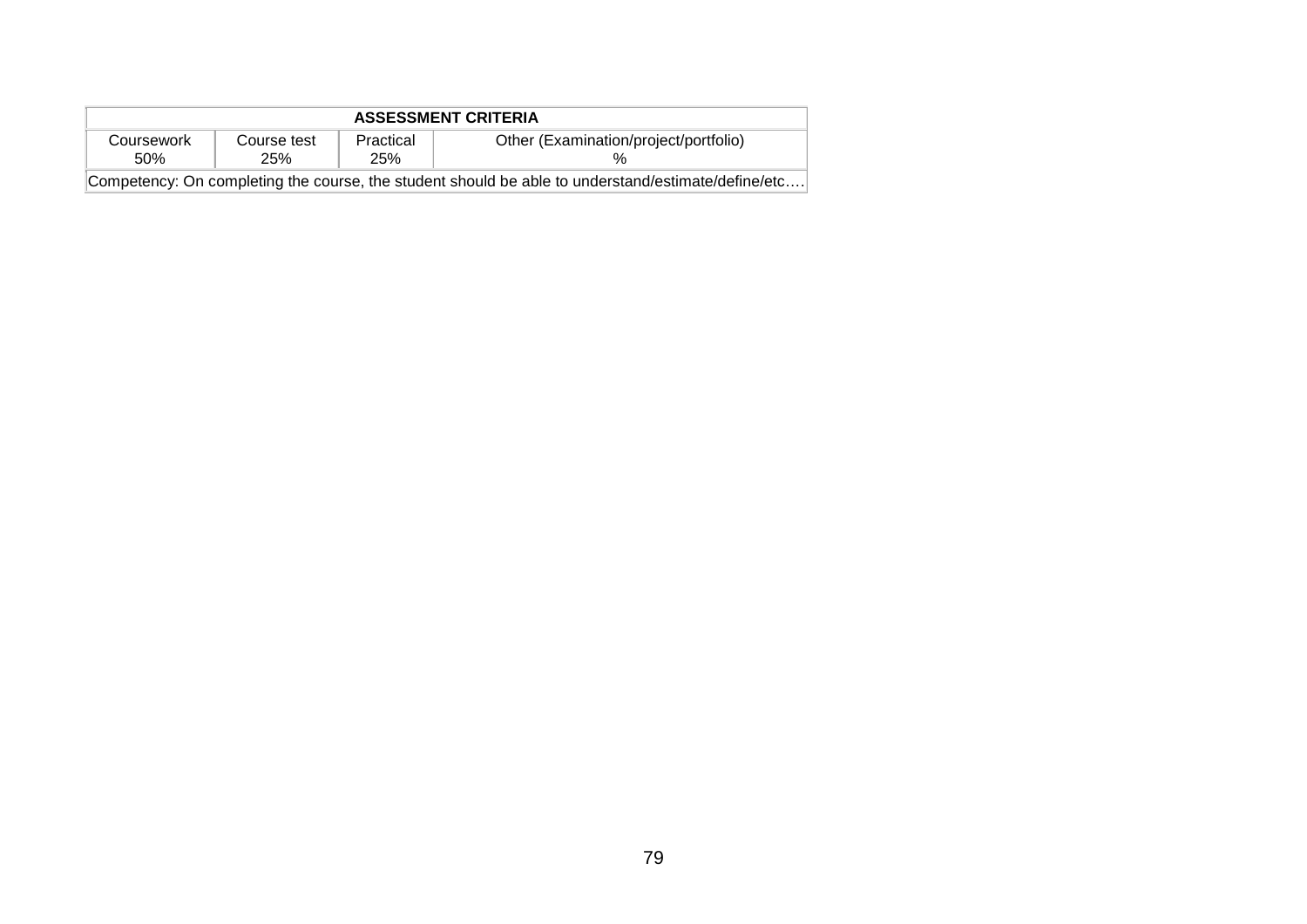| ASSESSMENT CRITERIA | | | |
|---|---|---|---|
| Coursework 50% | Course test 25% | Practical 25% | Other (Examination/project/portfolio) % |
| Competency: On completing the course, the student should be able to understand/estimate/define/etc…. | | | |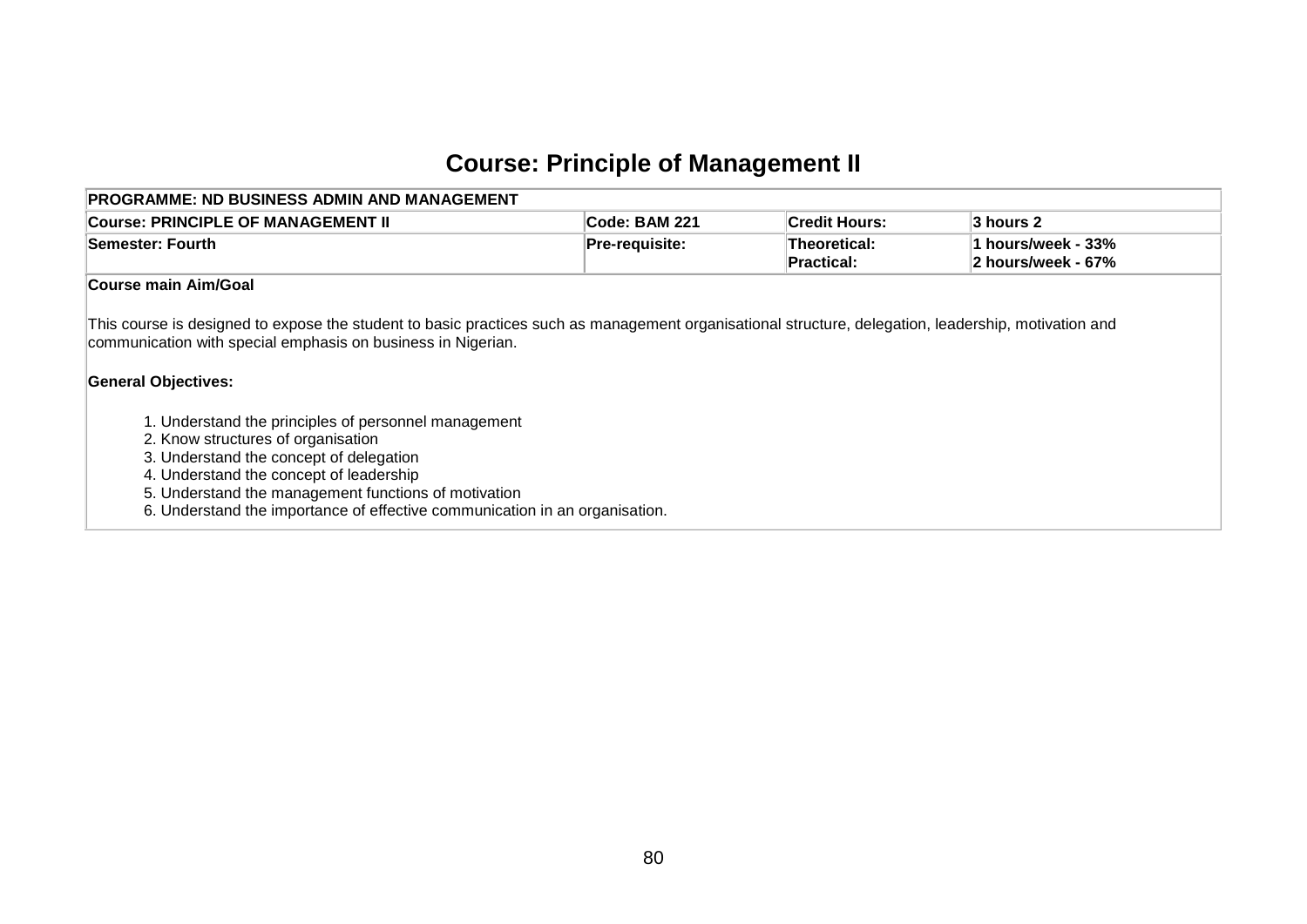# Course: Principle of Management II

| PROGRAMME: ND BUSINESS ADMIN AND MANAGEMENT | | | |
|---|---|---|---|
| **Course: PRINCIPLE OF MANAGEMENT II** | **Code: BAM 221** | **Credit Hours:** | **3 hours 2** |
| **Semester: Fourth** | **Pre-requisite:** | **Theoretical:**<br>**Practical:** | **1 hours/week - 33%**<br>**2 hours/week - 67%** |

**Course main Aim/Goal**

This course is designed to expose the student to basic practices such as management organisational structure, delegation, leadership, motivation and communication with special emphasis on business in Nigerian.

**General Objectives:**

1. Understand the principles of personnel management
2. Know structures of organisation
3. Understand the concept of delegation
4. Understand the concept of leadership
5. Understand the management functions of motivation
6. Understand the importance of effective communication in an organisation.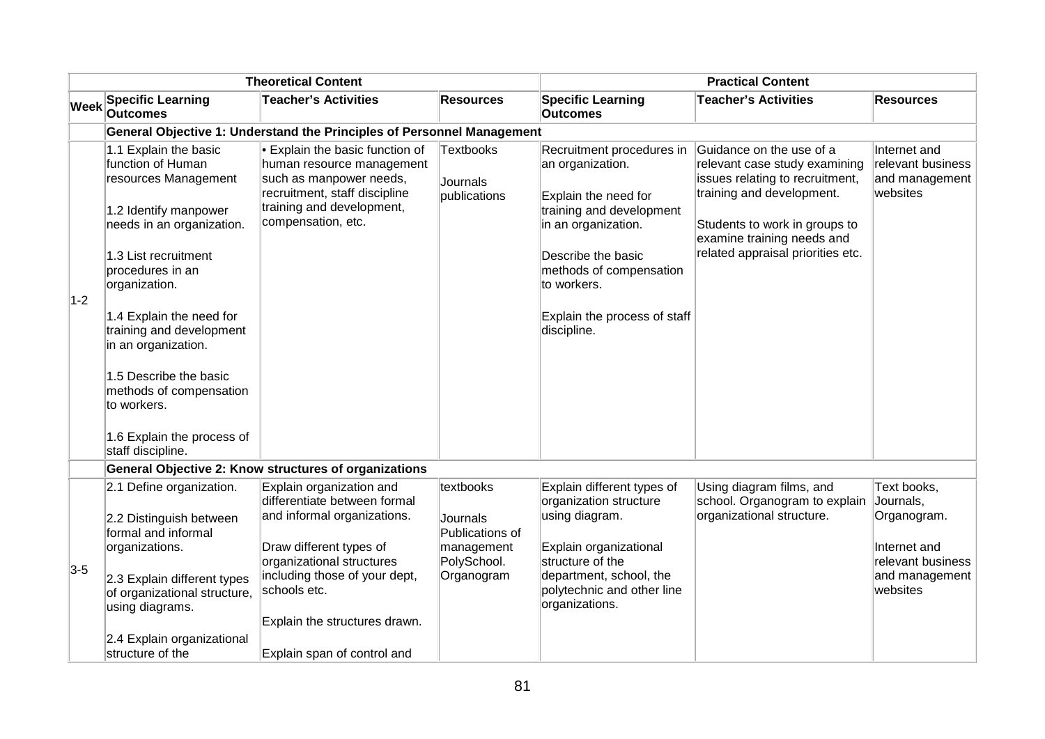| | Theoretical Content | | | Practical Content | | |
|---|---|---|---|---|---|---|
| **Week** | **Specific Learning Outcomes** | **Teacher's Activities** | **Resources** | **Specific Learning Outcomes** | **Teacher's Activities** | **Resources** |
| | **General Objective 1: Understand the Principles of Personnel Management** | | | | | |
| 1-2 | 1.1 Explain the basic function of Human resources Management<br><br>1.2 Identify manpower needs in an organization.<br><br>1.3 List recruitment procedures in an organization.<br><br>1.4 Explain the need for training and development in an organization.<br><br>1.5 Describe the basic methods of compensation to workers.<br><br>1.6 Explain the process of staff discipline. | • Explain the basic function of human resource management such as manpower needs, recruitment, staff discipline training and development, compensation, etc. | Textbooks<br><br>Journals publications | Recruitment procedures in an organization.<br><br>Explain the need for training and development in an organization.<br><br>Describe the basic methods of compensation to workers.<br><br>Explain the process of staff discipline. | Guidance on the use of a relevant case study examining issues relating to recruitment, training and development.<br><br>Students to work in groups to examine training needs and related appraisal priorities etc. | Internet and relevant business and management websites |
| | **General Objective 2: Know structures of organizations** | | | | | |
| 3-5 | 2.1 Define organization.<br><br>2.2 Distinguish between formal and informal organizations.<br><br>2.3 Explain different types of organizational structure, using diagrams.<br><br>2.4 Explain organizational structure of the | Explain organization and differentiate between formal and informal organizations.<br><br>Draw different types of organizational structures including those of your dept, schools etc.<br><br>Explain the structures drawn.<br><br>Explain span of control and | textbooks<br><br>Journals Publications of management PolySchool. Organogram | Explain different types of organization structure using diagram.<br><br>Explain organizational structure of the department, school, the polytechnic and other line organizations. | Using diagram films, and school. Organogram to explain organizational structure. | Text books, Journals, Organogram.<br><br>Internet and relevant business and management websites |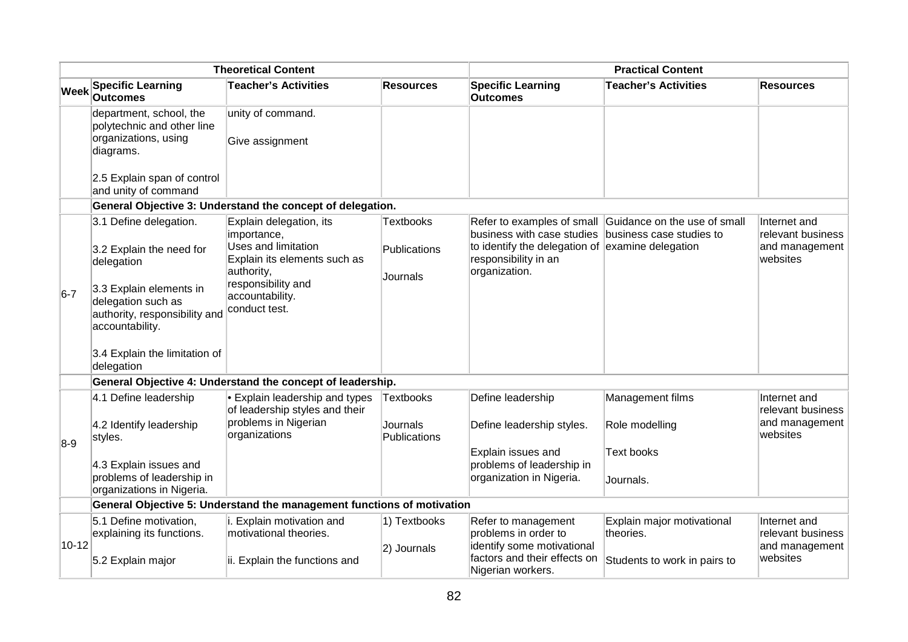| Theoretical Content | | | | Practical Content | | |
|---|---|---|---|---|---|---|
| **Week** | **Specific Learning Outcomes** | **Teacher's Activities** | **Resources** | **Specific Learning Outcomes** | **Teacher's Activities** | **Resources** |
| | department, school, the polytechnic and other line organizations, using diagrams.<br><br>2.5 Explain span of control and unity of command | unity of command.<br><br>Give assignment | | | | |
| | **General Objective 3: Understand the concept of delegation.** | | | | | |
| 6-7 | 3.1 Define delegation.<br><br>3.2 Explain the need for delegation<br><br>3.3 Explain elements in delegation such as authority, responsibility and accountability.<br><br>3.4 Explain the limitation of delegation | Explain delegation, its importance,<br>Uses and limitation<br>Explain its elements such as authority,<br>responsibility and accountability.<br>conduct test. | Textbooks<br><br>Publications<br><br>Journals | Refer to examples of small business with case studies to identify the delegation of responsibility in an organization. | Guidance on the use of small business case studies to examine delegation | Internet and relevant business and management websites |
| | **General Objective 4: Understand the concept of leadership.** | | | | | |
| 8-9 | 4.1 Define leadership<br><br>4.2 Identify leadership styles.<br><br>4.3 Explain issues and problems of leadership in organizations in Nigeria. | • Explain leadership and types of leadership styles and their problems in Nigerian organizations | Textbooks<br><br>Journals Publications | Define leadership<br><br>Define leadership styles.<br><br>Explain issues and problems of leadership in organization in Nigeria. | Management films<br><br>Role modelling<br><br>Text books<br><br>Journals. | Internet and relevant business and management websites |
| | **General Objective 5: Understand the management functions of motivation** | | | | | |
| 10-12 | 5.1 Define motivation, explaining its functions.<br><br>5.2 Explain major | i. Explain motivation and motivational theories.<br><br>ii. Explain the functions and | 1) Textbooks<br><br>2) Journals | Refer to management problems in order to identify some motivational factors and their effects on Nigerian workers. | Explain major motivational theories.<br><br>Students to work in pairs to | Internet and relevant business and management websites |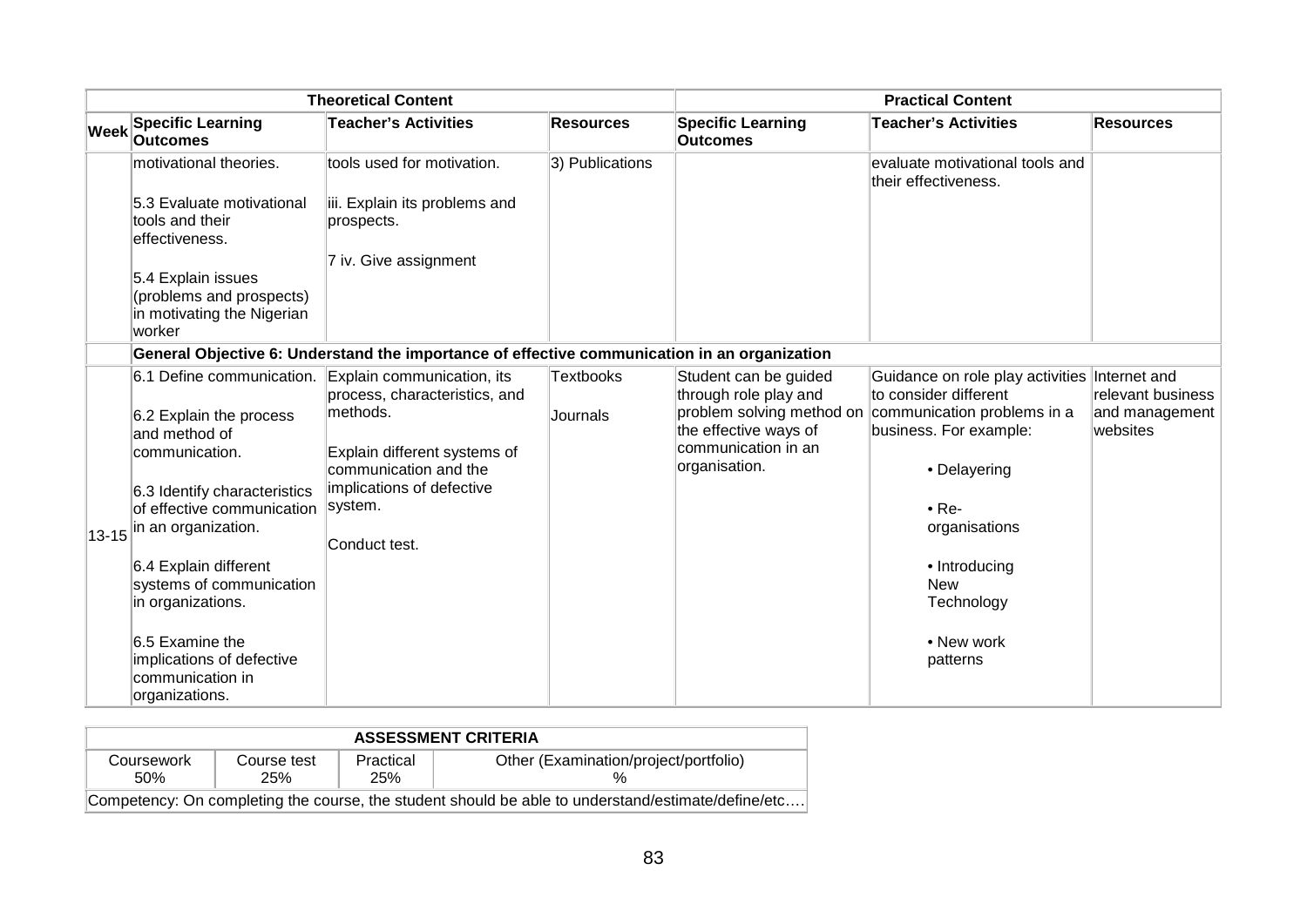| Theoretical Content | | | | Practical Content | | |
|---|---|---|---|---|---|---|
| Week | Specific Learning Outcomes | Teacher's Activities | Resources | Specific Learning Outcomes | Teacher's Activities | Resources |
| | motivational theories.<br><br>5.3 Evaluate motivational tools and their effectiveness.<br><br>5.4 Explain issues (problems and prospects) in motivating the Nigerian worker | tools used for motivation.<br><br>iii. Explain its problems and prospects.<br><br>7 iv. Give assignment | 3) Publications | | evaluate motivational tools and their effectiveness. | |
| | **General Objective 6: Understand the importance of effective communication in an organization** | | | | | |
| 13-15 | 6.1 Define communication.<br><br>6.2 Explain the process and method of communication.<br><br>6.3 Identify characteristics of effective communication in an organization.<br><br>6.4 Explain different systems of communication in organizations.<br><br>6.5 Examine the implications of defective communication in organizations. | Explain communication, its process, characteristics, and methods.<br><br>Explain different systems of communication and the implications of defective system.<br><br>Conduct test. | Textbooks<br><br>Journals | Student can be guided through role play and problem solving method on the effective ways of communication in an organisation. | Guidance on role play activities to consider different communication problems in a business. For example:<br><br>• Delayering<br><br>• Re-organisations<br><br>• Introducing New Technology<br><br>• New work patterns | Internet and relevant business and management websites |

| ASSESSMENT CRITERIA | | | |
|---|---|---|---|
| Coursework 50% | Course test 25% | Practical 25% | Other (Examination/project/portfolio) % |
| Competency: On completing the course, the student should be able to understand/estimate/define/etc…. | | | |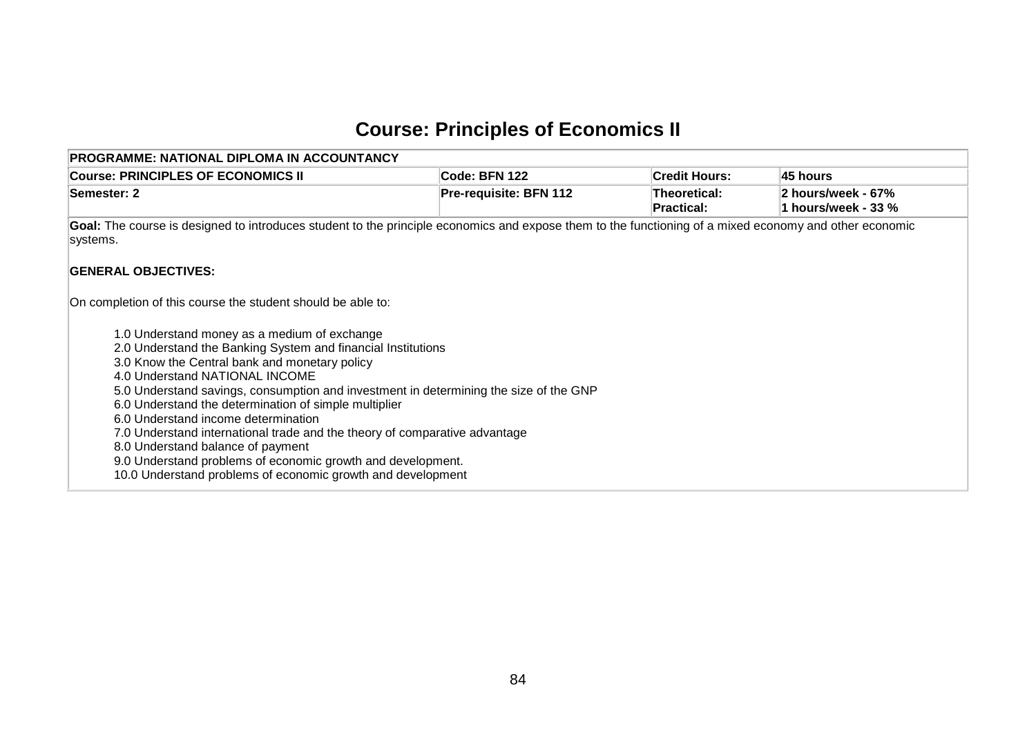# Course: Principles of Economics II

| PROGRAMME: NATIONAL DIPLOMA IN ACCOUNTANCY | | | |
|---|---|---|---|
| **Course: PRINCIPLES OF ECONOMICS II** | **Code: BFN 122** | **Credit Hours:** | **45 hours** |
| **Semester: 2** | **Pre-requisite: BFN 112** | **Theoretical:**<br>**Practical:** | **2 hours/week - 67%**<br>**1 hours/week - 33 %** |

**Goal:** The course is designed to introduces student to the principle economics and expose them to the functioning of a mixed economy and other economic systems.

**GENERAL OBJECTIVES:**

On completion of this course the student should be able to:

1.0 Understand money as a medium of exchange
2.0 Understand the Banking System and financial Institutions
3.0 Know the Central bank and monetary policy
4.0 Understand NATIONAL INCOME
5.0 Understand savings, consumption and investment in determining the size of the GNP
6.0 Understand the determination of simple multiplier
6.0 Understand income determination
7.0 Understand international trade and the theory of comparative advantage
8.0 Understand balance of payment
9.0 Understand problems of economic growth and development.
10.0 Understand problems of economic growth and development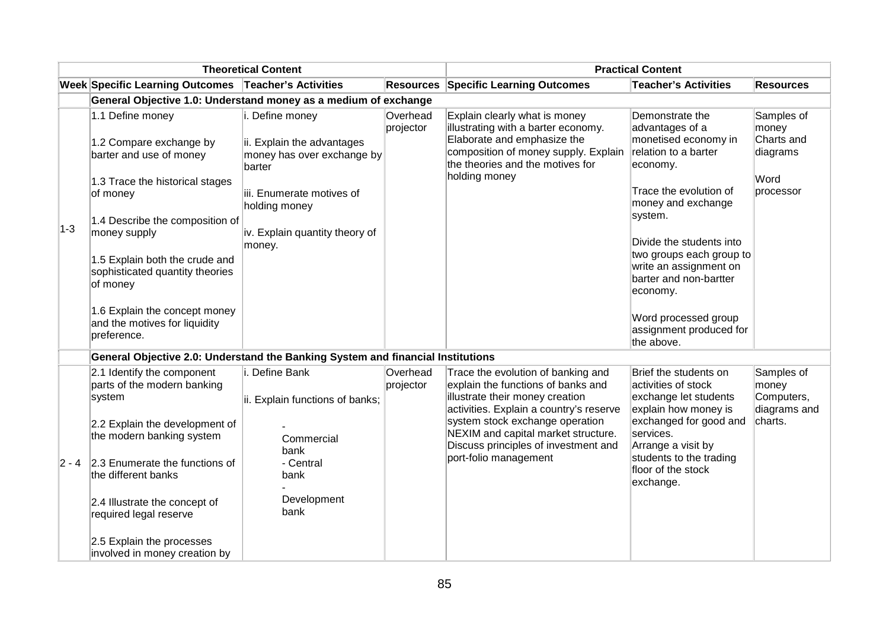| Theoretical Content | | | | Practical Content | | |
|---|---|---|---|---|---|---|
| **Week** | **Specific Learning Outcomes** | **Teacher's Activities** | **Resources** | **Specific Learning Outcomes** | **Teacher's Activities** | **Resources** |
| | **General Objective 1.0: Understand money as a medium of exchange** | | | | | |
| 1-3 | 1.1 Define money<br><br>1.2 Compare exchange by barter and use of money<br><br>1.3 Trace the historical stages of money<br><br>1.4 Describe the composition of money supply<br><br>1.5 Explain both the crude and sophisticated quantity theories of money<br><br>1.6 Explain the concept money and the motives for liquidity preference. | i. Define money<br><br>ii. Explain the advantages money has over exchange by barter<br><br>iii. Enumerate motives of holding money<br><br>iv. Explain quantity theory of money. | Overhead projector | Explain clearly what is money illustrating with a barter economy. Elaborate and emphasize the composition of money supply. Explain the theories and the motives for holding money | Demonstrate the advantages of a monetised economy in relation to a barter economy.<br><br>Trace the evolution of money and exchange system.<br><br>Divide the students into two groups each group to write an assignment on barter and non-bartter economy.<br><br>Word processed group assignment produced for the above. | Samples of money<br>Charts and diagrams<br><br>Word processor |
| | **General Objective 2.0: Understand the Banking System and financial Institutions** | | | | | |
| 2 - 4 | 2.1 Identify the component parts of the modern banking system<br><br>2.2 Explain the development of the modern banking system<br><br>2.3 Enumerate the functions of the different banks<br><br>2.4 Illustrate the concept of required legal reserve<br><br>2.5 Explain the processes involved in money creation by | i. Define Bank<br><br>ii. Explain functions of banks;<br><br>- Commercial bank<br>- Central bank<br>- Development bank | Overhead projector | Trace the evolution of banking and explain the functions of banks and illustrate their money creation activities. Explain a country's reserve system stock exchange operation NEXIM and capital market structure. Discuss principles of investment and port-folio management | Brief the students on activities of stock exchange let students explain how money is exchanged for good and services.<br>Arrange a visit by students to the trading floor of the stock exchange. | Samples of money<br>Computers, diagrams and charts. |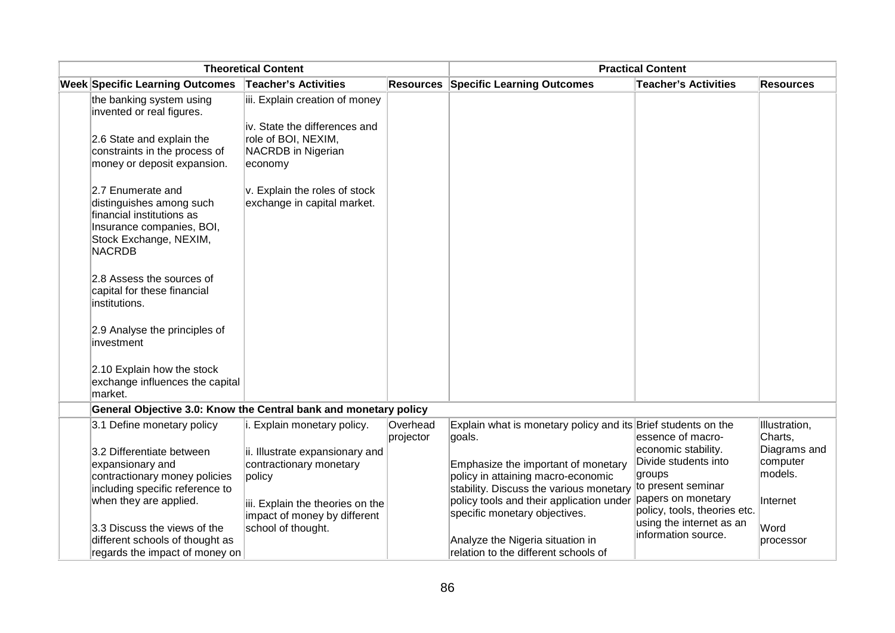| Theoretical Content | | | | Practical Content | | |
|---|---|---|---|---|---|---|
| **Week** | **Specific Learning Outcomes** | **Teacher's Activities** | **Resources** | **Specific Learning Outcomes** | **Teacher's Activities** | **Resources** |
| | the banking system using invented or real figures.<br><br>2.6 State and explain the constraints in the process of money or deposit expansion.<br><br>2.7 Enumerate and distinguishes among such financial institutions as Insurance companies, BOI, Stock Exchange, NEXIM, NACRDB<br><br>2.8 Assess the sources of capital for these financial institutions.<br><br>2.9 Analyse the principles of investment<br><br>2.10 Explain how the stock exchange influences the capital market. | iii. Explain creation of money<br><br>iv. State the differences and role of BOI, NEXIM, NACRDB in Nigerian economy<br><br>v. Explain the roles of stock exchange in capital market. | | | | |
| | **General Objective 3.0: Know the Central bank and monetary policy** | | | | | |
| | 3.1 Define monetary policy<br><br>3.2 Differentiate between expansionary and contractionary money policies including specific reference to when they are applied.<br><br>3.3 Discuss the views of the different schools of thought as regards the impact of money on | i. Explain monetary policy.<br><br>ii. Illustrate expansionary and contractionary monetary policy<br><br>iii. Explain the theories on the impact of money by different school of thought. | Overhead projector | Explain what is monetary policy and its goals.<br><br>Emphasize the important of monetary policy in attaining macro-economic stability. Discuss the various monetary policy tools and their application under specific monetary objectives.<br><br>Analyze the Nigeria situation in relation to the different schools of | Brief students on the essence of macro-economic stability. Divide students into groups to present seminar papers on monetary policy, tools, theories etc. using the internet as an information source. | Illustration, Charts, Diagrams and computer models.<br><br>Internet<br><br>Word processor |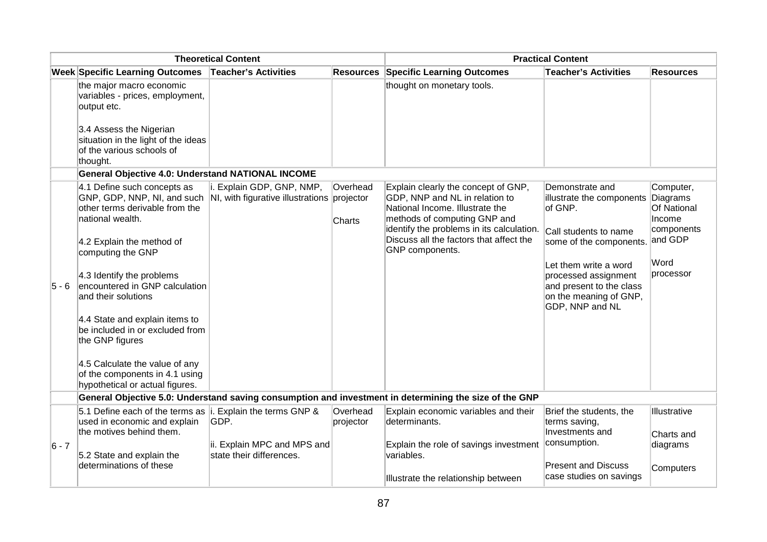| Theoretical Content | | | | Practical Content | | |
|---|---|---|---|---|---|---|
| **Week** | **Specific Learning Outcomes** | **Teacher's Activities** | **Resources** | **Specific Learning Outcomes** | **Teacher's Activities** | **Resources** |
| | the major macro economic variables - prices, employment, output etc.<br><br>3.4 Assess the Nigerian situation in the light of the ideas of the various schools of thought. | | | thought on monetary tools. | | |
| | **General Objective 4.0: Understand NATIONAL INCOME** | | | | | |
| 5 - 6 | 4.1 Define such concepts as GNP, GDP, NNP, NI, and such other terms derivable from the national wealth.<br><br>4.2 Explain the method of computing the GNP<br><br>4.3 Identify the problems encountered in GNP calculation and their solutions<br><br>4.4 State and explain items to be included in or excluded from the GNP figures<br><br>4.5 Calculate the value of any of the components in 4.1 using hypothetical or actual figures. | i. Explain GDP, GNP, NMP, NI, with figurative illustrations | Overhead projector<br><br>Charts | Explain clearly the concept of GNP, GDP, NNP and NL in relation to National Income. Illustrate the methods of computing GNP and identify the problems in its calculation. Discuss all the factors that affect the GNP components. | Demonstrate and illustrate the components of GNP.<br><br>Call students to name some of the components.<br><br>Let them write a word processed assignment and present to the class on the meaning of GNP, GDP, NNP and NL | Computer, Diagrams Of National Income components and GDP<br><br>Word processor |
| | **General Objective 5.0: Understand saving consumption and investment in determining the size of the GNP** | | | | | |
| 6 - 7 | 5.1 Define each of the terms as used in economic and explain the motives behind them.<br><br>5.2 State and explain the determinations of these | i. Explain the terms GNP & GDP.<br><br>ii. Explain MPC and MPS and state their differences. | Overhead projector | Explain economic variables and their determinants.<br><br>Explain the role of savings investment variables.<br><br>Illustrate the relationship between | Brief the students, the terms saving, Investments and consumption.<br><br>Present and Discuss case studies on savings | Illustrative<br><br>Charts and diagrams<br><br>Computers |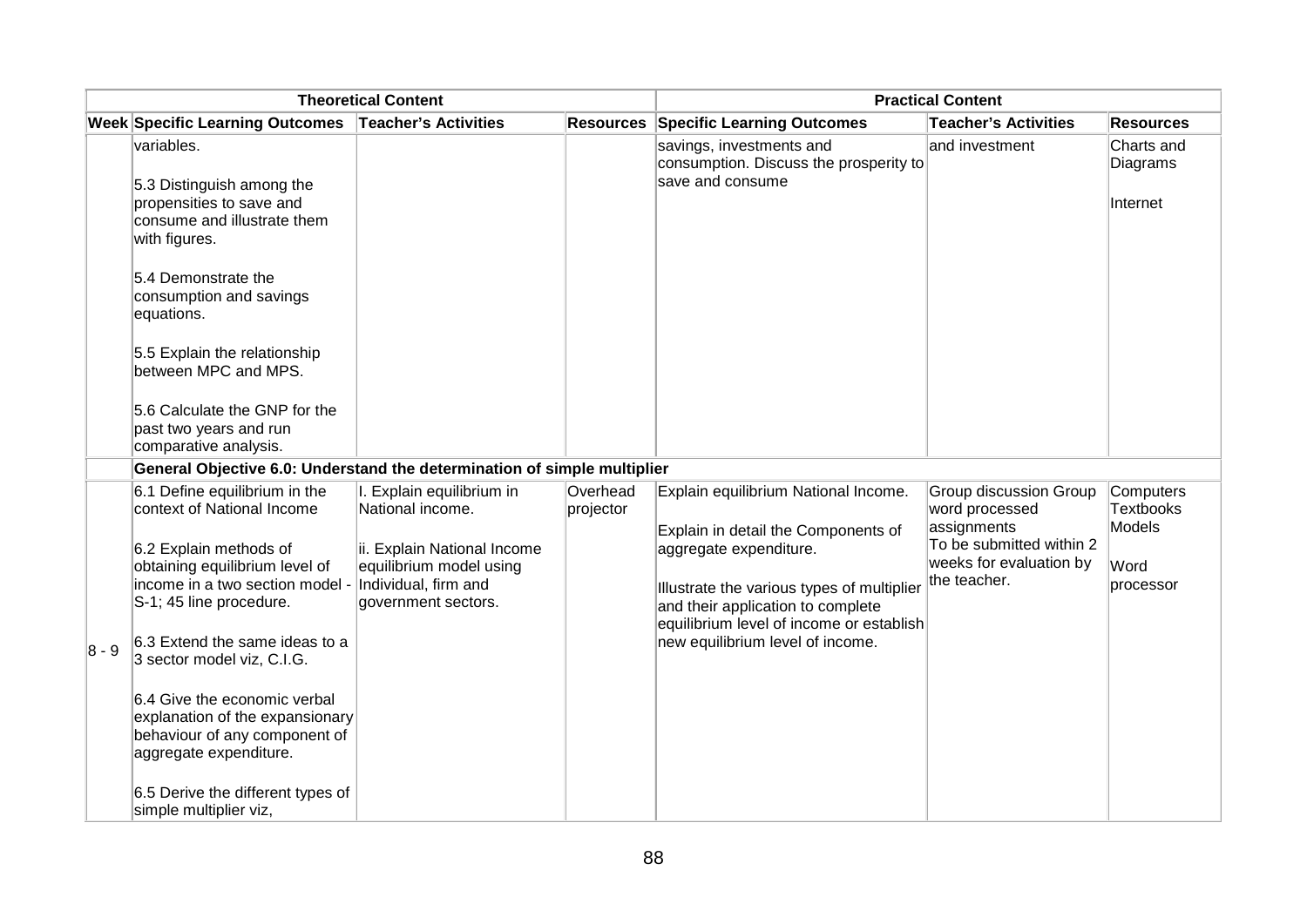| Theoretical Content | | | | Practical Content | | |
|---|---|---|---|---|---|---|
| **Week** | **Specific Learning Outcomes** | **Teacher's Activities** | **Resources** | **Specific Learning Outcomes** | **Teacher's Activities** | **Resources** |
| | variables.<br><br>5.3 Distinguish among the propensities to save and consume and illustrate them with figures.<br><br>5.4 Demonstrate the consumption and savings equations.<br><br>5.5 Explain the relationship between MPC and MPS.<br><br>5.6 Calculate the GNP for the past two years and run comparative analysis. | | | savings, investments and consumption. Discuss the prosperity to save and consume | and investment | Charts and Diagrams<br><br>Internet |
| | **General Objective 6.0: Understand the determination of simple multiplier** | | | | | |
| 8 - 9 | 6.1 Define equilibrium in the context of National Income<br><br>6.2 Explain methods of obtaining equilibrium level of income in a two section model - S-1; 45 line procedure.<br><br>6.3 Extend the same ideas to a 3 sector model viz, C.I.G.<br><br>6.4 Give the economic verbal explanation of the expansionary behaviour of any component of aggregate expenditure.<br><br>6.5 Derive the different types of simple multiplier viz, | I. Explain equilibrium in National income.<br><br>ii. Explain National Income equilibrium model using Individual, firm and government sectors. | Overhead projector | Explain equilibrium National Income.<br><br>Explain in detail the Components of aggregate expenditure.<br><br>Illustrate the various types of multiplier and their application to complete equilibrium level of income or establish new equilibrium level of income. | Group discussion Group word processed assignments To be submitted within 2 weeks for evaluation by the teacher. | Computers Textbooks Models<br><br>Word processor |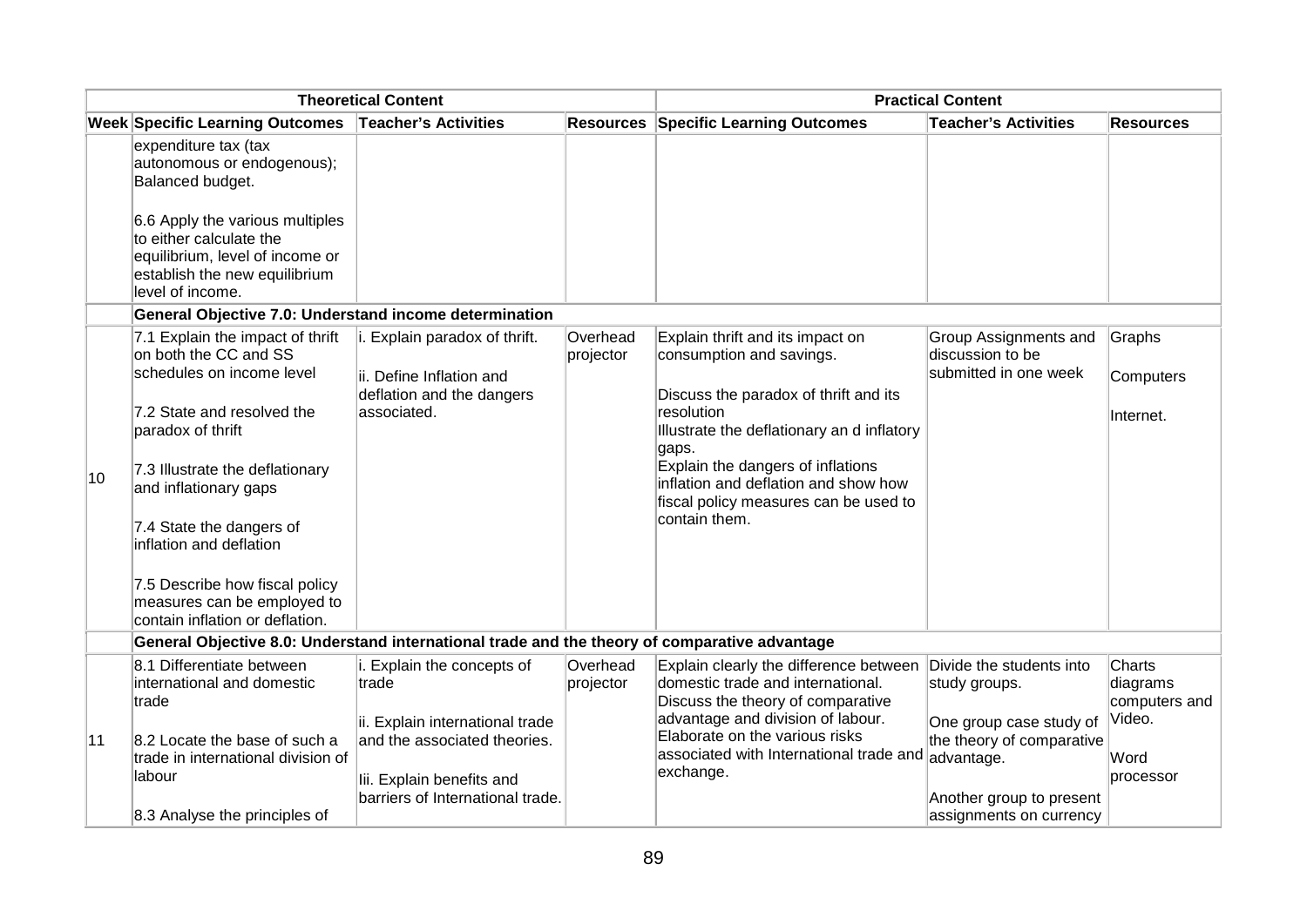| Theoretical Content | | | | Practical Content | | |
|---|---|---|---|---|---|---|
| **Week** | **Specific Learning Outcomes** | **Teacher's Activities** | **Resources** | **Specific Learning Outcomes** | **Teacher's Activities** | **Resources** |
| | expenditure tax (tax autonomous or endogenous); Balanced budget.<br><br>6.6 Apply the various multiples to either calculate the equilibrium, level of income or establish the new equilibrium level of income. | | | | | |
| | **General Objective 7.0: Understand income determination** | | | | | |
| 10 | 7.1 Explain the impact of thrift on both the CC and SS schedules on income level<br><br>7.2 State and resolved the paradox of thrift<br><br>7.3 Illustrate the deflationary and inflationary gaps<br><br>7.4 State the dangers of inflation and deflation<br><br>7.5 Describe how fiscal policy measures can be employed to contain inflation or deflation. | i. Explain paradox of thrift.<br><br>ii. Define Inflation and deflation and the dangers associated. | Overhead projector | Explain thrift and its impact on consumption and savings.<br><br>Discuss the paradox of thrift and its resolution<br>Illustrate the deflationary an d inflatory gaps.<br>Explain the dangers of inflations inflation and deflation and show how fiscal policy measures can be used to contain them. | Group Assignments and discussion to be submitted in one week | Graphs<br><br>Computers<br><br>Internet. |
| | **General Objective 8.0: Understand international trade and the theory of comparative advantage** | | | | | |
| 11 | 8.1 Differentiate between international and domestic trade<br><br>8.2 Locate the base of such a trade in international division of labour<br><br>8.3 Analyse the principles of | i. Explain the concepts of trade<br><br>ii. Explain international trade and the associated theories.<br><br>Iii. Explain benefits and barriers of International trade. | Overhead projector | Explain clearly the difference between domestic trade and international.<br>Discuss the theory of comparative advantage and division of labour.<br>Elaborate on the various risks associated with International trade and exchange. | Divide the students into study groups.<br><br>One group case study of the theory of comparative advantage.<br><br>Another group to present assignments on currency | Charts diagrams computers and Video.<br><br>Word processor |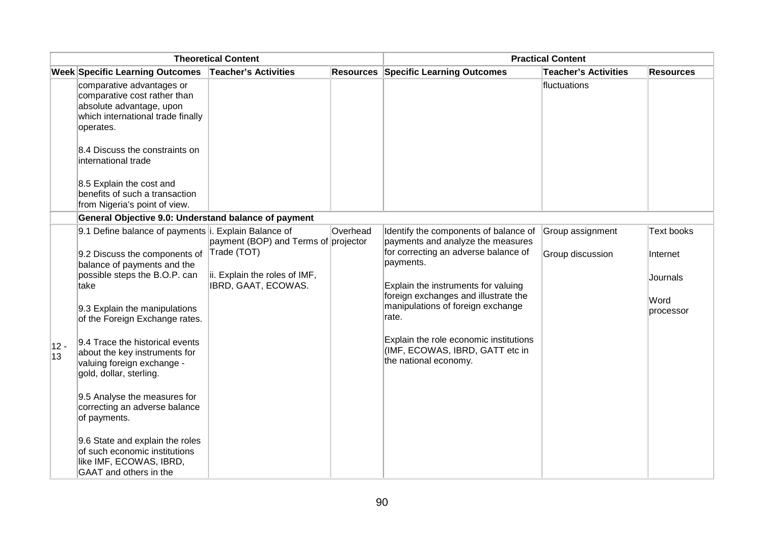| Theoretical Content | | | | Practical Content | | |
|---|---|---|---|---|---|---|
| **Week** | **Specific Learning Outcomes** | **Teacher's Activities** | **Resources** | **Specific Learning Outcomes** | **Teacher's Activities** | **Resources** |
| | comparative advantages or comparative cost rather than absolute advantage, upon which international trade finally operates.<br><br>8.4 Discuss the constraints on international trade<br><br>8.5 Explain the cost and benefits of such a transaction from Nigeria's point of view. | | | | fluctuations | |
| | **General Objective 9.0: Understand balance of payment** | | | | | |
| 12 - 13 | 9.1 Define balance of payments<br><br>9.2 Discuss the components of balance of payments and the possible steps the B.O.P. can take<br><br>9.3 Explain the manipulations of the Foreign Exchange rates.<br><br>9.4 Trace the historical events about the key instruments for valuing foreign exchange - gold, dollar, sterling.<br><br>9.5 Analyse the measures for correcting an adverse balance of payments.<br><br>9.6 State and explain the roles of such economic institutions like IMF, ECOWAS, IBRD, GAAT and others in the | i. Explain Balance of payment (BOP) and Terms of Trade (TOT)<br><br>ii. Explain the roles of IMF, IBRD, GAAT, ECOWAS. | Overhead projector | Identify the components of balance of payments and analyze the measures for correcting an adverse balance of payments.<br><br>Explain the instruments for valuing foreign exchanges and illustrate the manipulations of foreign exchange rate.<br><br>Explain the role economic institutions (IMF, ECOWAS, IBRD, GATT etc in the national economy. | Group assignment<br><br>Group discussion | Text books<br><br>Internet<br><br>Journals<br><br>Word processor |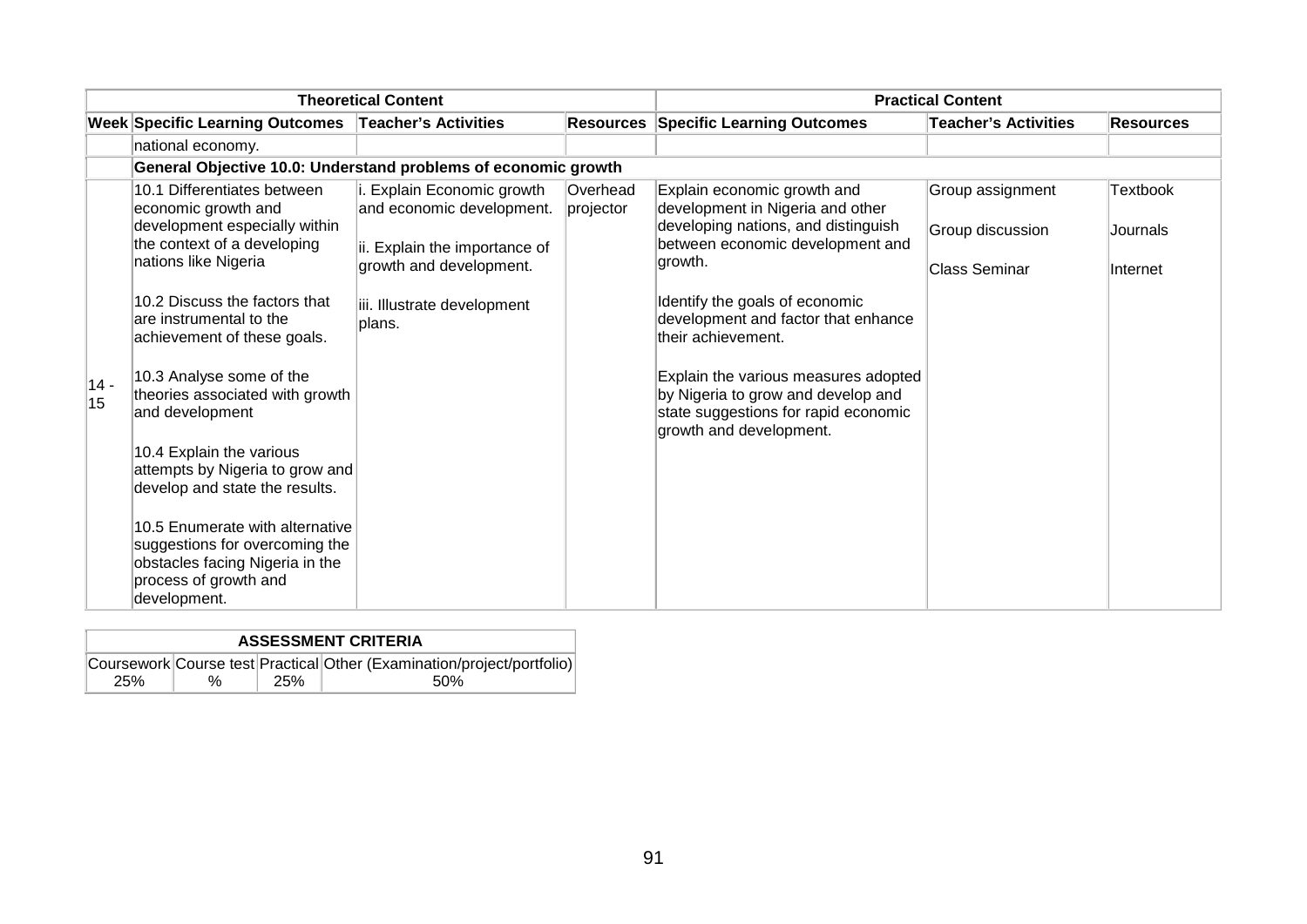| Theoretical Content | | | | Practical Content | | |
|---|---|---|---|---|---|---|
| **Week** | **Specific Learning Outcomes** | **Teacher's Activities** | **Resources** | **Specific Learning Outcomes** | **Teacher's Activities** | **Resources** |
| | national economy. | | | | | |
| | **General Objective 10.0: Understand problems of economic growth** | | | | | |
| 14 - 15 | 10.1 Differentiates between economic growth and development especially within the context of a developing nations like Nigeria<br><br>10.2 Discuss the factors that are instrumental to the achievement of these goals.<br><br>10.3 Analyse some of the theories associated with growth and development<br><br>10.4 Explain the various attempts by Nigeria to grow and develop and state the results.<br><br>10.5 Enumerate with alternative suggestions for overcoming the obstacles facing Nigeria in the process of growth and development. | i. Explain Economic growth and economic development.<br><br>ii. Explain the importance of growth and development.<br><br>iii. Illustrate development plans. | Overhead projector | Explain economic growth and development in Nigeria and other developing nations, and distinguish between economic development and growth.<br><br>Identify the goals of economic development and factor that enhance their achievement.<br><br>Explain the various measures adopted by Nigeria to grow and develop and state suggestions for rapid economic growth and development. | Group assignment<br><br>Group discussion<br><br>Class Seminar | Textbook<br><br>Journals<br><br>Internet |

| ASSESSMENT CRITERIA | | | |
|---|---|---|---|
| Coursework | Course test | Practical | Other (Examination/project/portfolio) |
| 25% | % | 25% | 50% |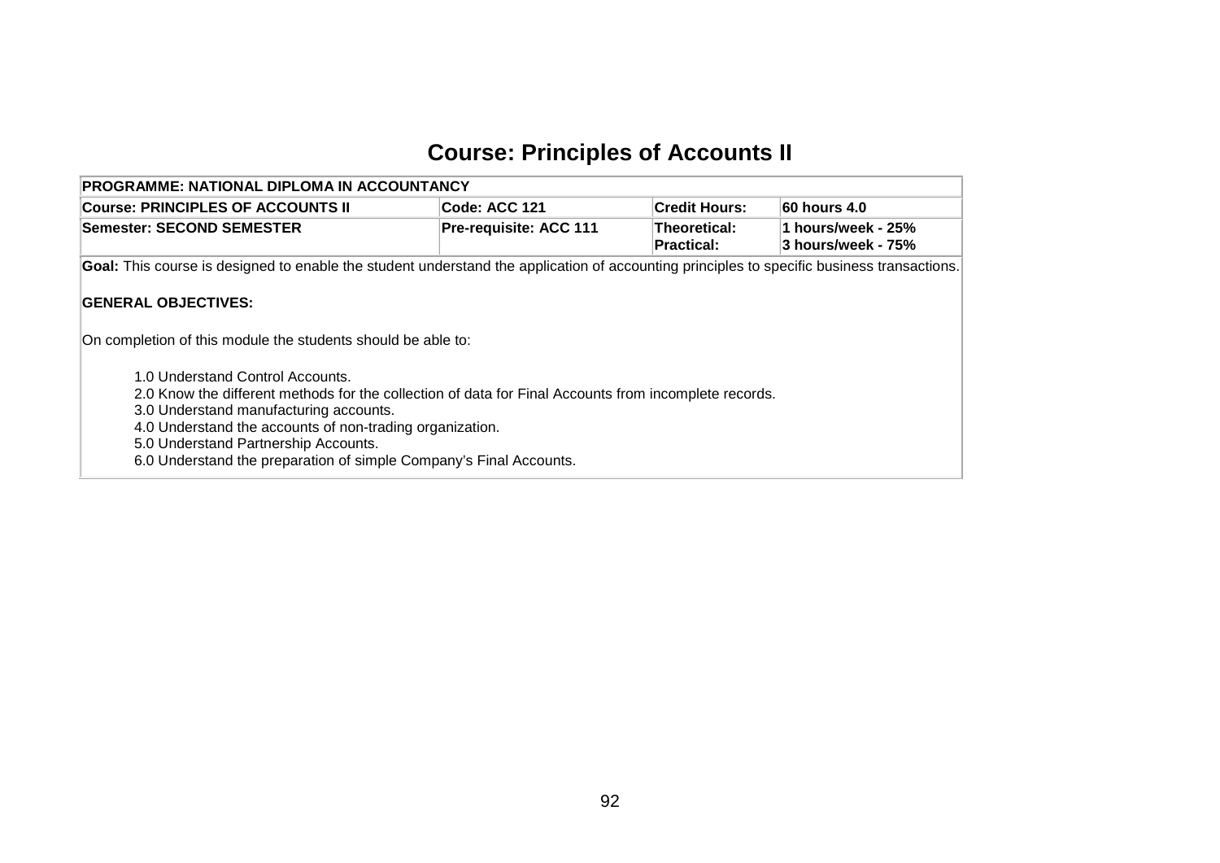# Course: Principles of Accounts II

| PROGRAMME: NATIONAL DIPLOMA IN ACCOUNTANCY | | | |
|---|---|---|---|
| **Course: PRINCIPLES OF ACCOUNTS II** | **Code: ACC 121** | **Credit Hours:** | **60 hours 4.0** |
| **Semester: SECOND SEMESTER** | **Pre-requisite: ACC 111** | **Theoretical:**<br>**Practical:** | **1 hours/week - 25%**<br>**3 hours/week - 75%** |

**Goal:** This course is designed to enable the student understand the application of accounting principles to specific business transactions.

**GENERAL OBJECTIVES:**

On completion of this module the students should be able to:

1.0 Understand Control Accounts.
2.0 Know the different methods for the collection of data for Final Accounts from incomplete records.
3.0 Understand manufacturing accounts.
4.0 Understand the accounts of non-trading organization.
5.0 Understand Partnership Accounts.
6.0 Understand the preparation of simple Company's Final Accounts.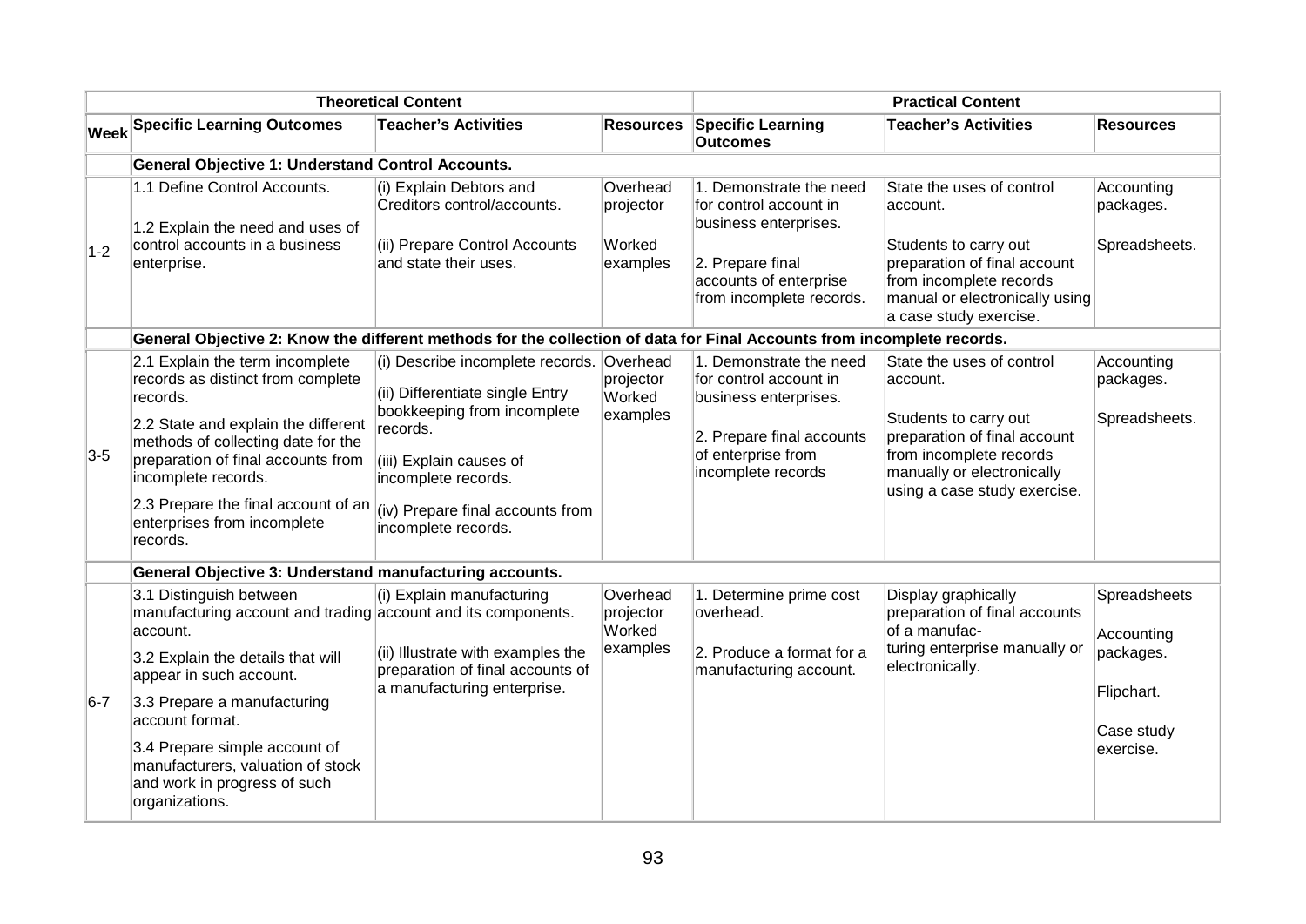| Week | Theoretical Content | | | Practical Content | | |
|---|---|---|---|---|---|---|
| | Specific Learning Outcomes | Teacher's Activities | Resources | Specific Learning Outcomes | Teacher's Activities | Resources |
| | **General Objective 1: Understand Control Accounts.** | | | | | |
| 1-2 | 1.1 Define Control Accounts.<br><br>1.2 Explain the need and uses of control accounts in a business enterprise. | (i) Explain Debtors and Creditors control/accounts.<br><br>(ii) Prepare Control Accounts and state their uses. | Overhead projector<br><br>Worked examples | 1. Demonstrate the need for control account in business enterprises.<br><br>2. Prepare final accounts of enterprise from incomplete records. | State the uses of control account.<br><br>Students to carry out preparation of final account from incomplete records manual or electronically using a case study exercise. | Accounting packages.<br><br>Spreadsheets. |
| | **General Objective 2: Know the different methods for the collection of data for Final Accounts from incomplete records.** | | | | | |
| 3-5 | 2.1 Explain the term incomplete records as distinct from complete records.<br><br>2.2 State and explain the different methods of collecting date for the preparation of final accounts from incomplete records.<br><br>2.3 Prepare the final account of an enterprises from incomplete records. | (i) Describe incomplete records.<br><br>(ii) Differentiate single Entry bookkeeping from incomplete records.<br><br>(iii) Explain causes of incomplete records.<br><br>(iv) Prepare final accounts from incomplete records. | Overhead projector Worked examples | 1. Demonstrate the need for control account in business enterprises.<br><br>2. Prepare final accounts of enterprise from incomplete records | State the uses of control account.<br><br>Students to carry out preparation of final account from incomplete records manually or electronically using a case study exercise. | Accounting packages.<br><br>Spreadsheets. |
| | **General Objective 3: Understand manufacturing accounts.** | | | | | |
| 6-7 | 3.1 Distinguish between manufacturing account and trading account.<br><br>3.2 Explain the details that will appear in such account.<br><br>3.3 Prepare a manufacturing account format.<br><br>3.4 Prepare simple account of manufacturers, valuation of stock and work in progress of such organizations. | (i) Explain manufacturing account and its components.<br><br>(ii) Illustrate with examples the preparation of final accounts of a manufacturing enterprise. | Overhead projector Worked examples | 1. Determine prime cost overhead.<br><br>2. Produce a format for a manufacturing account. | Display graphically preparation of final accounts of a manufac-turing enterprise manually or electronically. | Spreadsheets<br><br>Accounting packages.<br><br>Flipchart.<br><br>Case study exercise. |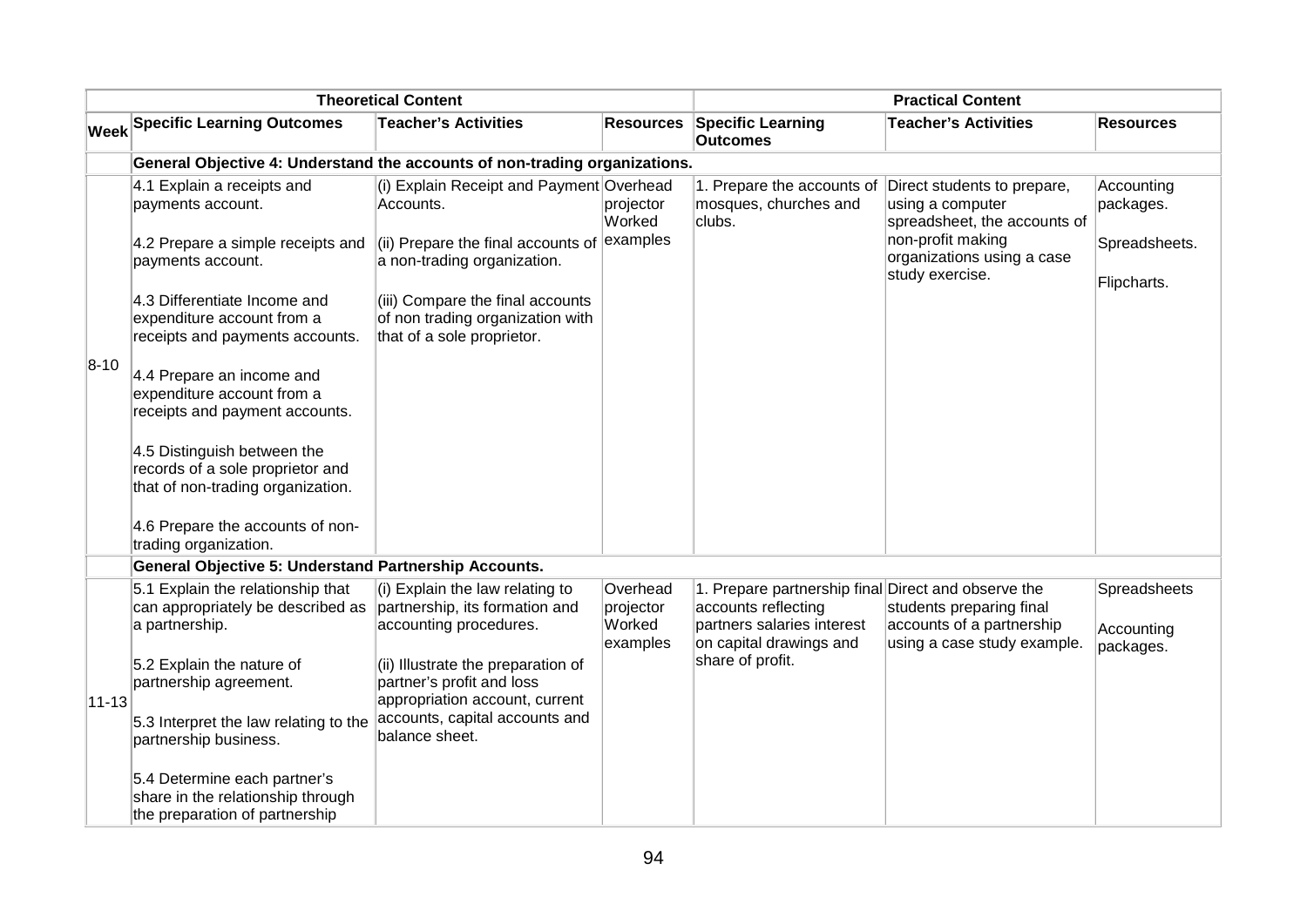| | Theoretical Content | | | Practical Content | | |
|---|---|---|---|---|---|---|
| **Week** | **Specific Learning Outcomes** | **Teacher's Activities** | **Resources** | **Specific Learning Outcomes** | **Teacher's Activities** | **Resources** |
| | **General Objective 4: Understand the accounts of non-trading organizations.** | | | | | |
| 8-10 | 4.1 Explain a receipts and payments account.<br><br>4.2 Prepare a simple receipts and payments account.<br><br>4.3 Differentiate Income and expenditure account from a receipts and payments accounts.<br><br>4.4 Prepare an income and expenditure account from a receipts and payment accounts.<br><br>4.5 Distinguish between the records of a sole proprietor and that of non-trading organization.<br><br>4.6 Prepare the accounts of non-trading organization. | (i) Explain Receipt and Payment Accounts.<br><br>(ii) Prepare the final accounts of a non-trading organization.<br><br>(iii) Compare the final accounts of non trading organization with that of a sole proprietor. | Overhead projector Worked examples | 1. Prepare the accounts of mosques, churches and clubs. | Direct students to prepare, using a computer spreadsheet, the accounts of non-profit making organizations using a case study exercise. | Accounting packages.<br><br>Spreadsheets.<br><br>Flipcharts. |
| | **General Objective 5: Understand Partnership Accounts.** | | | | | |
| 11-13 | 5.1 Explain the relationship that can appropriately be described as a partnership.<br><br>5.2 Explain the nature of partnership agreement.<br><br>5.3 Interpret the law relating to the partnership business.<br><br>5.4 Determine each partner's share in the relationship through the preparation of partnership | (i) Explain the law relating to partnership, its formation and accounting procedures.<br><br>(ii) Illustrate the preparation of partner's profit and loss appropriation account, current accounts, capital accounts and balance sheet. | Overhead projector Worked examples | 1. Prepare partnership final accounts reflecting partners salaries interest on capital drawings and share of profit. | Direct and observe the students preparing final accounts of a partnership using a case study example. | Spreadsheets<br><br>Accounting packages. |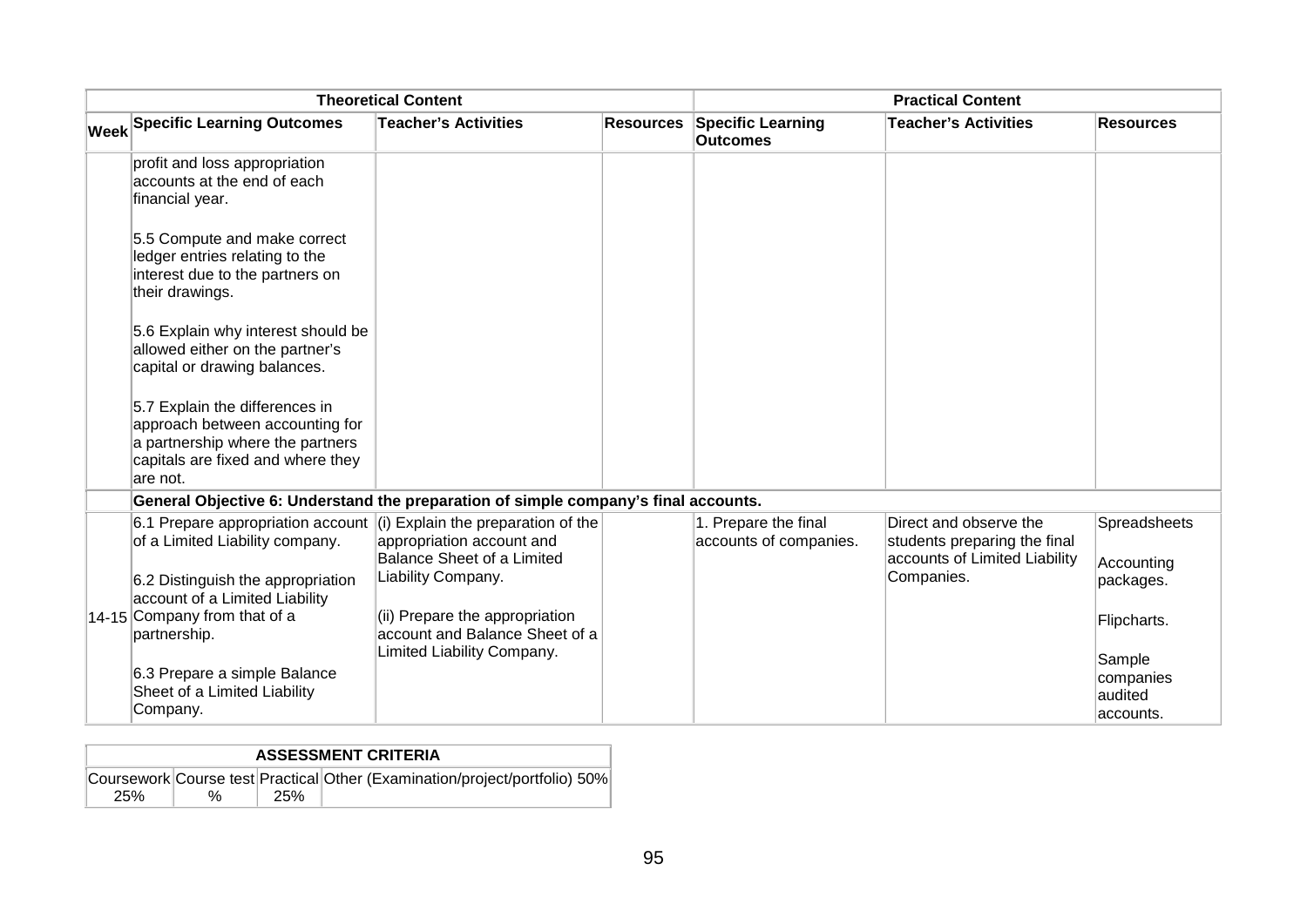| Theoretical Content | | | | Practical Content | | |
|---|---|---|---|---|---|---|
| **Week** | **Specific Learning Outcomes** | **Teacher's Activities** | **Resources** | **Specific Learning Outcomes** | **Teacher's Activities** | **Resources** |
| | profit and loss appropriation accounts at the end of each financial year.<br><br>5.5 Compute and make correct ledger entries relating to the interest due to the partners on their drawings.<br><br>5.6 Explain why interest should be allowed either on the partner's capital or drawing balances.<br><br>5.7 Explain the differences in approach between accounting for a partnership where the partners capitals are fixed and where they are not. | | | | | |
| | **General Objective 6: Understand the preparation of simple company's final accounts.** | | | | | |
| 14-15 | 6.1 Prepare appropriation account of a Limited Liability company.<br><br>6.2 Distinguish the appropriation account of a Limited Liability Company from that of a partnership.<br><br>6.3 Prepare a simple Balance Sheet of a Limited Liability Company. | (i) Explain the preparation of the appropriation account and Balance Sheet of a Limited Liability Company.<br><br>(ii) Prepare the appropriation account and Balance Sheet of a Limited Liability Company. | | 1. Prepare the final accounts of companies. | Direct and observe the students preparing the final accounts of Limited Liability Companies. | Spreadsheets<br><br>Accounting packages.<br><br>Flipcharts.<br><br>Sample companies audited accounts. |

| ASSESSMENT CRITERIA | | | |
|---|---|---|---|
| Coursework 25% | Course test % | Practical 25% | Other (Examination/project/portfolio) 50% |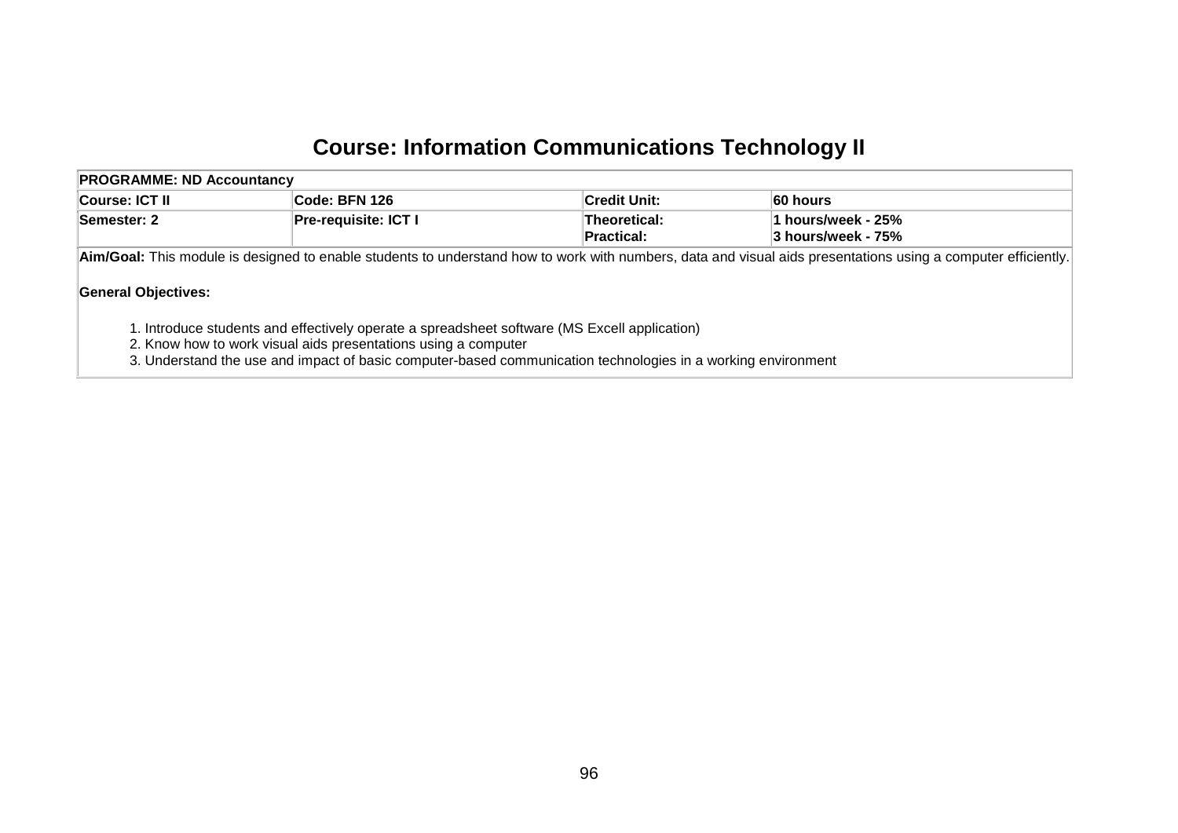# Course: Information Communications Technology II

| PROGRAMME: ND Accountancy | | | |
|---|---|---|---|
| **Course: ICT II** | **Code: BFN 126** | **Credit Unit:** | **60 hours** |
| **Semester: 2** | **Pre-requisite: ICT I** | **Theoretical:**<br>**Practical:** | **1 hours/week - 25%**<br>**3 hours/week - 75%** |

**Aim/Goal:** This module is designed to enable students to understand how to work with numbers, data and visual aids presentations using a computer efficiently.

**General Objectives:**

1. Introduce students and effectively operate a spreadsheet software (MS Excell application)
2. Know how to work visual aids presentations using a computer
3. Understand the use and impact of basic computer-based communication technologies in a working environment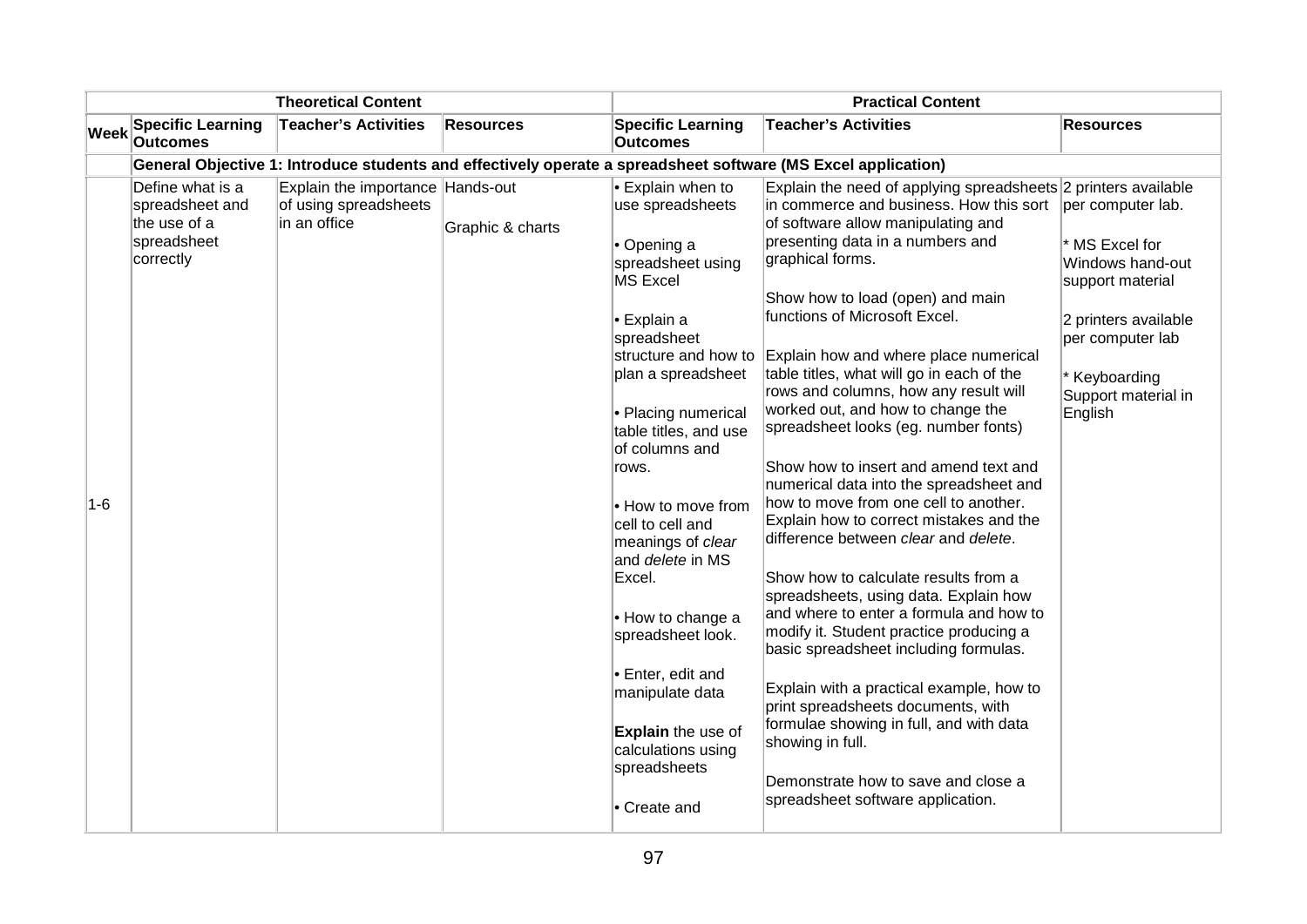| | Theoretical Content | | | Practical Content | | |
|---|---|---|---|---|---|---|
| **Week** | **Specific Learning Outcomes** | **Teacher's Activities** | **Resources** | **Specific Learning Outcomes** | **Teacher's Activities** | **Resources** |
| | **General Objective 1: Introduce students and effectively operate a spreadsheet software (MS Excel application)** | | | | | |
| 1-6 | Define what is a spreadsheet and the use of a spreadsheet correctly | Explain the importance of using spreadsheets in an office | Hands-out<br><br>Graphic & charts | • Explain when to use spreadsheets<br><br>• Opening a spreadsheet using MS Excel<br><br>• Explain a spreadsheet structure and how to plan a spreadsheet<br><br>• Placing numerical table titles, and use of columns and rows.<br><br>• How to move from cell to cell and meanings of *clear* and *delete* in MS Excel.<br><br>• How to change a spreadsheet look.<br><br>• Enter, edit and manipulate data<br><br>**Explain** the use of calculations using spreadsheets<br><br>• Create and | Explain the need of applying spreadsheets in commerce and business. How this sort of software allow manipulating and presenting data in a numbers and graphical forms.<br><br>Show how to load (open) and main functions of Microsoft Excel.<br><br>Explain how and where place numerical table titles, what will go in each of the rows and columns, how any result will worked out, and how to change the spreadsheet looks (eg. number fonts)<br><br>Show how to insert and amend text and numerical data into the spreadsheet and how to move from one cell to another. Explain how to correct mistakes and the difference between *clear* and *delete*.<br><br>Show how to calculate results from a spreadsheets, using data. Explain how and where to enter a formula and how to modify it. Student practice producing a basic spreadsheet including formulas.<br><br>Explain with a practical example, how to print spreadsheets documents, with formulae showing in full, and with data showing in full.<br><br>Demonstrate how to save and close a spreadsheet software application. | 2 printers available per computer lab.<br><br>* MS Excel for Windows hand-out support material<br><br>2 printers available per computer lab<br><br>* Keyboarding Support material in English |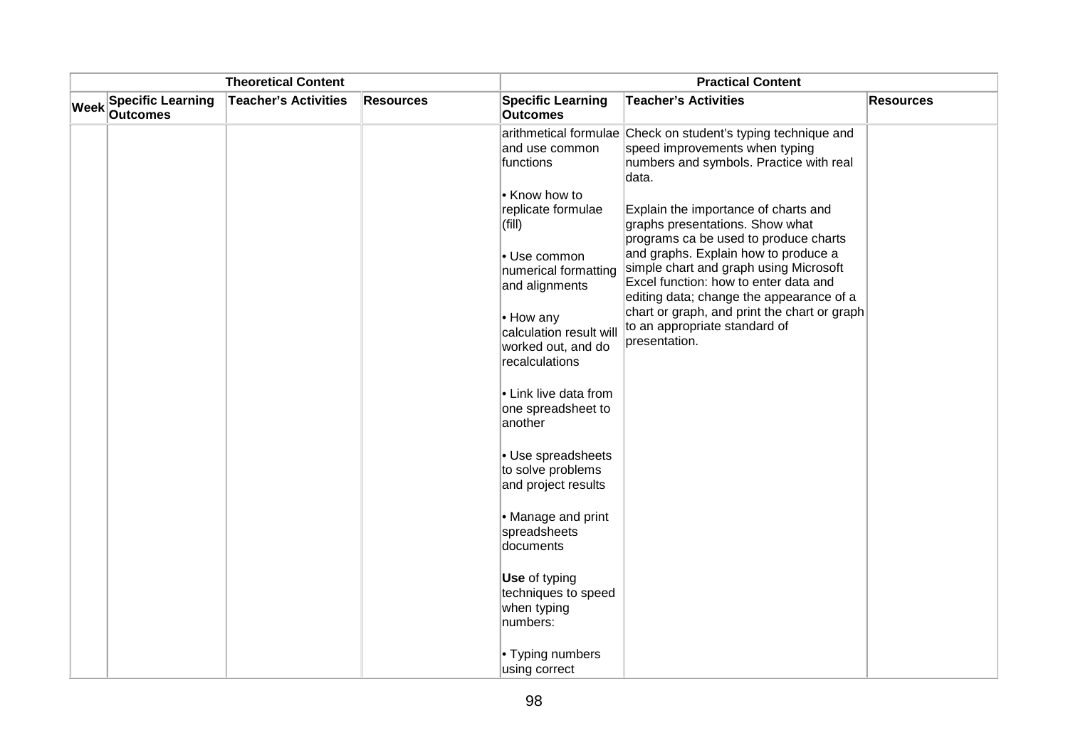| Theoretical Content | | | | Practical Content | | |
|---|---|---|---|---|---|---|
| Week | Specific Learning Outcomes | Teacher's Activities | Resources | Specific Learning Outcomes | Teacher's Activities | Resources |
| | | | | arithmetical formulae and use common functions<br><br>• Know how to replicate formulae (fill)<br><br>• Use common numerical formatting and alignments<br><br>• How any calculation result will worked out, and do recalculations<br><br>• Link live data from one spreadsheet to another<br><br>• Use spreadsheets to solve problems and project results<br><br>• Manage and print spreadsheets documents<br><br>**Use** of typing techniques to speed when typing numbers:<br><br>• Typing numbers using correct | Check on student's typing technique and speed improvements when typing numbers and symbols. Practice with real data.<br><br>Explain the importance of charts and graphs presentations. Show what programs ca be used to produce charts and graphs. Explain how to produce a simple chart and graph using Microsoft Excel function: how to enter data and editing data; change the appearance of a chart or graph, and print the chart or graph to an appropriate standard of presentation. | |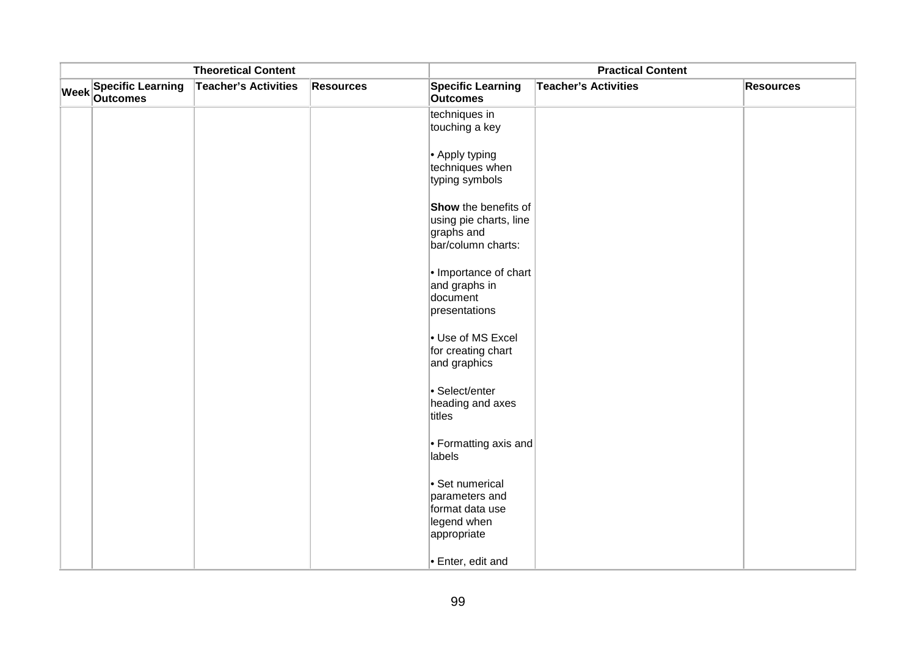| Theoretical Content | | | | Practical Content | | |
|---|---|---|---|---|---|---|
| Week | Specific Learning Outcomes | Teacher's Activities | Resources | Specific Learning Outcomes | Teacher's Activities | Resources |
| | | | | techniques in touching a key<br><br>• Apply typing techniques when typing symbols<br><br>**Show** the benefits of using pie charts, line graphs and bar/column charts:<br><br>• Importance of chart and graphs in document presentations<br><br>• Use of MS Excel for creating chart and graphics<br><br>• Select/enter heading and axes titles<br><br>• Formatting axis and labels<br><br>• Set numerical parameters and format data use legend when appropriate<br><br>• Enter, edit and | | |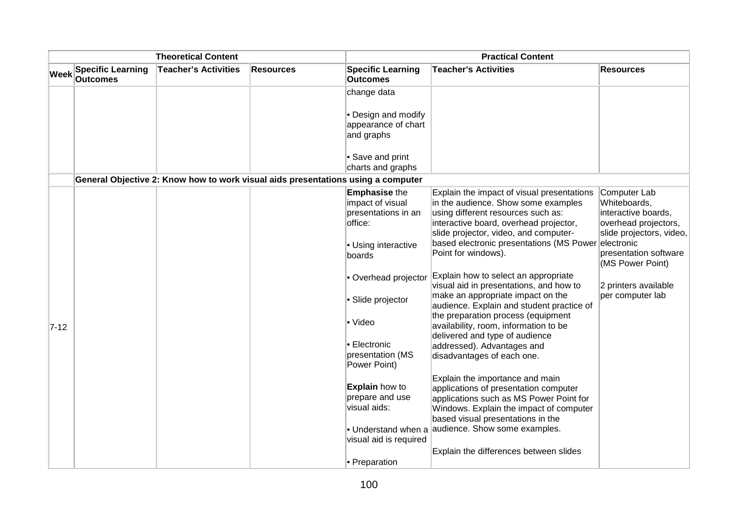| Theoretical Content | | | | Practical Content | | |
|---|---|---|---|---|---|---|
| **Week** | **Specific Learning Outcomes** | **Teacher's Activities** | **Resources** | **Specific Learning Outcomes** | **Teacher's Activities** | **Resources** |
| | | | | change data<br><br>• Design and modify appearance of chart and graphs<br><br>• Save and print charts and graphs | | |
| | **General Objective 2: Know how to work visual aids presentations using a computer** | | | | | |
| 7-12 | | | | **Emphasise** the impact of visual presentations in an office:<br><br>• Using interactive boards<br><br>• Overhead projector<br><br>• Slide projector<br><br>• Video<br><br>• Electronic presentation (MS Power Point)<br><br>**Explain** how to prepare and use visual aids:<br><br>• Understand when a visual aid is required<br><br>• Preparation | Explain the impact of visual presentations in the audience. Show some examples using different resources such as: interactive board, overhead projector, slide projector, video, and computer-based electronic presentations (MS Power Point for windows).<br><br>Explain how to select an appropriate visual aid in presentations, and how to make an appropriate impact on the audience. Explain and student practice of the preparation process (equipment availability, room, information to be delivered and type of audience addressed). Advantages and disadvantages of each one.<br><br>Explain the importance and main applications of presentation computer applications such as MS Power Point for Windows. Explain the impact of computer based visual presentations in the audience. Show some examples.<br><br>Explain the differences between slides | Computer Lab Whiteboards, interactive boards, overhead projectors, slide projectors, video, electronic presentation software (MS Power Point)<br><br>2 printers available per computer lab |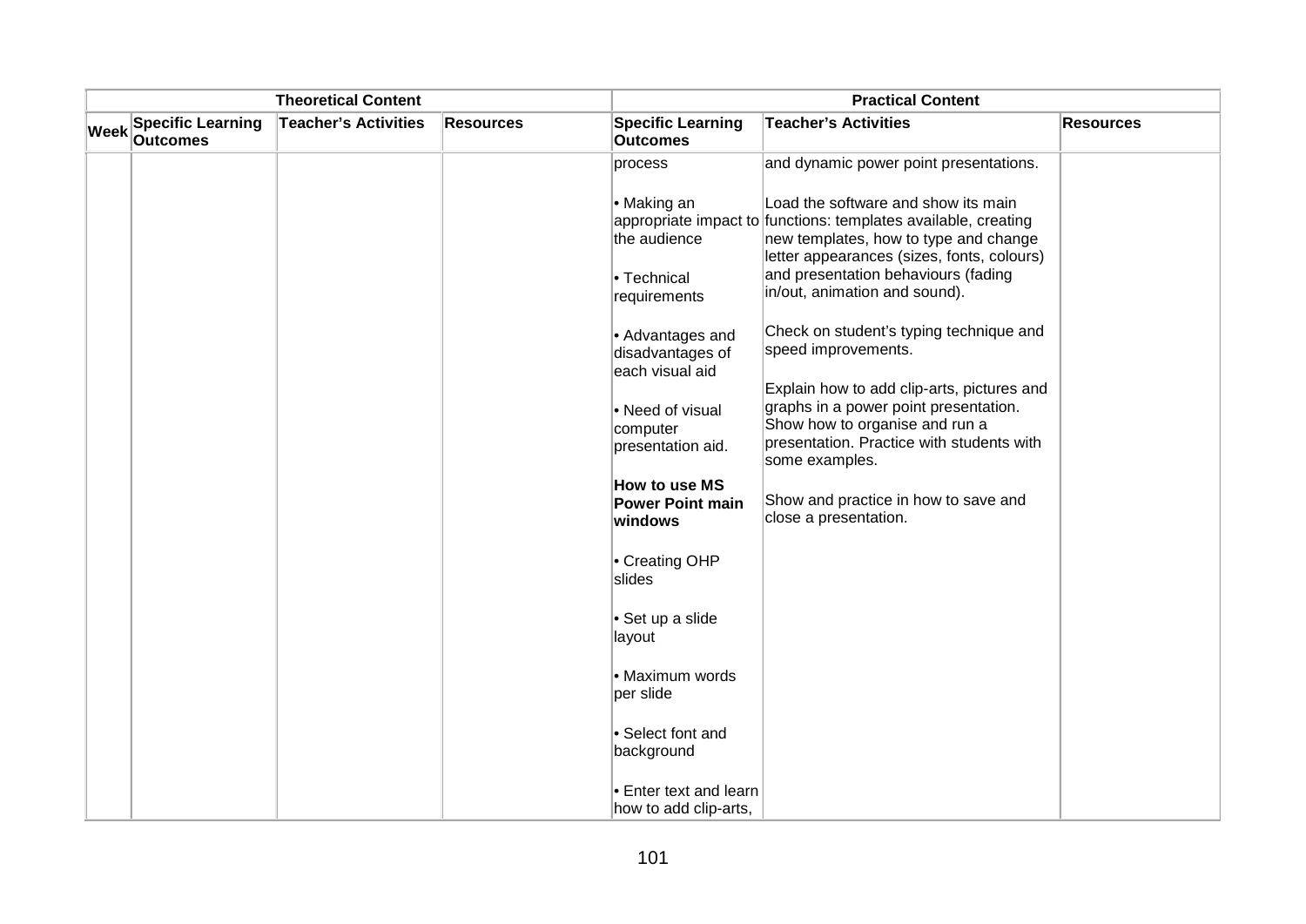| Theoretical Content | | | | Practical Content | | |
|---|---|---|---|---|---|---|
| Week | Specific Learning Outcomes | Teacher's Activities | Resources | Specific Learning Outcomes | Teacher's Activities | Resources |
| | | | | process<br><br>• Making an appropriate impact to the audience<br><br>• Technical requirements<br><br>• Advantages and disadvantages of each visual aid<br><br>• Need of visual computer presentation aid.<br><br>**How to use MS Power Point main windows**<br><br>• Creating OHP slides<br><br>• Set up a slide layout<br><br>• Maximum words per slide<br><br>• Select font and background<br><br>• Enter text and learn how to add clip-arts, | and dynamic power point presentations.<br><br>Load the software and show its main functions: templates available, creating new templates, how to type and change letter appearances (sizes, fonts, colours) and presentation behaviours (fading in/out, animation and sound).<br><br>Check on student's typing technique and speed improvements.<br><br>Explain how to add clip-arts, pictures and graphs in a power point presentation. Show how to organise and run a presentation. Practice with students with some examples.<br><br>Show and practice in how to save and close a presentation. | |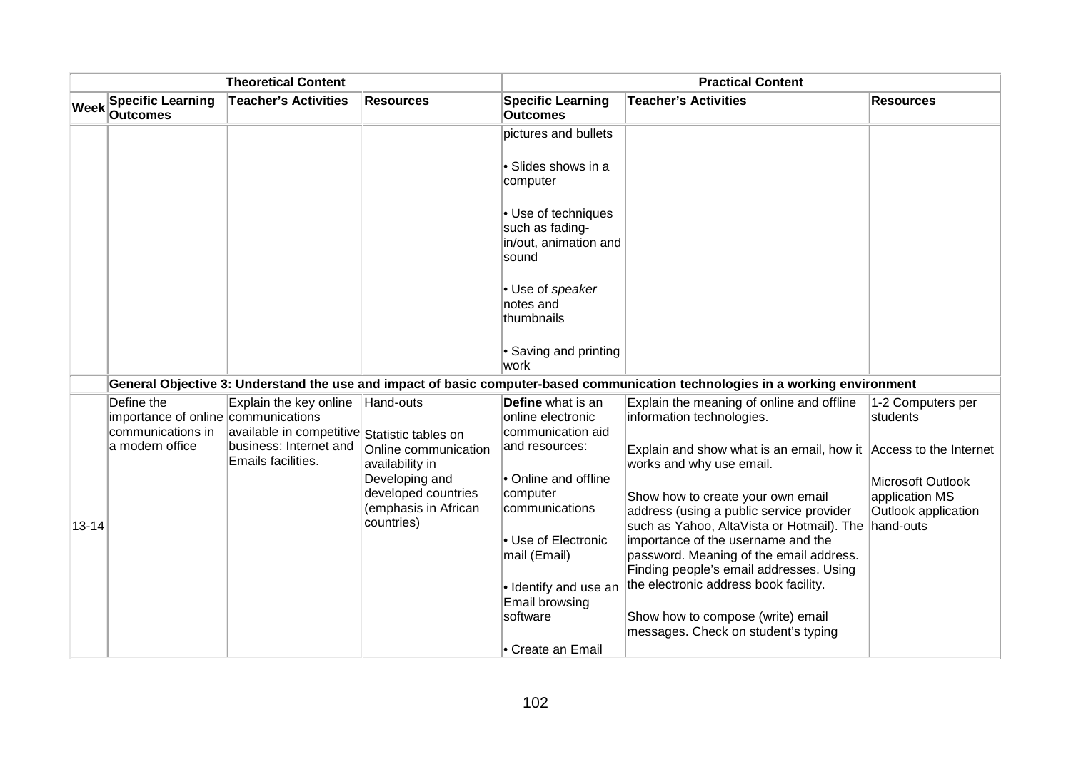| Theoretical Content | | | | Practical Content | | |
|---|---|---|---|---|---|---|
| Week | Specific Learning Outcomes | Teacher's Activities | Resources | Specific Learning Outcomes | Teacher's Activities | Resources |
| | | | | pictures and bullets<br><br>• Slides shows in a computer<br><br>• Use of techniques such as fading-in/out, animation and sound<br><br>• Use of *speaker* notes and thumbnails<br><br>• Saving and printing work | | |
| | **General Objective 3: Understand the use and impact of basic computer-based communication technologies in a working environment** | | | | | |
| 13-14 | Define the importance of online communications in a modern office | Explain the key online communications available in competitive business: Internet and Emails facilities. | Hand-outs<br><br>Statistic tables on Online communication availability in Developing and developed countries (emphasis in African countries) | **Define** what is an online electronic communication aid and resources:<br><br>• Online and offline computer communications<br><br>• Use of Electronic mail (Email)<br><br>• Identify and use an Email browsing software<br><br>• Create an Email | Explain the meaning of online and offline information technologies.<br><br>Explain and show what is an email, how it works and why use email.<br><br>Show how to create your own email address (using a public service provider such as Yahoo, AltaVista or Hotmail). The importance of the username and the password. Meaning of the email address. Finding people's email addresses. Using the electronic address book facility.<br><br>Show how to compose (write) email messages. Check on student's typing | 1-2 Computers per students<br><br>Access to the Internet<br><br>Microsoft Outlook application MS Outlook application hand-outs |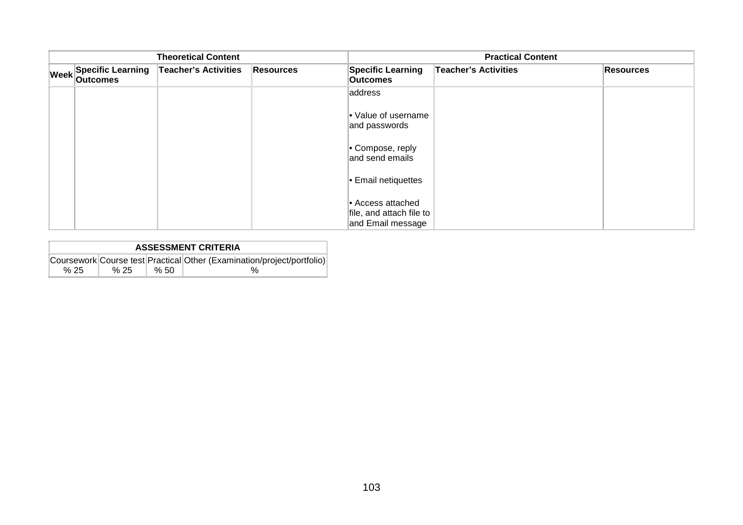| Theoretical Content | | | | Practical Content | | |
|---|---|---|---|---|---|---|
| Week | Specific Learning Outcomes | Teacher's Activities | Resources | Specific Learning Outcomes | Teacher's Activities | Resources |
| | | | | address<br><br>• Value of username and passwords<br><br>• Compose, reply and send emails<br><br>• Email netiquettes<br><br>• Access attached file, and attach file to and Email message | | |

| ASSESSMENT CRITERIA | | | |
|---|---|---|---|
| Coursework | Course test | Practical | Other (Examination/project/portfolio) |
| % 25 | % 25 | % 50 | % |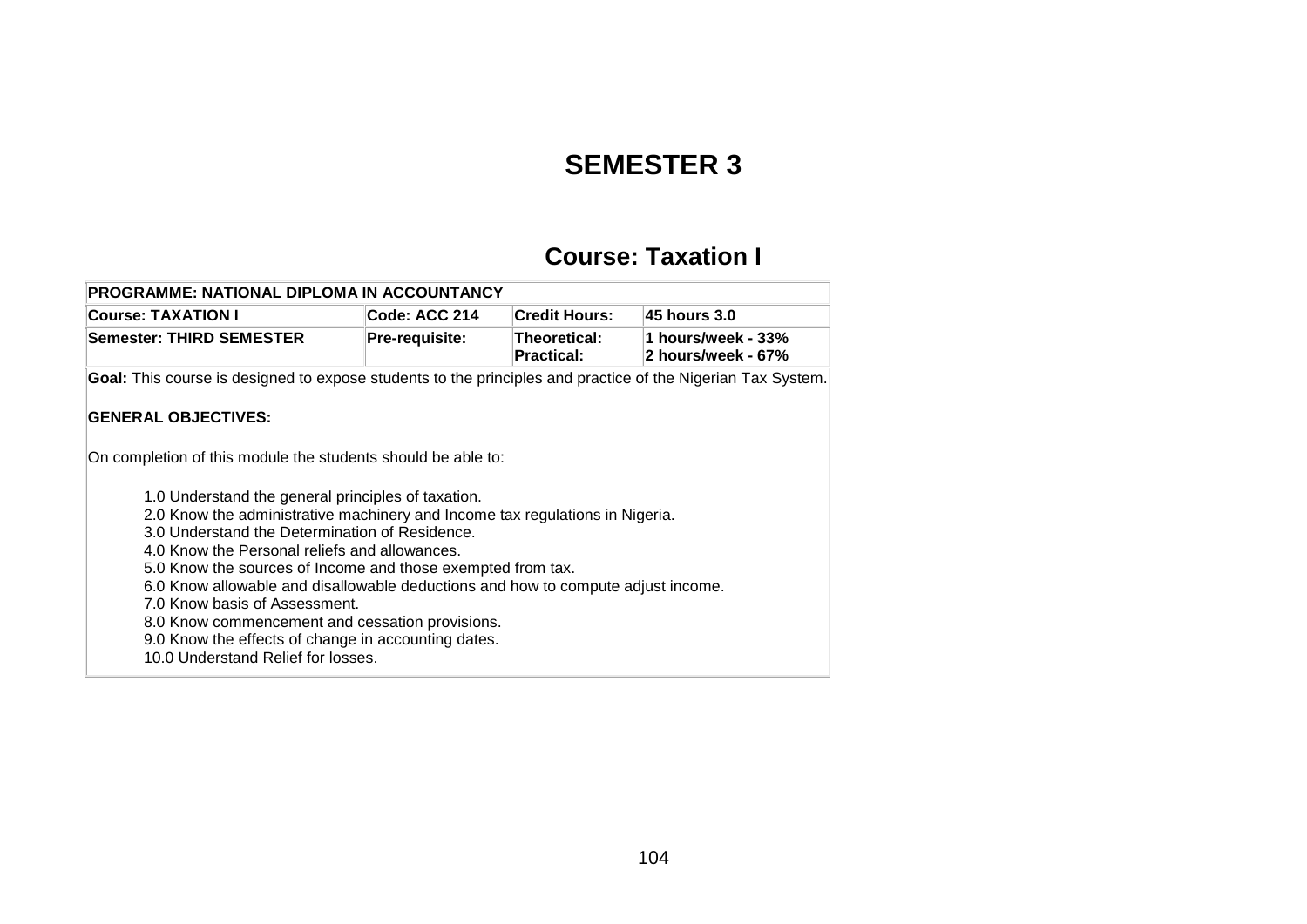# SEMESTER 3

## Course: Taxation I

| PROGRAMME: NATIONAL DIPLOMA IN ACCOUNTANCY | | | |
|---|---|---|---|
| **Course: TAXATION I** | **Code: ACC 214** | **Credit Hours:** | **45 hours 3.0** |
| **Semester: THIRD SEMESTER** | **Pre-requisite:** | **Theoretical:**<br>**Practical:** | **1 hours/week - 33%**<br>**2 hours/week - 67%** |

**Goal:** This course is designed to expose students to the principles and practice of the Nigerian Tax System.

**GENERAL OBJECTIVES:**

On completion of this module the students should be able to:

1.0 Understand the general principles of taxation.
2.0 Know the administrative machinery and Income tax regulations in Nigeria.
3.0 Understand the Determination of Residence.
4.0 Know the Personal reliefs and allowances.
5.0 Know the sources of Income and those exempted from tax.
6.0 Know allowable and disallowable deductions and how to compute adjust income.
7.0 Know basis of Assessment.
8.0 Know commencement and cessation provisions.
9.0 Know the effects of change in accounting dates.
10.0 Understand Relief for losses.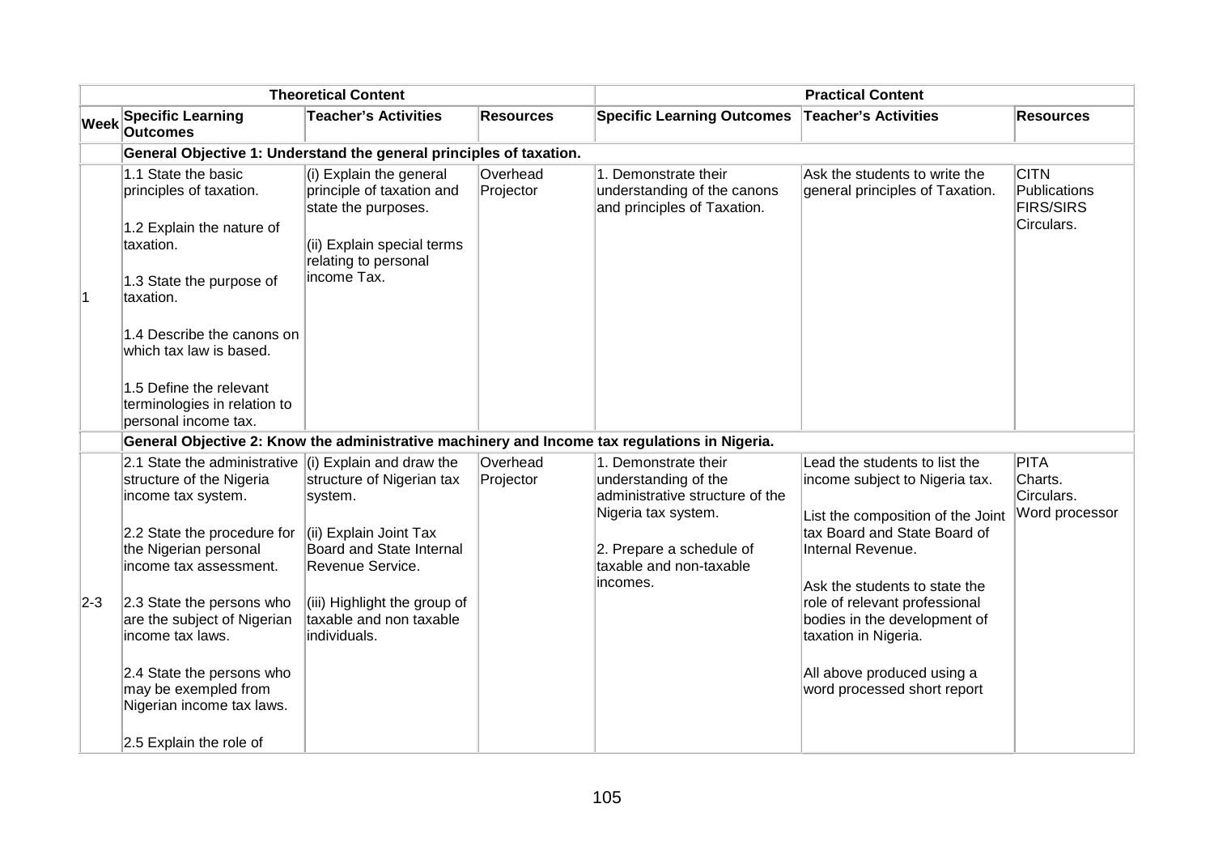| Theoretical Content | | | | Practical Content | | |
|---|---|---|---|---|---|---|
| **Week** | **Specific Learning Outcomes** | **Teacher's Activities** | **Resources** | **Specific Learning Outcomes** | **Teacher's Activities** | **Resources** |
| | **General Objective 1: Understand the general principles of taxation.** | | | | | |
| 1 | 1.1 State the basic principles of taxation.<br><br>1.2 Explain the nature of taxation.<br><br>1.3 State the purpose of taxation.<br><br>1.4 Describe the canons on which tax law is based.<br><br>1.5 Define the relevant terminologies in relation to personal income tax. | (i) Explain the general principle of taxation and state the purposes.<br><br>(ii) Explain special terms relating to personal income Tax. | Overhead Projector | 1. Demonstrate their understanding of the canons and principles of Taxation. | Ask the students to write the general principles of Taxation. | CITN Publications FIRS/SIRS Circulars. |
| | **General Objective 2: Know the administrative machinery and Income tax regulations in Nigeria.** | | | | | |
| 2-3 | 2.1 State the administrative structure of the Nigeria income tax system.<br><br>2.2 State the procedure for the Nigerian personal income tax assessment.<br><br>2.3 State the persons who are the subject of Nigerian income tax laws.<br><br>2.4 State the persons who may be exempled from Nigerian income tax laws.<br><br>2.5 Explain the role of | (i) Explain and draw the structure of Nigerian tax system.<br><br>(ii) Explain Joint Tax Board and State Internal Revenue Service.<br><br>(iii) Highlight the group of taxable and non taxable individuals. | Overhead Projector | 1. Demonstrate their understanding of the administrative structure of the Nigeria tax system.<br><br>2. Prepare a schedule of taxable and non-taxable incomes. | Lead the students to list the income subject to Nigeria tax.<br><br>List the composition of the Joint tax Board and State Board of Internal Revenue.<br><br>Ask the students to state the role of relevant professional bodies in the development of taxation in Nigeria.<br><br>All above produced using a word processed short report | PITA Charts. Circulars. Word processor |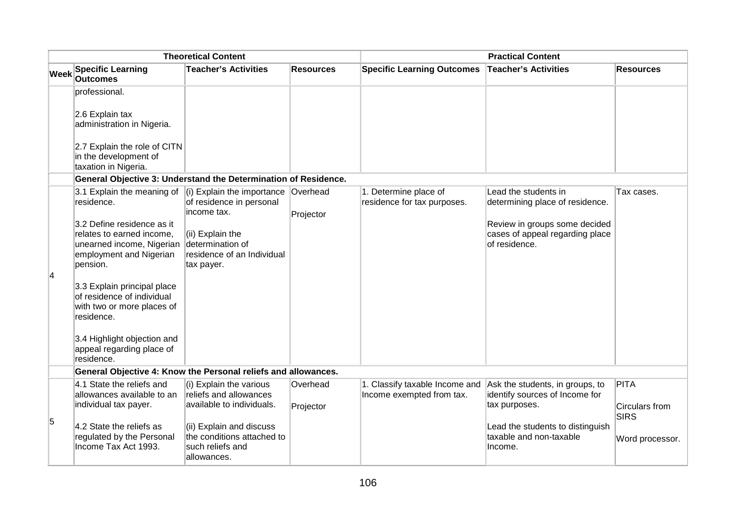| | Theoretical Content | | | Practical Content | | |
|---|---|---|---|---|---|---|
| Week | Specific Learning Outcomes | Teacher's Activities | Resources | Specific Learning Outcomes | Teacher's Activities | Resources |
| | professional.<br><br>2.6 Explain tax administration in Nigeria.<br><br>2.7 Explain the role of CITN in the development of taxation in Nigeria. | | | | | |
| | **General Objective 3: Understand the Determination of Residence.** | | | | | |
| 4 | 3.1 Explain the meaning of residence.<br><br>3.2 Define residence as it relates to earned income, unearned income, Nigerian employment and Nigerian pension.<br><br>3.3 Explain principal place of residence of individual with two or more places of residence.<br><br>3.4 Highlight objection and appeal regarding place of residence. | (i) Explain the importance of residence in personal income tax.<br><br>(ii) Explain the determination of residence of an Individual tax payer. | Overhead<br><br>Projector | 1. Determine place of residence for tax purposes. | Lead the students in determining place of residence.<br><br>Review in groups some decided cases of appeal regarding place of residence. | Tax cases. |
| | **General Objective 4: Know the Personal reliefs and allowances.** | | | | | |
| 5 | 4.1 State the reliefs and allowances available to an individual tax payer.<br><br>4.2 State the reliefs as regulated by the Personal Income Tax Act 1993. | (i) Explain the various reliefs and allowances available to individuals.<br><br>(ii) Explain and discuss the conditions attached to such reliefs and allowances. | Overhead<br><br>Projector | 1. Classify taxable Income and Income exempted from tax. | Ask the students, in groups, to identify sources of Income for tax purposes.<br><br>Lead the students to distinguish taxable and non-taxable Income. | PITA<br><br>Circulars from SIRS<br><br>Word processor. |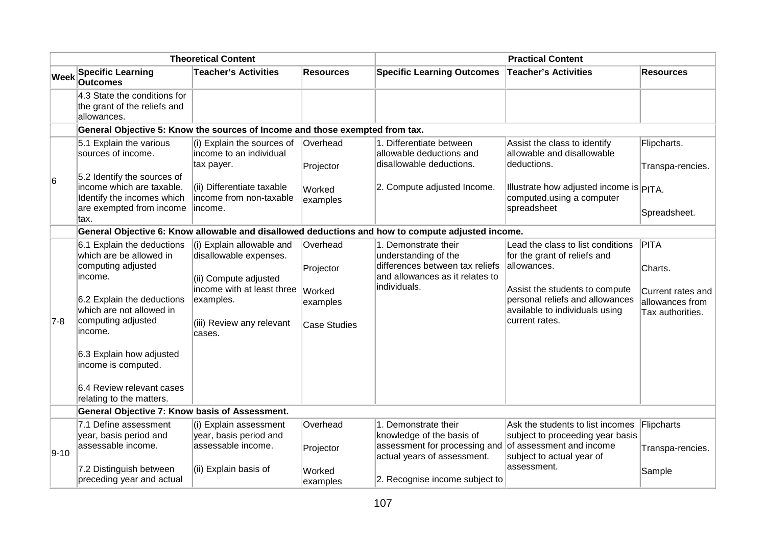| Theoretical Content | | | | Practical Content | | |
|---|---|---|---|---|---|---|
| Week | Specific Learning Outcomes | Teacher's Activities | Resources | Specific Learning Outcomes | Teacher's Activities | Resources |
| | 4.3 State the conditions for the grant of the reliefs and allowances. | | | | | |
| | **General Objective 5: Know the sources of Income and those exempted from tax.** | | | | | |
| 6 | 5.1 Explain the various sources of income.<br><br>5.2 Identify the sources of income which are taxable. Identify the incomes which are exempted from income tax. | (i) Explain the sources of income to an individual tax payer.<br><br>(ii) Differentiate taxable income from non-taxable income. | Overhead<br><br>Projector<br><br>Worked examples | 1. Differentiate between allowable deductions and disallowable deductions.<br><br>2. Compute adjusted Income. | Assist the class to identify allowable and disallowable deductions.<br><br>Illustrate how adjusted income is computed.using a computer spreadsheet | Flipcharts.<br><br>Transpa-rencies.<br><br>PITA.<br><br>Spreadsheet. |
| | **General Objective 6: Know allowable and disallowed deductions and how to compute adjusted income.** | | | | | |
| 7-8 | 6.1 Explain the deductions which are be allowed in computing adjusted income.<br><br>6.2 Explain the deductions which are not allowed in computing adjusted income.<br><br>6.3 Explain how adjusted income is computed.<br><br>6.4 Review relevant cases relating to the matters. | (i) Explain allowable and disallowable expenses.<br><br>(ii) Compute adjusted income with at least three examples.<br><br>(iii) Review any relevant cases. | Overhead<br><br>Projector<br><br>Worked examples<br><br>Case Studies | 1. Demonstrate their understanding of the differences between tax reliefs and allowances as it relates to individuals. | Lead the class to list conditions for the grant of reliefs and allowances.<br><br>Assist the students to compute personal reliefs and allowances available to individuals using current rates. | PITA<br><br>Charts.<br><br>Current rates and allowances from Tax authorities. |
| | **General Objective 7: Know basis of Assessment.** | | | | | |
| 9-10 | 7.1 Define assessment year, basis period and assessable income.<br><br>7.2 Distinguish between preceding year and actual | (i) Explain assessment year, basis period and assessable income.<br><br>(ii) Explain basis of | Overhead<br><br>Projector<br><br>Worked examples | 1. Demonstrate their knowledge of the basis of assessment for processing and actual years of assessment.<br><br>2. Recognise income subject to | Ask the students to list incomes subject to proceeding year basis of assessment and income subject to actual year of assessment. | Flipcharts<br><br>Transpa-rencies.<br><br>Sample |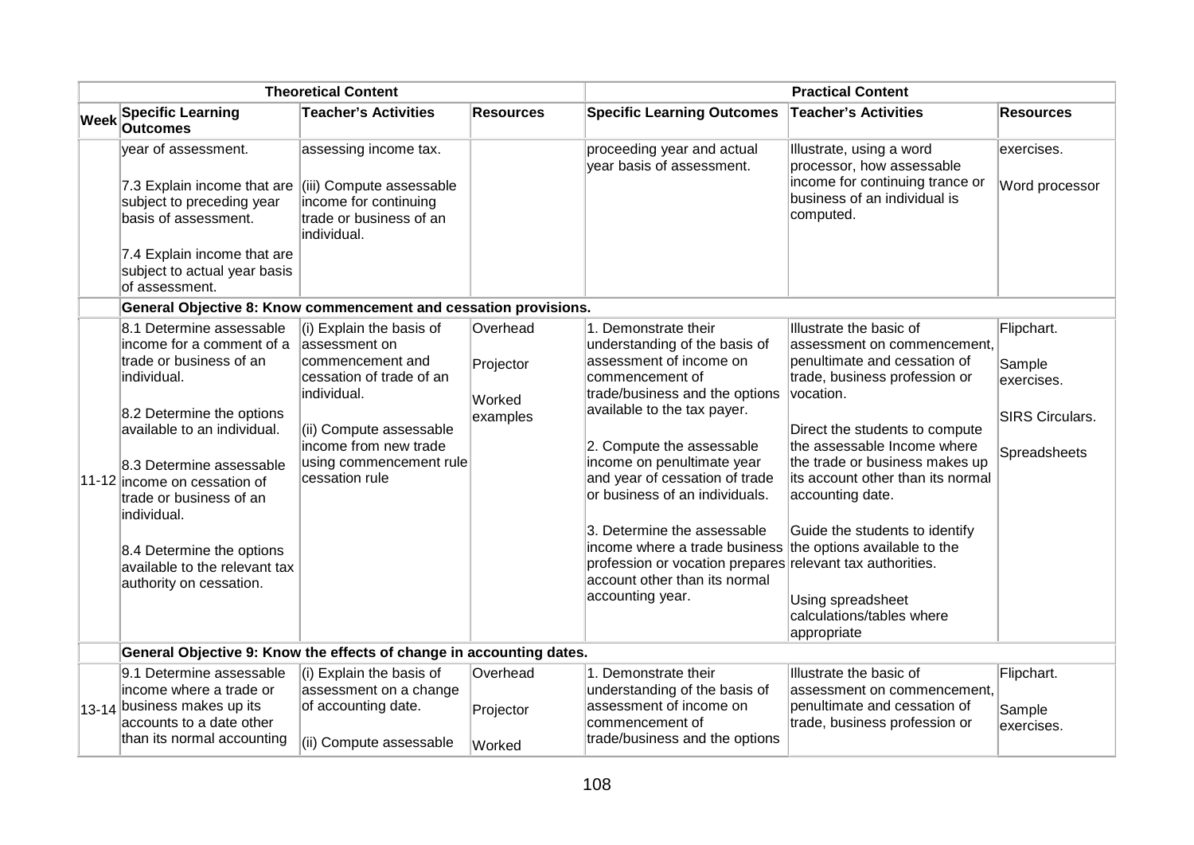| Theoretical Content | | | | Practical Content | | |
|---|---|---|---|---|---|---|
| **Week** | **Specific Learning Outcomes** | **Teacher's Activities** | **Resources** | **Specific Learning Outcomes** | **Teacher's Activities** | **Resources** |
| | year of assessment.<br><br>7.3 Explain income that are subject to preceding year basis of assessment.<br><br>7.4 Explain income that are subject to actual year basis of assessment. | assessing income tax.<br><br>(iii) Compute assessable income for continuing trade or business of an individual. | | proceeding year and actual year basis of assessment. | Illustrate, using a word processor, how assessable income for continuing trance or business of an individual is computed. | exercises.<br><br>Word processor |
| | **General Objective 8: Know commencement and cessation provisions.** | | | | | |
| 11-12 | 8.1 Determine assessable income for a comment of a trade or business of an individual.<br><br>8.2 Determine the options available to an individual.<br><br>8.3 Determine assessable income on cessation of trade or business of an individual.<br><br>8.4 Determine the options available to the relevant tax authority on cessation. | (i) Explain the basis of assessment on commencement and cessation of trade of an individual.<br><br>(ii) Compute assessable income from new trade using commencement rule cessation rule | Overhead<br><br>Projector<br><br>Worked examples | 1. Demonstrate their understanding of the basis of assessment of income on commencement of trade/business and the options available to the tax payer.<br><br>2. Compute the assessable income on penultimate year and year of cessation of trade or business of an individuals.<br><br>3. Determine the assessable income where a trade business profession or vocation prepares account other than its normal accounting year. | Illustrate the basic of assessment on commencement, penultimate and cessation of trade, business profession or vocation.<br><br>Direct the students to compute the assessable Income where the trade or business makes up its account other than its normal accounting date.<br><br>Guide the students to identify the options available to the relevant tax authorities.<br><br>Using spreadsheet calculations/tables where appropriate | Flipchart.<br><br>Sample exercises.<br><br>SIRS Circulars.<br><br>Spreadsheets |
| | **General Objective 9: Know the effects of change in accounting dates.** | | | | | |
| 13-14 | 9.1 Determine assessable income where a trade or business makes up its accounts to a date other than its normal accounting | (i) Explain the basis of assessment on a change of accounting date.<br><br>(ii) Compute assessable | Overhead<br><br>Projector<br><br>Worked | 1. Demonstrate their understanding of the basis of assessment of income on commencement of trade/business and the options | Illustrate the basic of assessment on commencement, penultimate and cessation of trade, business profession or | Flipchart.<br><br>Sample exercises. |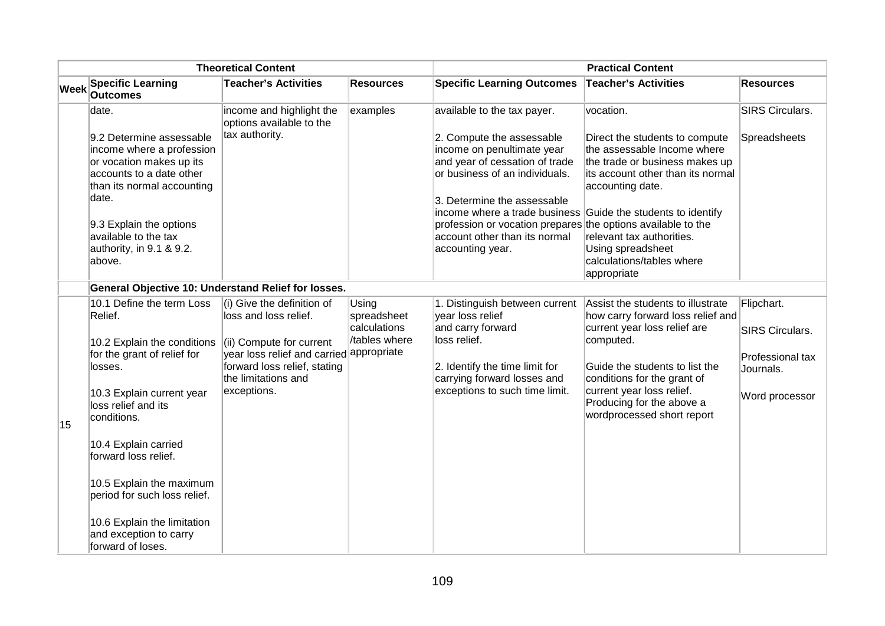| Theoretical Content | | | | Practical Content | | |
|---|---|---|---|---|---|---|
| **Week** | **Specific Learning Outcomes** | **Teacher's Activities** | **Resources** | **Specific Learning Outcomes** | **Teacher's Activities** | **Resources** |
| | date.<br><br>9.2 Determine assessable income where a profession or vocation makes up its accounts to a date other than its normal accounting date.<br><br>9.3 Explain the options available to the tax authority, in 9.1 & 9.2. above. | income and highlight the options available to the tax authority. | examples | available to the tax payer.<br><br>2. Compute the assessable income on penultimate year and year of cessation of trade or business of an individuals.<br><br>3. Determine the assessable income where a trade business profession or vocation prepares account other than its normal accounting year. | vocation.<br><br>Direct the students to compute the assessable Income where the trade or business makes up its account other than its normal accounting date.<br><br>Guide the students to identify the options available to the relevant tax authorities. Using spreadsheet calculations/tables where appropriate | SIRS Circulars.<br><br>Spreadsheets |
| | **General Objective 10: Understand Relief for losses.** | | | | | |
| 15 | 10.1 Define the term Loss Relief.<br><br>10.2 Explain the conditions for the grant of relief for losses.<br><br>10.3 Explain current year loss relief and its conditions.<br><br>10.4 Explain carried forward loss relief.<br><br>10.5 Explain the maximum period for such loss relief.<br><br>10.6 Explain the limitation and exception to carry forward of loses. | (i) Give the definition of loss and loss relief.<br><br>(ii) Compute for current year loss relief and carried forward loss relief, stating the limitations and exceptions. | Using spreadsheet calculations /tables where appropriate | 1. Distinguish between current year loss relief and carry forward loss relief.<br><br>2. Identify the time limit for carrying forward losses and exceptions to such time limit. | Assist the students to illustrate how carry forward loss relief and current year loss relief are computed.<br><br>Guide the students to list the conditions for the grant of current year loss relief. Producing for the above a wordprocessed short report | Flipchart.<br><br>SIRS Circulars.<br><br>Professional tax Journals.<br><br>Word processor |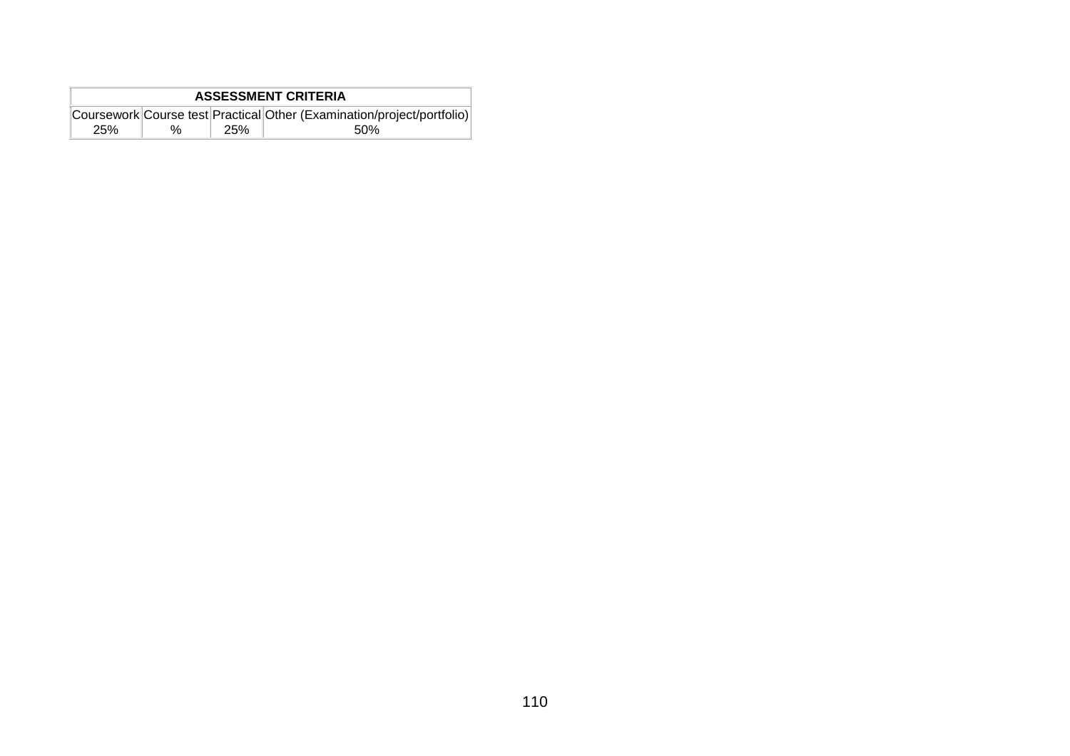| ASSESSMENT CRITERIA | | | |
|---|---|---|---|
| Coursework | Course test | Practical | Other (Examination/project/portfolio) |
| 25% | % | 25% | 50% |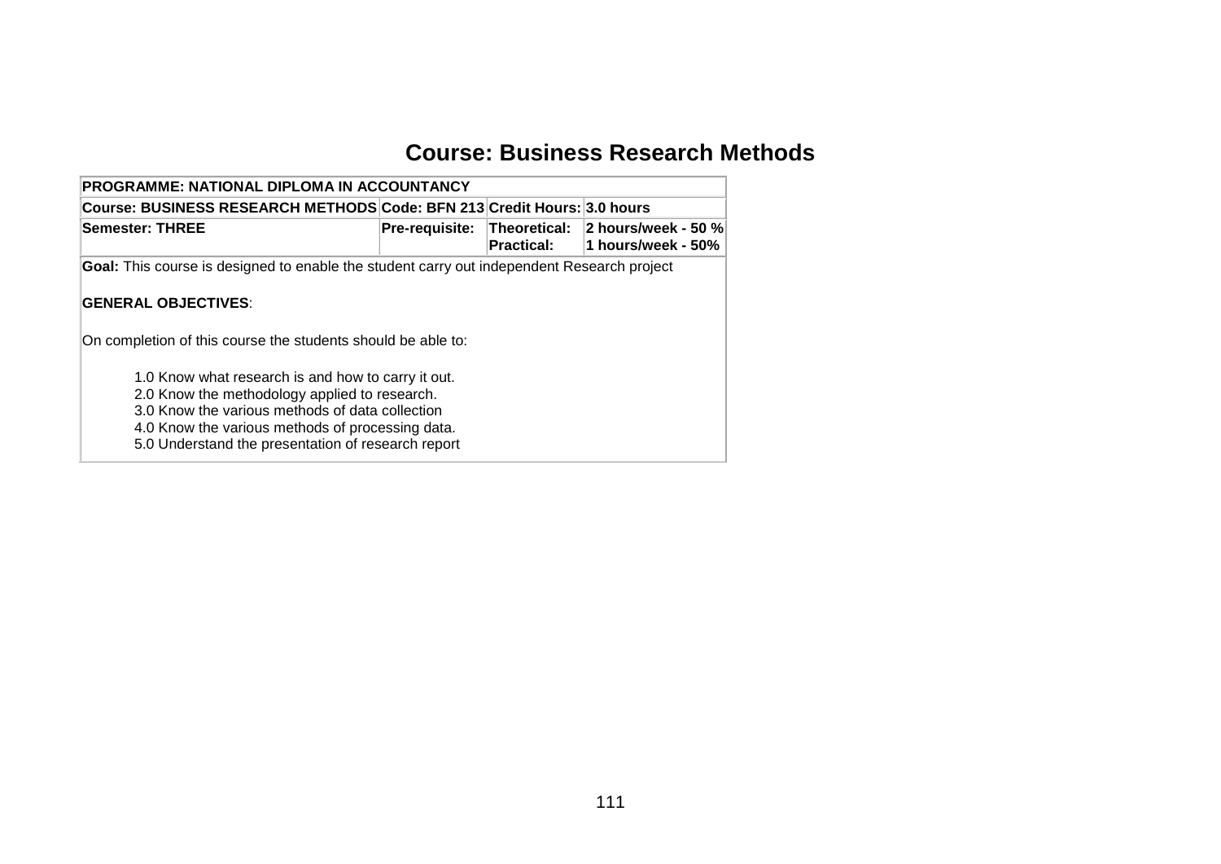# Course: Business Research Methods

| PROGRAMME: NATIONAL DIPLOMA IN ACCOUNTANCY | | | |
|---|---|---|---|
| **Course: BUSINESS RESEARCH METHODS** | **Code: BFN 213** | **Credit Hours:** | **3.0 hours** |
| **Semester: THREE** | **Pre-requisite:** | **Theoretical:**<br>**Practical:** | **2 hours/week - 50 %**<br>**1 hours/week - 50%** |

**Goal:** This course is designed to enable the student carry out independent Research project

**GENERAL OBJECTIVES**:

On completion of this course the students should be able to:

1.0 Know what research is and how to carry it out.
2.0 Know the methodology applied to research.
3.0 Know the various methods of data collection
4.0 Know the various methods of processing data.
5.0 Understand the presentation of research report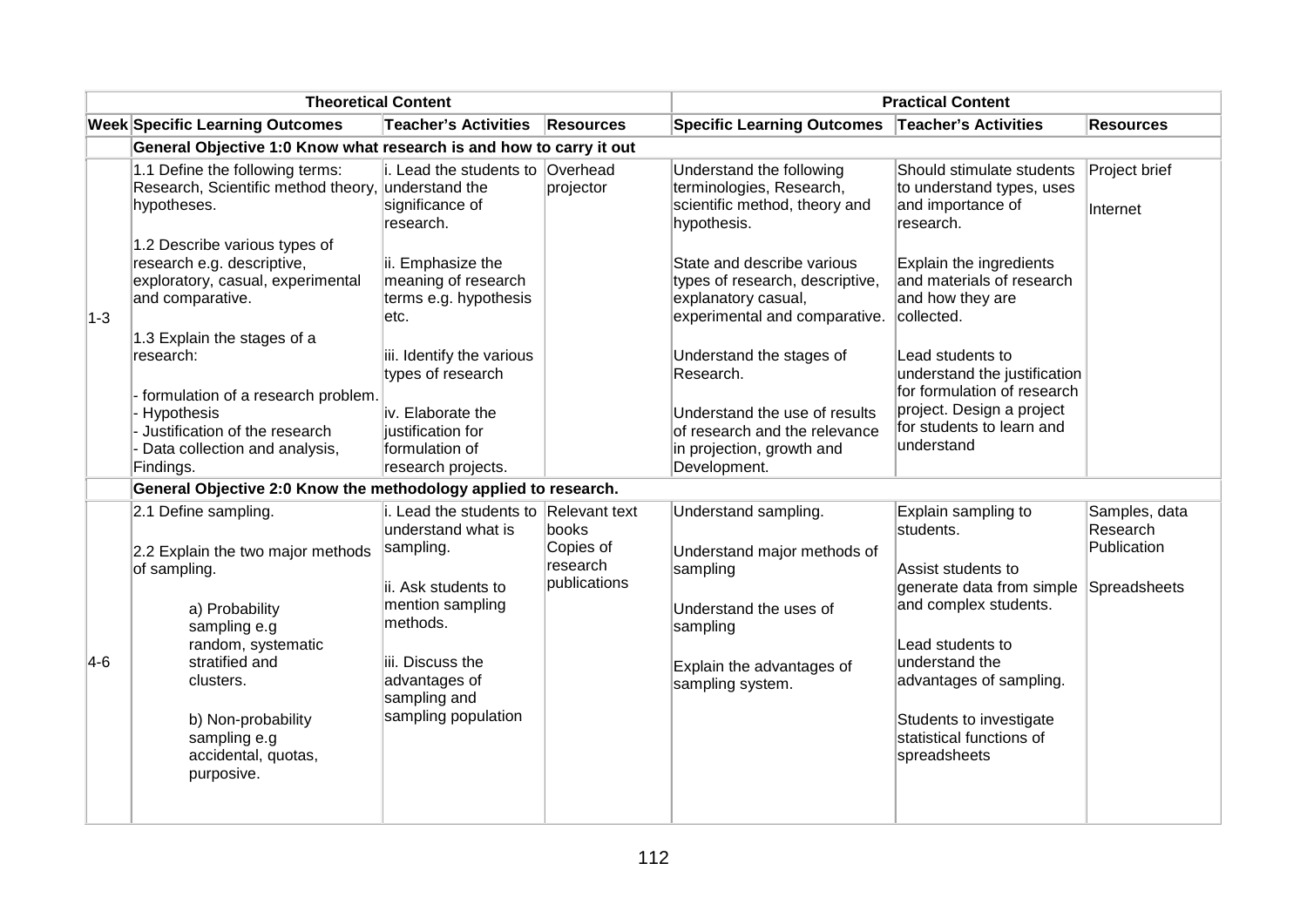| Theoretical Content | | | | Practical Content | | |
|---|---|---|---|---|---|---|
| **Week** | **Specific Learning Outcomes** | **Teacher's Activities** | **Resources** | **Specific Learning Outcomes** | **Teacher's Activities** | **Resources** |
| | **General Objective 1:0 Know what research is and how to carry it out** | | | | | |
| 1-3 | 1.1 Define the following terms: Research, Scientific method theory, hypotheses.<br><br>1.2 Describe various types of research e.g. descriptive, exploratory, casual, experimental and comparative.<br><br>1.3 Explain the stages of a research:<br><br>- formulation of a research problem.<br>- Hypothesis<br>- Justification of the research<br>- Data collection and analysis, Findings. | i. Lead the students to understand the significance of research.<br><br>ii. Emphasize the meaning of research terms e.g. hypothesis etc.<br><br>iii. Identify the various types of research<br><br>iv. Elaborate the justification for formulation of research projects. | Overhead projector | Understand the following terminologies, Research, scientific method, theory and hypothesis.<br><br>State and describe various types of research, descriptive, explanatory casual, experimental and comparative.<br><br>Understand the stages of Research.<br><br>Understand the use of results of research and the relevance in projection, growth and Development. | Should stimulate students to understand types, uses and importance of research.<br><br>Explain the ingredients and materials of research and how they are collected.<br><br>Lead students to understand the justification for formulation of research project. Design a project for students to learn and understand | Project brief<br><br>Internet |
| | **General Objective 2:0 Know the methodology applied to research.** | | | | | |
| 4-6 | 2.1 Define sampling.<br><br>2.2 Explain the two major methods of sampling.<br><br>a) Probability sampling e.g random, systematic stratified and clusters.<br><br>b) Non-probability sampling e.g accidental, quotas, purposive. | i. Lead the students to understand what is sampling.<br><br>ii. Ask students to mention sampling methods.<br><br>iii. Discuss the advantages of sampling and sampling population | Relevant text books<br>Copies of research publications | Understand sampling.<br><br>Understand major methods of sampling<br><br>Understand the uses of sampling<br><br>Explain the advantages of sampling system. | Explain sampling to students.<br><br>Assist students to generate data from simple and complex students.<br><br>Lead students to understand the advantages of sampling.<br><br>Students to investigate statistical functions of spreadsheets | Samples, data Research Publication<br><br>Spreadsheets |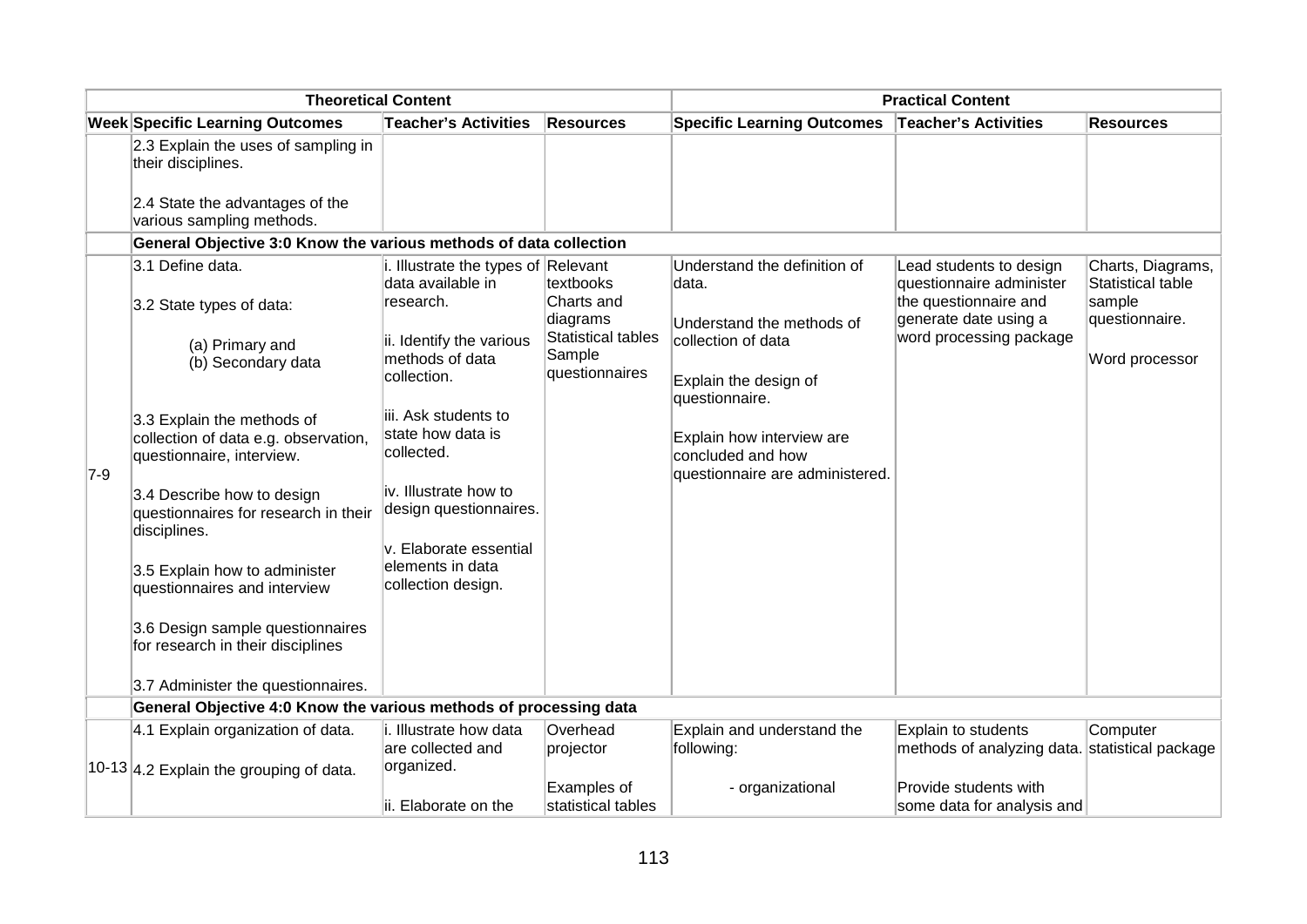| Theoretical Content | | | | Practical Content | | |
|---|---|---|---|---|---|---|
| **Week** | **Specific Learning Outcomes** | **Teacher's Activities** | **Resources** | **Specific Learning Outcomes** | **Teacher's Activities** | **Resources** |
| | 2.3 Explain the uses of sampling in their disciplines.<br><br>2.4 State the advantages of the various sampling methods. | | | | | |
| | **General Objective 3:0 Know the various methods of data collection** | | | | | |
| 7-9 | 3.1 Define data.<br><br>3.2 State types of data:<br><br>(a) Primary and<br>(b) Secondary data<br><br>3.3 Explain the methods of collection of data e.g. observation, questionnaire, interview.<br><br>3.4 Describe how to design questionnaires for research in their disciplines.<br><br>3.5 Explain how to administer questionnaires and interview<br><br>3.6 Design sample questionnaires for research in their disciplines<br><br>3.7 Administer the questionnaires. | i. Illustrate the types of data available in research.<br><br>ii. Identify the various methods of data collection.<br><br>iii. Ask students to state how data is collected.<br><br>iv. Illustrate how to design questionnaires.<br><br>v. Elaborate essential elements in data collection design. | Relevant textbooks<br>Charts and diagrams<br>Statistical tables<br>Sample questionnaires | Understand the definition of data.<br><br>Understand the methods of collection of data<br><br>Explain the design of questionnaire.<br><br>Explain how interview are concluded and how questionnaire are administered. | Lead students to design questionnaire administer the questionnaire and generate date using a word processing package | Charts, Diagrams, Statistical table sample questionnaire.<br><br>Word processor |
| | **General Objective 4:0 Know the various methods of processing data** | | | | | |
| 10-13 | 4.1 Explain organization of data.<br><br>4.2 Explain the grouping of data. | i. Illustrate how data are collected and organized.<br><br>ii. Elaborate on the | Overhead projector<br><br>Examples of statistical tables | Explain and understand the following:<br><br>- organizational | Explain to students methods of analyzing data.<br><br>Provide students with some data for analysis and | Computer statistical package |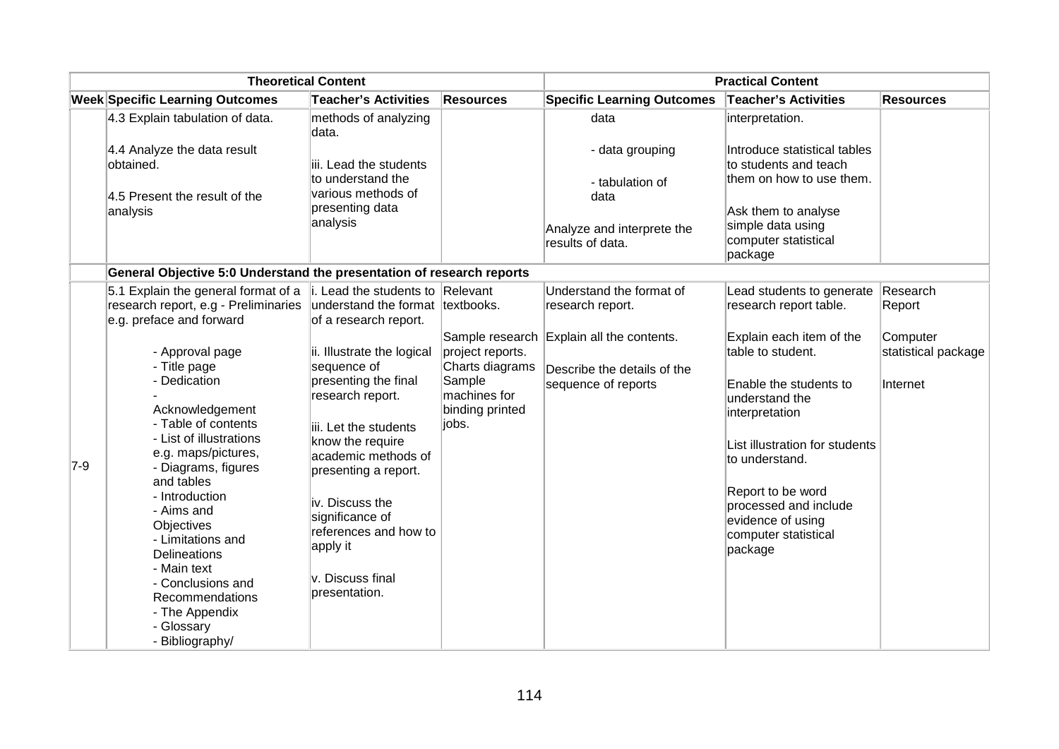| Theoretical Content | | | | Practical Content | | |
|---|---|---|---|---|---|---|
| **Week** | **Specific Learning Outcomes** | **Teacher's Activities** | **Resources** | **Specific Learning Outcomes** | **Teacher's Activities** | **Resources** |
| | 4.3 Explain tabulation of data.<br><br>4.4 Analyze the data result obtained.<br><br>4.5 Present the result of the analysis | methods of analyzing data.<br><br>iii. Lead the students to understand the various methods of presenting data analysis | | data<br><br>- data grouping<br><br>- tabulation of data<br><br>Analyze and interprete the results of data. | interpretation.<br><br>Introduce statistical tables to students and teach them on how to use them.<br><br>Ask them to analyse simple data using computer statistical package | |
| | **General Objective 5:0 Understand the presentation of research reports** | | | | | |
| 7-9 | 5.1 Explain the general format of a research report, e.g - Preliminaries e.g. preface and forward<br><br>- Approval page<br>- Title page<br>- Dedication<br>- Acknowledgement<br>- Table of contents<br>- List of illustrations e.g. maps/pictures,<br>- Diagrams, figures and tables<br>- Introduction<br>- Aims and Objectives<br>- Limitations and Delineations<br>- Main text<br>- Conclusions and Recommendations<br>- The Appendix<br>- Glossary<br>- Bibliography/ | i. Lead the students to understand the format of a research report.<br><br>ii. Illustrate the logical sequence of presenting the final research report.<br><br>iii. Let the students know the require academic methods of presenting a report.<br><br>iv. Discuss the significance of references and how to apply it<br><br>v. Discuss final presentation. | Relevant textbooks.<br><br>Sample research project reports. Charts diagrams Sample machines for binding printed jobs. | Understand the format of research report.<br><br>Explain all the contents.<br><br>Describe the details of the sequence of reports | Lead students to generate research report table.<br><br>Explain each item of the table to student.<br><br>Enable the students to understand the interpretation<br><br>List illustration for students to understand.<br><br>Report to be word processed and include evidence of using computer statistical package | Research Report<br><br>Computer statistical package<br><br>Internet |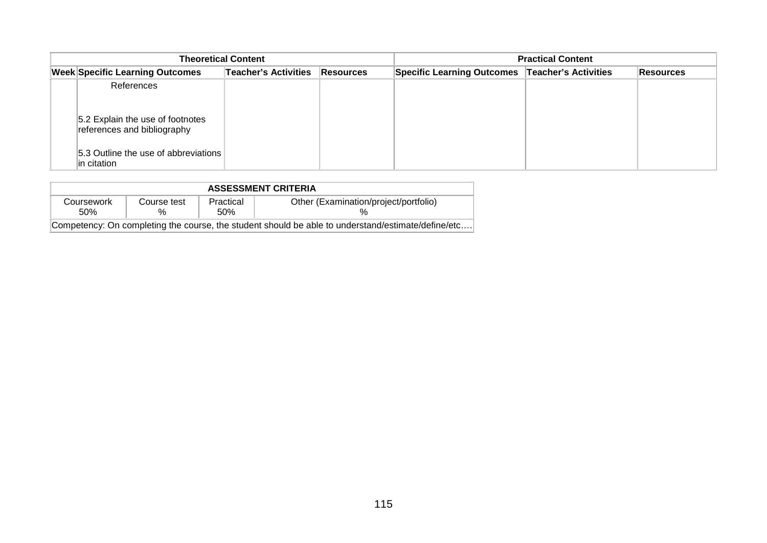| Theoretical Content | | | | Practical Content | | |
|---|---|---|---|---|---|---|
| **Week** | **Specific Learning Outcomes** | **Teacher's Activities** | **Resources** | **Specific Learning Outcomes** | **Teacher's Activities** | **Resources** |
| | References<br><br>5.2 Explain the use of footnotes references and bibliography<br><br>5.3 Outline the use of abbreviations in citation | | | | | |

| ASSESSMENT CRITERIA | | | |
|---|---|---|---|
| Coursework 50% | Course test % | Practical 50% | Other (Examination/project/portfolio) % |
| Competency: On completing the course, the student should be able to understand/estimate/define/etc…. | | | |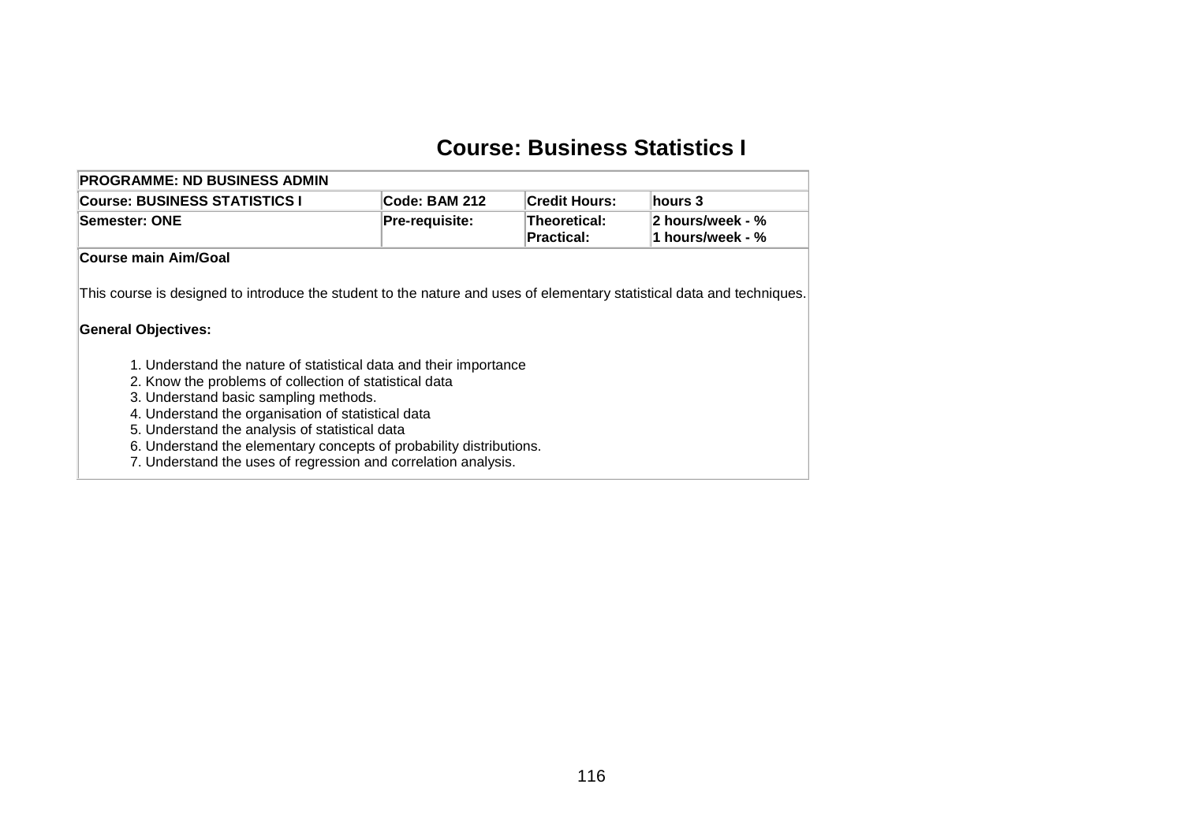# Course: Business Statistics I

| PROGRAMME: ND BUSINESS ADMIN | | | |
|---|---|---|---|
| **Course: BUSINESS STATISTICS I** | **Code: BAM 212** | **Credit Hours:** | **hours 3** |
| **Semester: ONE** | **Pre-requisite:** | **Theoretical:** <br> **Practical:** | **2 hours/week - %** <br> **1 hours/week - %** |

**Course main Aim/Goal**

This course is designed to introduce the student to the nature and uses of elementary statistical data and techniques.

**General Objectives:**

1. Understand the nature of statistical data and their importance
2. Know the problems of collection of statistical data
3. Understand basic sampling methods.
4. Understand the organisation of statistical data
5. Understand the analysis of statistical data
6. Understand the elementary concepts of probability distributions.
7. Understand the uses of regression and correlation analysis.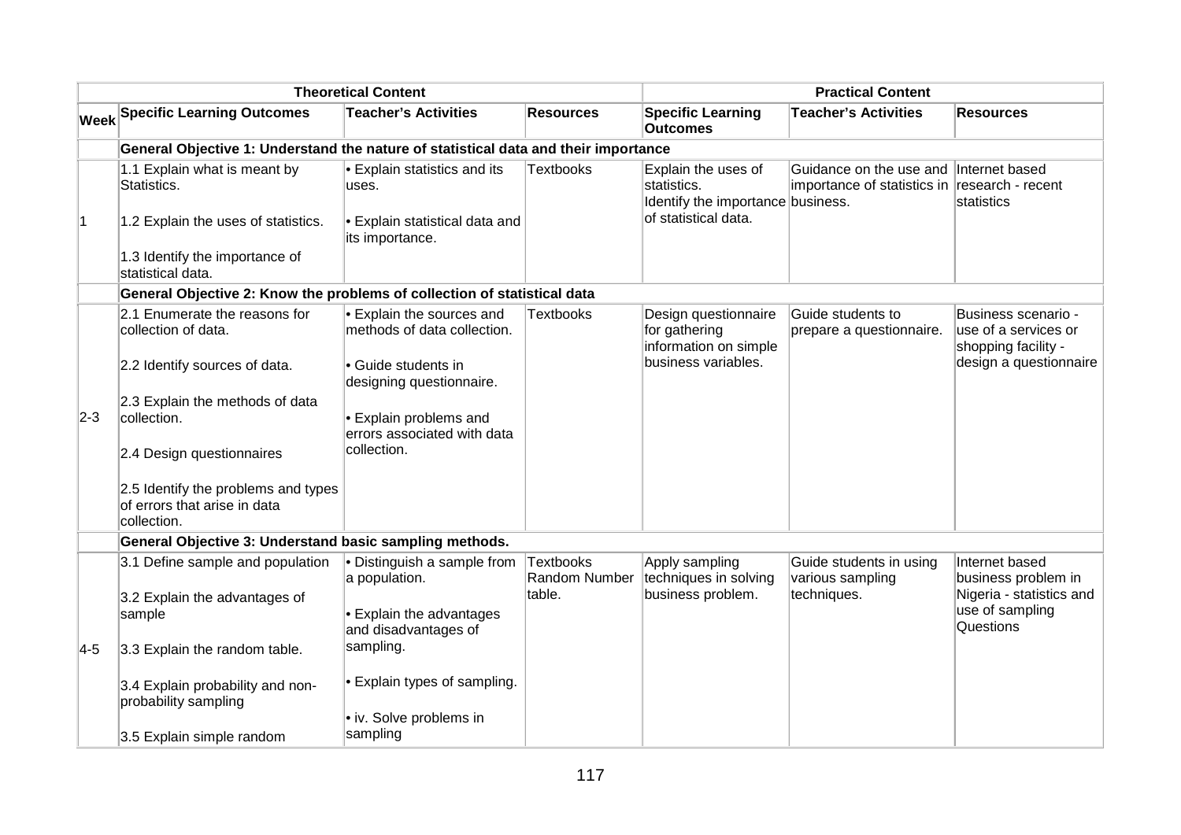| Week | Theoretical Content | | | Practical Content | | |
|---|---|---|---|---|---|---|
| | **Specific Learning Outcomes** | **Teacher's Activities** | **Resources** | **Specific Learning Outcomes** | **Teacher's Activities** | **Resources** |
| | **General Objective 1: Understand the nature of statistical data and their importance** | | | | | |
| 1 | 1.1 Explain what is meant by Statistics.<br><br>1.2 Explain the uses of statistics.<br><br>1.3 Identify the importance of statistical data. | • Explain statistics and its uses.<br><br>• Explain statistical data and its importance. | Textbooks | Explain the uses of statistics.<br>Identify the importance of statistical data. | Guidance on the use and importance of statistics in business. | Internet based research - recent statistics |
| | **General Objective 2: Know the problems of collection of statistical data** | | | | | |
| 2-3 | 2.1 Enumerate the reasons for collection of data.<br><br>2.2 Identify sources of data.<br><br>2.3 Explain the methods of data collection.<br><br>2.4 Design questionnaires<br><br>2.5 Identify the problems and types of errors that arise in data collection. | • Explain the sources and methods of data collection.<br><br>• Guide students in designing questionnaire.<br><br>• Explain problems and errors associated with data collection. | Textbooks | Design questionnaire for gathering information on simple business variables. | Guide students to prepare a questionnaire. | Business scenario - use of a services or shopping facility - design a questionnaire |
| | **General Objective 3: Understand basic sampling methods.** | | | | | |
| 4-5 | 3.1 Define sample and population<br><br>3.2 Explain the advantages of sample<br><br>3.3 Explain the random table.<br><br>3.4 Explain probability and non-probability sampling<br><br>3.5 Explain simple random | • Distinguish a sample from a population.<br><br>• Explain the advantages and disadvantages of sampling.<br><br>• Explain types of sampling.<br><br>• iv. Solve problems in sampling | Textbooks<br>Random Number table. | Apply sampling techniques in solving business problem. | Guide students in using various sampling techniques. | Internet based business problem in Nigeria - statistics and use of sampling Questions |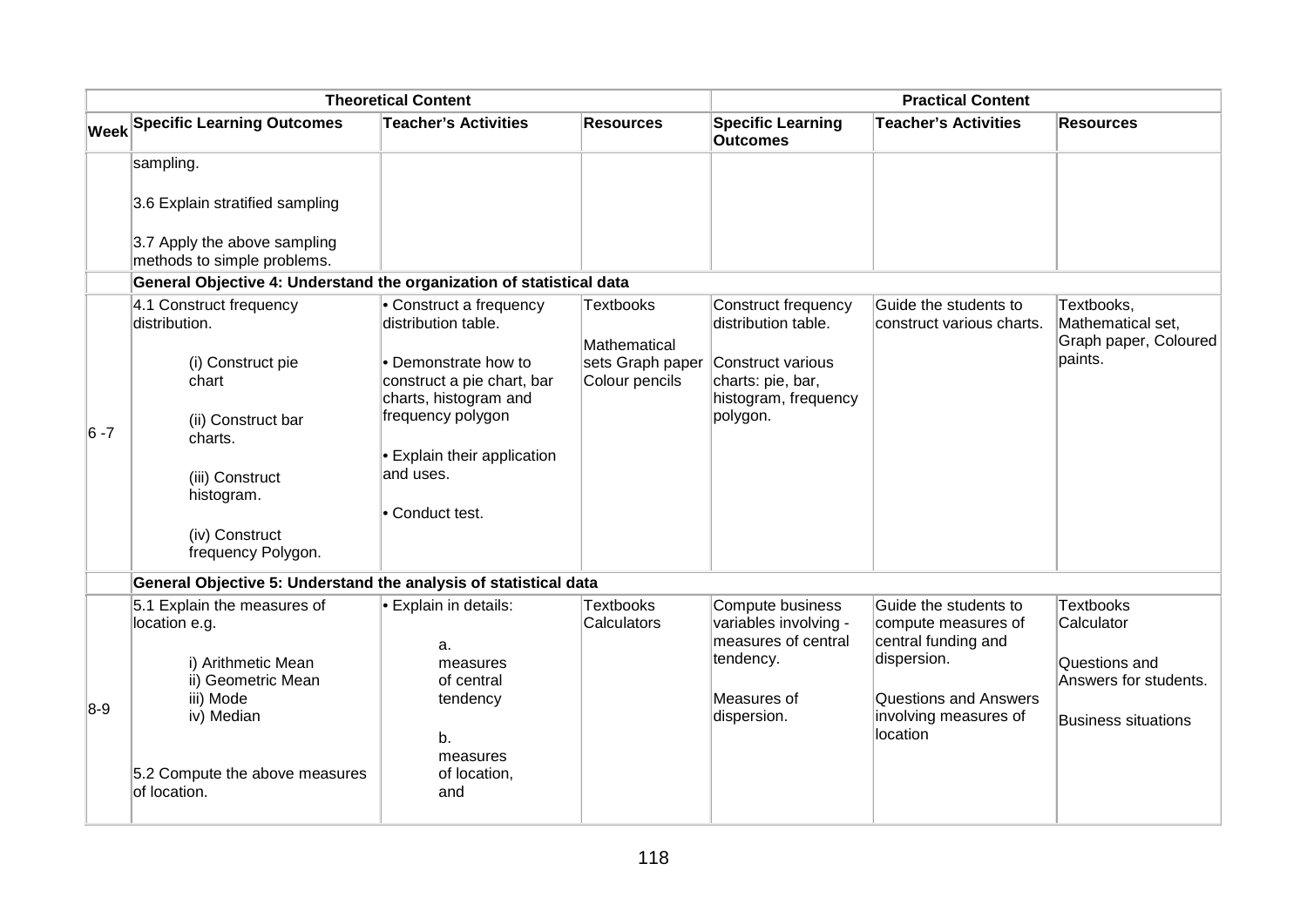| Theoretical Content | | | | Practical Content | | |
|---|---|---|---|---|---|---|
| Week | Specific Learning Outcomes | Teacher's Activities | Resources | Specific Learning Outcomes | Teacher's Activities | Resources |
| | sampling.<br><br>3.6 Explain stratified sampling<br><br>3.7 Apply the above sampling methods to simple problems. | | | | | |
| | **General Objective 4: Understand the organization of statistical data** | | | | | |
| 6 -7 | 4.1 Construct frequency distribution.<br><br>(i) Construct pie chart<br><br>(ii) Construct bar charts.<br><br>(iii) Construct histogram.<br><br>(iv) Construct frequency Polygon. | • Construct a frequency distribution table.<br><br>• Demonstrate how to construct a pie chart, bar charts, histogram and frequency polygon<br><br>• Explain their application and uses.<br><br>• Conduct test. | Textbooks<br><br>Mathematical sets Graph paper Colour pencils | Construct frequency distribution table.<br><br>Construct various charts: pie, bar, histogram, frequency polygon. | Guide the students to construct various charts. | Textbooks, Mathematical set, Graph paper, Coloured paints. |
| | **General Objective 5: Understand the analysis of statistical data** | | | | | |
| 8-9 | 5.1 Explain the measures of location e.g.<br><br>i) Arithmetic Mean<br>ii) Geometric Mean<br>iii) Mode<br>iv) Median<br><br>5.2 Compute the above measures of location. | • Explain in details:<br><br>a. measures of central tendency<br><br>b. measures of location, and | Textbooks Calculators | Compute business variables involving - measures of central tendency.<br><br>Measures of dispersion. | Guide the students to compute measures of central funding and dispersion.<br><br>Questions and Answers involving measures of location | Textbooks Calculator<br><br>Questions and Answers for students.<br><br>Business situations |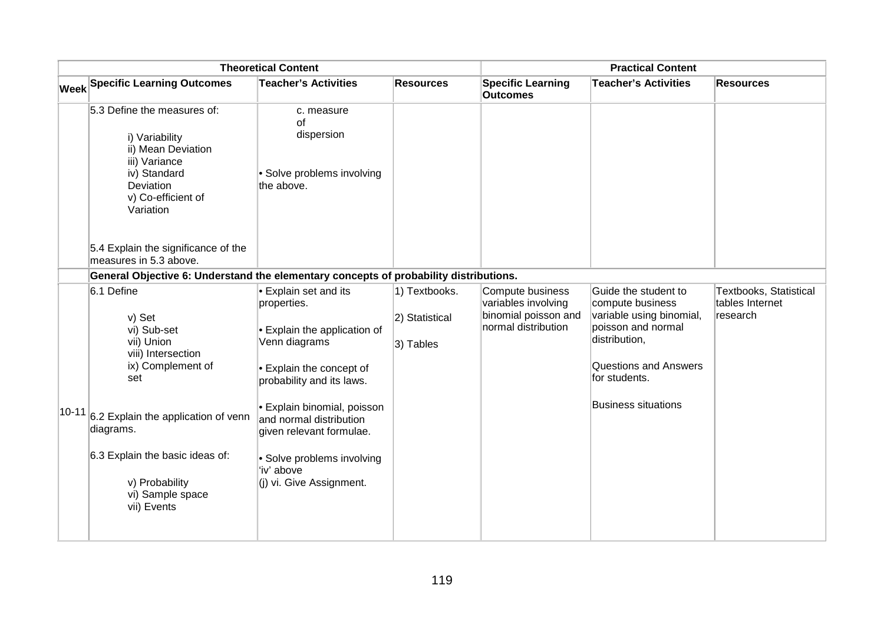| | Theoretical Content | | | Practical Content | | |
|---|---|---|---|---|---|---|
| **Week** | **Specific Learning Outcomes** | **Teacher's Activities** | **Resources** | **Specific Learning Outcomes** | **Teacher's Activities** | **Resources** |
| | 5.3 Define the measures of:<br><br>i) Variability<br>ii) Mean Deviation<br>iii) Variance<br>iv) Standard Deviation<br>v) Co-efficient of Variation<br><br>5.4 Explain the significance of the measures in 5.3 above. | c. measure of dispersion<br><br>• Solve problems involving the above. | | | | |
| | **General Objective 6: Understand the elementary concepts of probability distributions.** | | | | | |
| 10-11 | 6.1 Define<br><br>v) Set<br>vi) Sub-set<br>vii) Union<br>viii) Intersection<br>ix) Complement of set<br><br>6.2 Explain the application of venn diagrams.<br><br>6.3 Explain the basic ideas of:<br><br>v) Probability<br>vi) Sample space<br>vii) Events | • Explain set and its properties.<br><br>• Explain the application of Venn diagrams<br><br>• Explain the concept of probability and its laws.<br><br>• Explain binomial, poisson and normal distribution given relevant formulae.<br><br>• Solve problems involving 'iv' above<br>(j) vi. Give Assignment. | 1) Textbooks.<br><br>2) Statistical<br><br>3) Tables | Compute business variables involving binomial poisson and normal distribution | Guide the student to compute business variable using binomial, poisson and normal distribution,<br><br>Questions and Answers for students.<br><br>Business situations | Textbooks, Statistical tables Internet research |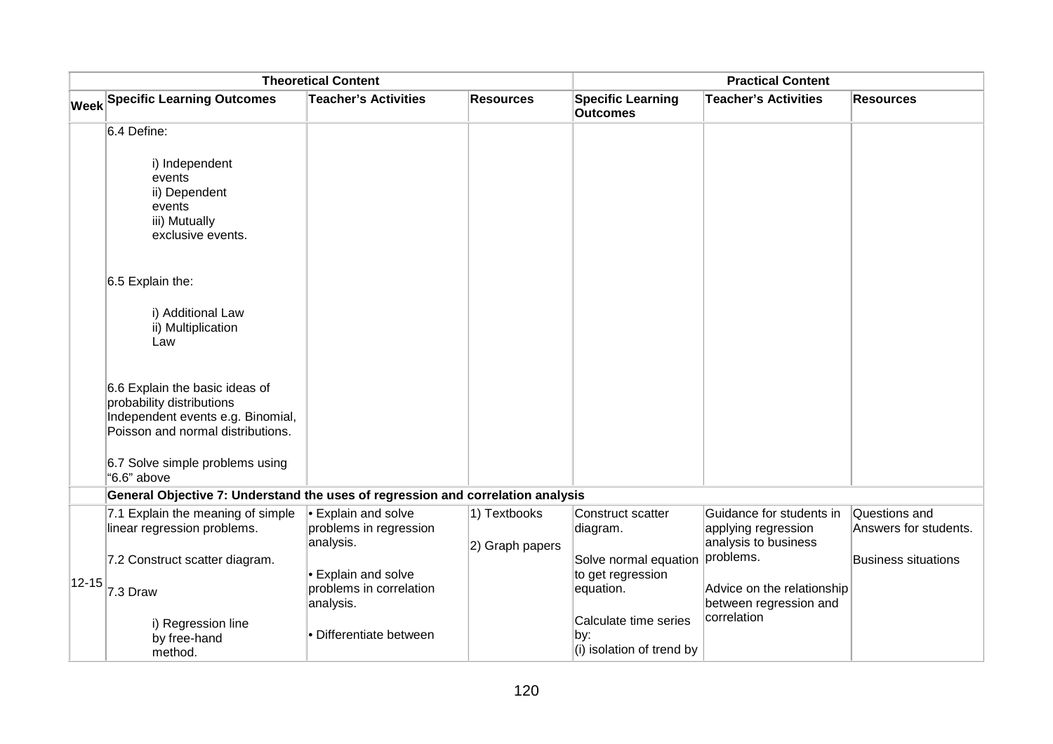| | Theoretical Content | | | Practical Content | | |
|---|---|---|---|---|---|---|
| Week | Specific Learning Outcomes | Teacher's Activities | Resources | Specific Learning Outcomes | Teacher's Activities | Resources |
| | 6.4 Define:<br><br>i) Independent events<br>ii) Dependent events<br>iii) Mutually exclusive events.<br><br>6.5 Explain the:<br><br>i) Additional Law<br>ii) Multiplication Law<br><br>6.6 Explain the basic ideas of probability distributions Independent events e.g. Binomial, Poisson and normal distributions.<br><br>6.7 Solve simple problems using "6.6" above | | | | | |
| | **General Objective 7: Understand the uses of regression and correlation analysis** | | | | | |
| 12-15 | 7.1 Explain the meaning of simple linear regression problems.<br><br>7.2 Construct scatter diagram.<br><br>7.3 Draw<br><br>i) Regression line by free-hand method. | • Explain and solve problems in regression analysis.<br><br>• Explain and solve problems in correlation analysis.<br><br>• Differentiate between | 1) Textbooks<br><br>2) Graph papers | Construct scatter diagram.<br><br>Solve normal equation to get regression equation.<br><br>Calculate time series by:<br>(i) isolation of trend by | Guidance for students in applying regression analysis to business problems.<br><br>Advice on the relationship between regression and correlation | Questions and Answers for students.<br><br>Business situations |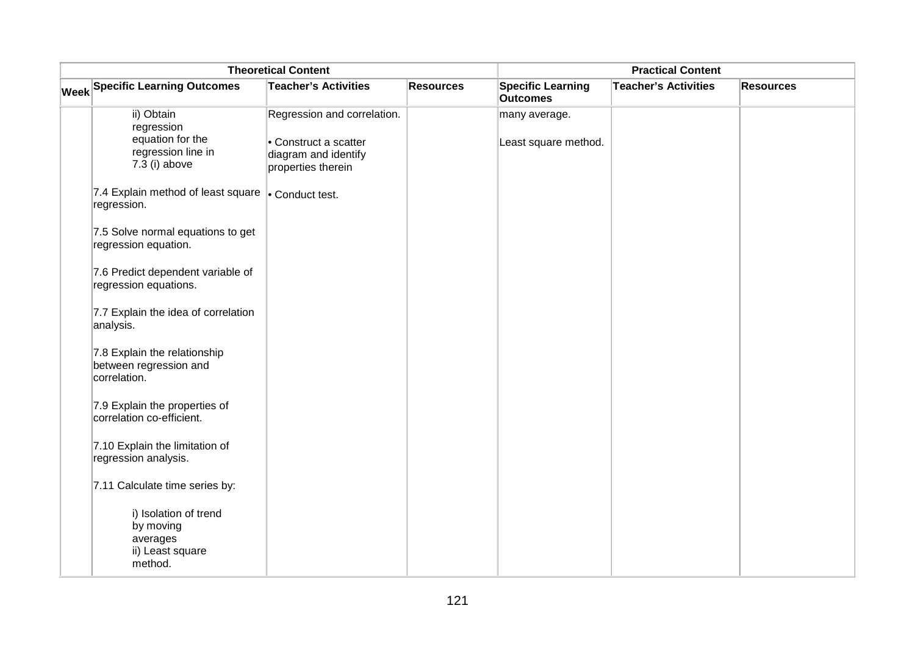| Theoretical Content | | | | Practical Content | | |
|---|---|---|---|---|---|---|
| Week | Specific Learning Outcomes | Teacher's Activities | Resources | Specific Learning Outcomes | Teacher's Activities | Resources |
| | ii) Obtain regression equation for the regression line in 7.3 (i) above<br><br>7.4 Explain method of least square regression.<br><br>7.5 Solve normal equations to get regression equation.<br><br>7.6 Predict dependent variable of regression equations.<br><br>7.7 Explain the idea of correlation analysis.<br><br>7.8 Explain the relationship between regression and correlation.<br><br>7.9 Explain the properties of correlation co-efficient.<br><br>7.10 Explain the limitation of regression analysis.<br><br>7.11 Calculate time series by:<br><br>i) Isolation of trend by moving averages<br>ii) Least square method. | Regression and correlation.<br><br>• Construct a scatter diagram and identify properties therein<br><br>• Conduct test. | | many average.<br><br>Least square method. | | |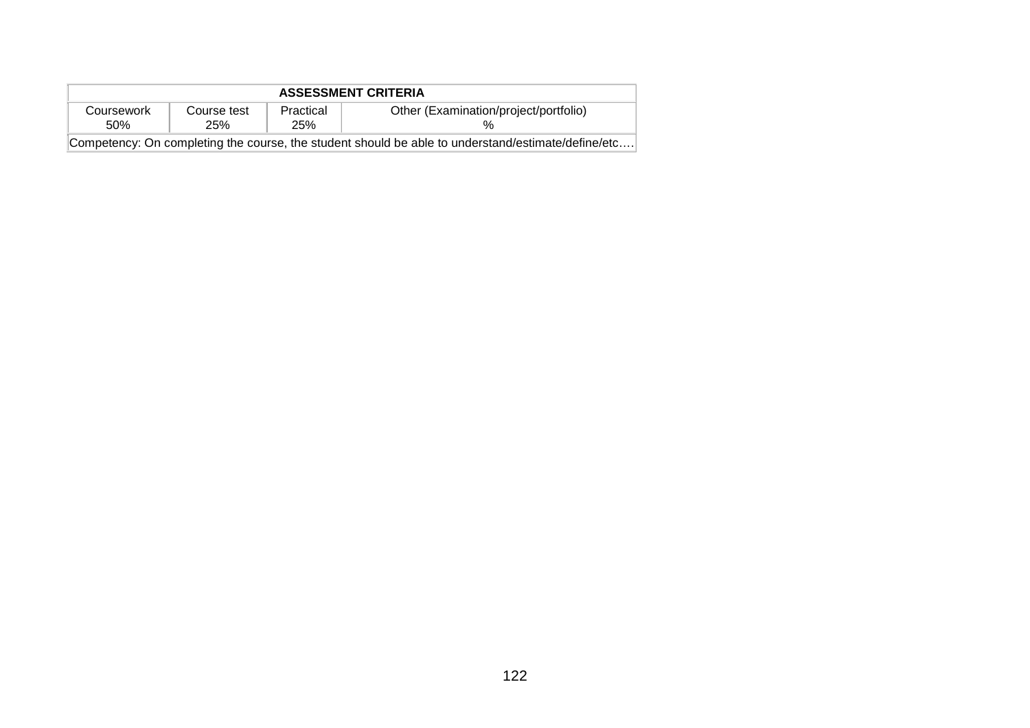| ASSESSMENT CRITERIA | | | |
|---|---|---|---|
| Coursework 50% | Course test 25% | Practical 25% | Other (Examination/project/portfolio) % |
| Competency: On completing the course, the student should be able to understand/estimate/define/etc…. | | | |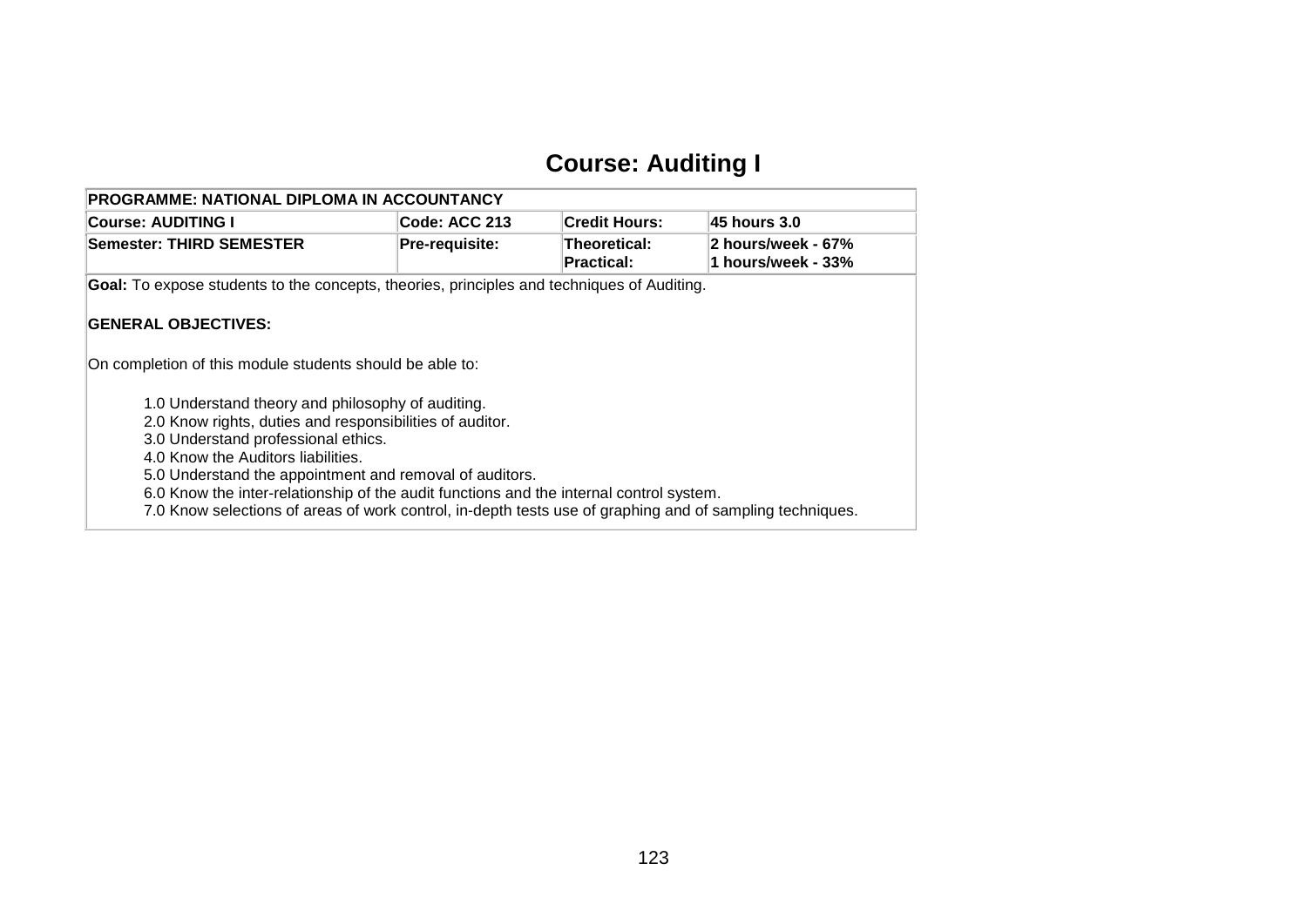# Course: Auditing I

| PROGRAMME: NATIONAL DIPLOMA IN ACCOUNTANCY | | | |
|---|---|---|---|
| **Course: AUDITING I** | **Code: ACC 213** | **Credit Hours:** | **45 hours 3.0** |
| **Semester: THIRD SEMESTER** | **Pre-requisite:** | **Theoretical:**<br>**Practical:** | **2 hours/week - 67%**<br>**1 hours/week - 33%** |

**Goal:** To expose students to the concepts, theories, principles and techniques of Auditing.

**GENERAL OBJECTIVES:**

On completion of this module students should be able to:

1.0 Understand theory and philosophy of auditing.
2.0 Know rights, duties and responsibilities of auditor.
3.0 Understand professional ethics.
4.0 Know the Auditors liabilities.
5.0 Understand the appointment and removal of auditors.
6.0 Know the inter-relationship of the audit functions and the internal control system.
7.0 Know selections of areas of work control, in-depth tests use of graphing and of sampling techniques.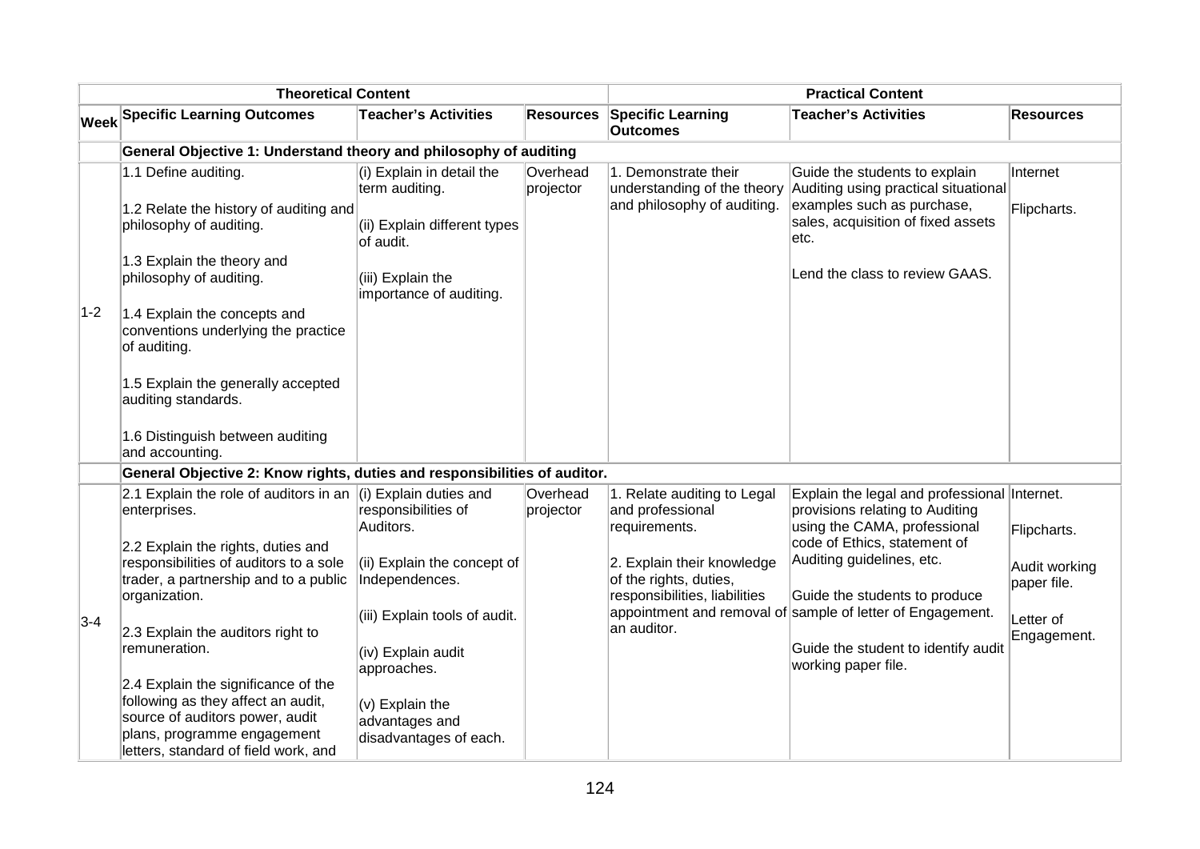| Theoretical Content | | | | Practical Content | | |
|---|---|---|---|---|---|---|
| **Week** | **Specific Learning Outcomes** | **Teacher's Activities** | **Resources** | **Specific Learning Outcomes** | **Teacher's Activities** | **Resources** |
| | **General Objective 1: Understand theory and philosophy of auditing** | | | | | |
| 1-2 | 1.1 Define auditing.<br><br>1.2 Relate the history of auditing and philosophy of auditing.<br><br>1.3 Explain the theory and philosophy of auditing.<br><br>1.4 Explain the concepts and conventions underlying the practice of auditing.<br><br>1.5 Explain the generally accepted auditing standards.<br><br>1.6 Distinguish between auditing and accounting. | (i) Explain in detail the term auditing.<br><br>(ii) Explain different types of audit.<br><br>(iii) Explain the importance of auditing. | Overhead projector | 1. Demonstrate their understanding of the theory and philosophy of auditing. | Guide the students to explain Auditing using practical situational examples such as purchase, sales, acquisition of fixed assets etc.<br><br>Lend the class to review GAAS. | Internet<br><br>Flipcharts. |
| | **General Objective 2: Know rights, duties and responsibilities of auditor.** | | | | | |
| 3-4 | 2.1 Explain the role of auditors in an enterprises.<br><br>2.2 Explain the rights, duties and responsibilities of auditors to a sole trader, a partnership and to a public organization.<br><br>2.3 Explain the auditors right to remuneration.<br><br>2.4 Explain the significance of the following as they affect an audit, source of auditors power, audit plans, programme engagement letters, standard of field work, and | (i) Explain duties and responsibilities of Auditors.<br><br>(ii) Explain the concept of Independences.<br><br>(iii) Explain tools of audit.<br><br>(iv) Explain audit approaches.<br><br>(v) Explain the advantages and disadvantages of each. | Overhead projector | 1. Relate auditing to Legal and professional requirements.<br><br>2. Explain their knowledge of the rights, duties, responsibilities, liabilities appointment and removal of an auditor. | Explain the legal and professional provisions relating to Auditing using the CAMA, professional code of Ethics, statement of Auditing guidelines, etc.<br><br>Guide the students to produce sample of letter of Engagement.<br><br>Guide the student to identify audit working paper file. | Internet.<br><br>Flipcharts.<br><br>Audit working paper file.<br><br>Letter of Engagement. |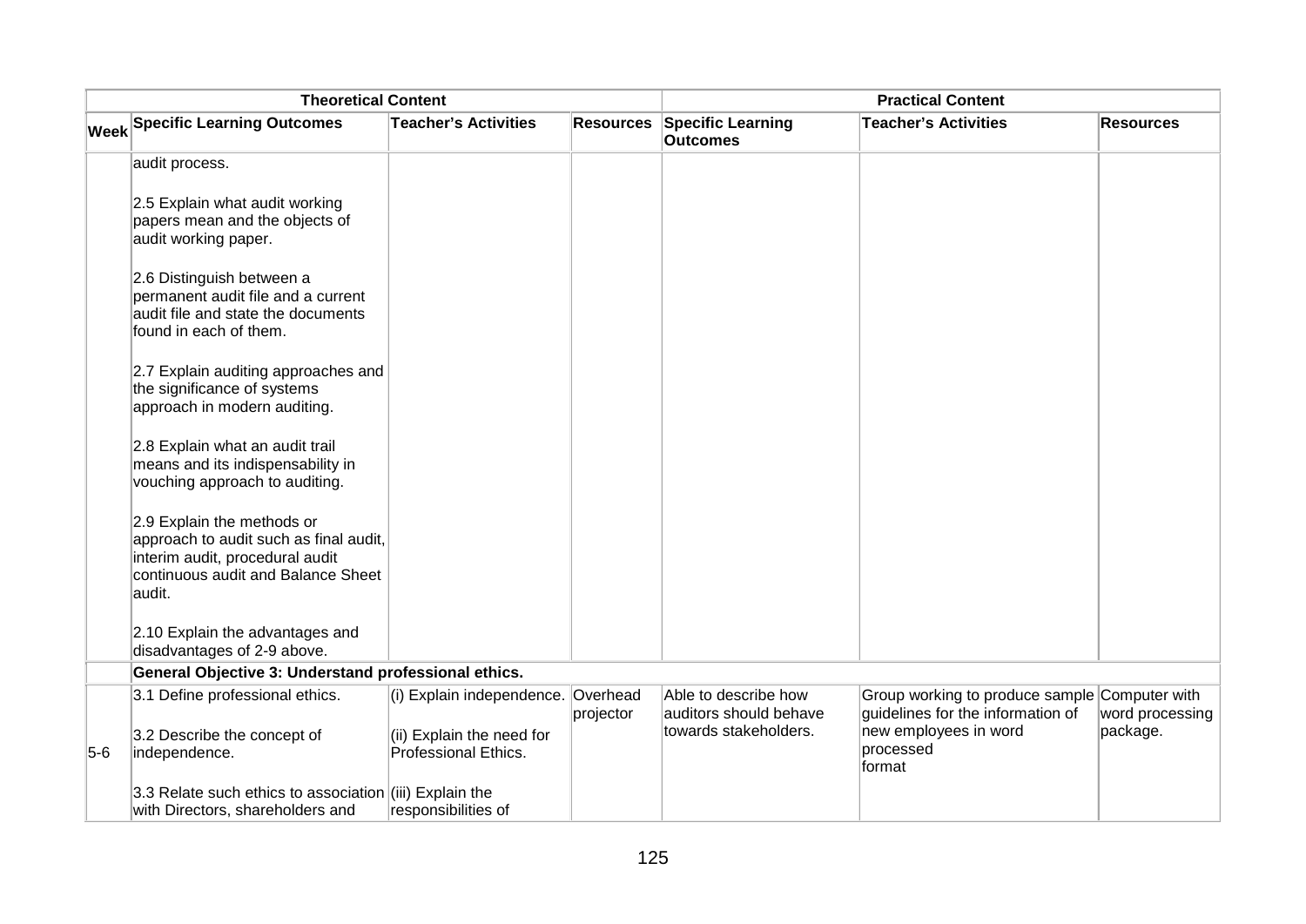| Theoretical Content | | | | Practical Content | | |
|---|---|---|---|---|---|---|
| Week | Specific Learning Outcomes | Teacher's Activities | Resources | Specific Learning Outcomes | Teacher's Activities | Resources |
| | audit process.<br><br>2.5 Explain what audit working papers mean and the objects of audit working paper.<br><br>2.6 Distinguish between a permanent audit file and a current audit file and state the documents found in each of them.<br><br>2.7 Explain auditing approaches and the significance of systems approach in modern auditing.<br><br>2.8 Explain what an audit trail means and its indispensability in vouching approach to auditing.<br><br>2.9 Explain the methods or approach to audit such as final audit, interim audit, procedural audit continuous audit and Balance Sheet audit.<br><br>2.10 Explain the advantages and disadvantages of 2-9 above. | | | | | |
| | **General Objective 3: Understand professional ethics.** | | | | | |
| 5-6 | 3.1 Define professional ethics.<br><br>3.2 Describe the concept of independence.<br><br>3.3 Relate such ethics to association with Directors, shareholders and | (i) Explain independence.<br><br>(ii) Explain the need for Professional Ethics.<br><br>(iii) Explain the responsibilities of | Overhead projector | Able to describe how auditors should behave towards stakeholders. | Group working to produce sample guidelines for the information of new employees in word processed format | Computer with word processing package. |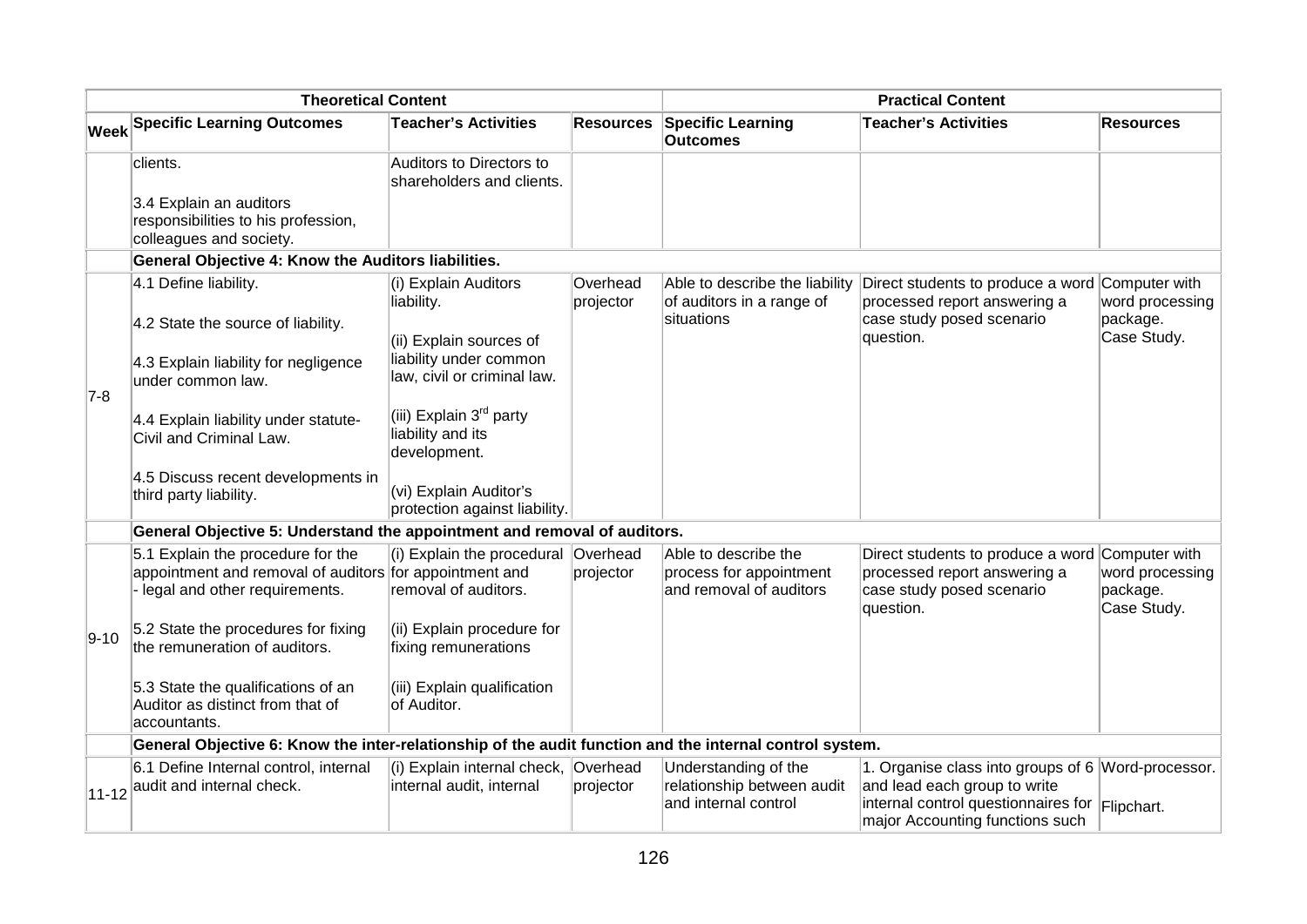| Theoretical Content | | | | Practical Content | | |
|---|---|---|---|---|---|---|
| Week | Specific Learning Outcomes | Teacher's Activities | Resources | Specific Learning Outcomes | Teacher's Activities | Resources |
| | clients.<br><br>3.4 Explain an auditors responsibilities to his profession, colleagues and society. | Auditors to Directors to shareholders and clients. | | | | |
| | **General Objective 4: Know the Auditors liabilities.** | | | | | |
| 7-8 | 4.1 Define liability.<br><br>4.2 State the source of liability.<br><br>4.3 Explain liability for negligence under common law.<br><br>4.4 Explain liability under statute- Civil and Criminal Law.<br><br>4.5 Discuss recent developments in third party liability. | (i) Explain Auditors liability.<br><br>(ii) Explain sources of liability under common law, civil or criminal law.<br><br>(iii) Explain 3rd party liability and its development.<br><br>(vi) Explain Auditor's protection against liability. | Overhead projector | Able to describe the liability of auditors in a range of situations | Direct students to produce a word processed report answering a case study posed scenario question. | Computer with word processing package. Case Study. |
| | **General Objective 5: Understand the appointment and removal of auditors.** | | | | | |
| 9-10 | 5.1 Explain the procedure for the appointment and removal of auditors - legal and other requirements.<br><br>5.2 State the procedures for fixing the remuneration of auditors.<br><br>5.3 State the qualifications of an Auditor as distinct from that of accountants. | (i) Explain the procedural for appointment and removal of auditors.<br><br>(ii) Explain procedure for fixing remunerations<br><br>(iii) Explain qualification of Auditor. | Overhead projector | Able to describe the process for appointment and removal of auditors | Direct students to produce a word processed report answering a case study posed scenario question. | Computer with word processing package. Case Study. |
| | **General Objective 6: Know the inter-relationship of the audit function and the internal control system.** | | | | | |
| 11-12 | 6.1 Define Internal control, internal audit and internal check. | (i) Explain internal check, internal audit, internal | Overhead projector | Understanding of the relationship between audit and internal control | 1. Organise class into groups of 6 and lead each group to write internal control questionnaires for major Accounting functions such | Word-processor. Flipchart. |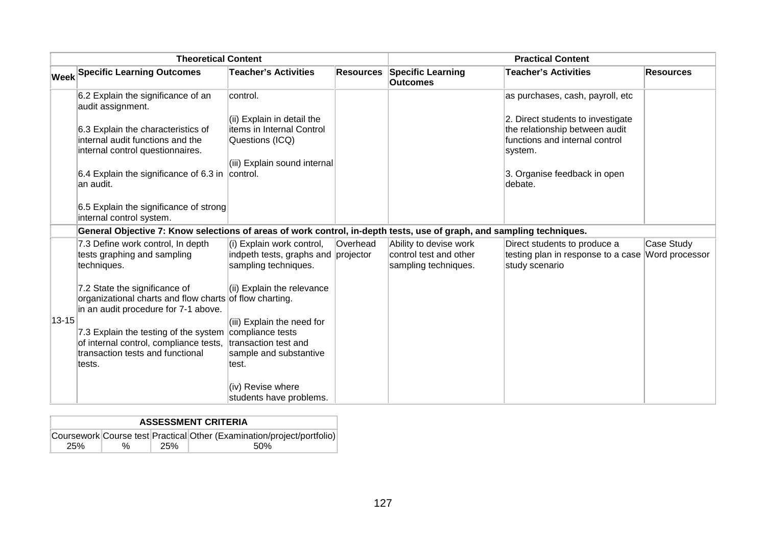| Theoretical Content | | | | Practical Content | | |
|---|---|---|---|---|---|---|
| **Week** | **Specific Learning Outcomes** | **Teacher's Activities** | **Resources** | **Specific Learning Outcomes** | **Teacher's Activities** | **Resources** |
| | 6.2 Explain the significance of an audit assignment.<br><br>6.3 Explain the characteristics of internal audit functions and the internal control questionnaires.<br><br>6.4 Explain the significance of 6.3 in an audit.<br><br>6.5 Explain the significance of strong internal control system. | control.<br><br>(ii) Explain in detail the items in Internal Control Questions (ICQ)<br><br>(iii) Explain sound internal control. | | | as purchases, cash, payroll, etc<br><br>2. Direct students to investigate the relationship between audit functions and internal control system.<br><br>3. Organise feedback in open debate. | |
| | **General Objective 7: Know selections of areas of work control, in-depth tests, use of graph, and sampling techniques.** | | | | | |
| 13-15 | 7.3 Define work control, In depth tests graphing and sampling techniques.<br><br>7.2 State the significance of organizational charts and flow charts in an audit procedure for 7-1 above.<br><br>7.3 Explain the testing of the system of internal control, compliance tests, transaction tests and functional tests. | (i) Explain work control, indpeth tests, graphs and sampling techniques.<br><br>(ii) Explain the relevance of flow charting.<br><br>(iii) Explain the need for compliance tests transaction test and sample and substantive test.<br><br>(iv) Revise where students have problems. | Overhead projector | Ability to devise work control test and other sampling techniques. | Direct students to produce a testing plan in response to a case study scenario | Case Study Word processor |

| ASSESSMENT CRITERIA | | | |
|---|---|---|---|
| Coursework | Course test | Practical | Other (Examination/project/portfolio) |
| 25% | % | 25% | 50% |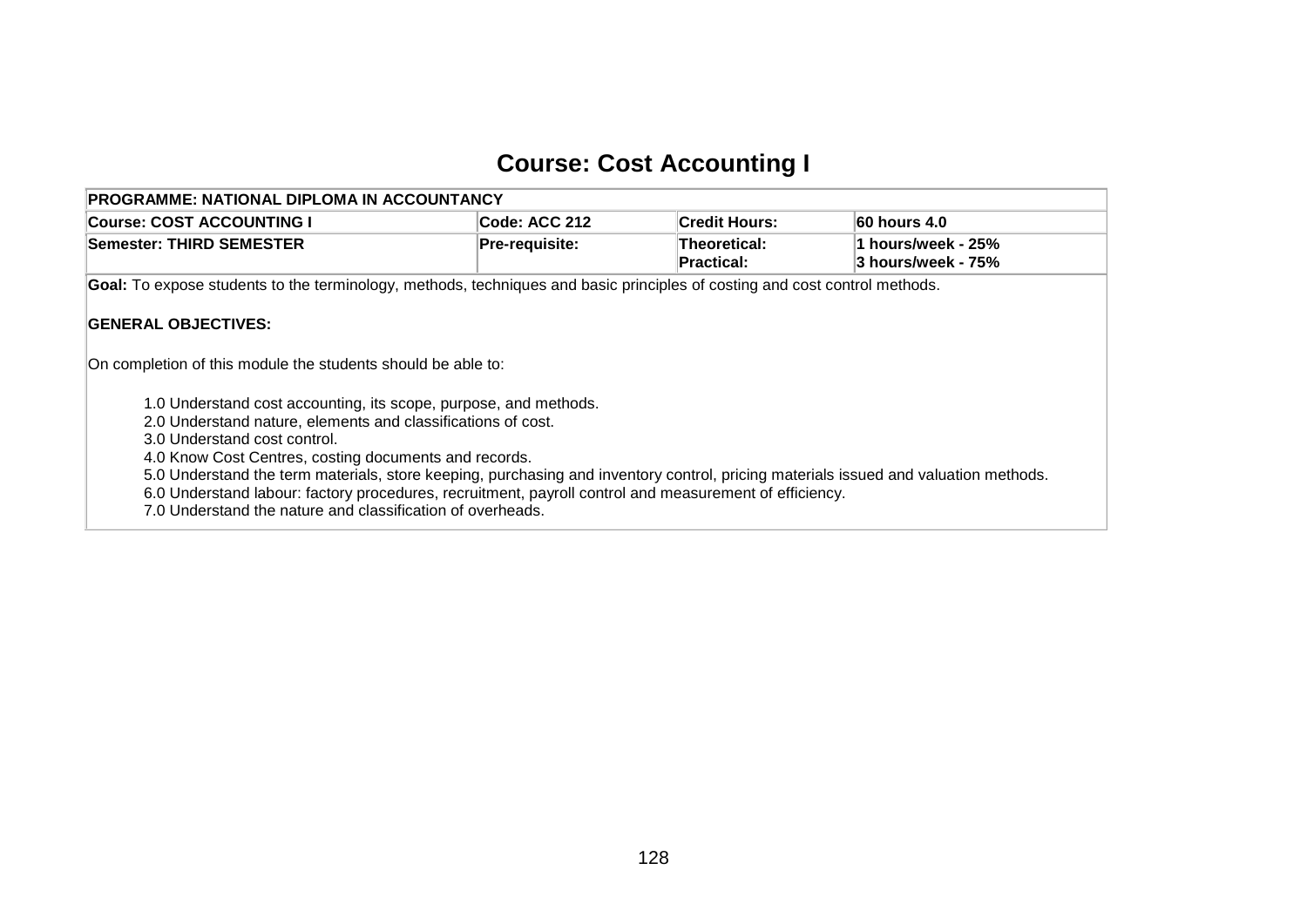# Course: Cost Accounting I

| PROGRAMME: NATIONAL DIPLOMA IN ACCOUNTANCY | | | |
|---|---|---|---|
| **Course: COST ACCOUNTING I** | **Code: ACC 212** | **Credit Hours:** | **60 hours 4.0** |
| **Semester: THIRD SEMESTER** | **Pre-requisite:** | **Theoretical:**<br>**Practical:** | **1 hours/week - 25%**<br>**3 hours/week - 75%** |

**Goal:** To expose students to the terminology, methods, techniques and basic principles of costing and cost control methods.

**GENERAL OBJECTIVES:**

On completion of this module the students should be able to:

1.0 Understand cost accounting, its scope, purpose, and methods.
2.0 Understand nature, elements and classifications of cost.
3.0 Understand cost control.
4.0 Know Cost Centres, costing documents and records.
5.0 Understand the term materials, store keeping, purchasing and inventory control, pricing materials issued and valuation methods.
6.0 Understand labour: factory procedures, recruitment, payroll control and measurement of efficiency.
7.0 Understand the nature and classification of overheads.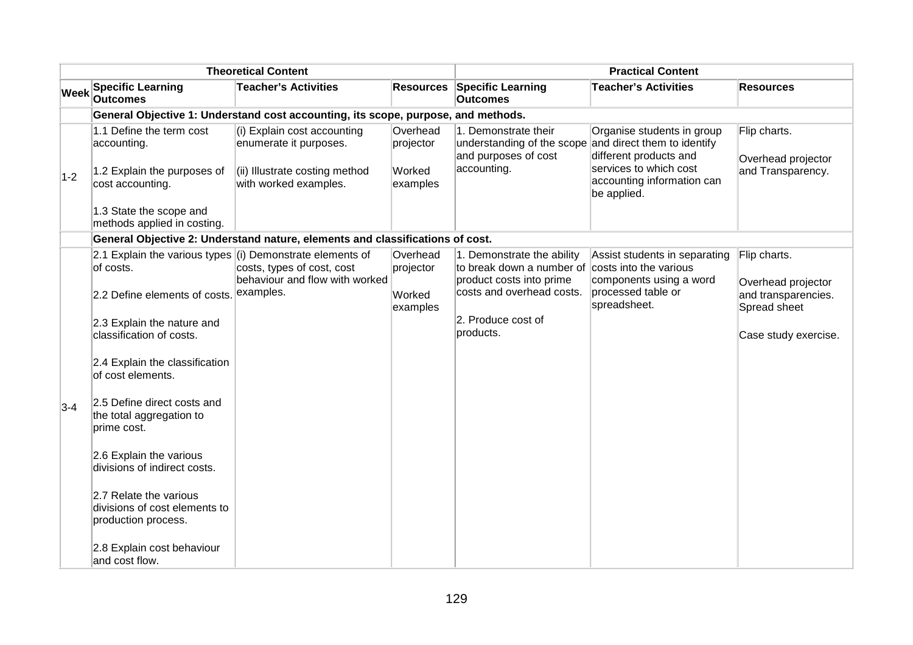| | Theoretical Content | | | Practical Content | | |
|---|---|---|---|---|---|---|
| **Week** | **Specific Learning Outcomes** | **Teacher's Activities** | **Resources** | **Specific Learning Outcomes** | **Teacher's Activities** | **Resources** |
| | **General Objective 1: Understand cost accounting, its scope, purpose, and methods.** | | | | | |
| 1-2 | 1.1 Define the term cost accounting.<br><br>1.2 Explain the purposes of cost accounting.<br><br>1.3 State the scope and methods applied in costing. | (i) Explain cost accounting enumerate it purposes.<br><br>(ii) Illustrate costing method with worked examples. | Overhead projector<br><br>Worked examples | 1. Demonstrate their understanding of the scope and purposes of cost accounting. | Organise students in group and direct them to identify different products and services to which cost accounting information can be applied. | Flip charts.<br><br>Overhead projector and Transparency. |
| | **General Objective 2: Understand nature, elements and classifications of cost.** | | | | | |
| 3-4 | 2.1 Explain the various types of costs.<br><br>2.2 Define elements of costs.<br><br>2.3 Explain the nature and classification of costs.<br><br>2.4 Explain the classification of cost elements.<br><br>2.5 Define direct costs and the total aggregation to prime cost.<br><br>2.6 Explain the various divisions of indirect costs.<br><br>2.7 Relate the various divisions of cost elements to production process.<br><br>2.8 Explain cost behaviour and cost flow. | (i) Demonstrate elements of costs, types of cost, cost behaviour and flow with worked examples. | Overhead projector<br><br>Worked examples | 1. Demonstrate the ability to break down a number of product costs into prime costs and overhead costs.<br><br>2. Produce cost of products. | Assist students in separating costs into the various components using a word processed table or spreadsheet. | Flip charts.<br><br>Overhead projector and transparencies. Spread sheet<br><br>Case study exercise. |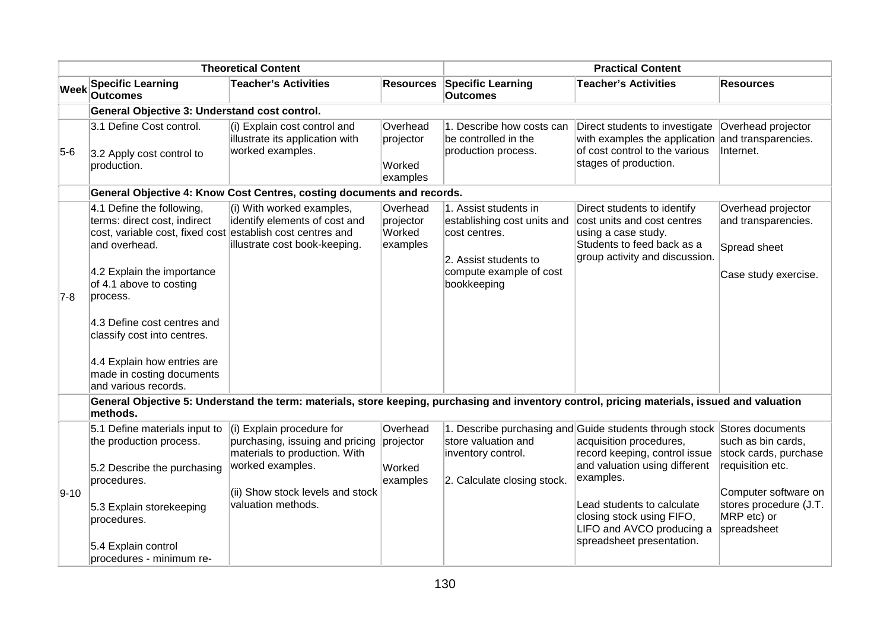| | Theoretical Content | | | Practical Content | | |
|---|---|---|---|---|---|---|
| **Week** | **Specific Learning Outcomes** | **Teacher's Activities** | **Resources** | **Specific Learning Outcomes** | **Teacher's Activities** | **Resources** |
| | **General Objective 3: Understand cost control.** | | | | | |
| 5-6 | 3.1 Define Cost control.<br><br>3.2 Apply cost control to production. | (i) Explain cost control and illustrate its application with worked examples. | Overhead projector<br><br>Worked examples | 1. Describe how costs can be controlled in the production process. | Direct students to investigate with examples the application of cost control to the various stages of production. | Overhead projector and transparencies. Internet. |
| | **General Objective 4: Know Cost Centres, costing documents and records.** | | | | | |
| 7-8 | 4.1 Define the following, terms: direct cost, indirect cost, variable cost, fixed cost and overhead.<br><br>4.2 Explain the importance of 4.1 above to costing process.<br><br>4.3 Define cost centres and classify cost into centres.<br><br>4.4 Explain how entries are made in costing documents and various records. | (i) With worked examples, identify elements of cost and establish cost centres and illustrate cost book-keeping. | Overhead projector Worked examples | 1. Assist students in establishing cost units and cost centres.<br><br>2. Assist students to compute example of cost bookkeeping | Direct students to identify cost units and cost centres using a case study. Students to feed back as a group activity and discussion. | Overhead projector and transparencies.<br><br>Spread sheet<br><br>Case study exercise. |
| | **General Objective 5: Understand the term: materials, store keeping, purchasing and inventory control, pricing materials, issued and valuation methods.** | | | | | |
| 9-10 | 5.1 Define materials input to the production process.<br><br>5.2 Describe the purchasing procedures.<br><br>5.3 Explain storekeeping procedures.<br><br>5.4 Explain control procedures - minimum re- | (i) Explain procedure for purchasing, issuing and pricing materials to production. With worked examples.<br><br>(ii) Show stock levels and stock valuation methods. | Overhead projector<br><br>Worked examples | 1. Describe purchasing and store valuation and inventory control.<br><br>2. Calculate closing stock. | Guide students through stock acquisition procedures, record keeping, control issue and valuation using different examples.<br><br>Lead students to calculate closing stock using FIFO, LIFO and AVCO producing a spreadsheet presentation. | Stores documents such as bin cards, stock cards, purchase requisition etc.<br><br>Computer software on stores procedure (J.T. MRP etc) or spreadsheet |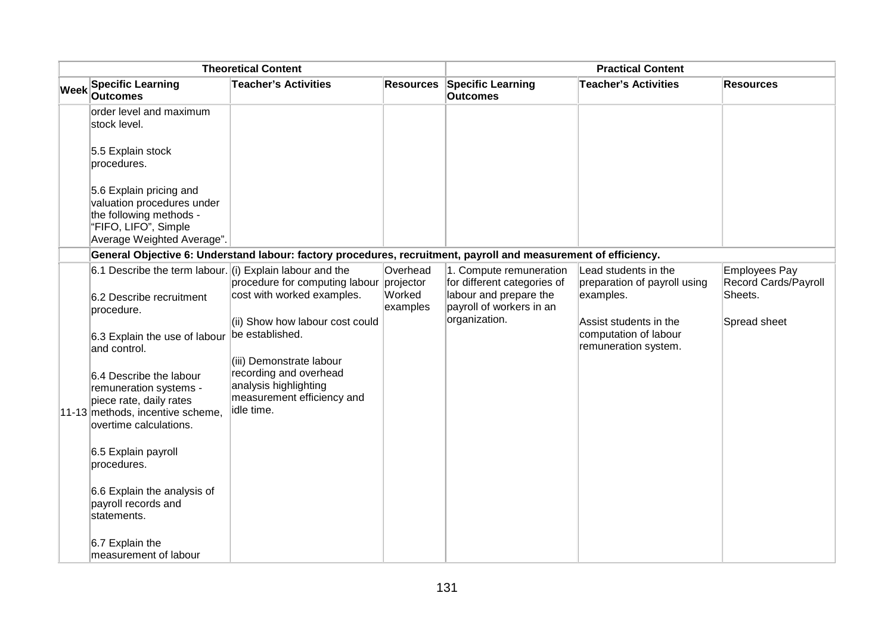| | Theoretical Content | | | Practical Content | | |
|---|---|---|---|---|---|---|
| Week | Specific Learning Outcomes | Teacher's Activities | Resources | Specific Learning Outcomes | Teacher's Activities | Resources |
| | order level and maximum stock level.<br><br>5.5 Explain stock procedures.<br><br>5.6 Explain pricing and valuation procedures under the following methods - "FIFO, LIFO", Simple Average Weighted Average". | | | | | |
| | **General Objective 6: Understand labour: factory procedures, recruitment, payroll and measurement of efficiency.** | | | | | |
| 11-13 | 6.1 Describe the term labour.<br><br>6.2 Describe recruitment procedure.<br><br>6.3 Explain the use of labour and control.<br><br>6.4 Describe the labour remuneration systems - piece rate, daily rates methods, incentive scheme, overtime calculations.<br><br>6.5 Explain payroll procedures.<br><br>6.6 Explain the analysis of payroll records and statements.<br><br>6.7 Explain the measurement of labour | (i) Explain labour and the procedure for computing labour cost with worked examples.<br><br>(ii) Show how labour cost could be established.<br><br>(iii) Demonstrate labour recording and overhead analysis highlighting measurement efficiency and idle time. | Overhead projector Worked examples | 1. Compute remuneration for different categories of labour and prepare the payroll of workers in an organization. | Lead students in the preparation of payroll using examples.<br><br>Assist students in the computation of labour remuneration system. | Employees Pay Record Cards/Payroll Sheets.<br><br>Spread sheet |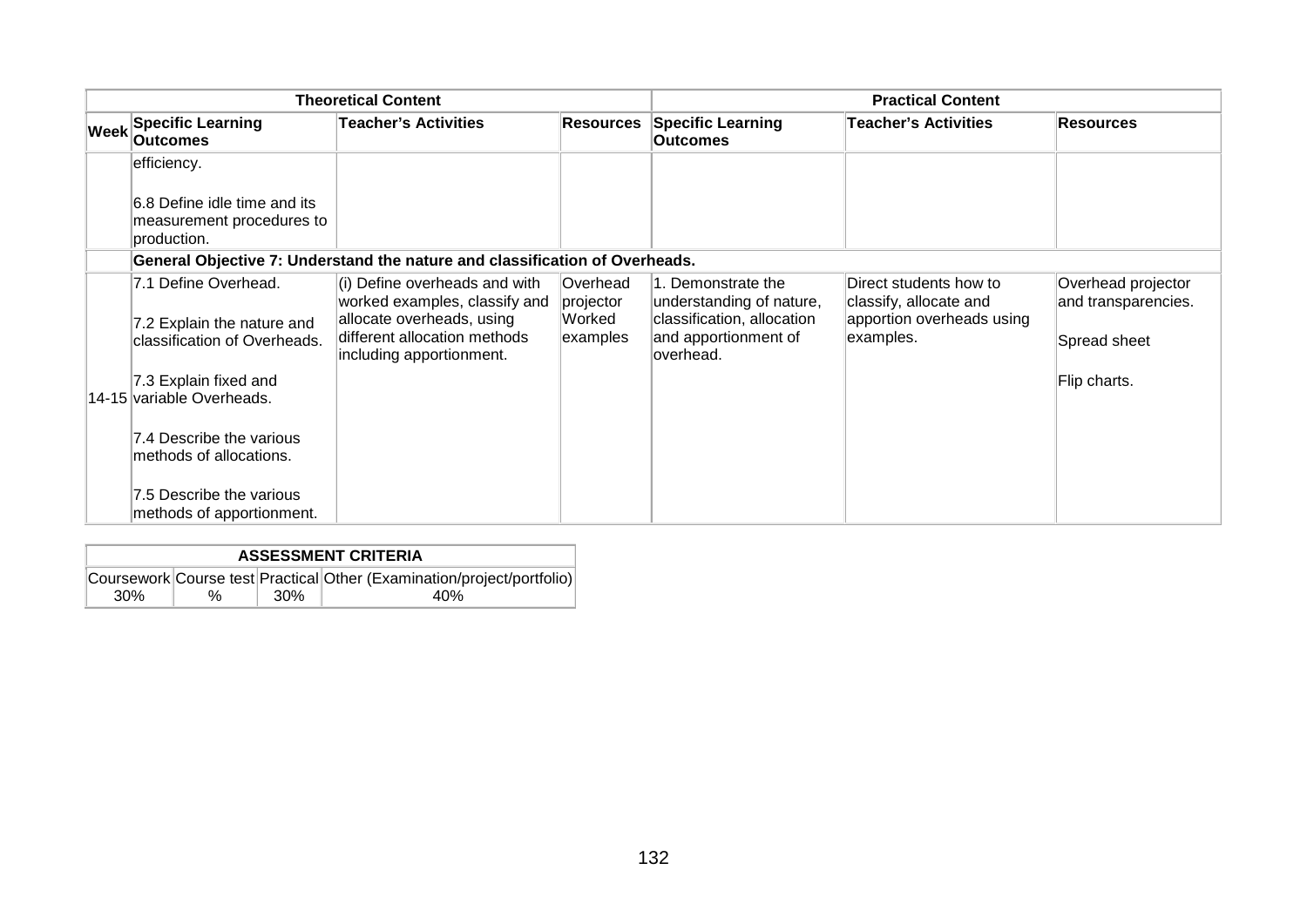| Theoretical Content | | | | Practical Content | | |
|---|---|---|---|---|---|---|
| **Week** | **Specific Learning Outcomes** | **Teacher's Activities** | **Resources** | **Specific Learning Outcomes** | **Teacher's Activities** | **Resources** |
| | efficiency.<br><br>6.8 Define idle time and its measurement procedures to production. | | | | | |
| | **General Objective 7: Understand the nature and classification of Overheads.** | | | | | |
| 14-15 | 7.1 Define Overhead.<br><br>7.2 Explain the nature and classification of Overheads.<br><br>7.3 Explain fixed and variable Overheads.<br><br>7.4 Describe the various methods of allocations.<br><br>7.5 Describe the various methods of apportionment. | (i) Define overheads and with worked examples, classify and allocate overheads, using different allocation methods including apportionment. | Overhead projector Worked examples | 1. Demonstrate the understanding of nature, classification, allocation and apportionment of overhead. | Direct students how to classify, allocate and apportion overheads using examples. | Overhead projector and transparencies.<br><br>Spread sheet<br><br>Flip charts. |

| ASSESSMENT CRITERIA | | | |
|---|---|---|---|
| Coursework | Course test | Practical | Other (Examination/project/portfolio) |
| 30% | % | 30% | 40% |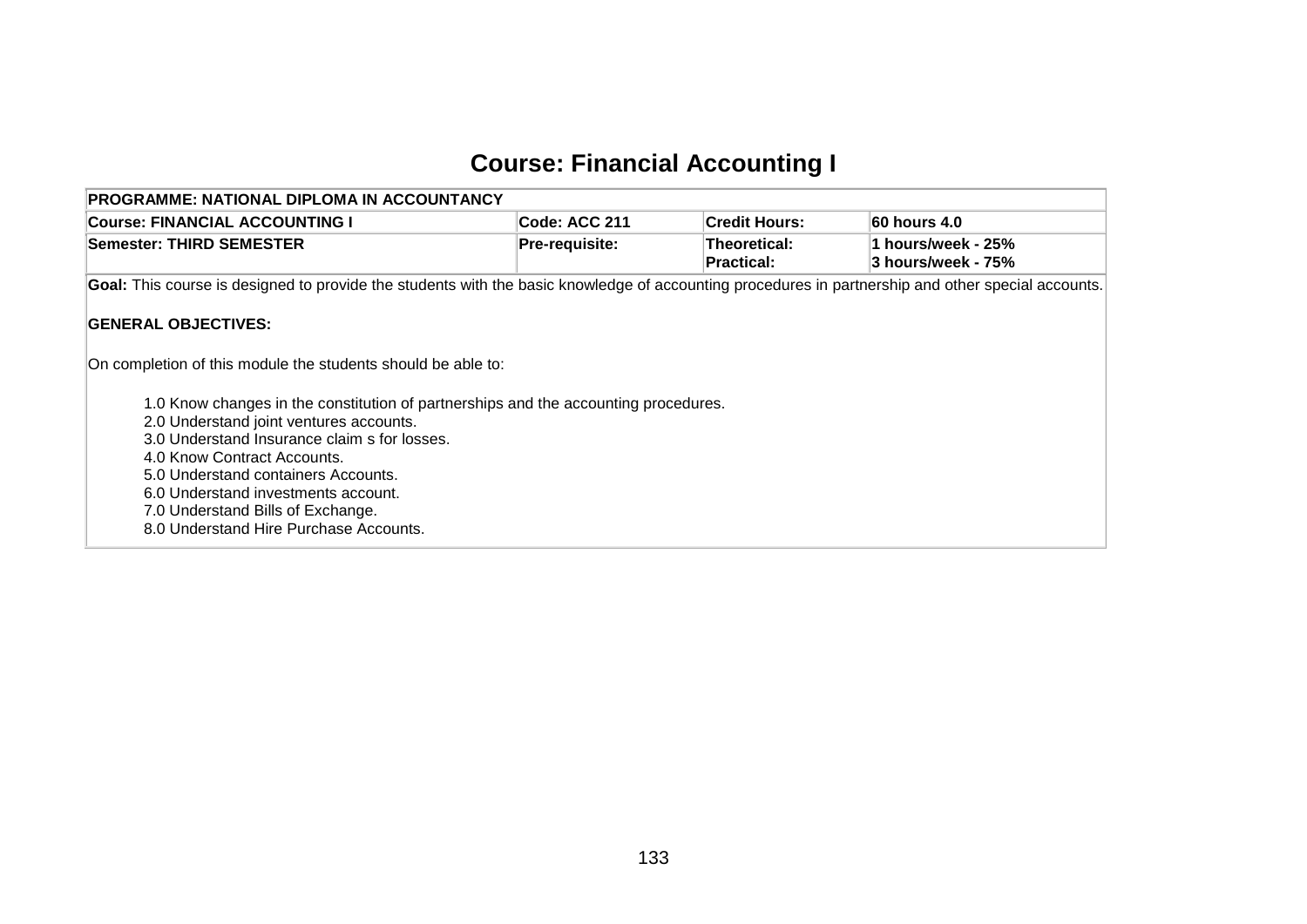# Course: Financial Accounting I

| PROGRAMME: NATIONAL DIPLOMA IN ACCOUNTANCY | | | |
|---|---|---|---|
| **Course: FINANCIAL ACCOUNTING I** | **Code: ACC 211** | **Credit Hours:** | **60 hours 4.0** |
| **Semester: THIRD SEMESTER** | **Pre-requisite:** | **Theoretical:**<br>**Practical:** | **1 hours/week - 25%**<br>**3 hours/week - 75%** |

**Goal:** This course is designed to provide the students with the basic knowledge of accounting procedures in partnership and other special accounts.

**GENERAL OBJECTIVES:**

On completion of this module the students should be able to:

1.0 Know changes in the constitution of partnerships and the accounting procedures.
2.0 Understand joint ventures accounts.
3.0 Understand Insurance claim s for losses.
4.0 Know Contract Accounts.
5.0 Understand containers Accounts.
6.0 Understand investments account.
7.0 Understand Bills of Exchange.
8.0 Understand Hire Purchase Accounts.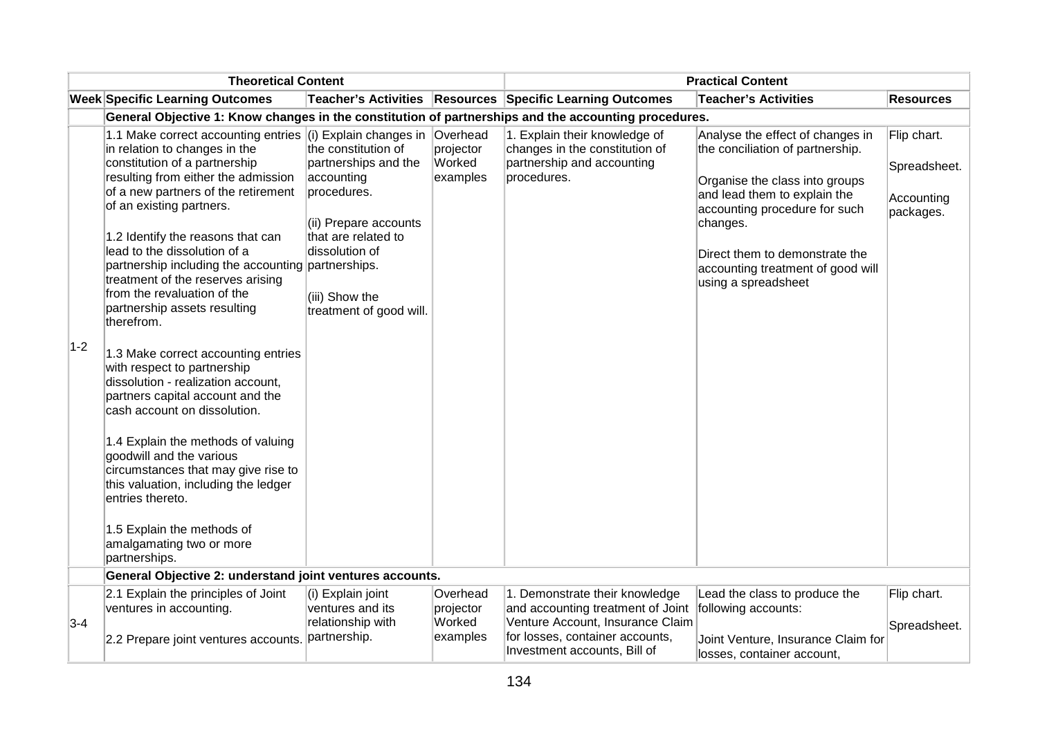| Theoretical Content | | | | Practical Content | | |
|---|---|---|---|---|---|---|
| **Week** | **Specific Learning Outcomes** | **Teacher's Activities** | **Resources** | **Specific Learning Outcomes** | **Teacher's Activities** | **Resources** |
| | **General Objective 1: Know changes in the constitution of partnerships and the accounting procedures.** | | | | | |
| 1-2 | 1.1 Make correct accounting entries in relation to changes in the constitution of a partnership resulting from either the admission of a new partners of the retirement of an existing partners.<br><br>1.2 Identify the reasons that can lead to the dissolution of a partnership including the accounting treatment of the reserves arising from the revaluation of the partnership assets resulting therefrom.<br><br>1.3 Make correct accounting entries with respect to partnership dissolution - realization account, partners capital account and the cash account on dissolution.<br><br>1.4 Explain the methods of valuing goodwill and the various circumstances that may give rise to this valuation, including the ledger entries thereto.<br><br>1.5 Explain the methods of amalgamating two or more partnerships. | (i) Explain changes in the constitution of partnerships and the accounting procedures.<br><br>(ii) Prepare accounts that are related to dissolution of partnerships.<br><br>(iii) Show the treatment of good will. | Overhead projector Worked examples | 1. Explain their knowledge of changes in the constitution of partnership and accounting procedures. | Analyse the effect of changes in the conciliation of partnership.<br><br>Organise the class into groups and lead them to explain the accounting procedure for such changes.<br><br>Direct them to demonstrate the accounting treatment of good will using a spreadsheet | Flip chart.<br><br>Spreadsheet.<br><br>Accounting packages. |
| | **General Objective 2: understand joint ventures accounts.** | | | | | |
| 3-4 | 2.1 Explain the principles of Joint ventures in accounting.<br><br>2.2 Prepare joint ventures accounts. | (i) Explain joint ventures and its relationship with partnership. | Overhead projector Worked examples | 1. Demonstrate their knowledge and accounting treatment of Joint Venture Account, Insurance Claim for losses, container accounts, Investment accounts, Bill of | Lead the class to produce the following accounts:<br><br>Joint Venture, Insurance Claim for losses, container account, | Flip chart.<br><br>Spreadsheet. |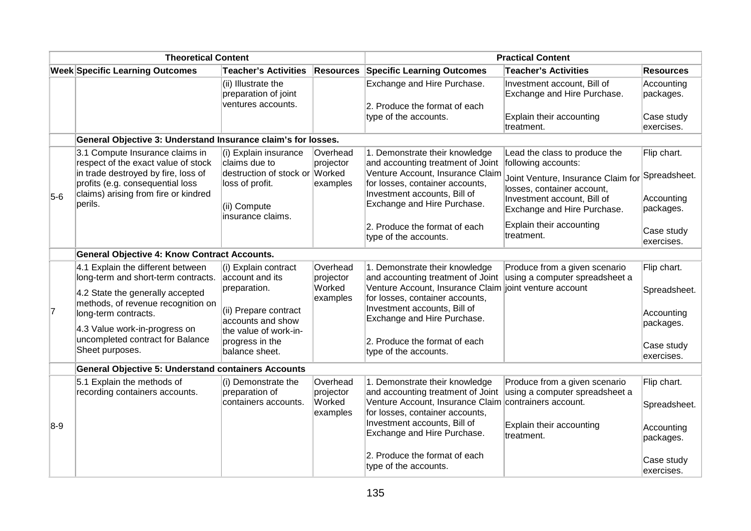| Theoretical Content | | | | Practical Content | | |
|---|---|---|---|---|---|---|
| **Week** | **Specific Learning Outcomes** | **Teacher's Activities** | **Resources** | **Specific Learning Outcomes** | **Teacher's Activities** | **Resources** |
| | | (ii) Illustrate the preparation of joint ventures accounts. | | Exchange and Hire Purchase.<br><br>2. Produce the format of each type of the accounts. | Investment account, Bill of Exchange and Hire Purchase.<br><br>Explain their accounting treatment. | Accounting packages.<br><br>Case study exercises. |
| | **General Objective 3: Understand Insurance claim's for losses.** | | | | | |
| 5-6 | 3.1 Compute Insurance claims in respect of the exact value of stock in trade destroyed by fire, loss of profits (e.g. consequential loss claims) arising from fire or kindred perils. | (i) Explain insurance claims due to destruction of stock or loss of profit.<br><br>(ii) Compute insurance claims. | Overhead projector Worked examples | 1. Demonstrate their knowledge and accounting treatment of Joint Venture Account, Insurance Claim for losses, container accounts, Investment accounts, Bill of Exchange and Hire Purchase.<br><br>2. Produce the format of each type of the accounts. | Lead the class to produce the following accounts:<br><br>Joint Venture, Insurance Claim for losses, container account, Investment account, Bill of Exchange and Hire Purchase.<br><br>Explain their accounting treatment. | Flip chart.<br><br>Spreadsheet.<br><br>Accounting packages.<br><br>Case study exercises. |
| | **General Objective 4: Know Contract Accounts.** | | | | | |
| 7 | 4.1 Explain the different between long-term and short-term contracts.<br><br>4.2 State the generally accepted methods, of revenue recognition on long-term contracts.<br><br>4.3 Value work-in-progress on uncompleted contract for Balance Sheet purposes. | (i) Explain contract account and its preparation.<br><br>(ii) Prepare contract accounts and show the value of work-in-progress in the balance sheet. | Overhead projector Worked examples | 1. Demonstrate their knowledge and accounting treatment of Joint Venture Account, Insurance Claim for losses, container accounts, Investment accounts, Bill of Exchange and Hire Purchase.<br><br>2. Produce the format of each type of the accounts. | Produce from a given scenario using a computer spreadsheet a joint venture account | Flip chart.<br><br>Spreadsheet.<br><br>Accounting packages.<br><br>Case study exercises. |
| | **General Objective 5: Understand containers Accounts** | | | | | |
| 8-9 | 5.1 Explain the methods of recording containers accounts. | (i) Demonstrate the preparation of containers accounts. | Overhead projector Worked examples | 1. Demonstrate their knowledge and accounting treatment of Joint Venture Account, Insurance Claim for losses, container accounts, Investment accounts, Bill of Exchange and Hire Purchase.<br><br>2. Produce the format of each type of the accounts. | Produce from a given scenario using a computer spreadsheet a contrainers account.<br><br>Explain their accounting treatment. | Flip chart.<br><br>Spreadsheet.<br><br>Accounting packages.<br><br>Case study exercises. |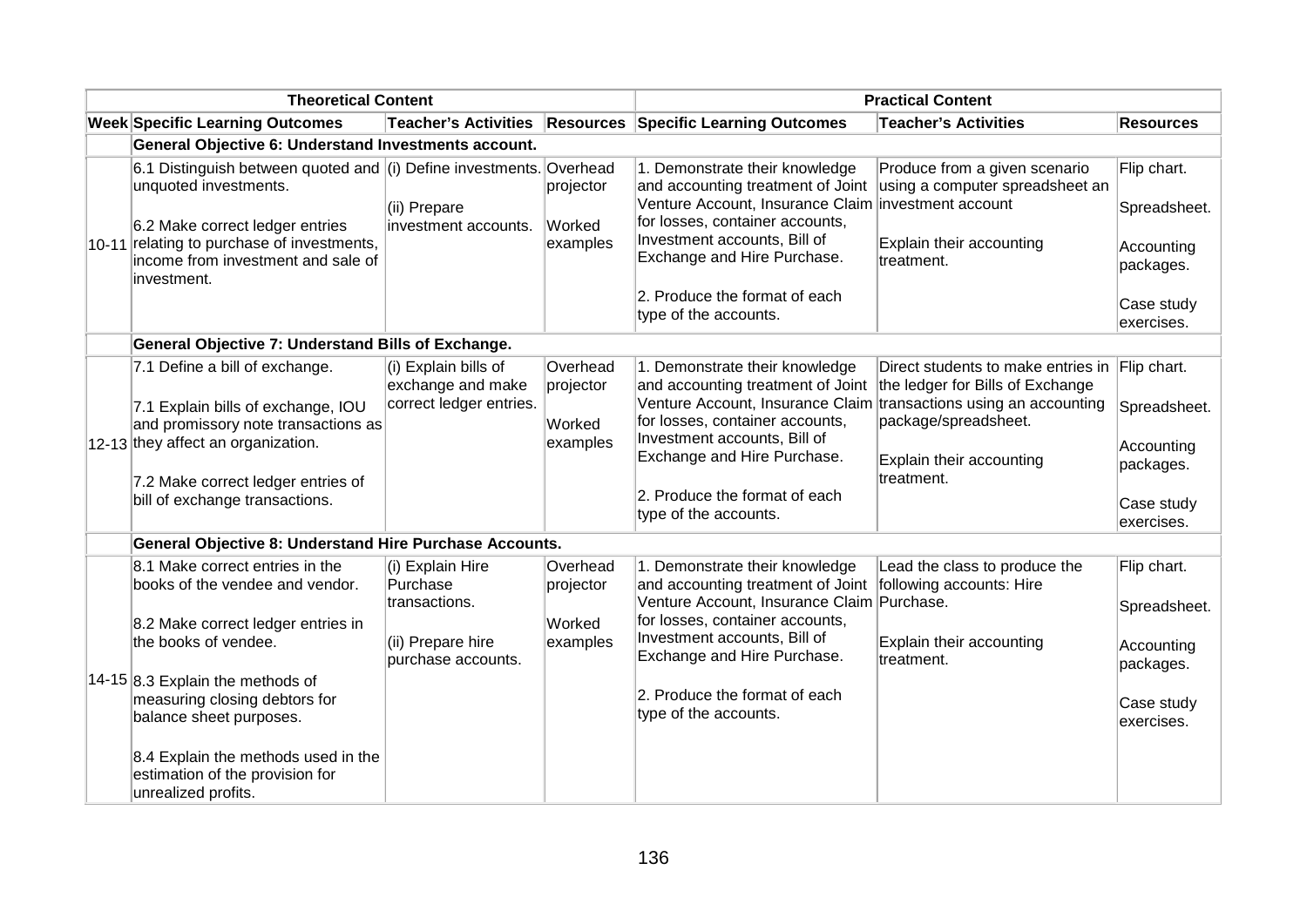| Week | Theoretical Content | | | Practical Content | | |
|---|---|---|---|---|---|---|
| | Specific Learning Outcomes | Teacher's Activities | Resources | Specific Learning Outcomes | Teacher's Activities | Resources |
| | **General Objective 6: Understand Investments account.** | | | | | |
| 10-11 | 6.1 Distinguish between quoted and unquoted investments.<br><br>6.2 Make correct ledger entries relating to purchase of investments, income from investment and sale of investment. | (i) Define investments.<br><br>(ii) Prepare investment accounts. | Overhead projector<br><br>Worked examples | 1. Demonstrate their knowledge and accounting treatment of Joint Venture Account, Insurance Claim for losses, container accounts, Investment accounts, Bill of Exchange and Hire Purchase.<br><br>2. Produce the format of each type of the accounts. | Produce from a given scenario using a computer spreadsheet an investment account<br><br>Explain their accounting treatment. | Flip chart.<br><br>Spreadsheet.<br><br>Accounting packages.<br><br>Case study exercises. |
| | **General Objective 7: Understand Bills of Exchange.** | | | | | |
| 12-13 | 7.1 Define a bill of exchange.<br><br>7.1 Explain bills of exchange, IOU and promissory note transactions as they affect an organization.<br><br>7.2 Make correct ledger entries of bill of exchange transactions. | (i) Explain bills of exchange and make correct ledger entries. | Overhead projector<br><br>Worked examples | 1. Demonstrate their knowledge and accounting treatment of Joint Venture Account, Insurance Claim for losses, container accounts, Investment accounts, Bill of Exchange and Hire Purchase.<br><br>2. Produce the format of each type of the accounts. | Direct students to make entries in the ledger for Bills of Exchange transactions using an accounting package/spreadsheet.<br><br>Explain their accounting treatment. | Flip chart.<br><br>Spreadsheet.<br><br>Accounting packages.<br><br>Case study exercises. |
| | **General Objective 8: Understand Hire Purchase Accounts.** | | | | | |
| 14-15 | 8.1 Make correct entries in the books of the vendee and vendor.<br><br>8.2 Make correct ledger entries in the books of vendee.<br><br>8.3 Explain the methods of measuring closing debtors for balance sheet purposes.<br><br>8.4 Explain the methods used in the estimation of the provision for unrealized profits. | (i) Explain Hire Purchase transactions.<br><br>(ii) Prepare hire purchase accounts. | Overhead projector<br><br>Worked examples | 1. Demonstrate their knowledge and accounting treatment of Joint Venture Account, Insurance Claim for losses, container accounts, Investment accounts, Bill of Exchange and Hire Purchase.<br><br>2. Produce the format of each type of the accounts. | Lead the class to produce the following accounts: Hire Purchase.<br><br>Explain their accounting treatment. | Flip chart.<br><br>Spreadsheet.<br><br>Accounting packages.<br><br>Case study exercises. |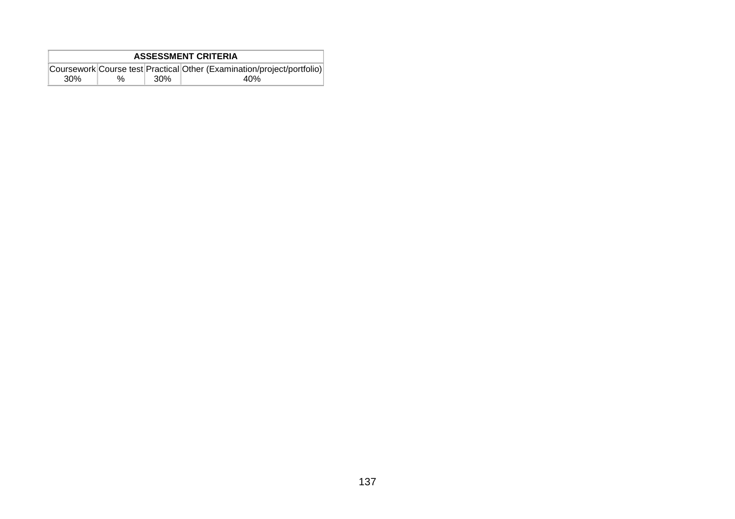| ASSESSMENT CRITERIA | | | |
|---|---|---|---|
| Coursework | Course test | Practical | Other (Examination/project/portfolio) |
| 30% | % | 30% | 40% |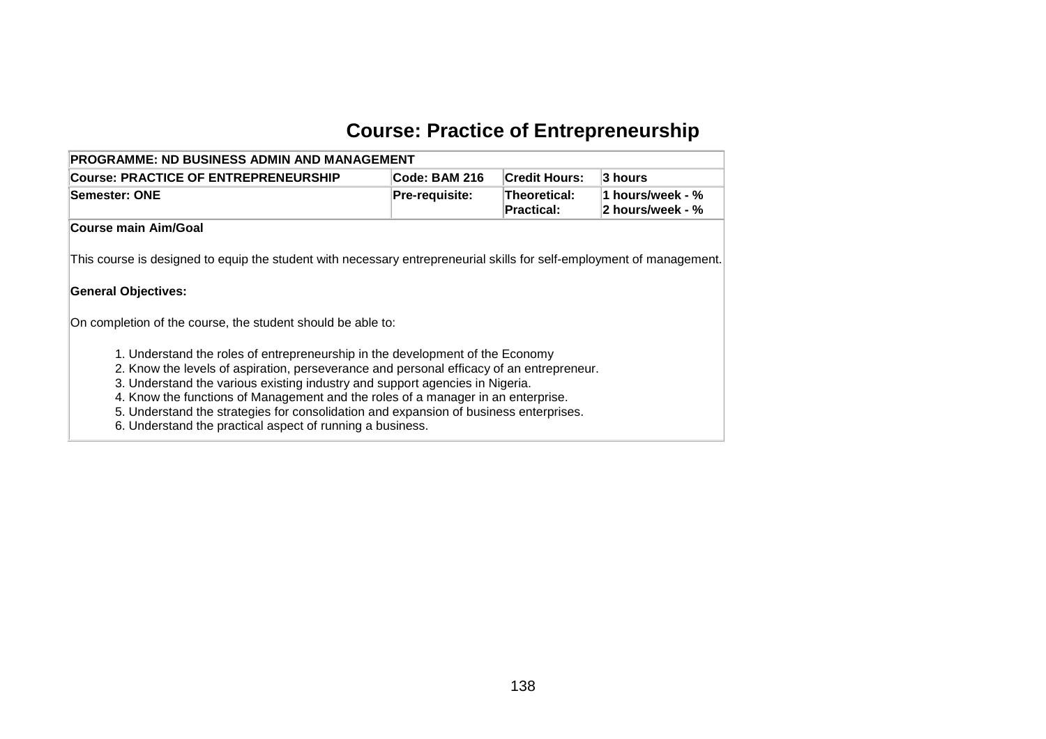# Course: Practice of Entrepreneurship

| PROGRAMME: ND BUSINESS ADMIN AND MANAGEMENT | | | |
|---|---|---|---|
| **Course: PRACTICE OF ENTREPRENEURSHIP** | **Code: BAM 216** | **Credit Hours:** | **3 hours** |
| **Semester: ONE** | **Pre-requisite:** | **Theoretical:**<br>**Practical:** | **1 hours/week - %**<br>**2 hours/week - %** |

**Course main Aim/Goal**

This course is designed to equip the student with necessary entrepreneurial skills for self-employment of management.

**General Objectives:**

On completion of the course, the student should be able to:

1. Understand the roles of entrepreneurship in the development of the Economy
2. Know the levels of aspiration, perseverance and personal efficacy of an entrepreneur.
3. Understand the various existing industry and support agencies in Nigeria.
4. Know the functions of Management and the roles of a manager in an enterprise.
5. Understand the strategies for consolidation and expansion of business enterprises.
6. Understand the practical aspect of running a business.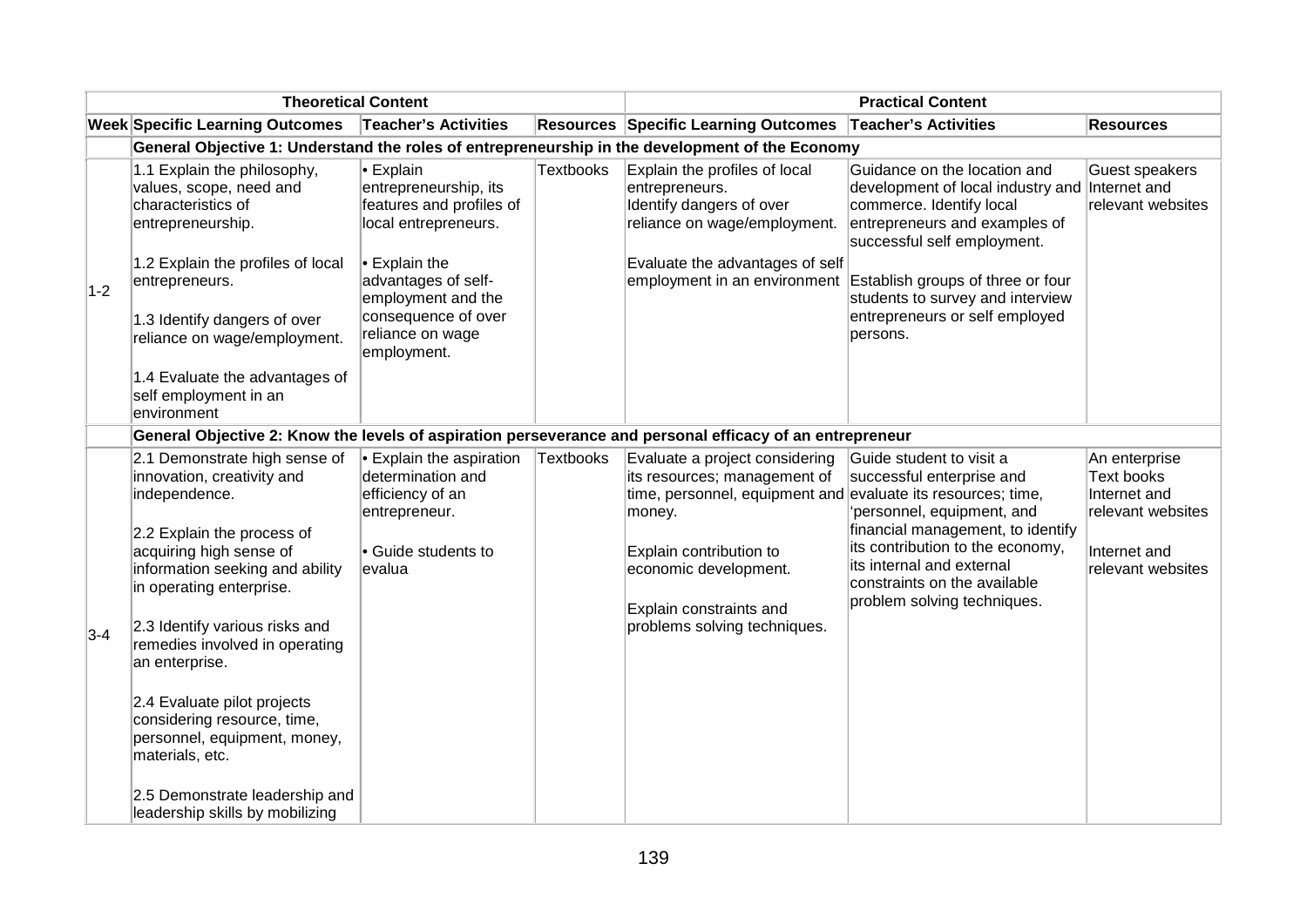| Theoretical Content | | | | Practical Content | | |
|---|---|---|---|---|---|---|
| **Week** | **Specific Learning Outcomes** | **Teacher's Activities** | **Resources** | **Specific Learning Outcomes** | **Teacher's Activities** | **Resources** |
| | **General Objective 1: Understand the roles of entrepreneurship in the development of the Economy** | | | | | |
| 1-2 | 1.1 Explain the philosophy, values, scope, need and characteristics of entrepreneurship.<br><br>1.2 Explain the profiles of local entrepreneurs.<br><br>1.3 Identify dangers of over reliance on wage/employment.<br><br>1.4 Evaluate the advantages of self employment in an environment | • Explain entrepreneurship, its features and profiles of local entrepreneurs.<br><br>• Explain the advantages of self-employment and the consequence of over reliance on wage employment. | Textbooks | Explain the profiles of local entrepreneurs.<br>Identify dangers of over reliance on wage/employment.<br><br>Evaluate the advantages of self employment in an environment | Guidance on the location and development of local industry and commerce. Identify local entrepreneurs and examples of successful self employment.<br><br>Establish groups of three or four students to survey and interview entrepreneurs or self employed persons. | Guest speakers Internet and relevant websites |
| | **General Objective 2: Know the levels of aspiration perseverance and personal efficacy of an entrepreneur** | | | | | |
| 3-4 | 2.1 Demonstrate high sense of innovation, creativity and independence.<br><br>2.2 Explain the process of acquiring high sense of information seeking and ability in operating enterprise.<br><br>2.3 Identify various risks and remedies involved in operating an enterprise.<br><br>2.4 Evaluate pilot projects considering resource, time, personnel, equipment, money, materials, etc.<br><br>2.5 Demonstrate leadership and leadership skills by mobilizing | • Explain the aspiration determination and efficiency of an entrepreneur.<br><br>• Guide students to evalua | Textbooks | Evaluate a project considering its resources; management of time, personnel, equipment and money.<br><br>Explain contribution to economic development.<br><br>Explain constraints and problems solving techniques. | Guide student to visit a successful enterprise and evaluate its resources; time, 'personnel, equipment, and financial management, to identify its contribution to the economy, its internal and external constraints on the available problem solving techniques. | An enterprise Text books Internet and relevant websites<br><br>Internet and relevant websites |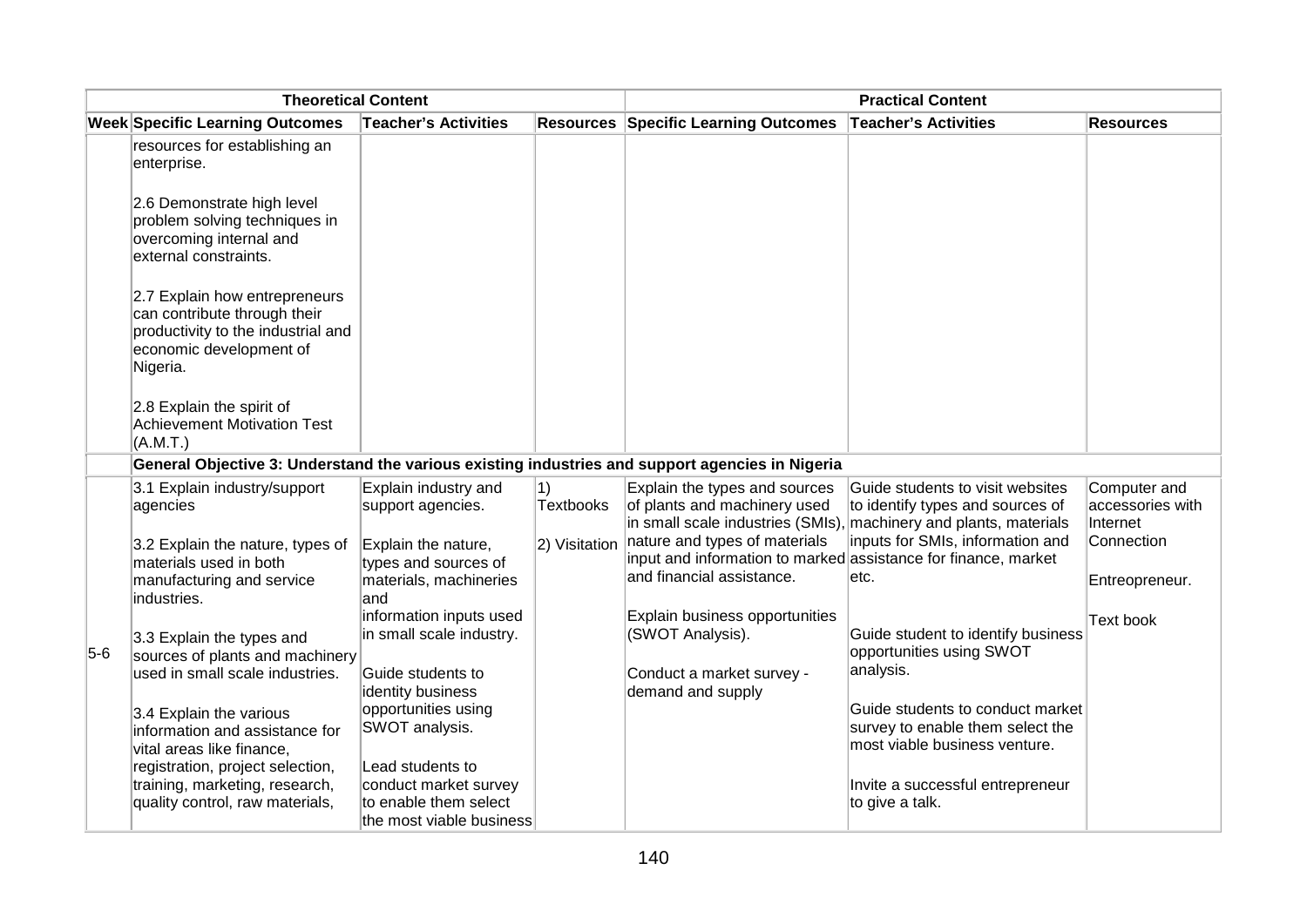| Theoretical Content | | | | Practical Content | | |
|---|---|---|---|---|---|---|
| **Week** | **Specific Learning Outcomes** | **Teacher's Activities** | **Resources** | **Specific Learning Outcomes** | **Teacher's Activities** | **Resources** |
| | resources for establishing an enterprise.<br><br>2.6 Demonstrate high level problem solving techniques in overcoming internal and external constraints.<br><br>2.7 Explain how entrepreneurs can contribute through their productivity to the industrial and economic development of Nigeria.<br><br>2.8 Explain the spirit of Achievement Motivation Test (A.M.T.) | | | | | |
| | **General Objective 3: Understand the various existing industries and support agencies in Nigeria** | | | | | |
| 5-6 | 3.1 Explain industry/support agencies<br><br>3.2 Explain the nature, types of materials used in both manufacturing and service industries.<br><br>3.3 Explain the types and sources of plants and machinery used in small scale industries.<br><br>3.4 Explain the various information and assistance for vital areas like finance, registration, project selection, training, marketing, research, quality control, raw materials, | Explain industry and support agencies.<br><br>Explain the nature, types and sources of materials, machineries and information inputs used in small scale industry.<br><br>Guide students to identity business opportunities using SWOT analysis.<br><br>Lead students to conduct market survey to enable them select the most viable business | 1) Textbooks<br><br>2) Visitation | Explain the types and sources of plants and machinery used in small scale industries (SMIs), nature and types of materials input and information to marked and financial assistance.<br><br>Explain business opportunities (SWOT Analysis).<br><br>Conduct a market survey - demand and supply | Guide students to visit websites to identify types and sources of machinery and plants, materials inputs for SMIs, information and assistance for finance, market etc.<br><br>Guide student to identify business opportunities using SWOT analysis.<br><br>Guide students to conduct market survey to enable them select the most viable business venture.<br><br>Invite a successful entrepreneur to give a talk. | Computer and accessories with Internet Connection<br><br>Entreopreneur.<br><br>Text book |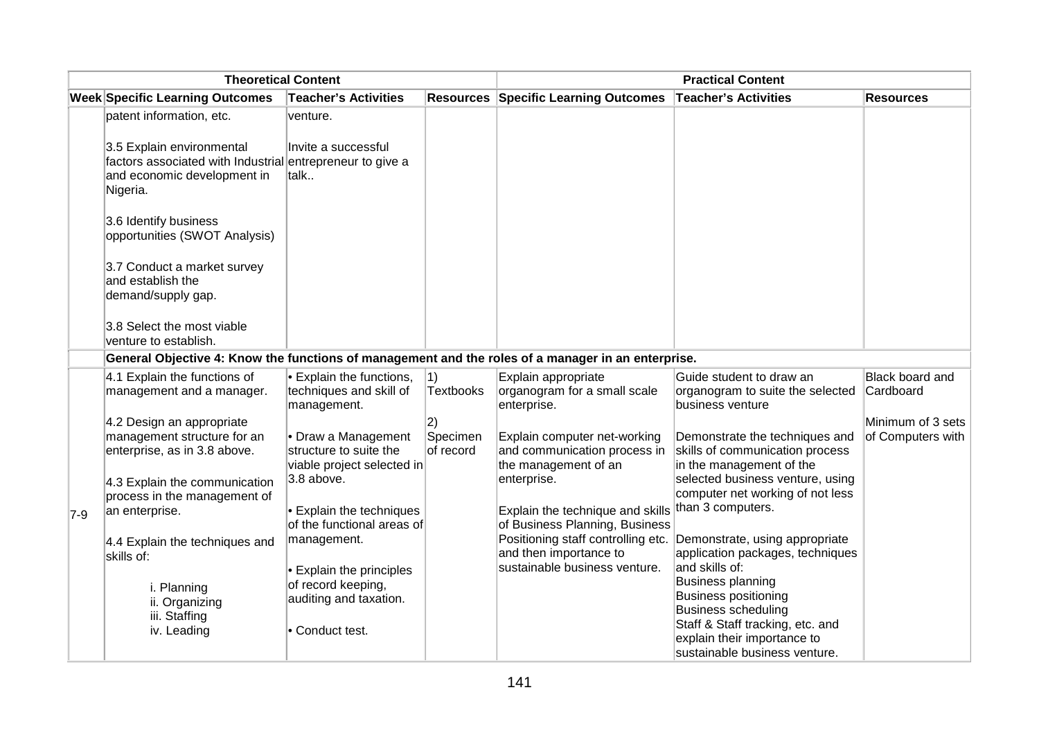| Theoretical Content | | | | Practical Content | | |
|---|---|---|---|---|---|---|
| **Week** | **Specific Learning Outcomes** | **Teacher's Activities** | **Resources** | **Specific Learning Outcomes** | **Teacher's Activities** | **Resources** |
| | patent information, etc.<br><br>3.5 Explain environmental factors associated with Industrial and economic development in Nigeria.<br><br>3.6 Identify business opportunities (SWOT Analysis)<br><br>3.7 Conduct a market survey and establish the demand/supply gap.<br><br>3.8 Select the most viable venture to establish. | venture.<br><br>Invite a successful entrepreneur to give a talk.. | | | | |
| | **General Objective 4: Know the functions of management and the roles of a manager in an enterprise.** | | | | | |
| 7-9 | 4.1 Explain the functions of management and a manager.<br><br>4.2 Design an appropriate management structure for an enterprise, as in 3.8 above.<br><br>4.3 Explain the communication process in the management of an enterprise.<br><br>4.4 Explain the techniques and skills of:<br>i. Planning<br>ii. Organizing<br>iii. Staffing<br>iv. Leading | • Explain the functions, techniques and skill of management.<br><br>• Draw a Management structure to suite the viable project selected in 3.8 above.<br><br>• Explain the techniques of the functional areas of management.<br><br>• Explain the principles of record keeping, auditing and taxation.<br><br>• Conduct test. | 1) Textbooks<br><br>2) Specimen of record | Explain appropriate organogram for a small scale enterprise.<br><br>Explain computer net-working and communication process in the management of an enterprise.<br><br>Explain the technique and skills of Business Planning, Business Positioning staff controlling etc. and then importance to sustainable business venture. | Guide student to draw an organogram to suite the selected business venture<br><br>Demonstrate the techniques and skills of communication process in the management of the selected business venture, using computer net working of not less than 3 computers.<br><br>Demonstrate, using appropriate application packages, techniques and skills of:<br>Business planning<br>Business positioning<br>Business scheduling<br>Staff & Staff tracking, etc. and explain their importance to sustainable business venture. | Black board and Cardboard<br><br>Minimum of 3 sets of Computers with |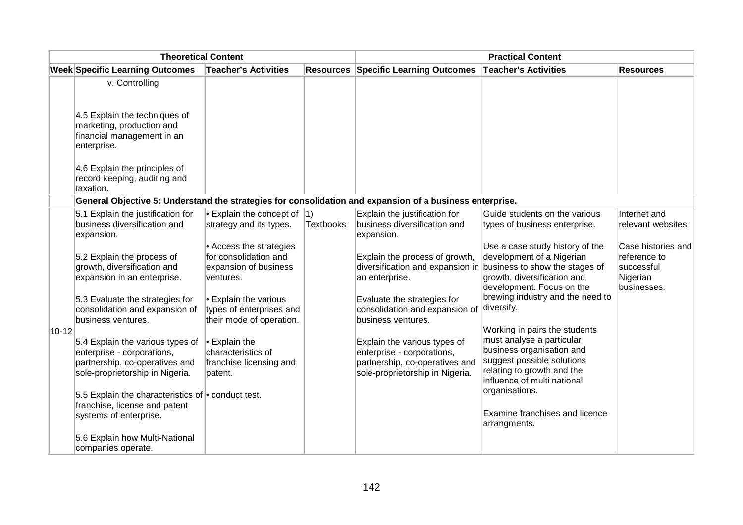| Theoretical Content | | | | Practical Content | | |
|---|---|---|---|---|---|---|
| **Week** | **Specific Learning Outcomes** | **Teacher's Activities** | **Resources** | **Specific Learning Outcomes** | **Teacher's Activities** | **Resources** |
| | v. Controlling<br><br>4.5 Explain the techniques of marketing, production and financial management in an enterprise.<br><br>4.6 Explain the principles of record keeping, auditing and taxation. | | | | | |
| | **General Objective 5: Understand the strategies for consolidation and expansion of a business enterprise.** | | | | | |
| 10-12 | 5.1 Explain the justification for business diversification and expansion.<br><br>5.2 Explain the process of growth, diversification and expansion in an enterprise.<br><br>5.3 Evaluate the strategies for consolidation and expansion of business ventures.<br><br>5.4 Explain the various types of enterprise - corporations, partnership, co-operatives and sole-proprietorship in Nigeria.<br><br>5.5 Explain the characteristics of franchise, license and patent systems of enterprise.<br><br>5.6 Explain how Multi-National companies operate. | • Explain the concept of strategy and its types.<br><br>• Access the strategies for consolidation and expansion of business ventures.<br><br>• Explain the various types of enterprises and their mode of operation.<br><br>• Explain the characteristics of franchise licensing and patent.<br><br>• conduct test. | 1) Textbooks | Explain the justification for business diversification and expansion.<br><br>Explain the process of growth, diversification and expansion in an enterprise.<br><br>Evaluate the strategies for consolidation and expansion of business ventures.<br><br>Explain the various types of enterprise - corporations, partnership, co-operatives and sole-proprietorship in Nigeria. | Guide students on the various types of business enterprise.<br><br>Use a case study history of the development of a Nigerian business to show the stages of growth, diversification and development. Focus on the brewing industry and the need to diversify.<br><br>Working in pairs the students must analyse a particular business organisation and suggest possible solutions relating to growth and the influence of multi national organisations.<br><br>Examine franchises and licence arrangments. | Internet and relevant websites<br><br>Case histories and reference to successful Nigerian businesses. |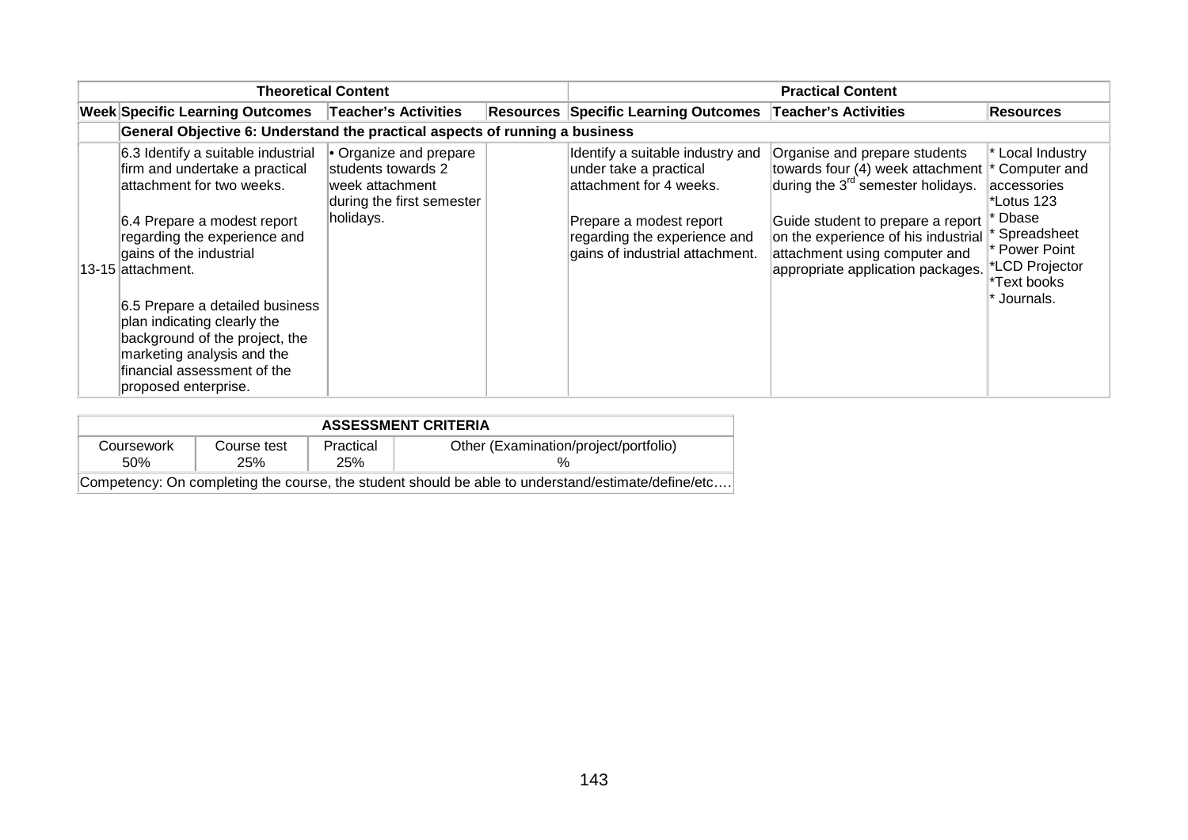| Theoretical Content | | | | Practical Content | | |
|---|---|---|---|---|---|---|
| **Week** | **Specific Learning Outcomes** | **Teacher's Activities** | **Resources** | **Specific Learning Outcomes** | **Teacher's Activities** | **Resources** |
| | **General Objective 6: Understand the practical aspects of running a business** | | | | | |
| 13-15 | 6.3 Identify a suitable industrial firm and undertake a practical attachment for two weeks.<br><br>6.4 Prepare a modest report regarding the experience and gains of the industrial attachment.<br><br>6.5 Prepare a detailed business plan indicating clearly the background of the project, the marketing analysis and the financial assessment of the proposed enterprise. | • Organize and prepare students towards 2 week attachment during the first semester holidays. | | Identify a suitable industry and under take a practical attachment for 4 weeks.<br><br>Prepare a modest report regarding the experience and gains of industrial attachment. | Organise and prepare students towards four (4) week attachment during the 3rd semester holidays.<br><br>Guide student to prepare a report on the experience of his industrial attachment using computer and appropriate application packages. | * Local Industry<br>* Computer and accessories<br>*Lotus 123<br>* Dbase<br>* Spreadsheet<br>* Power Point<br>*LCD Projector<br>*Text books<br>* Journals. |

| ASSESSMENT CRITERIA | | | |
|---|---|---|---|
| Coursework 50% | Course test 25% | Practical 25% | Other (Examination/project/portfolio) % |
| Competency: On completing the course, the student should be able to understand/estimate/define/etc…. | | | |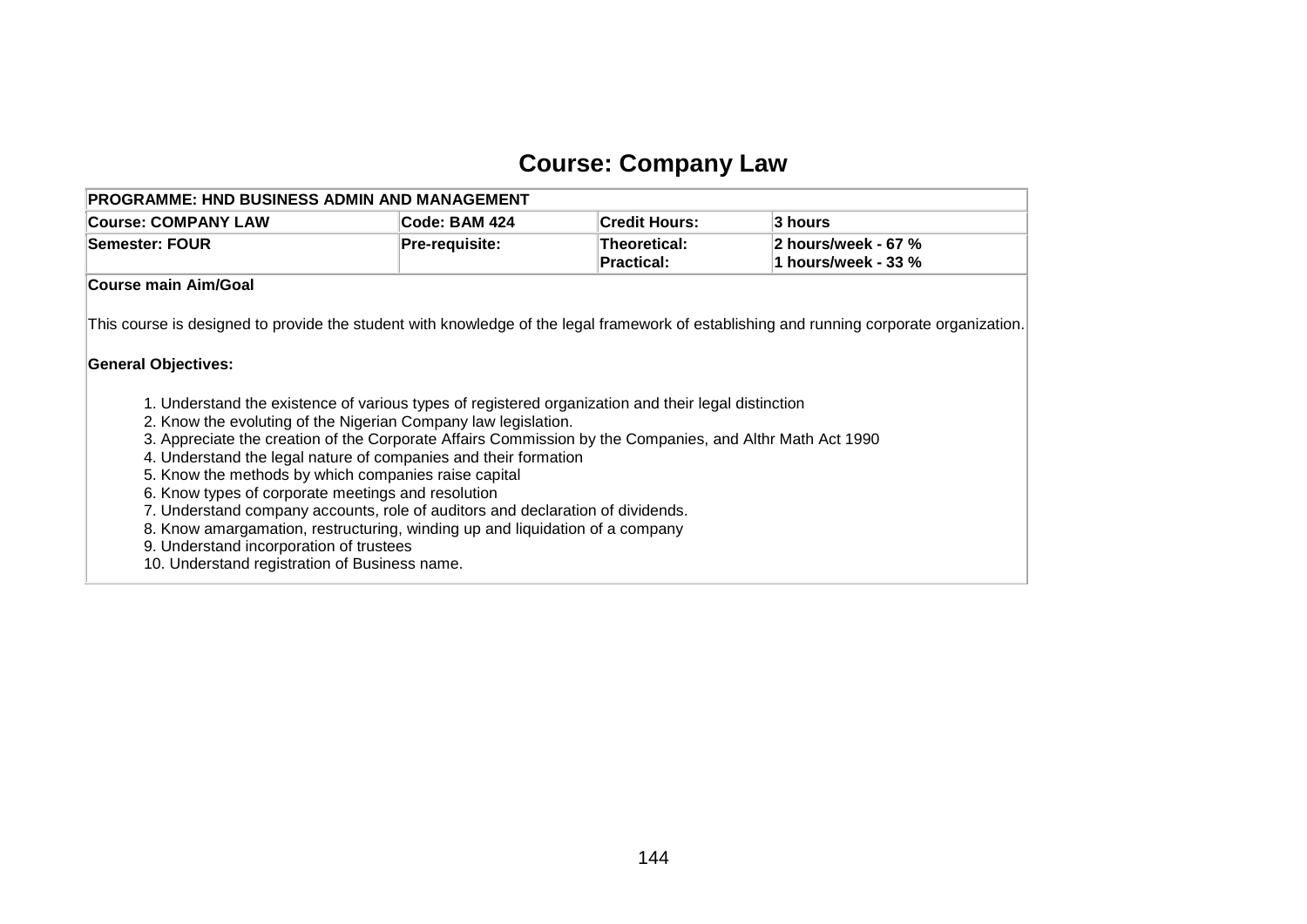# Course: Company Law

| PROGRAMME: HND BUSINESS ADMIN AND MANAGEMENT | | | |
|---|---|---|---|
| **Course: COMPANY LAW** | **Code: BAM 424** | **Credit Hours:** | **3 hours** |
| **Semester: FOUR** | **Pre-requisite:** | **Theoretical:**<br>**Practical:** | **2 hours/week - 67 %**<br>**1 hours/week - 33 %** |

**Course main Aim/Goal**

This course is designed to provide the student with knowledge of the legal framework of establishing and running corporate organization.

**General Objectives:**

1. Understand the existence of various types of registered organization and their legal distinction
2. Know the evoluting of the Nigerian Company law legislation.
3. Appreciate the creation of the Corporate Affairs Commission by the Companies, and Althr Math Act 1990
4. Understand the legal nature of companies and their formation
5. Know the methods by which companies raise capital
6. Know types of corporate meetings and resolution
7. Understand company accounts, role of auditors and declaration of dividends.
8. Know amargamation, restructuring, winding up and liquidation of a company
9. Understand incorporation of trustees
10. Understand registration of Business name.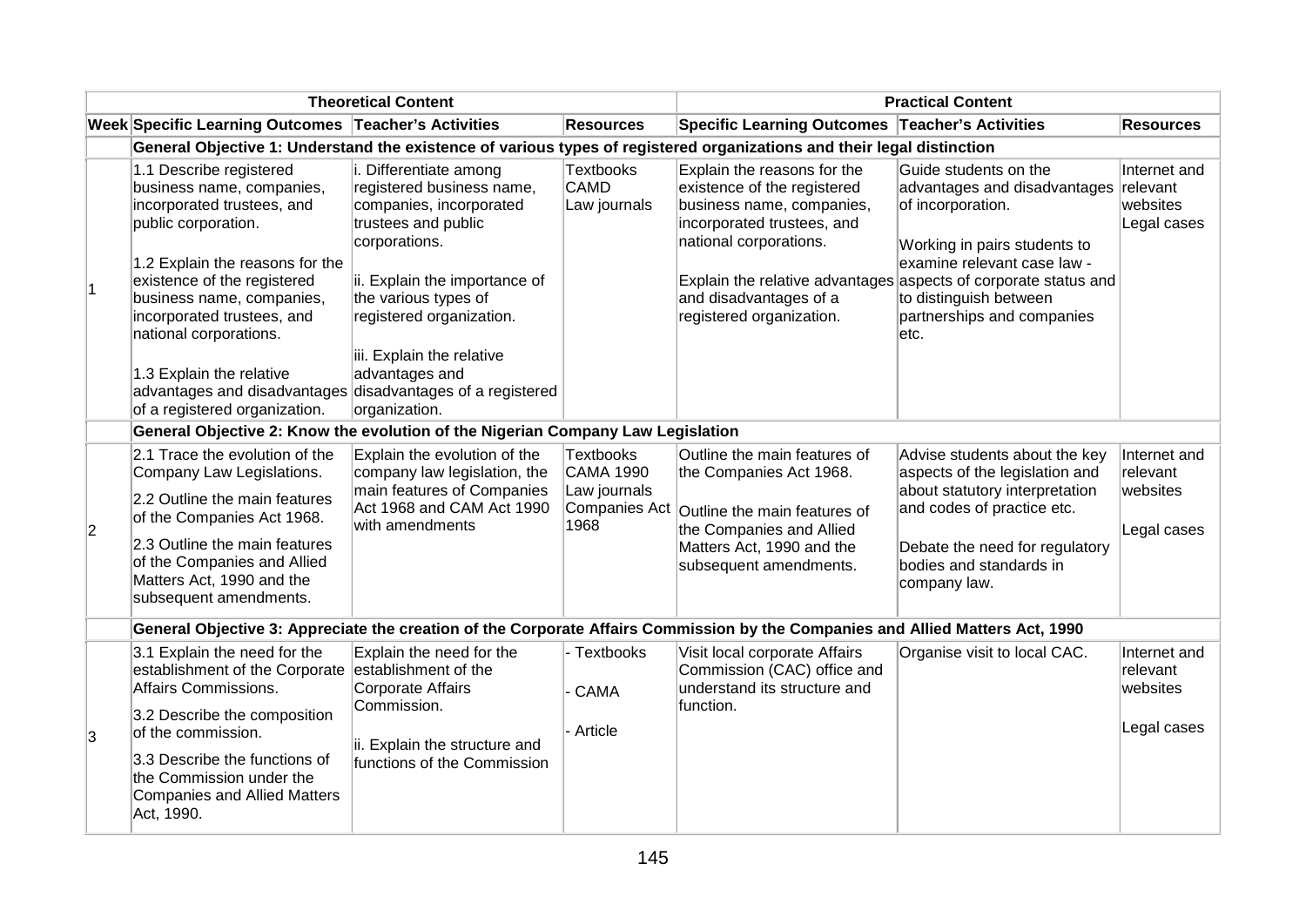| Theoretical Content | | | | Practical Content | | |
|---|---|---|---|---|---|---|
| **Week** | **Specific Learning Outcomes** | **Teacher's Activities** | **Resources** | **Specific Learning Outcomes** | **Teacher's Activities** | **Resources** |
| | **General Objective 1: Understand the existence of various types of registered organizations and their legal distinction** | | | | | |
| 1 | 1.1 Describe registered business name, companies, incorporated trustees, and public corporation.<br><br>1.2 Explain the reasons for the existence of the registered business name, companies, incorporated trustees, and national corporations.<br><br>1.3 Explain the relative advantages and disadvantages of a registered organization. | i. Differentiate among registered business name, companies, incorporated trustees and public corporations.<br><br>ii. Explain the importance of the various types of registered organization.<br><br>iii. Explain the relative advantages and disadvantages of a registered organization. | Textbooks CAMD Law journals | Explain the reasons for the existence of the registered business name, companies, incorporated trustees, and national corporations.<br><br>Explain the relative advantages and disadvantages of a registered organization. | Guide students on the advantages and disadvantages of incorporation.<br><br>Working in pairs students to examine relevant case law - aspects of corporate status and to distinguish between partnerships and companies etc. | Internet and relevant websites Legal cases |
| | **General Objective 2: Know the evolution of the Nigerian Company Law Legislation** | | | | | |
| 2 | 2.1 Trace the evolution of the Company Law Legislations.<br><br>2.2 Outline the main features of the Companies Act 1968.<br><br>2.3 Outline the main features of the Companies and Allied Matters Act, 1990 and the subsequent amendments. | Explain the evolution of the company law legislation, the main features of Companies Act 1968 and CAM Act 1990 with amendments | Textbooks CAMA 1990 Law journals Companies Act 1968 | Outline the main features of the Companies Act 1968.<br><br>Outline the main features of the Companies and Allied Matters Act, 1990 and the subsequent amendments. | Advise students about the key aspects of the legislation and about statutory interpretation and codes of practice etc.<br><br>Debate the need for regulatory bodies and standards in company law. | Internet and relevant websites<br><br>Legal cases |
| | **General Objective 3: Appreciate the creation of the Corporate Affairs Commission by the Companies and Allied Matters Act, 1990** | | | | | |
| 3 | 3.1 Explain the need for the establishment of the Corporate Affairs Commissions.<br><br>3.2 Describe the composition of the commission.<br><br>3.3 Describe the functions of the Commission under the Companies and Allied Matters Act, 1990. | Explain the need for the establishment of the Corporate Affairs Commission.<br><br>ii. Explain the structure and functions of the Commission | - Textbooks<br><br>- CAMA<br><br>- Article | Visit local corporate Affairs Commission (CAC) office and understand its structure and function. | Organise visit to local CAC. | Internet and relevant websites<br><br>Legal cases |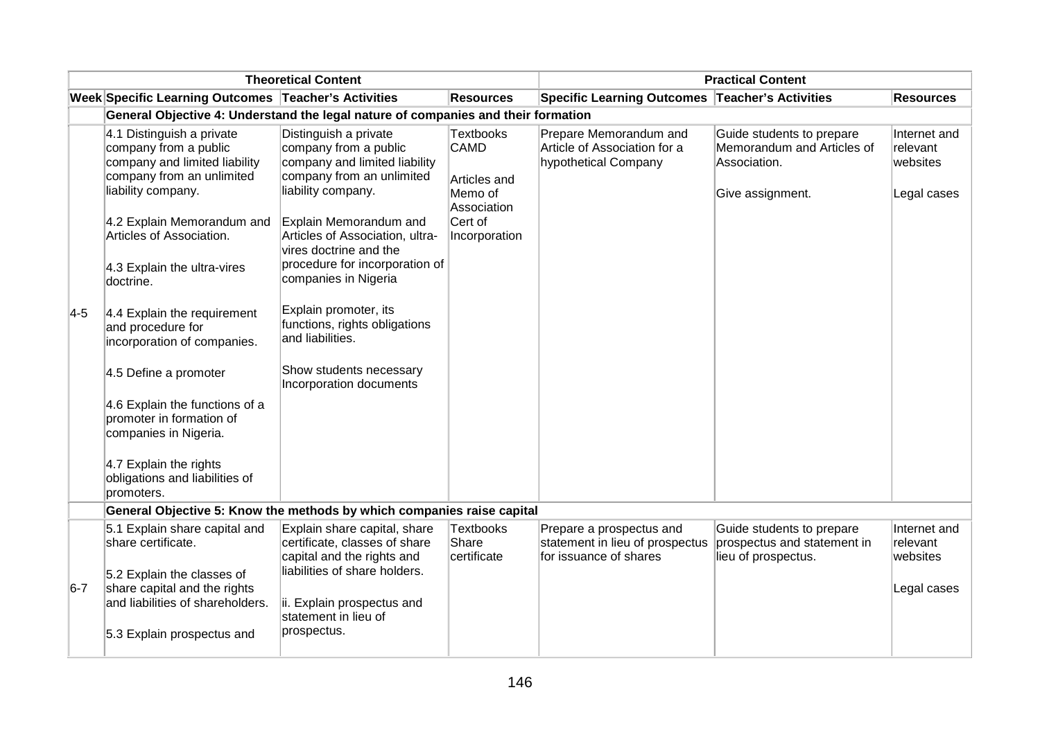| | Theoretical Content | | | Practical Content | | |
|---|---|---|---|---|---|---|
| **Week** | **Specific Learning Outcomes** | **Teacher's Activities** | **Resources** | **Specific Learning Outcomes** | **Teacher's Activities** | **Resources** |
| | **General Objective 4: Understand the legal nature of companies and their formation** | | | | | |
| 4-5 | 4.1 Distinguish a private company from a public company and limited liability company from an unlimited liability company.<br><br>4.2 Explain Memorandum and Articles of Association.<br><br>4.3 Explain the ultra-vires doctrine.<br><br>4.4 Explain the requirement and procedure for incorporation of companies.<br><br>4.5 Define a promoter<br><br>4.6 Explain the functions of a promoter in formation of companies in Nigeria.<br><br>4.7 Explain the rights obligations and liabilities of promoters. | Distinguish a private company from a public company and limited liability company from an unlimited liability company.<br><br>Explain Memorandum and Articles of Association, ultra-vires doctrine and the procedure for incorporation of companies in Nigeria<br><br>Explain promoter, its functions, rights obligations and liabilities.<br><br>Show students necessary Incorporation documents | Textbooks CAMD<br><br>Articles and Memo of Association<br>Cert of Incorporation | Prepare Memorandum and Article of Association for a hypothetical Company | Guide students to prepare Memorandum and Articles of Association.<br><br>Give assignment. | Internet and relevant websites<br><br>Legal cases |
| | **General Objective 5: Know the methods by which companies raise capital** | | | | | |
| 6-7 | 5.1 Explain share capital and share certificate.<br><br>5.2 Explain the classes of share capital and the rights and liabilities of shareholders.<br><br>5.3 Explain prospectus and | Explain share capital, share certificate, classes of share capital and the rights and liabilities of share holders.<br><br>ii. Explain prospectus and statement in lieu of prospectus. | Textbooks Share certificate | Prepare a prospectus and statement in lieu of prospectus for issuance of shares | Guide students to prepare prospectus and statement in lieu of prospectus. | Internet and relevant websites<br><br>Legal cases |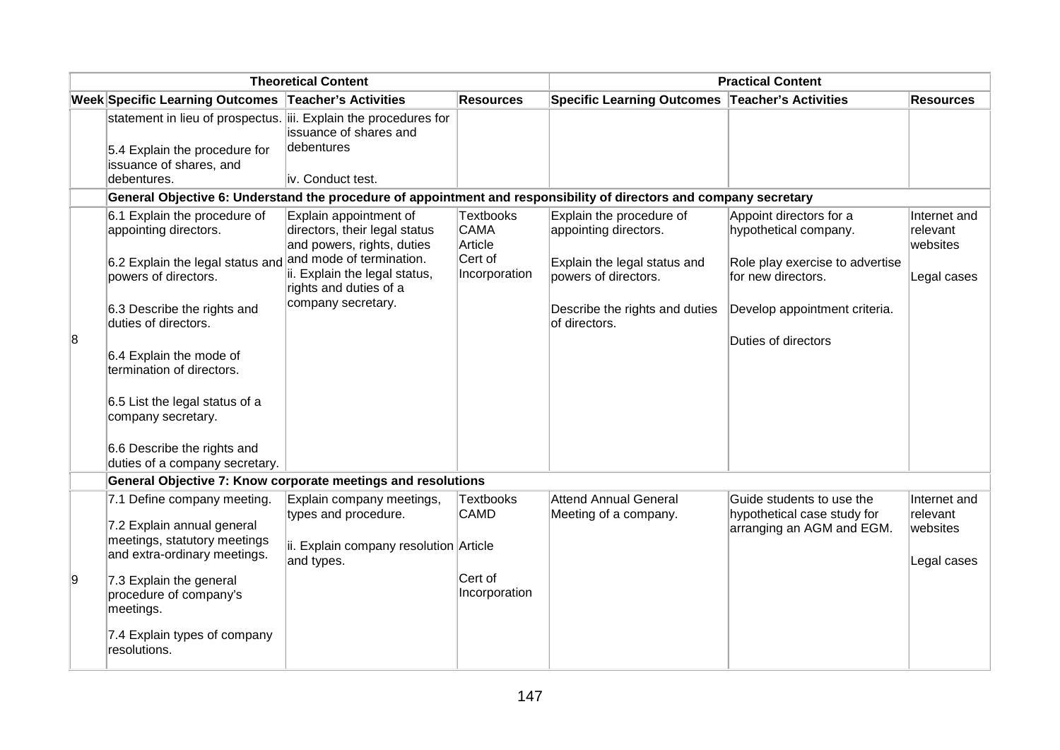| Theoretical Content | | | | Practical Content | | |
|---|---|---|---|---|---|---|
| **Week** | **Specific Learning Outcomes** | **Teacher's Activities** | **Resources** | **Specific Learning Outcomes** | **Teacher's Activities** | **Resources** |
| | statement in lieu of prospectus.<br><br>5.4 Explain the procedure for issuance of shares, and debentures. | iii. Explain the procedures for issuance of shares and debentures<br><br>iv. Conduct test. | | | | |
| | **General Objective 6: Understand the procedure of appointment and responsibility of directors and company secretary** | | | | | |
| 8 | 6.1 Explain the procedure of appointing directors.<br><br>6.2 Explain the legal status and powers of directors.<br><br>6.3 Describe the rights and duties of directors.<br><br>6.4 Explain the mode of termination of directors.<br><br>6.5 List the legal status of a company secretary.<br><br>6.6 Describe the rights and duties of a company secretary. | Explain appointment of directors, their legal status and powers, rights, duties and mode of termination.<br>ii. Explain the legal status, rights and duties of a company secretary. | Textbooks<br>CAMA<br>Article<br>Cert of Incorporation | Explain the procedure of appointing directors.<br><br>Explain the legal status and powers of directors.<br><br>Describe the rights and duties of directors. | Appoint directors for a hypothetical company.<br><br>Role play exercise to advertise for new directors.<br><br>Develop appointment criteria.<br><br>Duties of directors | Internet and relevant websites<br><br>Legal cases |
| | **General Objective 7: Know corporate meetings and resolutions** | | | | | |
| 9 | 7.1 Define company meeting.<br><br>7.2 Explain annual general meetings, statutory meetings and extra-ordinary meetings.<br><br>7.3 Explain the general procedure of company's meetings.<br><br>7.4 Explain types of company resolutions. | Explain company meetings, types and procedure.<br><br>ii. Explain company resolution and types. | Textbooks<br>CAMD<br><br>Article<br><br>Cert of Incorporation | Attend Annual General Meeting of a company. | Guide students to use the hypothetical case study for arranging an AGM and EGM. | Internet and relevant websites<br><br>Legal cases |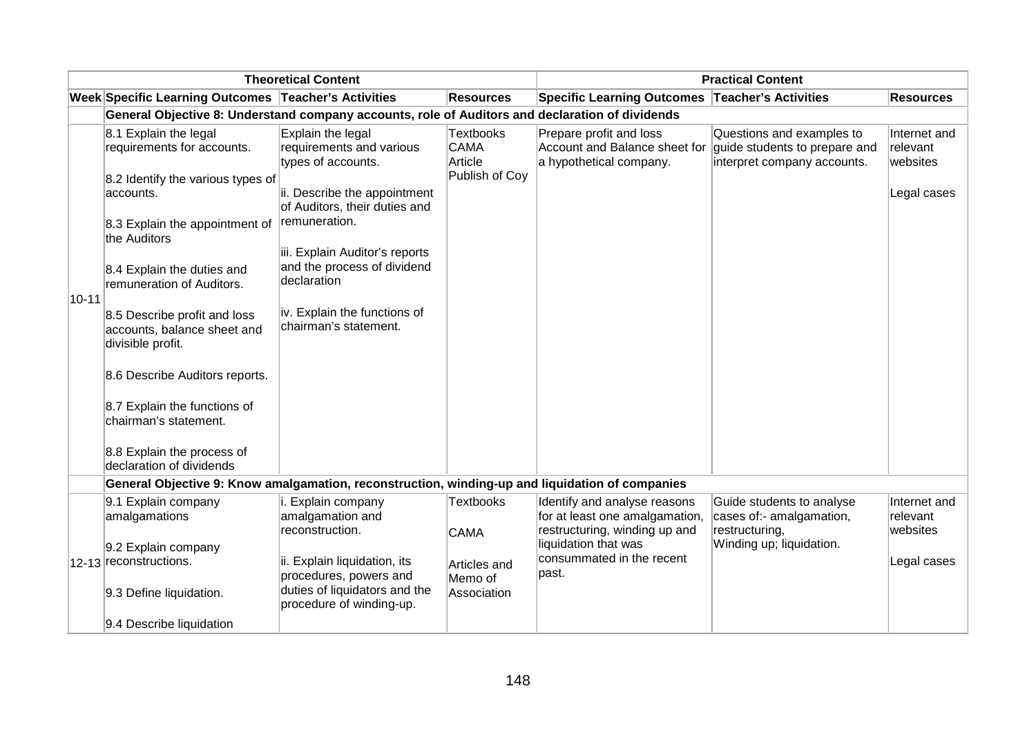| Theoretical Content | | | | Practical Content | | |
|---|---|---|---|---|---|---|
| **Week** | **Specific Learning Outcomes** | **Teacher's Activities** | **Resources** | **Specific Learning Outcomes** | **Teacher's Activities** | **Resources** |
| | **General Objective 8: Understand company accounts, role of Auditors and declaration of dividends** | | | | | |
| 10-11 | 8.1 Explain the legal requirements for accounts.<br><br>8.2 Identify the various types of accounts.<br><br>8.3 Explain the appointment of the Auditors<br><br>8.4 Explain the duties and remuneration of Auditors.<br><br>8.5 Describe profit and loss accounts, balance sheet and divisible profit.<br><br>8.6 Describe Auditors reports.<br><br>8.7 Explain the functions of chairman's statement.<br><br>8.8 Explain the process of declaration of dividends | Explain the legal requirements and various types of accounts.<br><br>ii. Describe the appointment of Auditors, their duties and remuneration.<br><br>iii. Explain Auditor's reports and the process of dividend declaration<br><br>iv. Explain the functions of chairman's statement. | Textbooks<br>CAMA<br>Article<br>Publish of Coy | Prepare profit and loss Account and Balance sheet for a hypothetical company. | Questions and examples to guide students to prepare and interpret company accounts. | Internet and relevant websites<br><br>Legal cases |
| | **General Objective 9: Know amalgamation, reconstruction, winding-up and liquidation of companies** | | | | | |
| 12-13 | 9.1 Explain company amalgamations<br><br>9.2 Explain company reconstructions.<br><br>9.3 Define liquidation.<br><br>9.4 Describe liquidation | i. Explain company amalgamation and reconstruction.<br><br>ii. Explain liquidation, its procedures, powers and duties of liquidators and the procedure of winding-up. | Textbooks<br><br>CAMA<br><br>Articles and Memo of Association | Identify and analyse reasons for at least one amalgamation, restructuring, winding up and liquidation that was consummated in the recent past. | Guide students to analyse cases of:- amalgamation, restructuring, Winding up; liquidation. | Internet and relevant websites<br><br>Legal cases |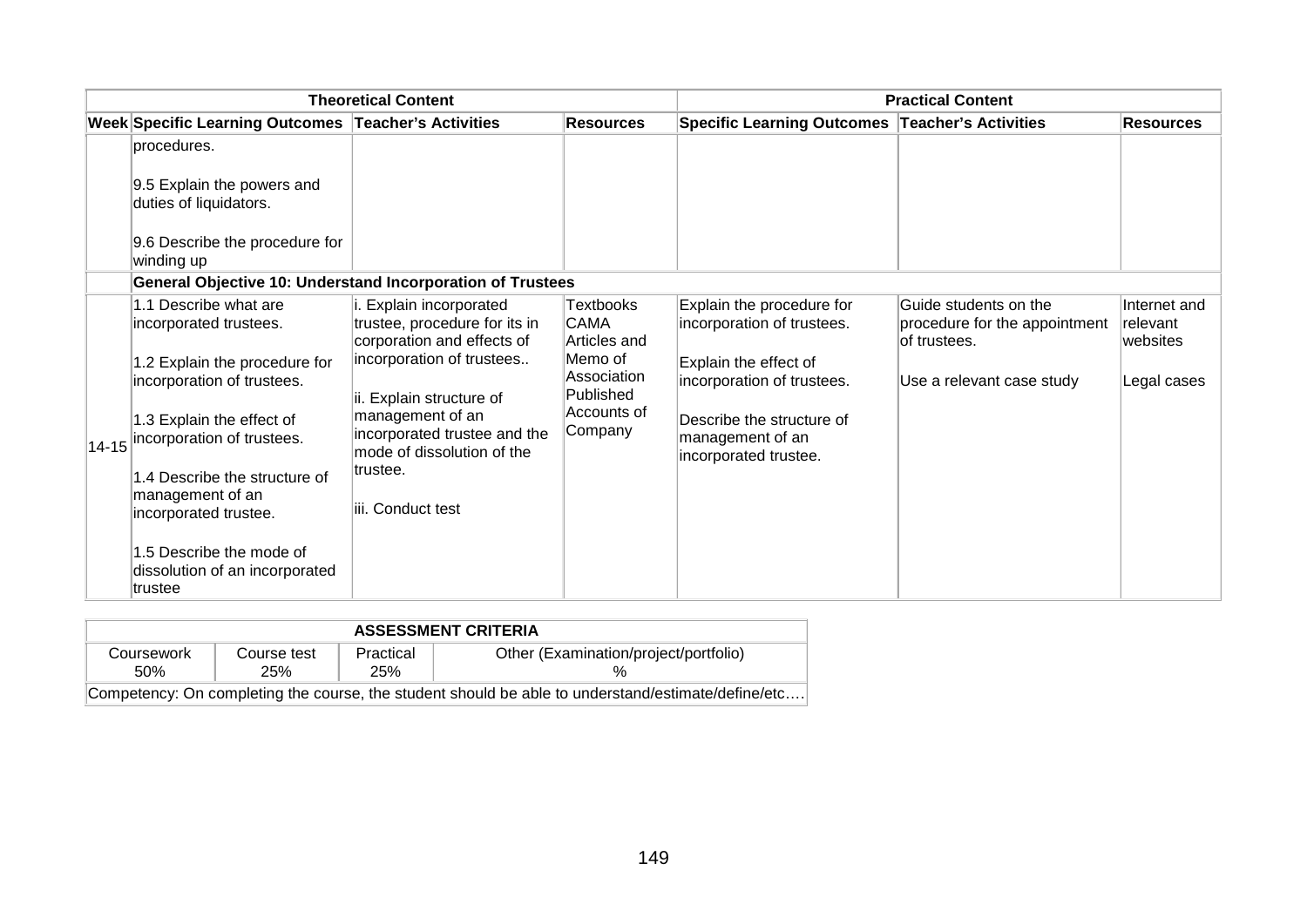| Theoretical Content | | | | Practical Content | | |
|---|---|---|---|---|---|---|
| **Week** | **Specific Learning Outcomes** | **Teacher's Activities** | **Resources** | **Specific Learning Outcomes** | **Teacher's Activities** | **Resources** |
| | procedures.<br><br>9.5 Explain the powers and duties of liquidators.<br><br>9.6 Describe the procedure for winding up | | | | | |
| | **General Objective 10: Understand Incorporation of Trustees** | | | | | |
| 14-15 | 1.1 Describe what are incorporated trustees.<br><br>1.2 Explain the procedure for incorporation of trustees.<br><br>1.3 Explain the effect of incorporation of trustees.<br><br>1.4 Describe the structure of management of an incorporated trustee.<br><br>1.5 Describe the mode of dissolution of an incorporated trustee | i. Explain incorporated trustee, procedure for its in corporation and effects of incorporation of trustees..<br><br>ii. Explain structure of management of an incorporated trustee and the mode of dissolution of the trustee.<br><br>iii. Conduct test | Textbooks<br>CAMA<br>Articles and Memo of Association<br>Published Accounts of Company | Explain the procedure for incorporation of trustees.<br><br>Explain the effect of incorporation of trustees.<br><br>Describe the structure of management of an incorporated trustee. | Guide students on the procedure for the appointment of trustees.<br><br>Use a relevant case study | Internet and relevant websites<br><br>Legal cases |

| ASSESSMENT CRITERIA | | | |
|---|---|---|---|
| Coursework 50% | Course test 25% | Practical 25% | Other (Examination/project/portfolio) % |
| Competency: On completing the course, the student should be able to understand/estimate/define/etc…. | | | |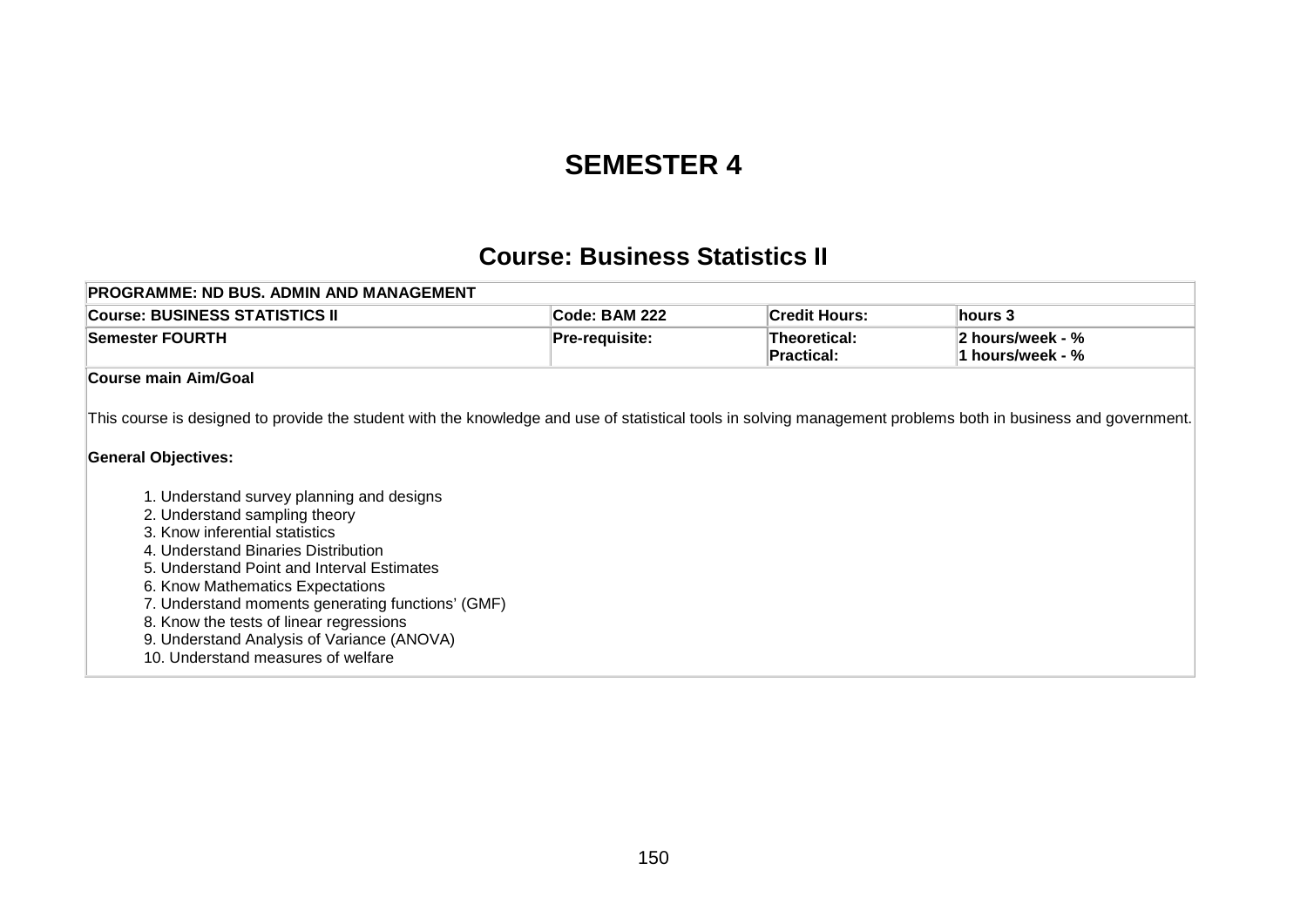# SEMESTER 4

## Course: Business Statistics II

| PROGRAMME: ND BUS. ADMIN AND MANAGEMENT | | | |
|---|---|---|---|
| **Course: BUSINESS STATISTICS II** | **Code: BAM 222** | **Credit Hours:** | **hours 3** |
| **Semester FOURTH** | **Pre-requisite:** | **Theoretical:**<br>**Practical:** | **2 hours/week - %**<br>**1 hours/week - %** |

**Course main Aim/Goal**

This course is designed to provide the student with the knowledge and use of statistical tools in solving management problems both in business and government.

**General Objectives:**

1. Understand survey planning and designs
2. Understand sampling theory
3. Know inferential statistics
4. Understand Binaries Distribution
5. Understand Point and Interval Estimates
6. Know Mathematics Expectations
7. Understand moments generating functions' (GMF)
8. Know the tests of linear regressions
9. Understand Analysis of Variance (ANOVA)
10. Understand measures of welfare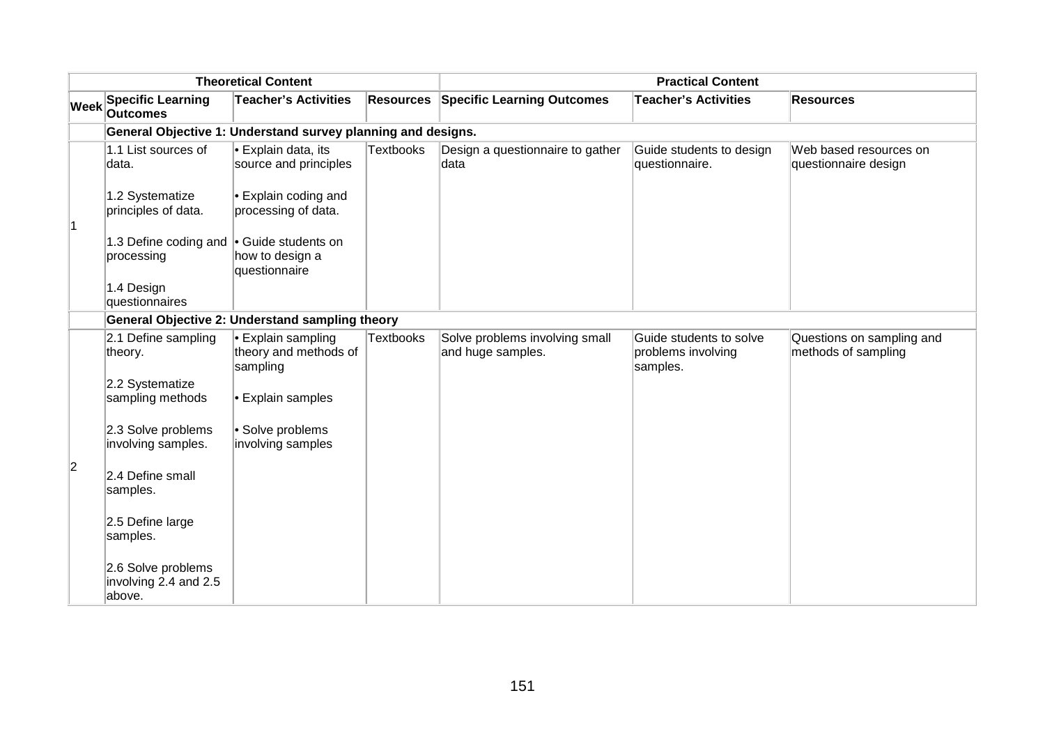| | Theoretical Content | | | Practical Content | | |
|---|---|---|---|---|---|---|
| **Week** | **Specific Learning Outcomes** | **Teacher's Activities** | **Resources** | **Specific Learning Outcomes** | **Teacher's Activities** | **Resources** |
| | **General Objective 1: Understand survey planning and designs.** | | | | | |
| 1 | 1.1 List sources of data.<br><br>1.2 Systematize principles of data.<br><br>1.3 Define coding and processing<br><br>1.4 Design questionnaires | • Explain data, its source and principles<br><br>• Explain coding and processing of data.<br><br>• Guide students on how to design a questionnaire | Textbooks | Design a questionnaire to gather data | Guide students to design questionnaire. | Web based resources on questionnaire design |
| | **General Objective 2: Understand sampling theory** | | | | | |
| 2 | 2.1 Define sampling theory.<br><br>2.2 Systematize sampling methods<br><br>2.3 Solve problems involving samples.<br><br>2.4 Define small samples.<br><br>2.5 Define large samples.<br><br>2.6 Solve problems involving 2.4 and 2.5 above. | • Explain sampling theory and methods of sampling<br><br>• Explain samples<br><br>• Solve problems involving samples | Textbooks | Solve problems involving small and huge samples. | Guide students to solve problems involving samples. | Questions on sampling and methods of sampling |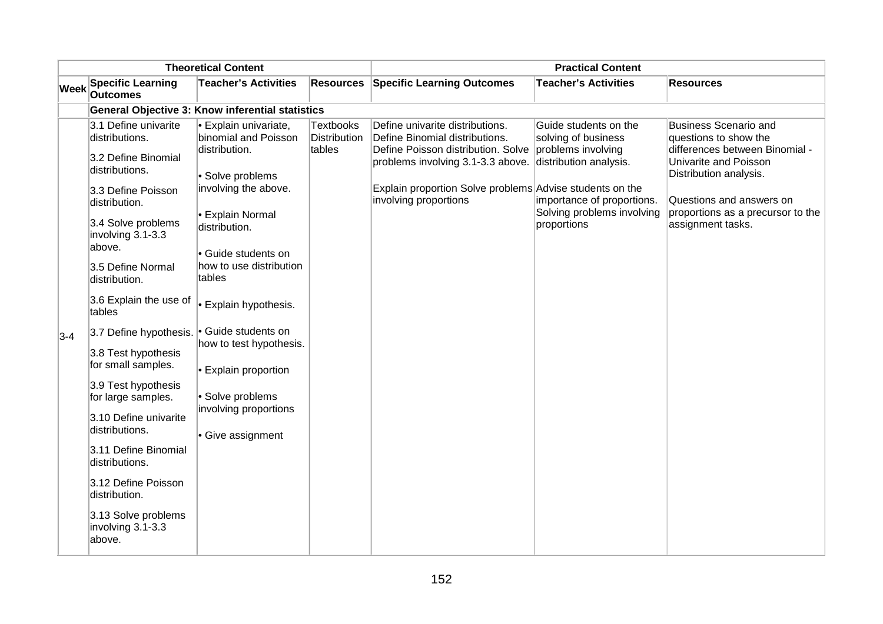| Theoretical Content | | | | Practical Content | | |
|---|---|---|---|---|---|---|
| Week | Specific Learning Outcomes | Teacher's Activities | Resources | Specific Learning Outcomes | Teacher's Activities | Resources |
| | **General Objective 3: Know inferential statistics** | | | | | |
| 3-4 | 3.1 Define univarite distributions.<br><br>3.2 Define Binomial distributions.<br><br>3.3 Define Poisson distribution.<br><br>3.4 Solve problems involving 3.1-3.3 above.<br><br>3.5 Define Normal distribution.<br><br>3.6 Explain the use of tables<br><br>3.7 Define hypothesis.<br><br>3.8 Test hypothesis for small samples.<br><br>3.9 Test hypothesis for large samples.<br><br>3.10 Define univarite distributions.<br><br>3.11 Define Binomial distributions.<br><br>3.12 Define Poisson distribution.<br><br>3.13 Solve problems involving 3.1-3.3 above. | • Explain univariate, binomial and Poisson distribution.<br><br>• Solve problems involving the above.<br><br>• Explain Normal distribution.<br><br>• Guide students on how to use distribution tables<br><br>• Explain hypothesis.<br><br>• Guide students on how to test hypothesis.<br><br>• Explain proportion<br><br>• Solve problems involving proportions<br><br>• Give assignment | Textbooks Distribution tables | Define univarite distributions. Define Binomial distributions. Define Poisson distribution. Solve problems involving 3.1-3.3 above.<br><br>Explain proportion Solve problems involving proportions | Guide students on the solving of business problems involving distribution analysis.<br><br>Advise students on the importance of proportions. Solving problems involving proportions | Business Scenario and questions to show the differences between Binomial - Univarite and Poisson Distribution analysis.<br><br>Questions and answers on proportions as a precursor to the assignment tasks. |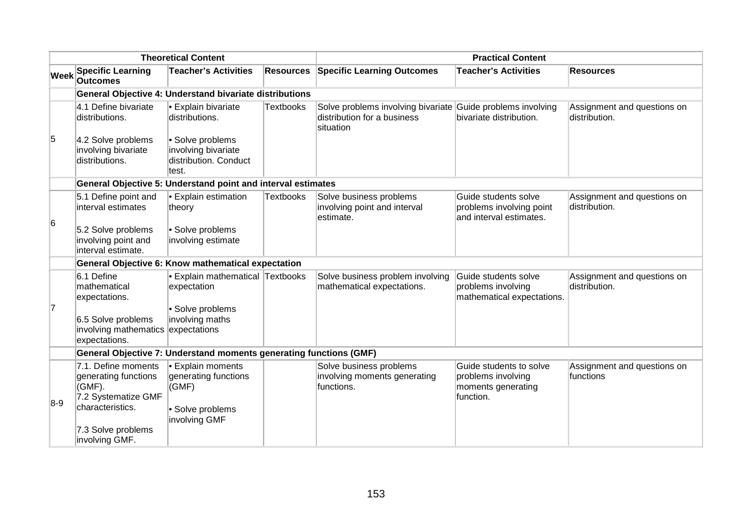| | Theoretical Content | | | Practical Content | | |
|---|---|---|---|---|---|---|
| **Week** | **Specific Learning Outcomes** | **Teacher's Activities** | **Resources** | **Specific Learning Outcomes** | **Teacher's Activities** | **Resources** |
| | **General Objective 4: Understand bivariate distributions** | | | | | |
| 5 | 4.1 Define bivariate distributions.<br><br>4.2 Solve problems involving bivariate distributions. | • Explain bivariate distributions.<br><br>• Solve problems involving bivariate distribution. Conduct test. | Textbooks | Solve problems involving bivariate distribution for a business situation | Guide problems involving bivariate distribution. | Assignment and questions on distribution. |
| | **General Objective 5: Understand point and interval estimates** | | | | | |
| 6 | 5.1 Define point and interval estimates<br><br>5.2 Solve problems involving point and interval estimate. | • Explain estimation theory<br><br>• Solve problems involving estimate | Textbooks | Solve business problems involving point and interval estimate. | Guide students solve problems involving point and interval estimates. | Assignment and questions on distribution. |
| | **General Objective 6: Know mathematical expectation** | | | | | |
| 7 | 6.1 Define mathematical expectations.<br><br>6.5 Solve problems involving mathematics expectations. | • Explain mathematical expectation<br><br>• Solve problems involving maths expectations | Textbooks | Solve business problem involving mathematical expectations. | Guide students solve problems involving mathematical expectations. | Assignment and questions on distribution. |
| | **General Objective 7: Understand moments generating functions (GMF)** | | | | | |
| 8-9 | 7.1. Define moments generating functions (GMF).<br>7.2 Systematize GMF characteristics.<br><br>7.3 Solve problems involving GMF. | • Explain moments generating functions (GMF)<br><br>• Solve problems involving GMF | | Solve business problems involving moments generating functions. | Guide students to solve problems involving moments generating function. | Assignment and questions on functions |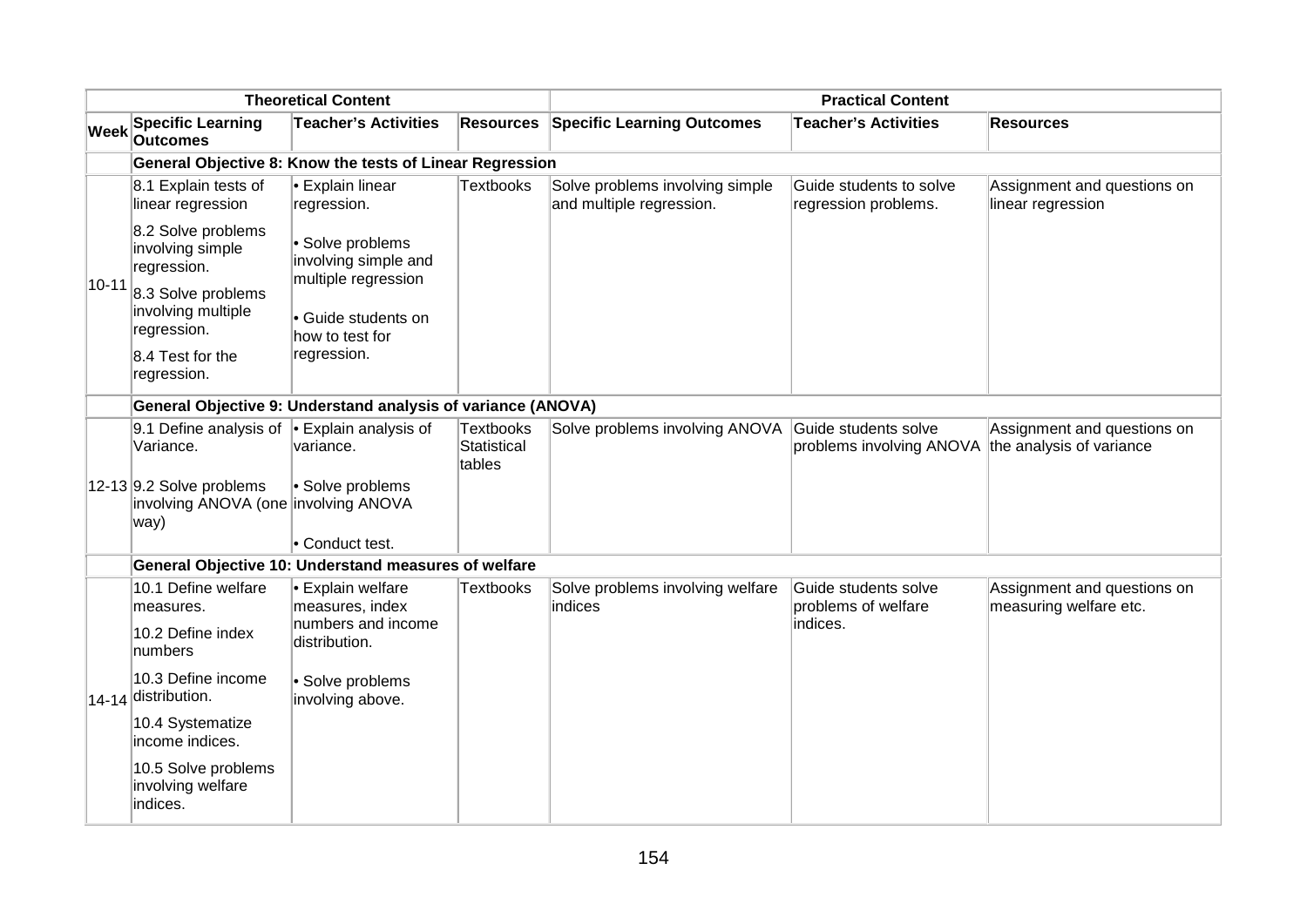| | Theoretical Content | | | Practical Content | | |
|---|---|---|---|---|---|---|
| **Week** | **Specific Learning Outcomes** | **Teacher's Activities** | **Resources** | **Specific Learning Outcomes** | **Teacher's Activities** | **Resources** |
| | **General Objective 8: Know the tests of Linear Regression** | | | | | |
| 10-11 | 8.1 Explain tests of linear regression<br><br>8.2 Solve problems involving simple regression.<br><br>8.3 Solve problems involving multiple regression.<br><br>8.4 Test for the regression. | • Explain linear regression.<br><br>• Solve problems involving simple and multiple regression<br><br>• Guide students on how to test for regression. | Textbooks | Solve problems involving simple and multiple regression. | Guide students to solve regression problems. | Assignment and questions on linear regression |
| | **General Objective 9: Understand analysis of variance (ANOVA)** | | | | | |
| 12-13 | 9.1 Define analysis of Variance.<br><br>9.2 Solve problems involving ANOVA (one way) | • Explain analysis of variance.<br><br>• Solve problems involving ANOVA<br><br>• Conduct test. | Textbooks Statistical tables | Solve problems involving ANOVA | Guide students solve problems involving ANOVA | Assignment and questions on the analysis of variance |
| | **General Objective 10: Understand measures of welfare** | | | | | |
| 14-14 | 10.1 Define welfare measures.<br><br>10.2 Define index numbers<br><br>10.3 Define income distribution.<br><br>10.4 Systematize income indices.<br><br>10.5 Solve problems involving welfare indices. | • Explain welfare measures, index numbers and income distribution.<br><br>• Solve problems involving above. | Textbooks | Solve problems involving welfare indices | Guide students solve problems of welfare indices. | Assignment and questions on measuring welfare etc. |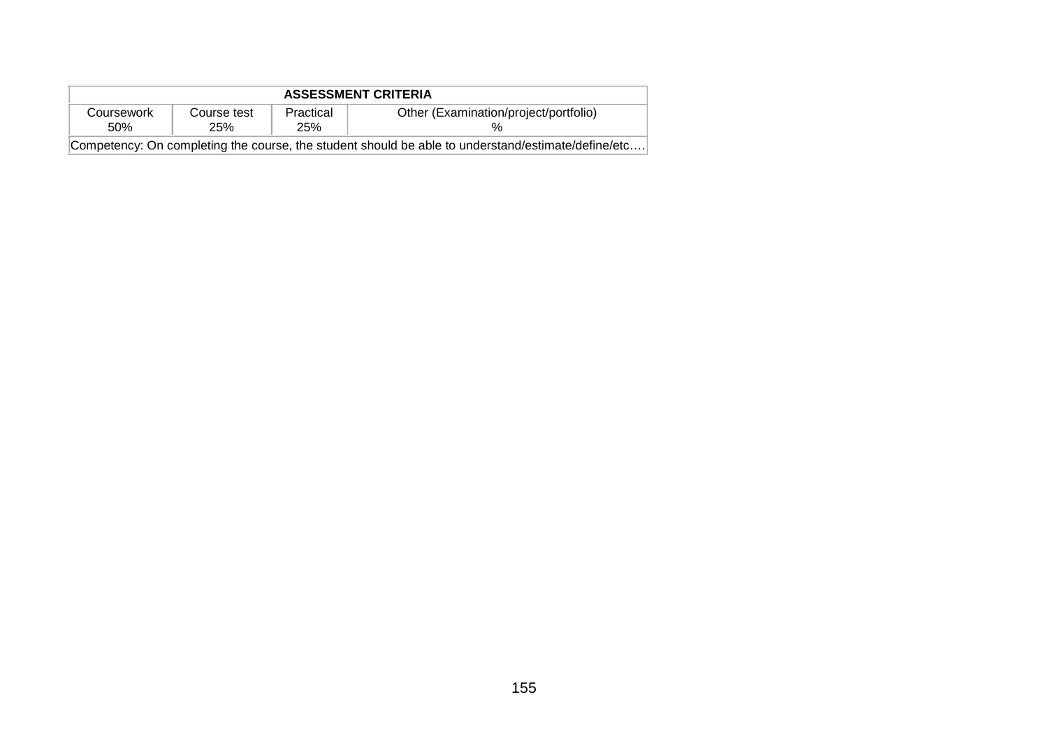| ASSESSMENT CRITERIA | | | |
|---|---|---|---|
| Coursework 50% | Course test 25% | Practical 25% | Other (Examination/project/portfolio) % |
| Competency: On completing the course, the student should be able to understand/estimate/define/etc…. | | | |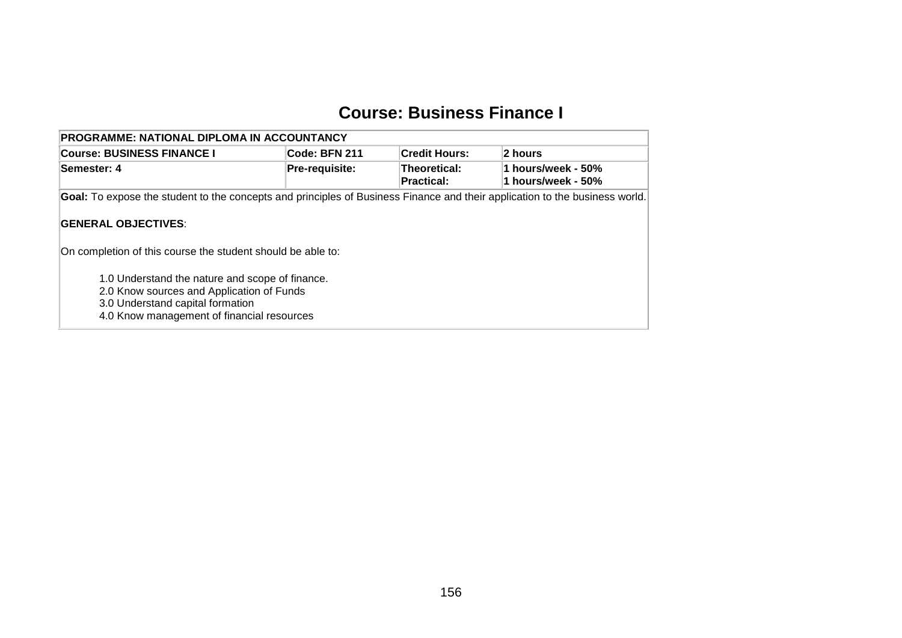# Course: Business Finance I

| PROGRAMME: NATIONAL DIPLOMA IN ACCOUNTANCY | | | |
|---|---|---|---|
| **Course: BUSINESS FINANCE I** | **Code: BFN 211** | **Credit Hours:** | **2 hours** |
| **Semester: 4** | **Pre-requisite:** | **Theoretical:**<br>**Practical:** | **1 hours/week - 50%**<br>**1 hours/week - 50%** |

**Goal:** To expose the student to the concepts and principles of Business Finance and their application to the business world.

**GENERAL OBJECTIVES**:

On completion of this course the student should be able to:

1.0 Understand the nature and scope of finance.
2.0 Know sources and Application of Funds
3.0 Understand capital formation
4.0 Know management of financial resources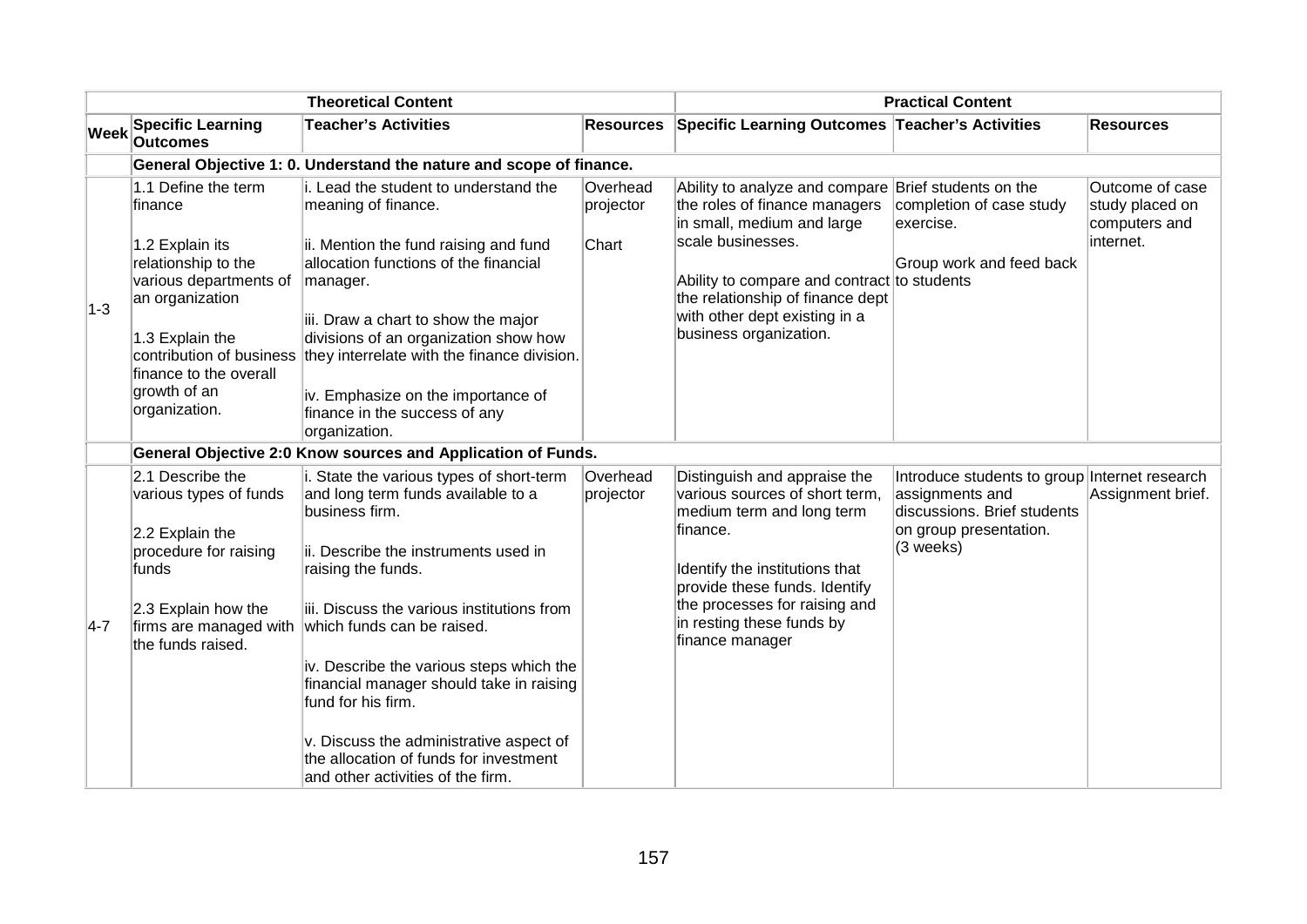| | Theoretical Content | | | Practical Content | | |
|---|---|---|---|---|---|---|
| **Week** | **Specific Learning Outcomes** | **Teacher's Activities** | **Resources** | **Specific Learning Outcomes** | **Teacher's Activities** | **Resources** |
| | **General Objective 1: 0. Understand the nature and scope of finance.** | | | | | |
| 1-3 | 1.1 Define the term finance<br><br>1.2 Explain its relationship to the various departments of an organization<br><br>1.3 Explain the contribution of business finance to the overall growth of an organization. | i. Lead the student to understand the meaning of finance.<br><br>ii. Mention the fund raising and fund allocation functions of the financial manager.<br><br>iii. Draw a chart to show the major divisions of an organization show how they interrelate with the finance division.<br><br>iv. Emphasize on the importance of finance in the success of any organization. | Overhead projector<br><br>Chart | Ability to analyze and compare the roles of finance managers in small, medium and large scale businesses.<br><br>Ability to compare and contract the relationship of finance dept with other dept existing in a business organization. | Brief students on the completion of case study exercise.<br><br>Group work and feed back to students | Outcome of case study placed on computers and internet. |
| | **General Objective 2:0 Know sources and Application of Funds.** | | | | | |
| 4-7 | 2.1 Describe the various types of funds<br><br>2.2 Explain the procedure for raising funds<br><br>2.3 Explain how the firms are managed with the funds raised. | i. State the various types of short-term and long term funds available to a business firm.<br><br>ii. Describe the instruments used in raising the funds.<br><br>iii. Discuss the various institutions from which funds can be raised.<br><br>iv. Describe the various steps which the financial manager should take in raising fund for his firm.<br><br>v. Discuss the administrative aspect of the allocation of funds for investment and other activities of the firm. | Overhead projector | Distinguish and appraise the various sources of short term, medium term and long term finance.<br><br>Identify the institutions that provide these funds. Identify the processes for raising and in resting these funds by finance manager | Introduce students to group assignments and discussions. Brief students on group presentation. (3 weeks) | Internet research Assignment brief. |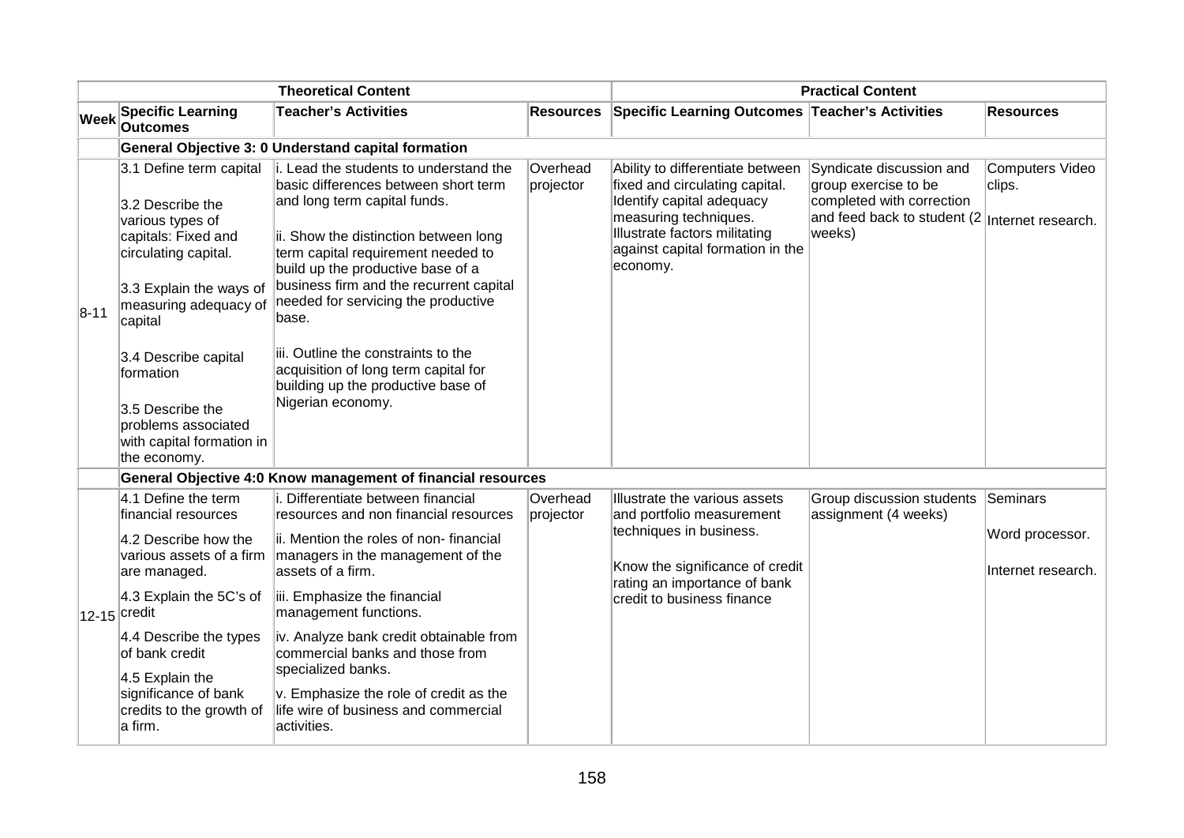| | Theoretical Content | | | Practical Content | | |
|---|---|---|---|---|---|---|
| **Week** | **Specific Learning Outcomes** | **Teacher's Activities** | **Resources** | **Specific Learning Outcomes** | **Teacher's Activities** | **Resources** |
| | **General Objective 3: 0 Understand capital formation** | | | | | |
| 8-11 | 3.1 Define term capital<br><br>3.2 Describe the various types of capitals: Fixed and circulating capital.<br><br>3.3 Explain the ways of measuring adequacy of capital<br><br>3.4 Describe capital formation<br><br>3.5 Describe the problems associated with capital formation in the economy. | i. Lead the students to understand the basic differences between short term and long term capital funds.<br><br>ii. Show the distinction between long term capital requirement needed to build up the productive base of a business firm and the recurrent capital needed for servicing the productive base.<br><br>iii. Outline the constraints to the acquisition of long term capital for building up the productive base of Nigerian economy. | Overhead projector | Ability to differentiate between fixed and circulating capital. Identify capital adequacy measuring techniques. Illustrate factors militating against capital formation in the economy. | Syndicate discussion and group exercise to be completed with correction and feed back to student (2 weeks) | Computers Video clips.<br><br>Internet research. |
| | **General Objective 4:0 Know management of financial resources** | | | | | |
| 12-15 | 4.1 Define the term financial resources<br><br>4.2 Describe how the various assets of a firm are managed.<br><br>4.3 Explain the 5C's of credit<br><br>4.4 Describe the types of bank credit<br><br>4.5 Explain the significance of bank credits to the growth of a firm. | i. Differentiate between financial resources and non financial resources<br><br>ii. Mention the roles of non- financial managers in the management of the assets of a firm.<br><br>iii. Emphasize the financial management functions.<br><br>iv. Analyze bank credit obtainable from commercial banks and those from specialized banks.<br><br>v. Emphasize the role of credit as the life wire of business and commercial activities. | Overhead projector | Illustrate the various assets and portfolio measurement techniques in business.<br><br>Know the significance of credit rating an importance of bank credit to business finance | Group discussion students assignment (4 weeks) | Seminars<br><br>Word processor.<br><br>Internet research. |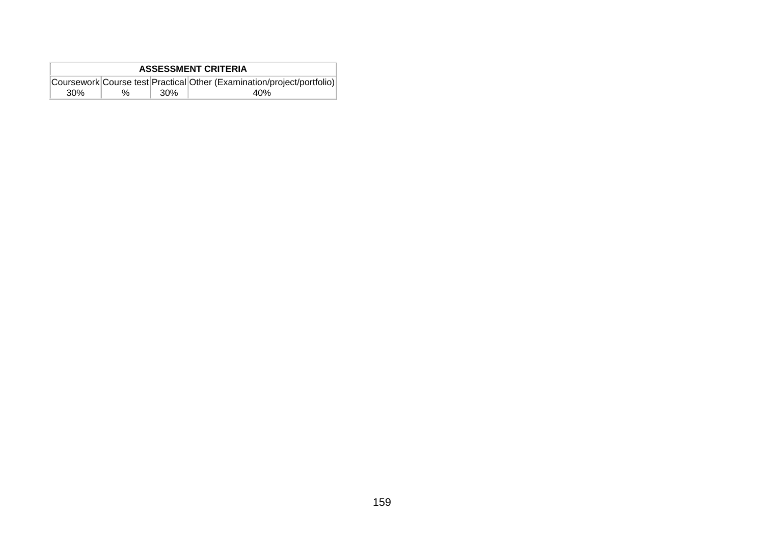| ASSESSMENT CRITERIA | | | |
|---|---|---|---|
| Coursework | Course test | Practical | Other (Examination/project/portfolio) |
| 30% | % | 30% | 40% |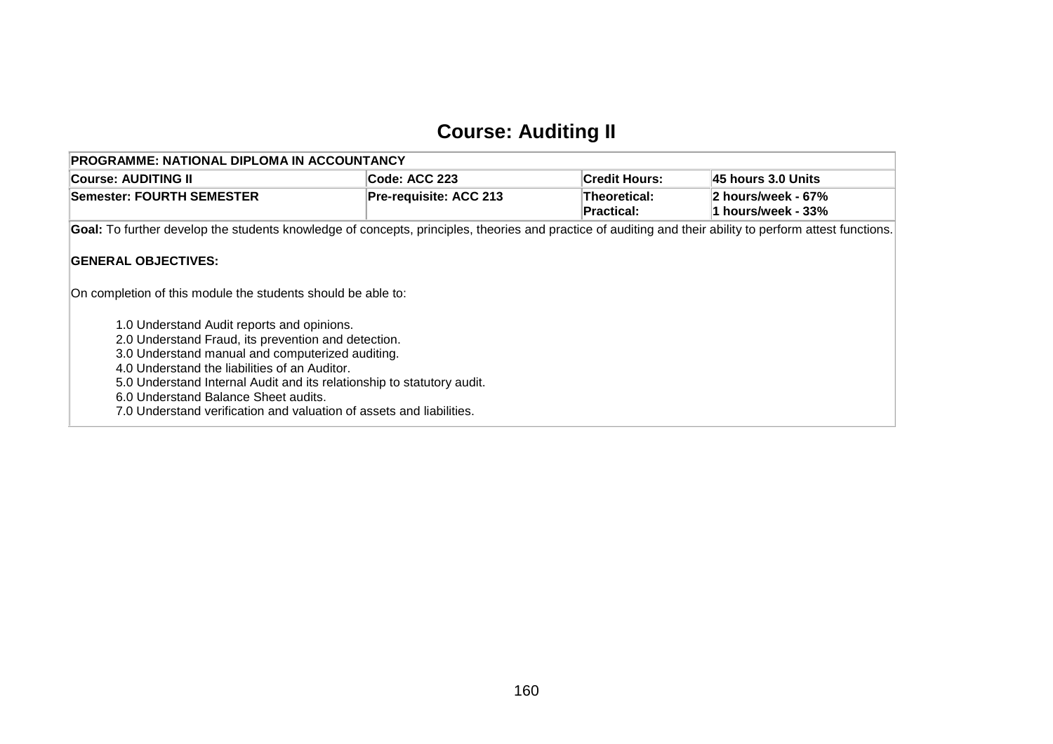# Course: Auditing II

| PROGRAMME: NATIONAL DIPLOMA IN ACCOUNTANCY | | | |
|---|---|---|---|
| **Course: AUDITING II** | **Code: ACC 223** | **Credit Hours:** | **45 hours 3.0 Units** |
| **Semester: FOURTH SEMESTER** | **Pre-requisite: ACC 213** | **Theoretical:** **Practical:** | **2 hours/week - 67%** **1 hours/week - 33%** |

**Goal:** To further develop the students knowledge of concepts, principles, theories and practice of auditing and their ability to perform attest functions.

**GENERAL OBJECTIVES:**

On completion of this module the students should be able to:

1.0 Understand Audit reports and opinions.
2.0 Understand Fraud, its prevention and detection.
3.0 Understand manual and computerized auditing.
4.0 Understand the liabilities of an Auditor.
5.0 Understand Internal Audit and its relationship to statutory audit.
6.0 Understand Balance Sheet audits.
7.0 Understand verification and valuation of assets and liabilities.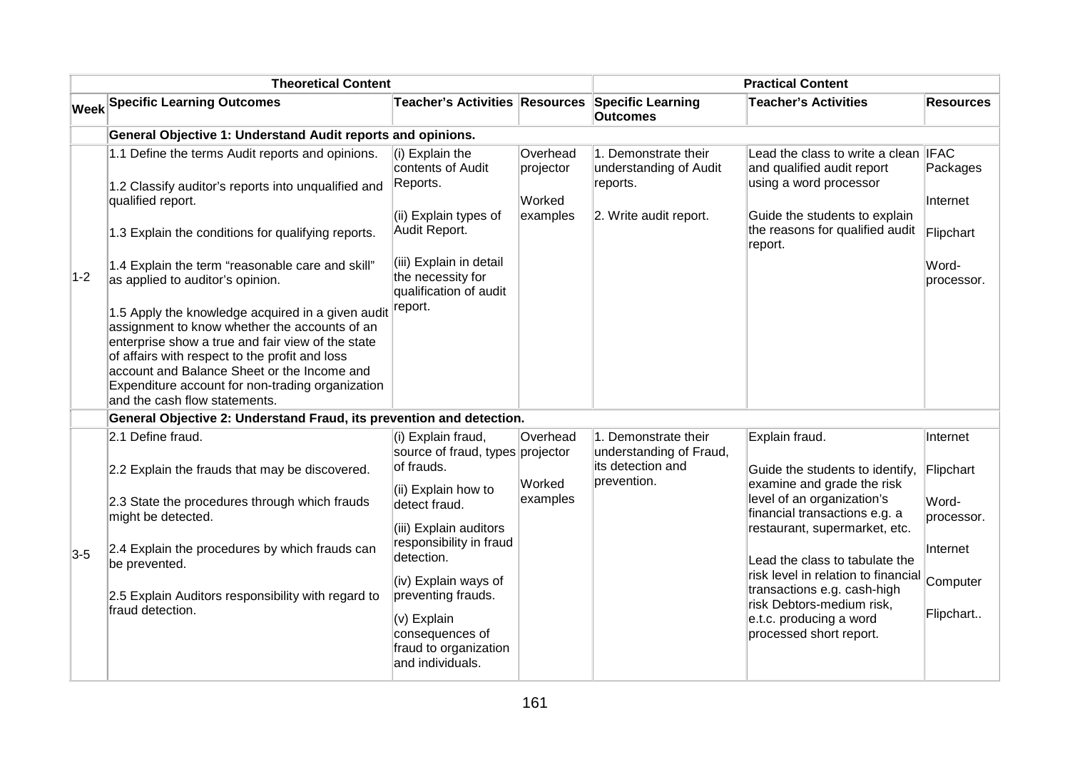| Theoretical Content | | | | Practical Content | | |
|---|---|---|---|---|---|---|
| **Week** | **Specific Learning Outcomes** | **Teacher's Activities** | **Resources** | **Specific Learning Outcomes** | **Teacher's Activities** | **Resources** |
| | **General Objective 1: Understand Audit reports and opinions.** | | | | | |
| 1-2 | 1.1 Define the terms Audit reports and opinions.<br><br>1.2 Classify auditor's reports into unqualified and qualified report.<br><br>1.3 Explain the conditions for qualifying reports.<br><br>1.4 Explain the term "reasonable care and skill" as applied to auditor's opinion.<br><br>1.5 Apply the knowledge acquired in a given audit assignment to know whether the accounts of an enterprise show a true and fair view of the state of affairs with respect to the profit and loss account and Balance Sheet or the Income and Expenditure account for non-trading organization and the cash flow statements. | (i) Explain the contents of Audit Reports.<br><br>(ii) Explain types of Audit Report.<br><br>(iii) Explain in detail the necessity for qualification of audit report. | Overhead projector<br><br>Worked examples | 1. Demonstrate their understanding of Audit reports.<br><br>2. Write audit report. | Lead the class to write a clean and qualified audit report using a word processor<br><br>Guide the students to explain the reasons for qualified audit report. | IFAC Packages<br><br>Internet<br><br>Flipchart<br><br>Word-processor. |
| | **General Objective 2: Understand Fraud, its prevention and detection.** | | | | | |
| 3-5 | 2.1 Define fraud.<br><br>2.2 Explain the frauds that may be discovered.<br><br>2.3 State the procedures through which frauds might be detected.<br><br>2.4 Explain the procedures by which frauds can be prevented.<br><br>2.5 Explain Auditors responsibility with regard to fraud detection. | (i) Explain fraud, source of fraud, types of frauds.<br><br>(ii) Explain how to detect fraud.<br><br>(iii) Explain auditors responsibility in fraud detection.<br><br>(iv) Explain ways of preventing frauds.<br><br>(v) Explain consequences of fraud to organization and individuals. | Overhead projector<br><br>Worked examples | 1. Demonstrate their understanding of Fraud, its detection and prevention. | Explain fraud.<br><br>Guide the students to identify, examine and grade the risk level of an organization's financial transactions e.g. a restaurant, supermarket, etc.<br><br>Lead the class to tabulate the risk level in relation to financial transactions e.g. cash-high risk Debtors-medium risk, e.t.c. producing a word processed short report. | Internet<br><br>Flipchart<br><br>Word-processor.<br><br>Internet<br><br>Computer<br><br>Flipchart.. |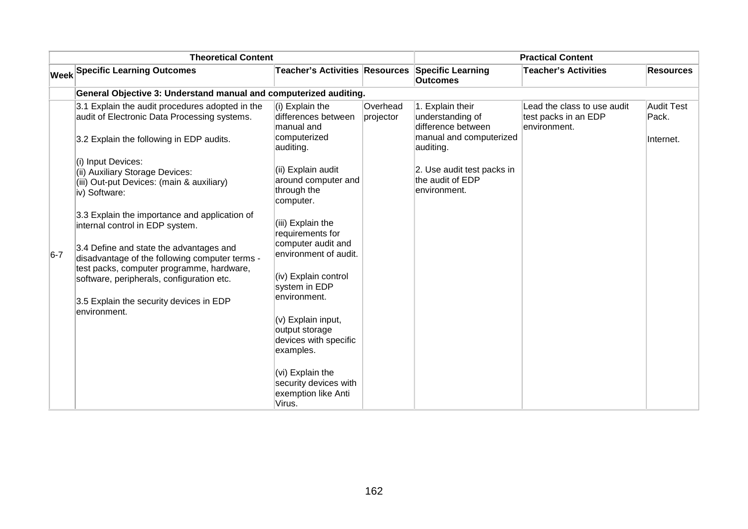| Theoretical Content | | | | Practical Content | | |
|---|---|---|---|---|---|---|
| **Week** | **Specific Learning Outcomes** | **Teacher's Activities** | **Resources** | **Specific Learning Outcomes** | **Teacher's Activities** | **Resources** |
| | **General Objective 3: Understand manual and computerized auditing.** | | | | | |
| 6-7 | 3.1 Explain the audit procedures adopted in the audit of Electronic Data Processing systems.<br><br>3.2 Explain the following in EDP audits.<br><br>(i) Input Devices:<br>(ii) Auxiliary Storage Devices:<br>(iii) Out-put Devices: (main & auxiliary)<br>iv) Software:<br><br>3.3 Explain the importance and application of internal control in EDP system.<br><br>3.4 Define and state the advantages and disadvantage of the following computer terms - test packs, computer programme, hardware, software, peripherals, configuration etc.<br><br>3.5 Explain the security devices in EDP environment. | (i) Explain the differences between manual and computerized auditing.<br><br>(ii) Explain audit around computer and through the computer.<br><br>(iii) Explain the requirements for computer audit and environment of audit.<br><br>(iv) Explain control system in EDP environment.<br><br>(v) Explain input, output storage devices with specific examples.<br><br>(vi) Explain the security devices with exemption like Anti Virus. | Overhead projector | 1. Explain their understanding of difference between manual and computerized auditing.<br><br>2. Use audit test packs in the audit of EDP environment. | Lead the class to use audit test packs in an EDP environment. | Audit Test Pack.<br><br>Internet. |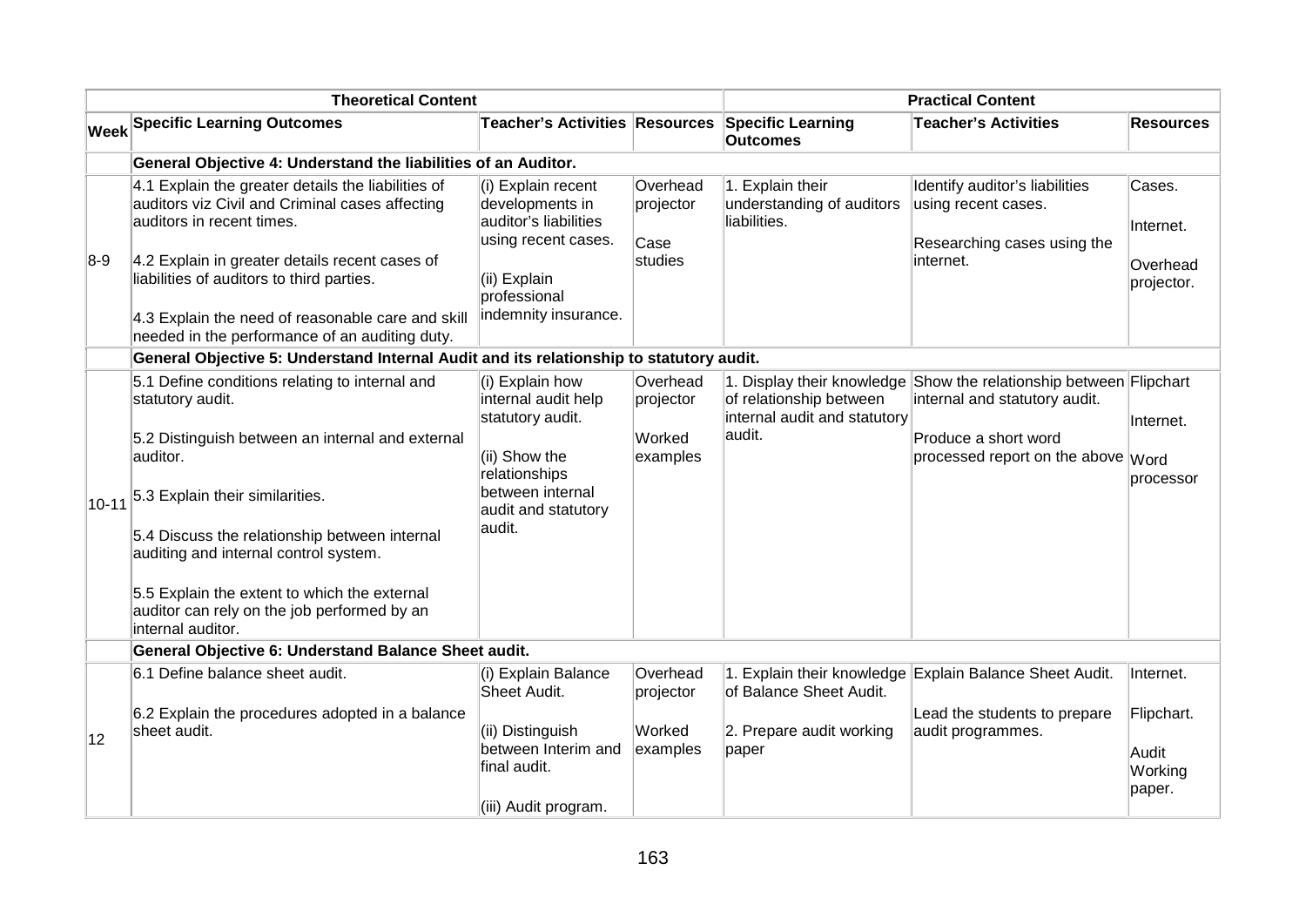| Theoretical Content | | | | Practical Content | | |
|---|---|---|---|---|---|---|
| **Week** | **Specific Learning Outcomes** | **Teacher's Activities** | **Resources** | **Specific Learning Outcomes** | **Teacher's Activities** | **Resources** |
| | **General Objective 4: Understand the liabilities of an Auditor.** | | | | | |
| 8-9 | 4.1 Explain the greater details the liabilities of auditors viz Civil and Criminal cases affecting auditors in recent times.<br><br>4.2 Explain in greater details recent cases of liabilities of auditors to third parties.<br><br>4.3 Explain the need of reasonable care and skill needed in the performance of an auditing duty. | (i) Explain recent developments in auditor's liabilities using recent cases.<br><br>(ii) Explain professional indemnity insurance. | Overhead projector<br><br>Case studies | 1. Explain their understanding of auditors liabilities. | Identify auditor's liabilities using recent cases.<br><br>Researching cases using the internet. | Cases.<br><br>Internet.<br><br>Overhead projector. |
| | **General Objective 5: Understand Internal Audit and its relationship to statutory audit.** | | | | | |
| 10-11 | 5.1 Define conditions relating to internal and statutory audit.<br><br>5.2 Distinguish between an internal and external auditor.<br><br>5.3 Explain their similarities.<br><br>5.4 Discuss the relationship between internal auditing and internal control system.<br><br>5.5 Explain the extent to which the external auditor can rely on the job performed by an internal auditor. | (i) Explain how internal audit help statutory audit.<br><br>(ii) Show the relationships between internal audit and statutory audit. | Overhead projector<br><br>Worked examples | 1. Display their knowledge of relationship between internal audit and statutory audit. | Show the relationship between internal and statutory audit.<br><br>Produce a short word processed report on the above | Flipchart<br><br>Internet.<br><br>Word processor |
| | **General Objective 6: Understand Balance Sheet audit.** | | | | | |
| 12 | 6.1 Define balance sheet audit.<br><br>6.2 Explain the procedures adopted in a balance sheet audit. | (i) Explain Balance Sheet Audit.<br><br>(ii) Distinguish between Interim and final audit.<br><br>(iii) Audit program. | Overhead projector<br><br>Worked examples | 1. Explain their knowledge of Balance Sheet Audit.<br><br>2. Prepare audit working paper | Explain Balance Sheet Audit.<br><br>Lead the students to prepare audit programmes. | Internet.<br><br>Flipchart.<br><br>Audit Working paper. |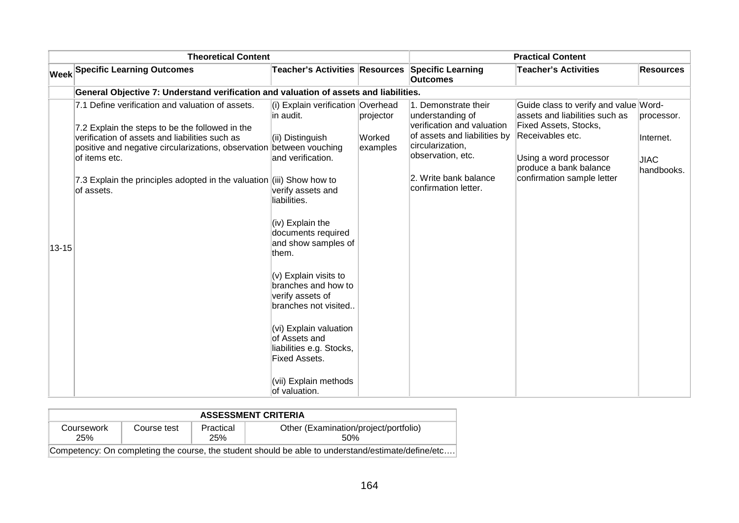| Theoretical Content | | | | Practical Content | | |
|---|---|---|---|---|---|---|
| **Week** | **Specific Learning Outcomes** | **Teacher's Activities** | **Resources** | **Specific Learning Outcomes** | **Teacher's Activities** | **Resources** |
| | **General Objective 7: Understand verification and valuation of assets and liabilities.** | | | | | |
| 13-15 | 7.1 Define verification and valuation of assets.<br><br>7.2 Explain the steps to be the followed in the verification of assets and liabilities such as positive and negative circularizations, observation of items etc.<br><br>7.3 Explain the principles adopted in the valuation of assets. | (i) Explain verification in audit.<br><br>(ii) Distinguish between vouching and verification.<br><br>(iii) Show how to verify assets and liabilities.<br><br>(iv) Explain the documents required and show samples of them.<br><br>(v) Explain visits to branches and how to verify assets of branches not visited..<br><br>(vi) Explain valuation of Assets and liabilities e.g. Stocks, Fixed Assets.<br><br>(vii) Explain methods of valuation. | Overhead projector<br><br>Worked examples | 1. Demonstrate their understanding of verification and valuation of assets and liabilities by circularization, observation, etc.<br><br>2. Write bank balance confirmation letter. | Guide class to verify and value assets and liabilities such as Fixed Assets, Stocks, Receivables etc.<br><br>Using a word processor produce a bank balance confirmation sample letter | Word-processor.<br><br>Internet.<br><br>JIAC handbooks. |

| ASSESSMENT CRITERIA | | | |
|---|---|---|---|
| Coursework 25% | Course test | Practical 25% | Other (Examination/project/portfolio) 50% |
| Competency: On completing the course, the student should be able to understand/estimate/define/etc…. | | | |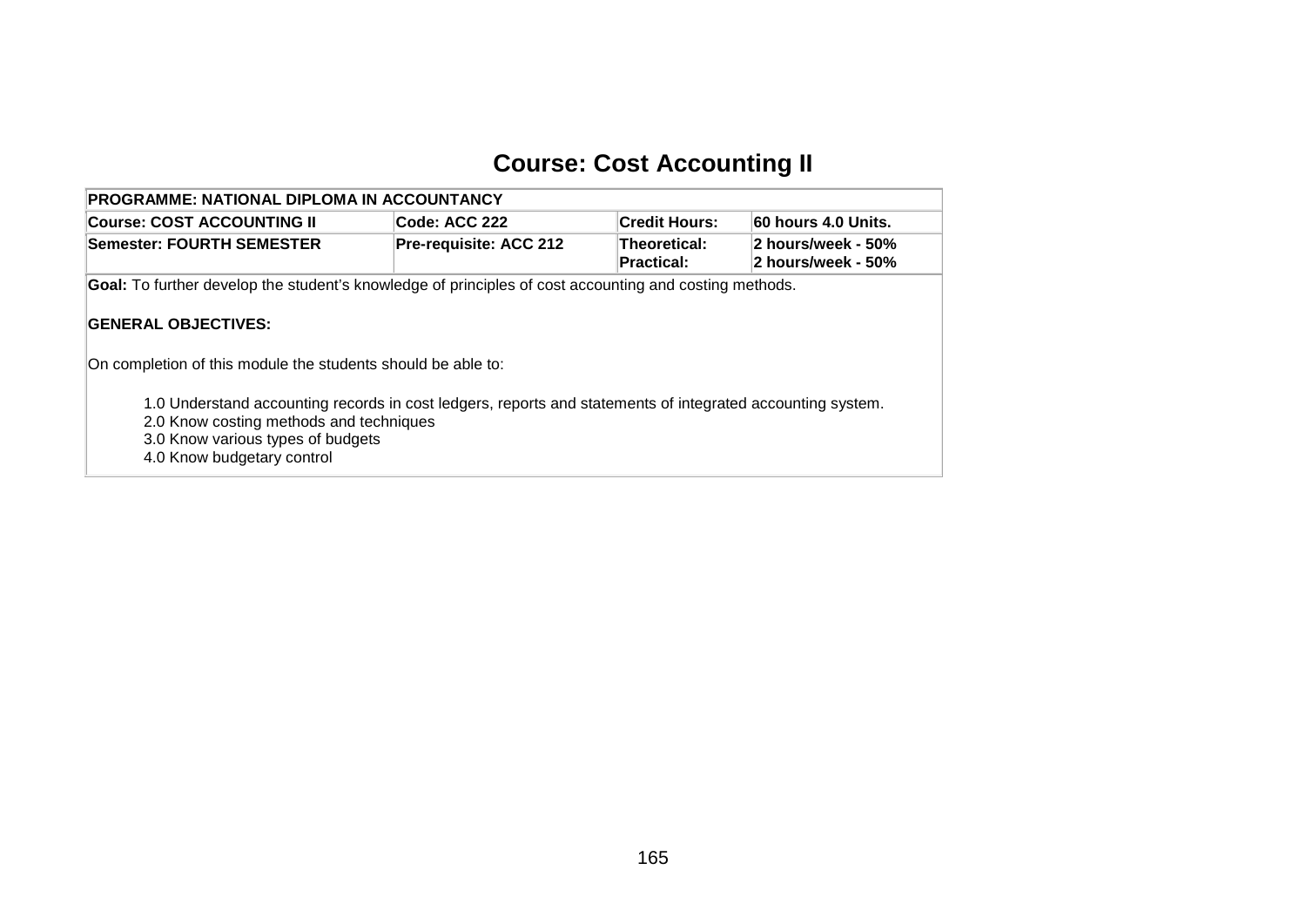# Course: Cost Accounting II

| PROGRAMME: NATIONAL DIPLOMA IN ACCOUNTANCY | | | |
|---|---|---|---|
| **Course: COST ACCOUNTING II** | **Code: ACC 222** | **Credit Hours:** | **60 hours 4.0 Units.** |
| **Semester: FOURTH SEMESTER** | **Pre-requisite: ACC 212** | **Theoretical:**<br>**Practical:** | **2 hours/week - 50%**<br>**2 hours/week - 50%** |

**Goal:** To further develop the student's knowledge of principles of cost accounting and costing methods.

**GENERAL OBJECTIVES:**

On completion of this module the students should be able to:

1.0 Understand accounting records in cost ledgers, reports and statements of integrated accounting system.
2.0 Know costing methods and techniques
3.0 Know various types of budgets
4.0 Know budgetary control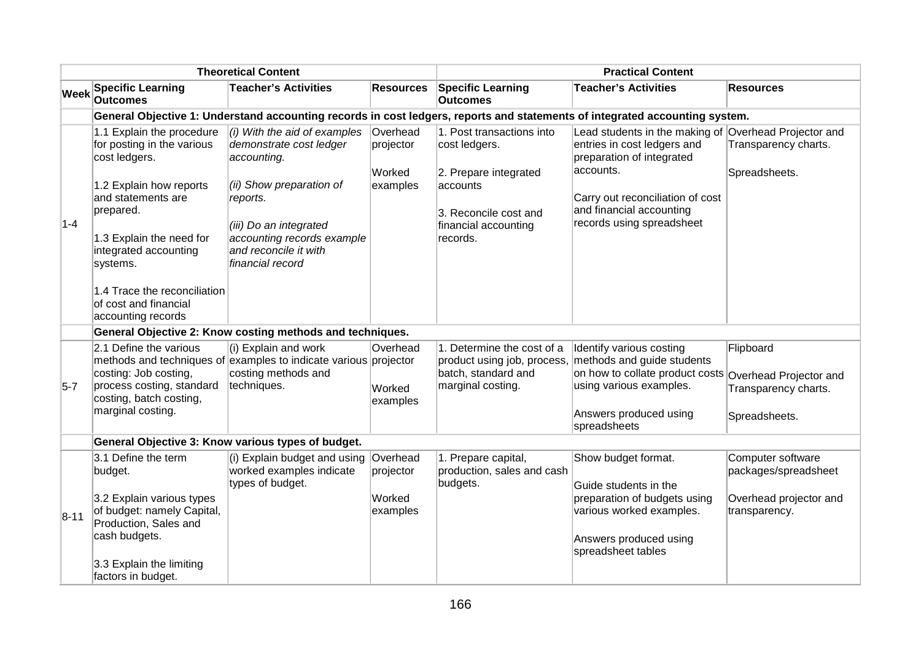| | Theoretical Content | | | Practical Content | | |
|---|---|---|---|---|---|---|
| **Week** | **Specific Learning Outcomes** | **Teacher's Activities** | **Resources** | **Specific Learning Outcomes** | **Teacher's Activities** | **Resources** |
| | **General Objective 1: Understand accounting records in cost ledgers, reports and statements of integrated accounting system.** | | | | | |
| 1-4 | 1.1 Explain the procedure for posting in the various cost ledgers.<br><br>1.2 Explain how reports and statements are prepared.<br><br>1.3 Explain the need for integrated accounting systems.<br><br>1.4 Trace the reconciliation of cost and financial accounting records | *(i) With the aid of examples demonstrate cost ledger accounting.*<br><br>*(ii) Show preparation of reports.*<br><br>*(iii) Do an integrated accounting records example and reconcile it with financial record* | Overhead projector<br><br>Worked examples | 1. Post transactions into cost ledgers.<br><br>2. Prepare integrated accounts<br><br>3. Reconcile cost and financial accounting records. | Lead students in the making of entries in cost ledgers and preparation of integrated accounts.<br><br>Carry out reconciliation of cost and financial accounting records using spreadsheet | Overhead Projector and Transparency charts.<br><br>Spreadsheets. |
| | **General Objective 2: Know costing methods and techniques.** | | | | | |
| 5-7 | 2.1 Define the various methods and techniques of costing: Job costing, process costing, standard costing, batch costing, marginal costing. | (i) Explain and work examples to indicate various costing methods and techniques. | Overhead projector<br><br>Worked examples | 1. Determine the cost of a product using job, process, batch, standard and marginal costing. | Identify various costing methods and guide students on how to collate product costs using various examples.<br><br>Answers produced using spreadsheets | Flipboard<br><br>Overhead Projector and Transparency charts.<br><br>Spreadsheets. |
| | **General Objective 3: Know various types of budget.** | | | | | |
| 8-11 | 3.1 Define the term budget.<br><br>3.2 Explain various types of budget: namely Capital, Production, Sales and cash budgets.<br><br>3.3 Explain the limiting factors in budget. | (i) Explain budget and using worked examples indicate types of budget. | Overhead projector<br><br>Worked examples | 1. Prepare capital, production, sales and cash budgets. | Show budget format.<br><br>Guide students in the preparation of budgets using various worked examples.<br><br>Answers produced using spreadsheet tables | Computer software packages/spreadsheet<br><br>Overhead projector and transparency. |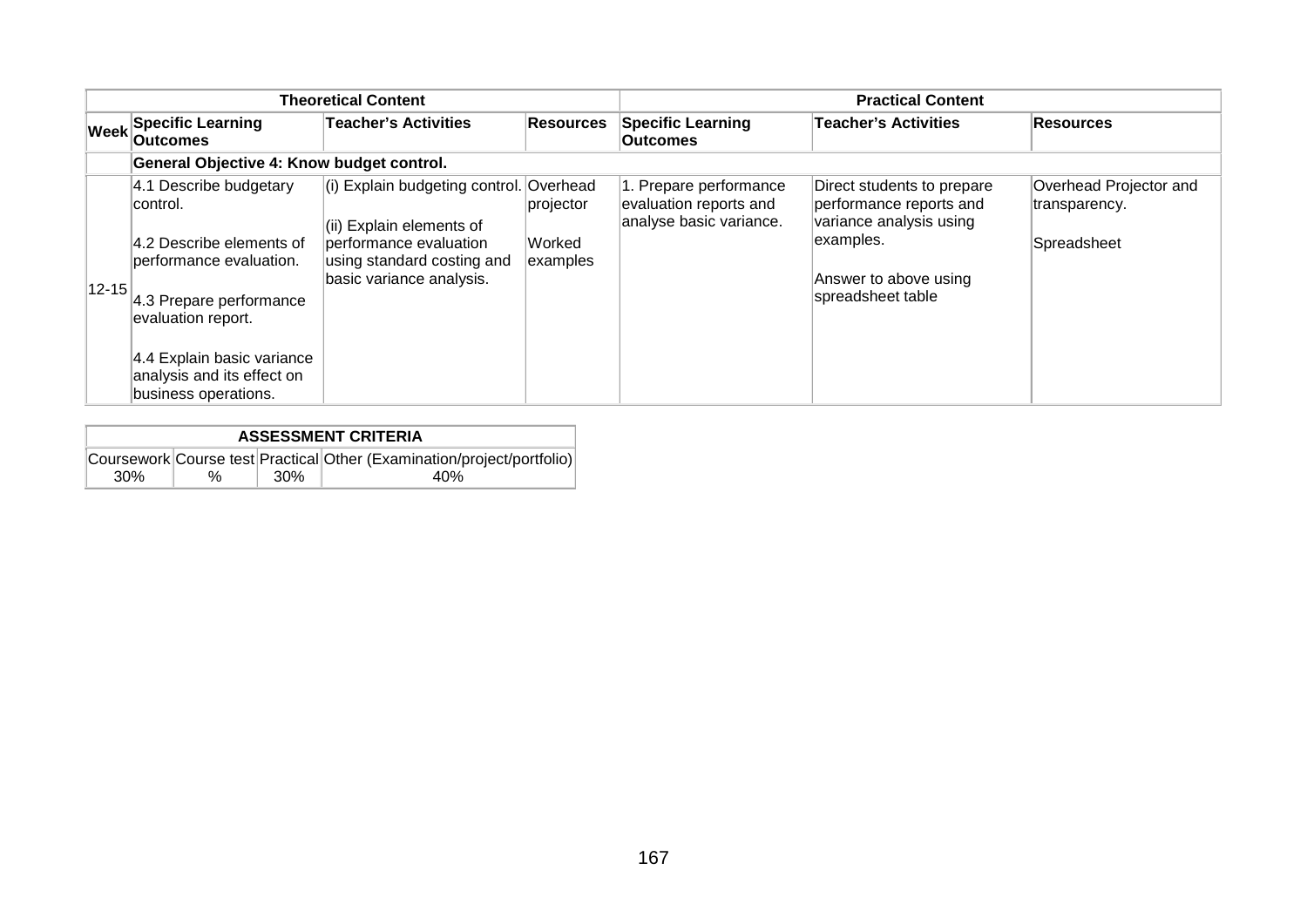| | Theoretical Content | | | Practical Content | | |
|---|---|---|---|---|---|---|
| Week | Specific Learning Outcomes | Teacher's Activities | Resources | Specific Learning Outcomes | Teacher's Activities | Resources |
| | **General Objective 4: Know budget control.** | | | | | |
| 12-15 | 4.1 Describe budgetary control.<br><br>4.2 Describe elements of performance evaluation.<br><br>4.3 Prepare performance evaluation report.<br><br>4.4 Explain basic variance analysis and its effect on business operations. | (i) Explain budgeting control.<br><br>(ii) Explain elements of performance evaluation using standard costing and basic variance analysis. | Overhead projector<br><br>Worked examples | 1. Prepare performance evaluation reports and analyse basic variance. | Direct students to prepare performance reports and variance analysis using examples.<br><br>Answer to above using spreadsheet table | Overhead Projector and transparency.<br><br>Spreadsheet |

| ASSESSMENT CRITERIA | | | |
|---|---|---|---|
| Coursework | Course test | Practical | Other (Examination/project/portfolio) |
| 30% | % | 30% | 40% |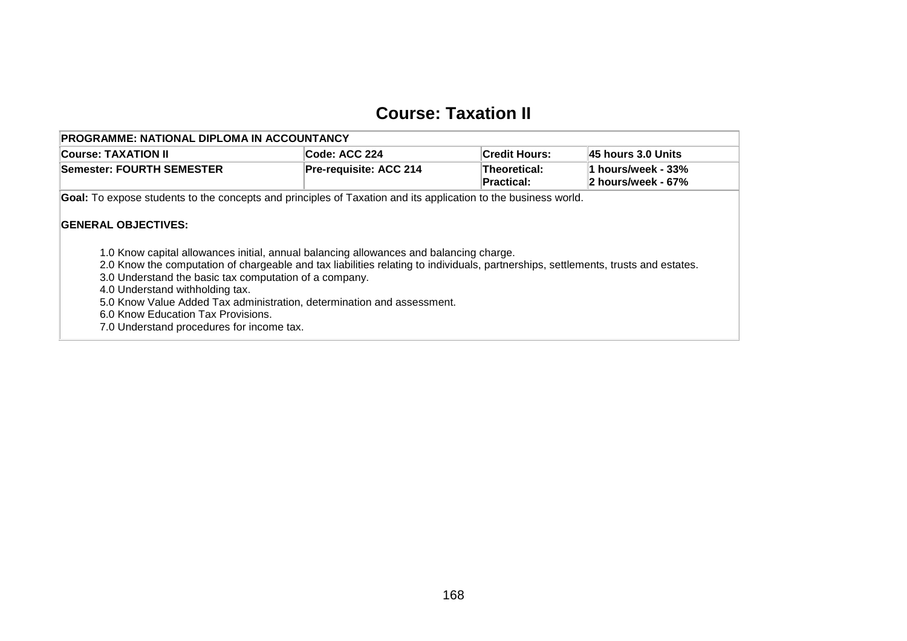# Course: Taxation II

| PROGRAMME: NATIONAL DIPLOMA IN ACCOUNTANCY | | | |
|---|---|---|---|
| **Course: TAXATION II** | **Code: ACC 224** | **Credit Hours:** | **45 hours 3.0 Units** |
| **Semester: FOURTH SEMESTER** | **Pre-requisite: ACC 214** | **Theoretical:**<br>**Practical:** | **1 hours/week - 33%**<br>**2 hours/week - 67%** |

**Goal:** To expose students to the concepts and principles of Taxation and its application to the business world.

**GENERAL OBJECTIVES:**

1.0 Know capital allowances initial, annual balancing allowances and balancing charge.
2.0 Know the computation of chargeable and tax liabilities relating to individuals, partnerships, settlements, trusts and estates.
3.0 Understand the basic tax computation of a company.
4.0 Understand withholding tax.
5.0 Know Value Added Tax administration, determination and assessment.
6.0 Know Education Tax Provisions.
7.0 Understand procedures for income tax.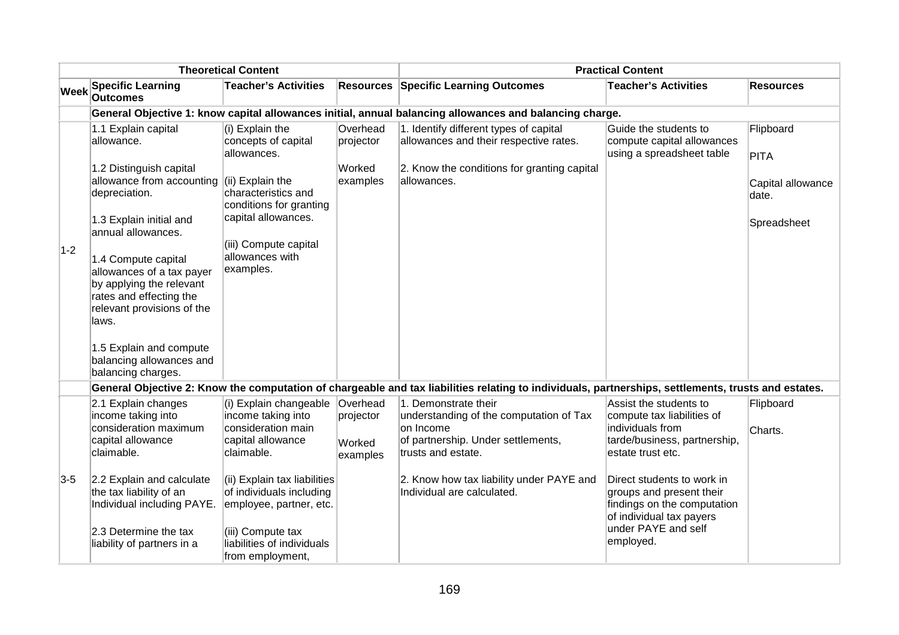| | Theoretical Content | | | Practical Content | | |
|---|---|---|---|---|---|---|
| **Week** | **Specific Learning Outcomes** | **Teacher's Activities** | **Resources** | **Specific Learning Outcomes** | **Teacher's Activities** | **Resources** |
| | **General Objective 1: know capital allowances initial, annual balancing allowances and balancing charge.** | | | | | |
| 1-2 | 1.1 Explain capital allowance.<br><br>1.2 Distinguish capital allowance from accounting depreciation.<br><br>1.3 Explain initial and annual allowances.<br><br>1.4 Compute capital allowances of a tax payer by applying the relevant rates and effecting the relevant provisions of the laws.<br><br>1.5 Explain and compute balancing allowances and balancing charges. | (i) Explain the concepts of capital allowances.<br><br>(ii) Explain the characteristics and conditions for granting capital allowances.<br><br>(iii) Compute capital allowances with examples. | Overhead projector<br><br>Worked examples | 1. Identify different types of capital allowances and their respective rates.<br><br>2. Know the conditions for granting capital allowances. | Guide the students to compute capital allowances using a spreadsheet table | Flipboard<br><br>PITA<br><br>Capital allowance date.<br><br>Spreadsheet |
| | **General Objective 2: Know the computation of chargeable and tax liabilities relating to individuals, partnerships, settlements, trusts and estates.** | | | | | |
| 3-5 | 2.1 Explain changes income taking into consideration maximum capital allowance claimable.<br><br>2.2 Explain and calculate the tax liability of an Individual including PAYE.<br><br>2.3 Determine the tax liability of partners in a | (i) Explain changeable income taking into consideration main capital allowance claimable.<br><br>(ii) Explain tax liabilities of individuals including employee, partner, etc.<br><br>(iii) Compute tax liabilities of individuals from employment, | Overhead projector<br><br>Worked examples | 1. Demonstrate their understanding of the computation of Tax on Income of partnership. Under settlements, trusts and estate.<br><br>2. Know how tax liability under PAYE and Individual are calculated. | Assist the students to compute tax liabilities of individuals from tarde/business, partnership, estate trust etc.<br><br>Direct students to work in groups and present their findings on the computation of individual tax payers under PAYE and self employed. | Flipboard<br><br>Charts. |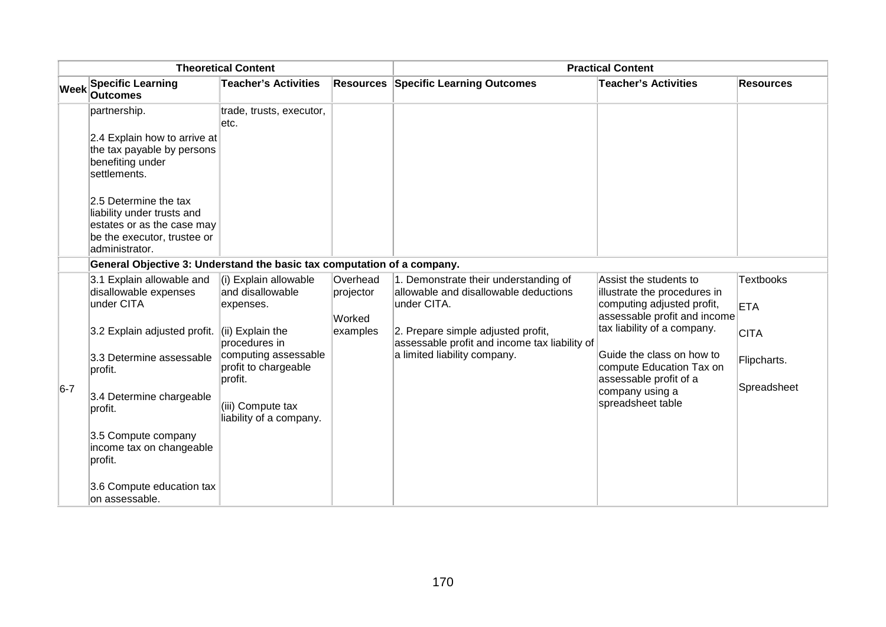| | Theoretical Content | | | Practical Content | | |
|---|---|---|---|---|---|---|
| Week | Specific Learning Outcomes | Teacher's Activities | Resources | Specific Learning Outcomes | Teacher's Activities | Resources |
| | partnership.<br><br>2.4 Explain how to arrive at the tax payable by persons benefiting under settlements.<br><br>2.5 Determine the tax liability under trusts and estates or as the case may be the executor, trustee or administrator. | trade, trusts, executor, etc. | | | | |
| | **General Objective 3: Understand the basic tax computation of a company.** | | | | | |
| 6-7 | 3.1 Explain allowable and disallowable expenses under CITA<br><br>3.2 Explain adjusted profit.<br><br>3.3 Determine assessable profit.<br><br>3.4 Determine chargeable profit.<br><br>3.5 Compute company income tax on changeable profit.<br><br>3.6 Compute education tax on assessable. | (i) Explain allowable and disallowable expenses.<br><br>(ii) Explain the procedures in computing assessable profit to chargeable profit.<br><br>(iii) Compute tax liability of a company. | Overhead projector<br><br>Worked examples | 1. Demonstrate their understanding of allowable and disallowable deductions under CITA.<br><br>2. Prepare simple adjusted profit, assessable profit and income tax liability of a limited liability company. | Assist the students to illustrate the procedures in computing adjusted profit, assessable profit and income tax liability of a company.<br><br>Guide the class on how to compute Education Tax on assessable profit of a company using a spreadsheet table | Textbooks<br><br>ETA<br><br>CITA<br><br>Flipcharts.<br><br>Spreadsheet |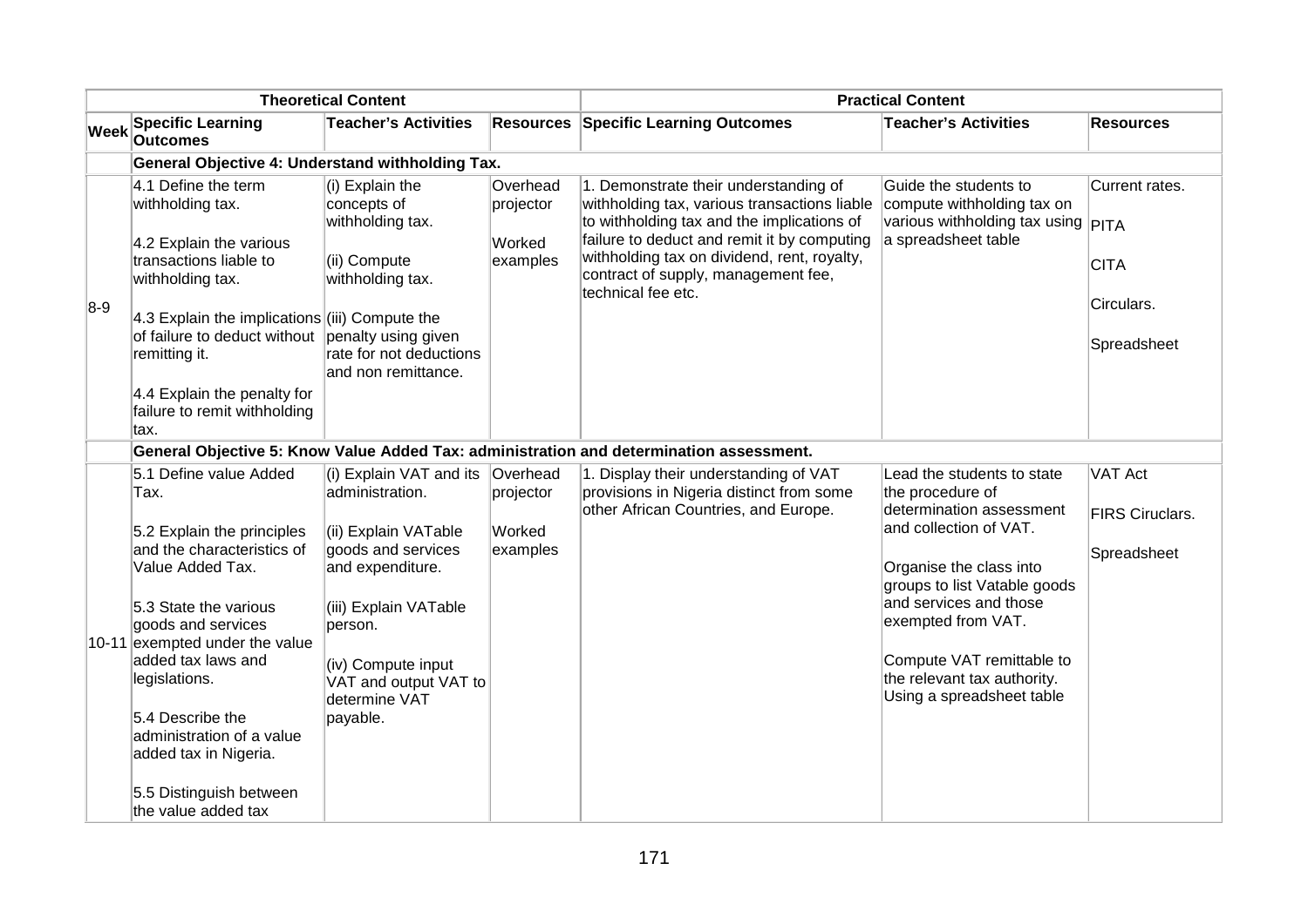| Theoretical Content | | | | Practical Content | | |
|---|---|---|---|---|---|---|
| **Week** | **Specific Learning Outcomes** | **Teacher's Activities** | **Resources** | **Specific Learning Outcomes** | **Teacher's Activities** | **Resources** |
| | **General Objective 4: Understand withholding Tax.** | | | | | |
| 8-9 | 4.1 Define the term withholding tax.<br><br>4.2 Explain the various transactions liable to withholding tax.<br><br>4.3 Explain the implications of failure to deduct without remitting it.<br><br>4.4 Explain the penalty for failure to remit withholding tax. | (i) Explain the concepts of withholding tax.<br><br>(ii) Compute withholding tax.<br><br>(iii) Compute the penalty using given rate for not deductions and non remittance. | Overhead projector<br><br>Worked examples | 1. Demonstrate their understanding of withholding tax, various transactions liable to withholding tax and the implications of failure to deduct and remit it by computing withholding tax on dividend, rent, royalty, contract of supply, management fee, technical fee etc. | Guide the students to compute withholding tax on various withholding tax using a spreadsheet table | Current rates.<br><br>PITA<br><br>CITA<br><br>Circulars.<br><br>Spreadsheet |
| | **General Objective 5: Know Value Added Tax: administration and determination assessment.** | | | | | |
| 10-11 | 5.1 Define value Added Tax.<br><br>5.2 Explain the principles and the characteristics of Value Added Tax.<br><br>5.3 State the various goods and services exempted under the value added tax laws and legislations.<br><br>5.4 Describe the administration of a value added tax in Nigeria.<br><br>5.5 Distinguish between the value added tax | (i) Explain VAT and its administration.<br><br>(ii) Explain VATable goods and services and expenditure.<br><br>(iii) Explain VATable person.<br><br>(iv) Compute input VAT and output VAT to determine VAT payable. | Overhead projector<br><br>Worked examples | 1. Display their understanding of VAT provisions in Nigeria distinct from some other African Countries, and Europe. | Lead the students to state the procedure of determination assessment and collection of VAT.<br><br>Organise the class into groups to list Vatable goods and services and those exempted from VAT.<br><br>Compute VAT remittable to the relevant tax authority. Using a spreadsheet table | VAT Act<br><br>FIRS Ciruclars.<br><br>Spreadsheet |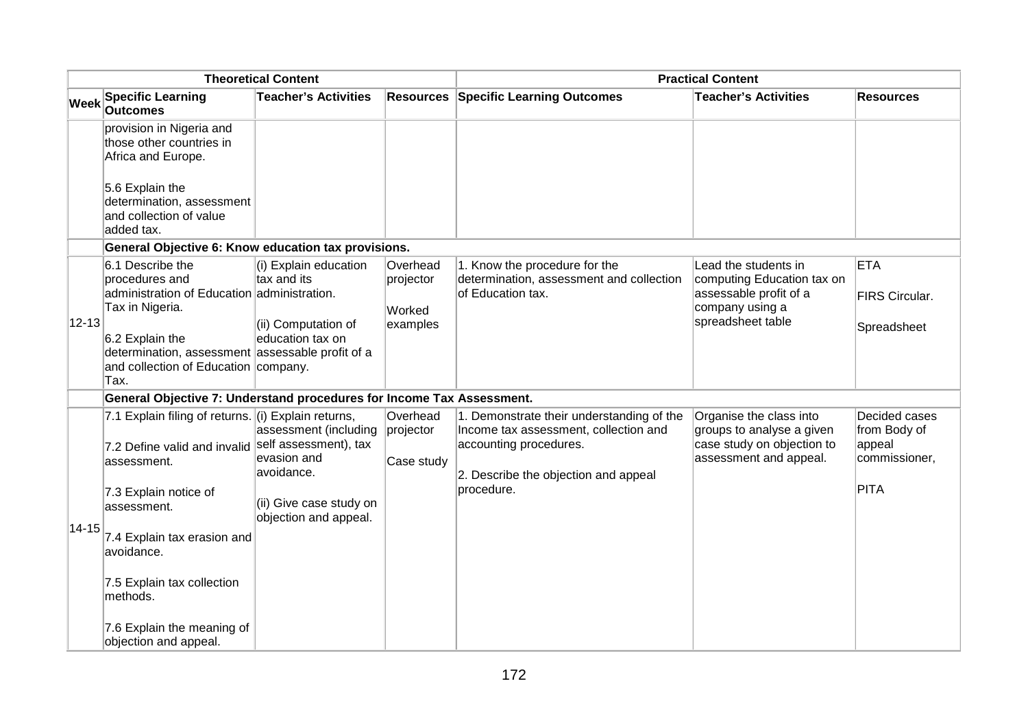| Theoretical Content | | | | Practical Content | | |
|---|---|---|---|---|---|---|
| **Week** | **Specific Learning Outcomes** | **Teacher's Activities** | **Resources** | **Specific Learning Outcomes** | **Teacher's Activities** | **Resources** |
| | provision in Nigeria and those other countries in Africa and Europe.<br><br>5.6 Explain the determination, assessment and collection of value added tax. | | | | | |
| | **General Objective 6: Know education tax provisions.** | | | | | |
| 12-13 | 6.1 Describe the procedures and administration of Education Tax in Nigeria.<br><br>6.2 Explain the determination, assessment and collection of Education Tax. | (i) Explain education tax and its administration.<br><br>(ii) Computation of education tax on assessable profit of a company. | Overhead projector<br><br>Worked examples | 1. Know the procedure for the determination, assessment and collection of Education tax. | Lead the students in computing Education tax on assessable profit of a company using a spreadsheet table | ETA<br><br>FIRS Circular.<br><br>Spreadsheet |
| | **General Objective 7: Understand procedures for Income Tax Assessment.** | | | | | |
| 14-15 | 7.1 Explain filing of returns.<br><br>7.2 Define valid and invalid assessment.<br><br>7.3 Explain notice of assessment.<br><br>7.4 Explain tax erasion and avoidance.<br><br>7.5 Explain tax collection methods.<br><br>7.6 Explain the meaning of objection and appeal. | (i) Explain returns, assessment (including self assessment), tax evasion and avoidance.<br><br>(ii) Give case study on objection and appeal. | Overhead projector<br><br>Case study | 1. Demonstrate their understanding of the Income tax assessment, collection and accounting procedures.<br><br>2. Describe the objection and appeal procedure. | Organise the class into groups to analyse a given case study on objection to assessment and appeal. | Decided cases from Body of appeal commissioner,<br><br>PITA |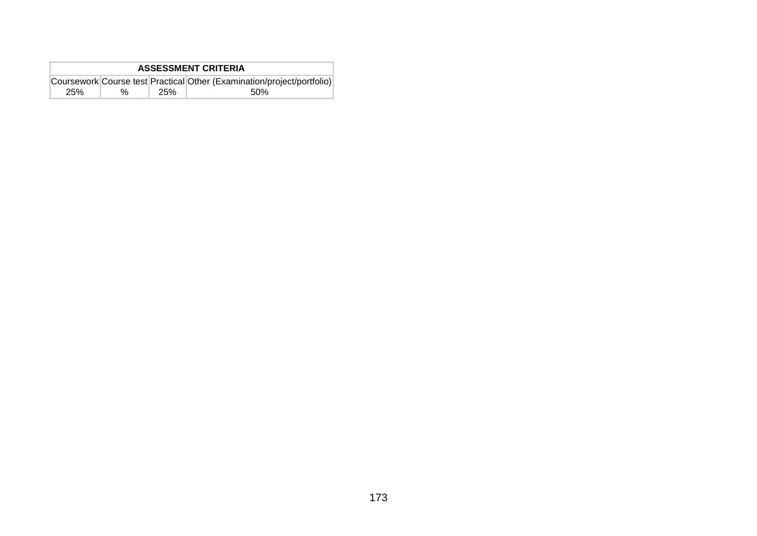| ASSESSMENT CRITERIA | | | |
|---|---|---|---|
| Coursework | Course test | Practical | Other (Examination/project/portfolio) |
| 25% | % | 25% | 50% |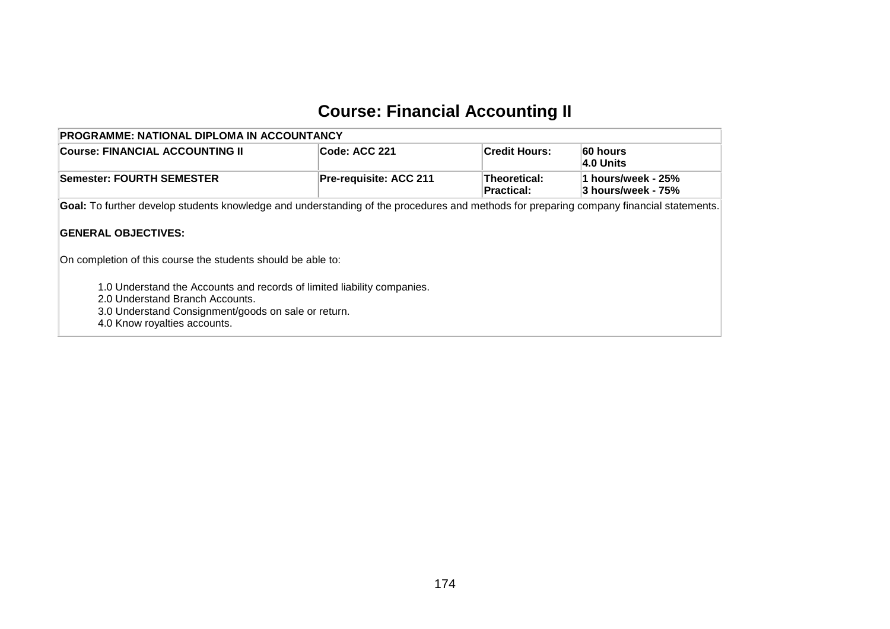# Course: Financial Accounting II

| PROGRAMME: NATIONAL DIPLOMA IN ACCOUNTANCY | | | |
|---|---|---|---|
| **Course: FINANCIAL ACCOUNTING II** | **Code: ACC 221** | **Credit Hours:** | **60 hours**<br>**4.0 Units** |
| **Semester: FOURTH SEMESTER** | **Pre-requisite: ACC 211** | **Theoretical:**<br>**Practical:** | **1 hours/week - 25%**<br>**3 hours/week - 75%** |

**Goal:** To further develop students knowledge and understanding of the procedures and methods for preparing company financial statements.

**GENERAL OBJECTIVES:**

On completion of this course the students should be able to:

1.0 Understand the Accounts and records of limited liability companies.
2.0 Understand Branch Accounts.
3.0 Understand Consignment/goods on sale or return.
4.0 Know royalties accounts.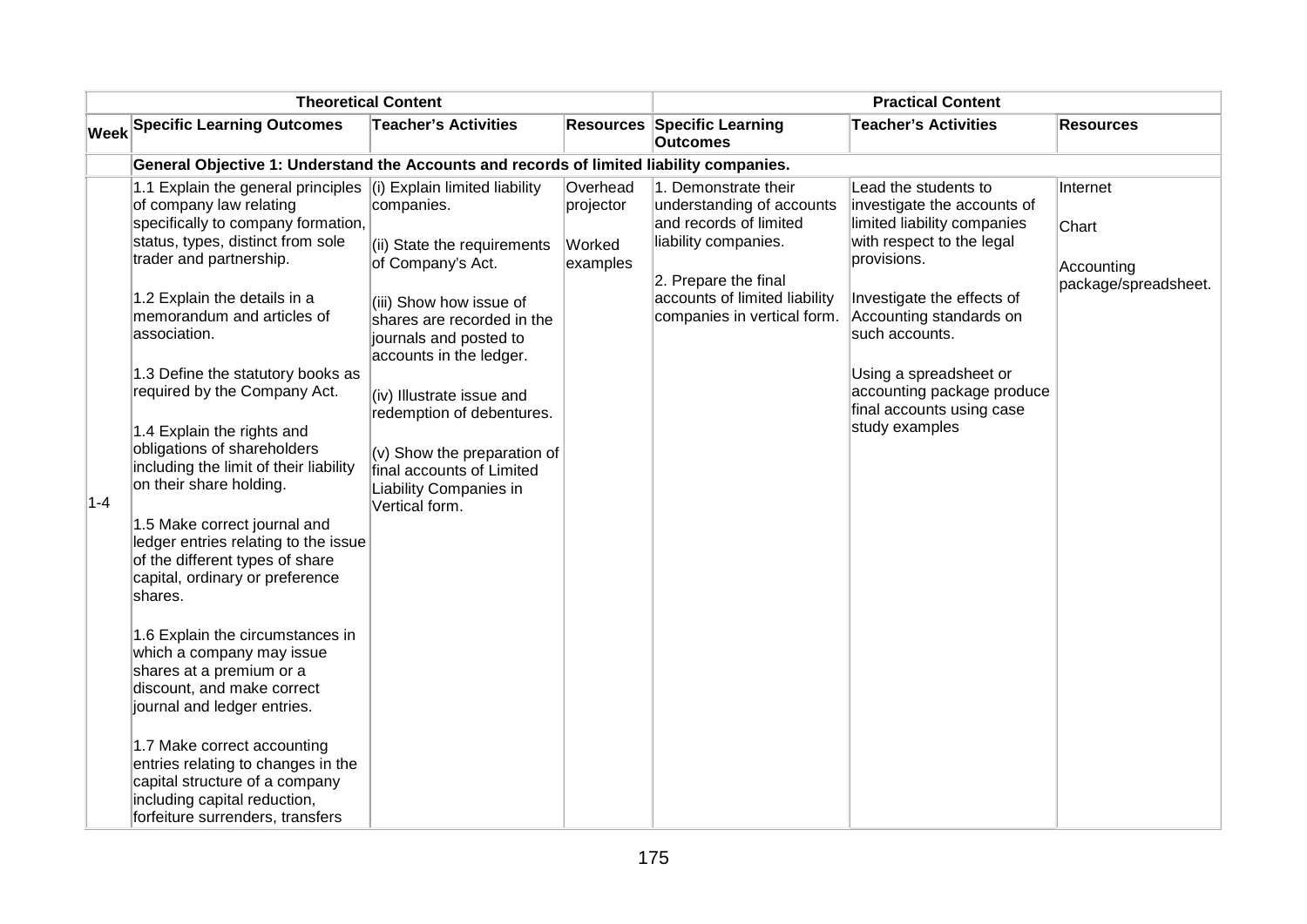| Theoretical Content | | | | Practical Content | | |
|---|---|---|---|---|---|---|
| **Week** | **Specific Learning Outcomes** | **Teacher's Activities** | **Resources** | **Specific Learning Outcomes** | **Teacher's Activities** | **Resources** |
| | **General Objective 1: Understand the Accounts and records of limited liability companies.** | | | | | |
| 1-4 | 1.1 Explain the general principles of company law relating specifically to company formation, status, types, distinct from sole trader and partnership.<br><br>1.2 Explain the details in a memorandum and articles of association.<br><br>1.3 Define the statutory books as required by the Company Act.<br><br>1.4 Explain the rights and obligations of shareholders including the limit of their liability on their share holding.<br><br>1.5 Make correct journal and ledger entries relating to the issue of the different types of share capital, ordinary or preference shares.<br><br>1.6 Explain the circumstances in which a company may issue shares at a premium or a discount, and make correct journal and ledger entries.<br><br>1.7 Make correct accounting entries relating to changes in the capital structure of a company including capital reduction, forfeiture surrenders, transfers | (i) Explain limited liability companies.<br><br>(ii) State the requirements of Company's Act.<br><br>(iii) Show how issue of shares are recorded in the journals and posted to accounts in the ledger.<br><br>(iv) Illustrate issue and redemption of debentures.<br><br>(v) Show the preparation of final accounts of Limited Liability Companies in Vertical form. | Overhead projector<br><br>Worked examples | 1. Demonstrate their understanding of accounts and records of limited liability companies.<br><br>2. Prepare the final accounts of limited liability companies in vertical form. | Lead the students to investigate the accounts of limited liability companies with respect to the legal provisions.<br><br>Investigate the effects of Accounting standards on such accounts.<br><br>Using a spreadsheet or accounting package produce final accounts using case study examples | Internet<br><br>Chart<br><br>Accounting package/spreadsheet. |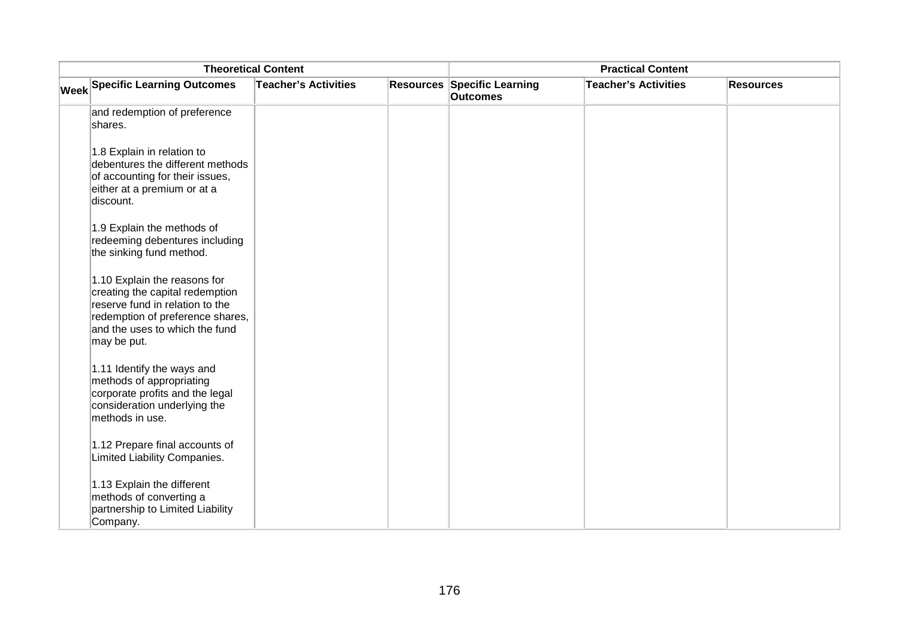| Theoretical Content | | | | Practical Content | | |
|---|---|---|---|---|---|---|
| Week | Specific Learning Outcomes | Teacher's Activities | Resources | Specific Learning Outcomes | Teacher's Activities | Resources |
| | and redemption of preference shares.<br><br>1.8 Explain in relation to debentures the different methods of accounting for their issues, either at a premium or at a discount.<br><br>1.9 Explain the methods of redeeming debentures including the sinking fund method.<br><br>1.10 Explain the reasons for creating the capital redemption reserve fund in relation to the redemption of preference shares, and the uses to which the fund may be put.<br><br>1.11 Identify the ways and methods of appropriating corporate profits and the legal consideration underlying the methods in use.<br><br>1.12 Prepare final accounts of Limited Liability Companies.<br><br>1.13 Explain the different methods of converting a partnership to Limited Liability Company. | | | | | |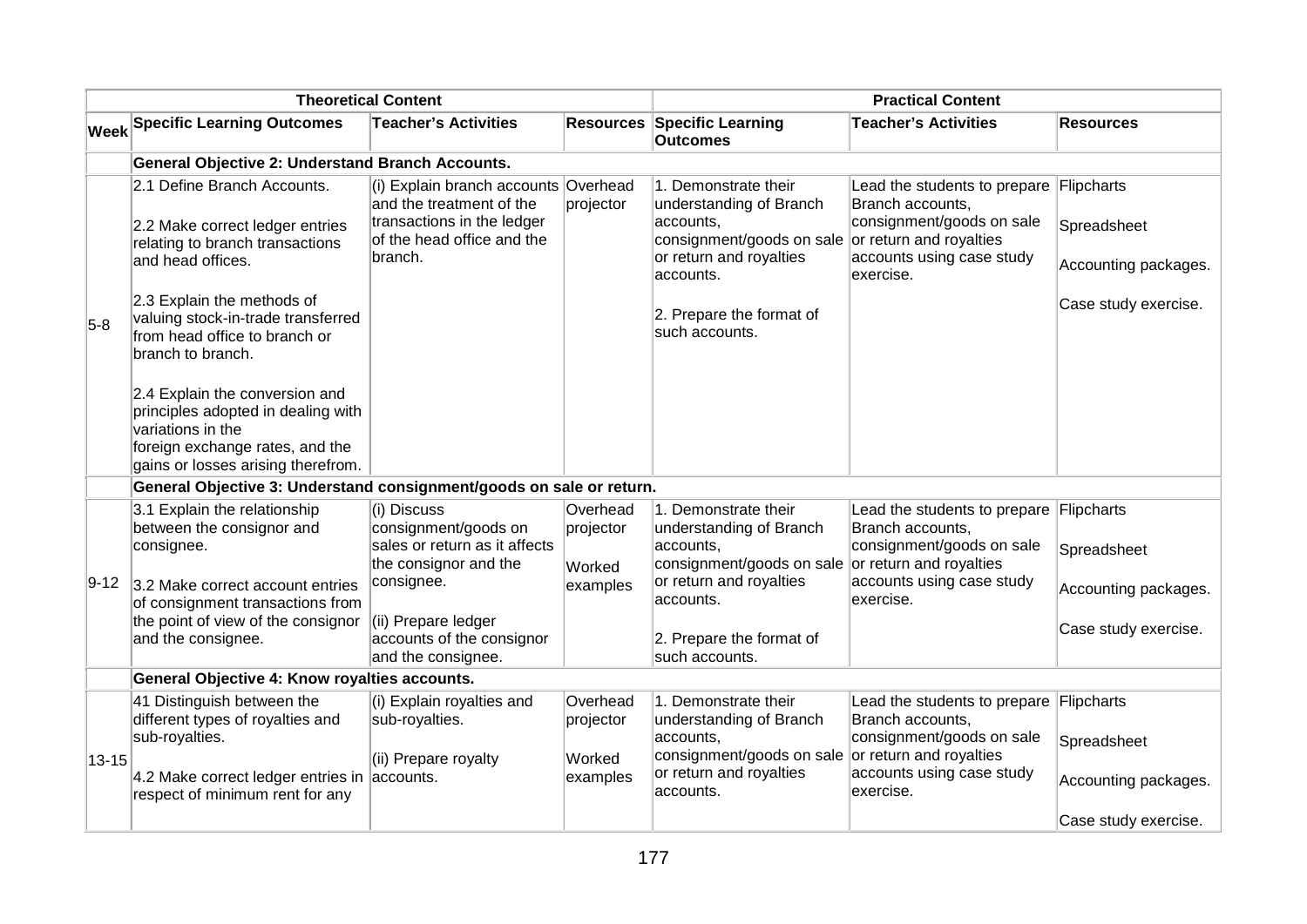| Theoretical Content | | | | Practical Content | | |
|---|---|---|---|---|---|---|
| **Week** | **Specific Learning Outcomes** | **Teacher's Activities** | **Resources** | **Specific Learning Outcomes** | **Teacher's Activities** | **Resources** |
| | **General Objective 2: Understand Branch Accounts.** | | | | | |
| 5-8 | 2.1 Define Branch Accounts.<br><br>2.2 Make correct ledger entries relating to branch transactions and head offices.<br><br>2.3 Explain the methods of valuing stock-in-trade transferred from head office to branch or branch to branch.<br><br>2.4 Explain the conversion and principles adopted in dealing with variations in the foreign exchange rates, and the gains or losses arising therefrom. | (i) Explain branch accounts and the treatment of the transactions in the ledger of the head office and the branch. | Overhead projector | 1. Demonstrate their understanding of Branch accounts, consignment/goods on sale or return and royalties accounts.<br><br>2. Prepare the format of such accounts. | Lead the students to prepare Branch accounts, consignment/goods on sale or return and royalties accounts using case study exercise. | Flipcharts<br><br>Spreadsheet<br><br>Accounting packages.<br><br>Case study exercise. |
| | **General Objective 3: Understand consignment/goods on sale or return.** | | | | | |
| 9-12 | 3.1 Explain the relationship between the consignor and consignee.<br><br>3.2 Make correct account entries of consignment transactions from the point of view of the consignor and the consignee. | (i) Discuss consignment/goods on sales or return as it affects the consignor and the consignee.<br><br>(ii) Prepare ledger accounts of the consignor and the consignee. | Overhead projector<br><br>Worked examples | 1. Demonstrate their understanding of Branch accounts, consignment/goods on sale or return and royalties accounts.<br><br>2. Prepare the format of such accounts. | Lead the students to prepare Branch accounts, consignment/goods on sale or return and royalties accounts using case study exercise. | Flipcharts<br><br>Spreadsheet<br><br>Accounting packages.<br><br>Case study exercise. |
| | **General Objective 4: Know royalties accounts.** | | | | | |
| 13-15 | 41 Distinguish between the different types of royalties and sub-royalties.<br><br>4.2 Make correct ledger entries in respect of minimum rent for any | (i) Explain royalties and sub-royalties.<br><br>(ii) Prepare royalty accounts. | Overhead projector<br><br>Worked examples | 1. Demonstrate their understanding of Branch accounts, consignment/goods on sale or return and royalties accounts. | Lead the students to prepare Branch accounts, consignment/goods on sale or return and royalties accounts using case study exercise. | Flipcharts<br><br>Spreadsheet<br><br>Accounting packages.<br><br>Case study exercise. |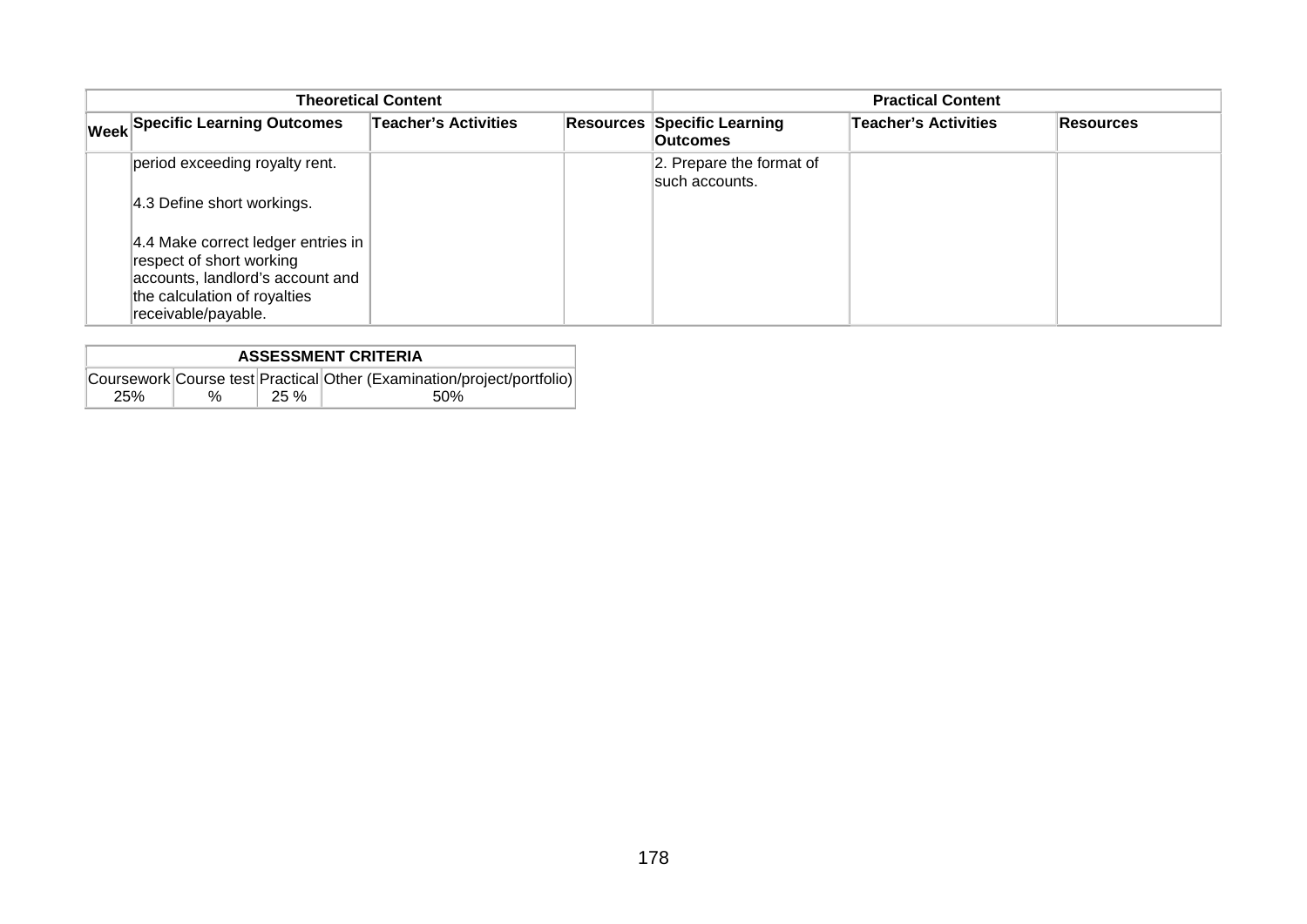| Theoretical Content | | | | Practical Content | | |
|---|---|---|---|---|---|---|
| Week | Specific Learning Outcomes | Teacher's Activities | Resources | Specific Learning Outcomes | Teacher's Activities | Resources |
| | period exceeding royalty rent.<br><br>4.3 Define short workings.<br><br>4.4 Make correct ledger entries in respect of short working accounts, landlord's account and the calculation of royalties receivable/payable. | | | 2. Prepare the format of such accounts. | | |

| ASSESSMENT CRITERIA | | | |
|---|---|---|---|
| Coursework | Course test | Practical | Other (Examination/project/portfolio) |
| 25% | % | 25 % | 50% |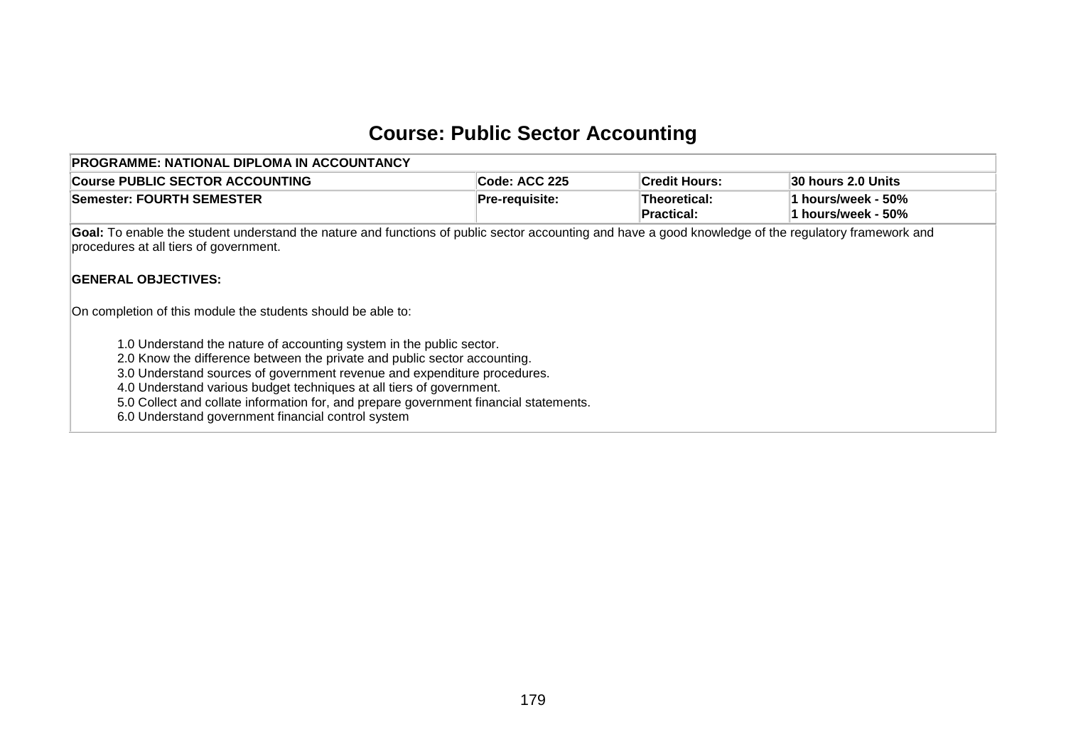# Course: Public Sector Accounting

| PROGRAMME: NATIONAL DIPLOMA IN ACCOUNTANCY | | | |
|---|---|---|---|
| **Course PUBLIC SECTOR ACCOUNTING** | **Code: ACC 225** | **Credit Hours:** | **30 hours 2.0 Units** |
| **Semester: FOURTH SEMESTER** | **Pre-requisite:** | **Theoretical:**<br>**Practical:** | **1 hours/week - 50%**<br>**1 hours/week - 50%** |

**Goal:** To enable the student understand the nature and functions of public sector accounting and have a good knowledge of the regulatory framework and procedures at all tiers of government.

**GENERAL OBJECTIVES:**

On completion of this module the students should be able to:

1.0 Understand the nature of accounting system in the public sector.
2.0 Know the difference between the private and public sector accounting.
3.0 Understand sources of government revenue and expenditure procedures.
4.0 Understand various budget techniques at all tiers of government.
5.0 Collect and collate information for, and prepare government financial statements.
6.0 Understand government financial control system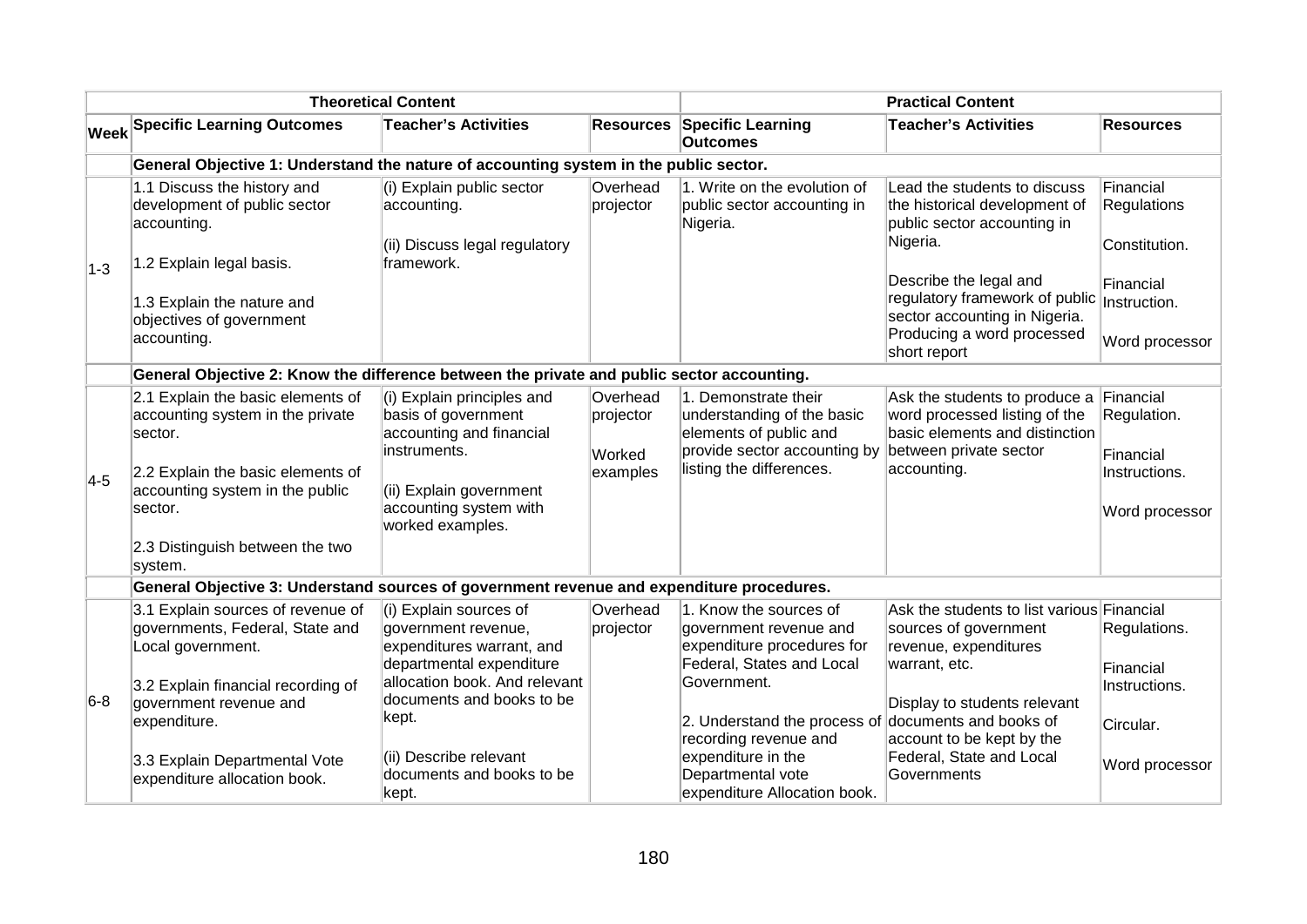| | Theoretical Content | | | Practical Content | | |
|---|---|---|---|---|---|---|
| **Week** | **Specific Learning Outcomes** | **Teacher's Activities** | **Resources** | **Specific Learning Outcomes** | **Teacher's Activities** | **Resources** |
| | **General Objective 1: Understand the nature of accounting system in the public sector.** | | | | | |
| 1-3 | 1.1 Discuss the history and development of public sector accounting.<br><br>1.2 Explain legal basis.<br><br>1.3 Explain the nature and objectives of government accounting. | (i) Explain public sector accounting.<br><br>(ii) Discuss legal regulatory framework. | Overhead projector | 1. Write on the evolution of public sector accounting in Nigeria. | Lead the students to discuss the historical development of public sector accounting in Nigeria.<br><br>Describe the legal and regulatory framework of public sector accounting in Nigeria. Producing a word processed short report | Financial Regulations<br><br>Constitution.<br><br>Financial Instruction.<br><br>Word processor |
| | **General Objective 2: Know the difference between the private and public sector accounting.** | | | | | |
| 4-5 | 2.1 Explain the basic elements of accounting system in the private sector.<br><br>2.2 Explain the basic elements of accounting system in the public sector.<br><br>2.3 Distinguish between the two system. | (i) Explain principles and basis of government accounting and financial instruments.<br><br>(ii) Explain government accounting system with worked examples. | Overhead projector<br><br>Worked examples | 1. Demonstrate their understanding of the basic elements of public and provide sector accounting by listing the differences. | Ask the students to produce a word processed listing of the basic elements and distinction between private sector accounting. | Financial Regulation.<br><br>Financial Instructions.<br><br>Word processor |
| | **General Objective 3: Understand sources of government revenue and expenditure procedures.** | | | | | |
| 6-8 | 3.1 Explain sources of revenue of governments, Federal, State and Local government.<br><br>3.2 Explain financial recording of government revenue and expenditure.<br><br>3.3 Explain Departmental Vote expenditure allocation book. | (i) Explain sources of government revenue, expenditures warrant, and departmental expenditure allocation book. And relevant documents and books to be kept.<br><br>(ii) Describe relevant documents and books to be kept. | Overhead projector | 1. Know the sources of government revenue and expenditure procedures for Federal, States and Local Government.<br><br>2. Understand the process of recording revenue and expenditure in the Departmental vote expenditure Allocation book. | Ask the students to list various sources of government revenue, expenditures warrant, etc.<br><br>Display to students relevant documents and books of account to be kept by the Federal, State and Local Governments | Financial Regulations.<br><br>Financial Instructions.<br><br>Circular.<br><br>Word processor |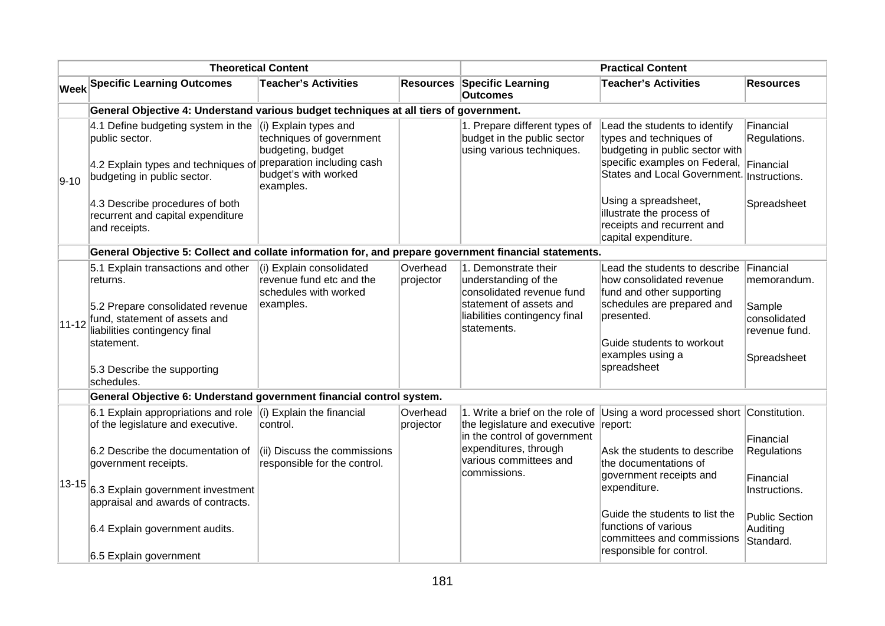| Theoretical Content | | | | Practical Content | | |
|---|---|---|---|---|---|---|
| **Week** | **Specific Learning Outcomes** | **Teacher's Activities** | **Resources** | **Specific Learning Outcomes** | **Teacher's Activities** | **Resources** |
| | **General Objective 4: Understand various budget techniques at all tiers of government.** | | | | | |
| 9-10 | 4.1 Define budgeting system in the public sector.<br><br>4.2 Explain types and techniques of budgeting in public sector.<br><br>4.3 Describe procedures of both recurrent and capital expenditure and receipts. | (i) Explain types and techniques of government budgeting, budget preparation including cash budget's with worked examples. | | 1. Prepare different types of budget in the public sector using various techniques. | Lead the students to identify types and techniques of budgeting in public sector with specific examples on Federal, States and Local Government.<br><br>Using a spreadsheet, illustrate the process of receipts and recurrent and capital expenditure. | Financial Regulations.<br><br>Financial Instructions.<br><br>Spreadsheet |
| | **General Objective 5: Collect and collate information for, and prepare government financial statements.** | | | | | |
| 11-12 | 5.1 Explain transactions and other returns.<br><br>5.2 Prepare consolidated revenue fund, statement of assets and liabilities contingency final statement.<br><br>5.3 Describe the supporting schedules. | (i) Explain consolidated revenue fund etc and the schedules with worked examples. | Overhead projector | 1. Demonstrate their understanding of the consolidated revenue fund statement of assets and liabilities contingency final statements. | Lead the students to describe how consolidated revenue fund and other supporting schedules are prepared and presented.<br><br>Guide students to workout examples using a spreadsheet | Financial memorandum.<br><br>Sample consolidated revenue fund.<br><br>Spreadsheet |
| | **General Objective 6: Understand government financial control system.** | | | | | |
| 13-15 | 6.1 Explain appropriations and role of the legislature and executive.<br><br>6.2 Describe the documentation of government receipts.<br><br>6.3 Explain government investment appraisal and awards of contracts.<br><br>6.4 Explain government audits.<br><br>6.5 Explain government | (i) Explain the financial control.<br><br>(ii) Discuss the commissions responsible for the control. | Overhead projector | 1. Write a brief on the role of the legislature and executive in the control of government expenditures, through various committees and commissions. | Using a word processed short report:<br><br>Ask the students to describe the documentations of government receipts and expenditure.<br><br>Guide the students to list the functions of various committees and commissions responsible for control. | Constitution.<br><br>Financial Regulations<br><br>Financial Instructions.<br><br>Public Section Auditing Standard. |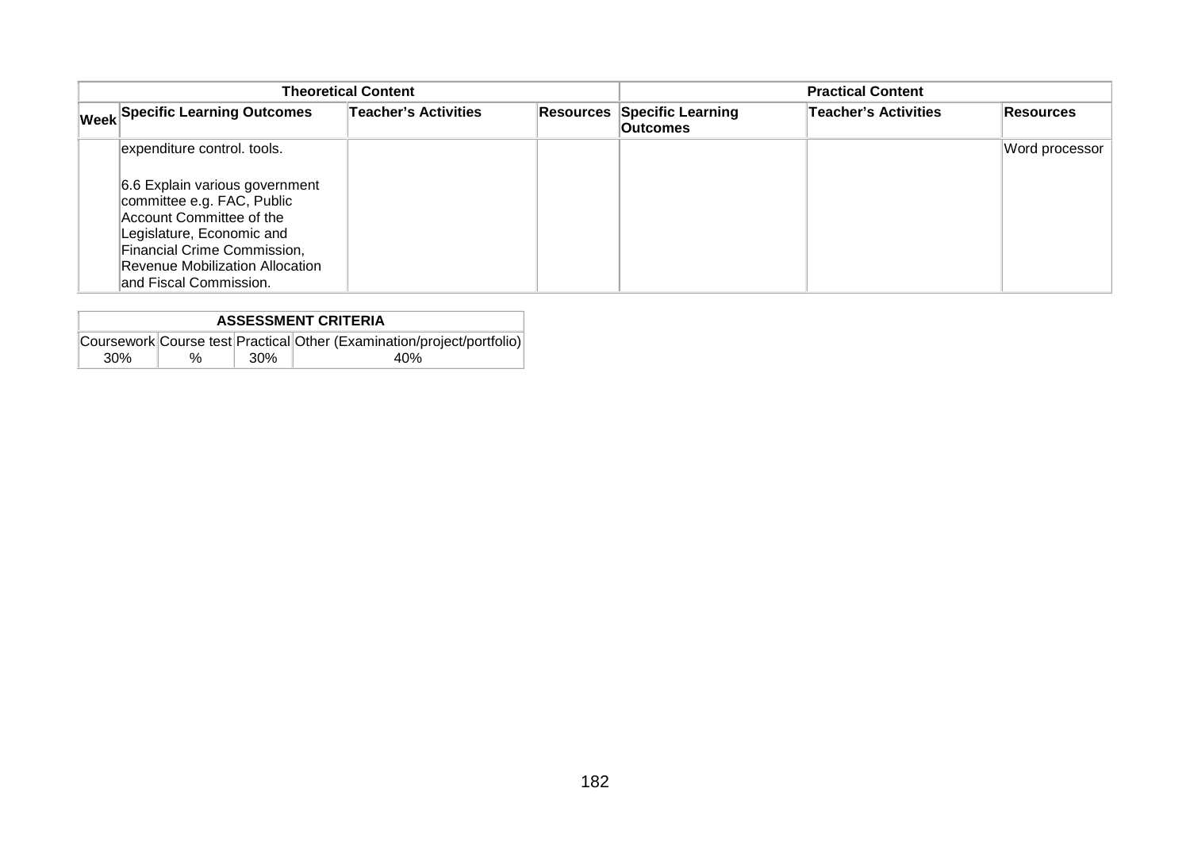| Theoretical Content | | | | Practical Content | | |
|---|---|---|---|---|---|---|
| Week | Specific Learning Outcomes | Teacher's Activities | Resources | Specific Learning Outcomes | Teacher's Activities | Resources |
| | expenditure control. tools.<br><br>6.6 Explain various government committee e.g. FAC, Public Account Committee of the Legislature, Economic and Financial Crime Commission, Revenue Mobilization Allocation and Fiscal Commission. | | | | | Word processor |

| ASSESSMENT CRITERIA | | | |
|---|---|---|---|
| Coursework | Course test | Practical | Other (Examination/project/portfolio) |
| 30% | % | 30% | 40% |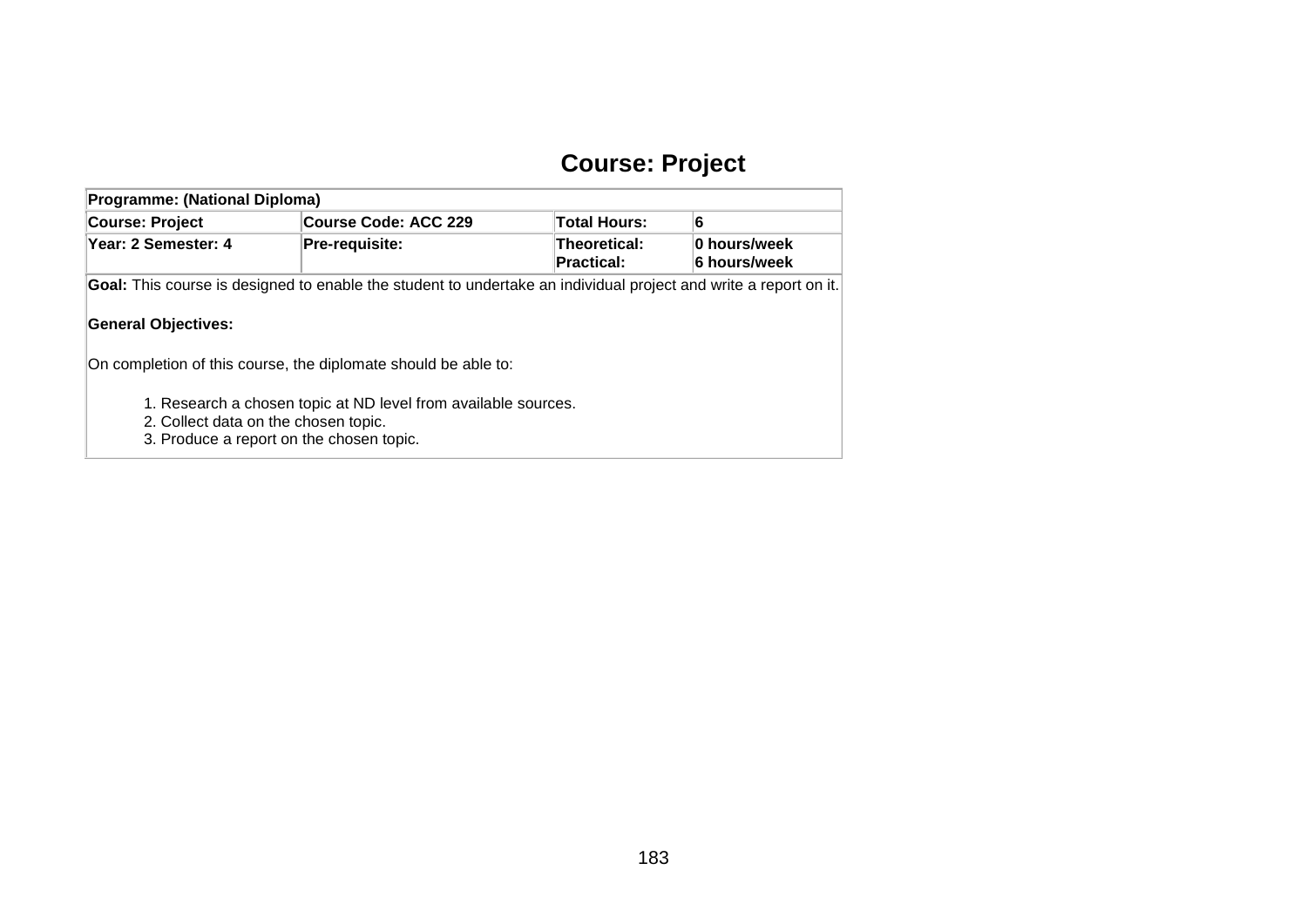# Course: Project

| Programme: (National Diploma) | | | |
|---|---|---|---|
| **Course: Project** | **Course Code: ACC 229** | **Total Hours:** | **6** |
| **Year: 2 Semester: 4** | **Pre-requisite:** | **Theoretical:**<br>**Practical:** | **0 hours/week**<br>**6 hours/week** |

**Goal:** This course is designed to enable the student to undertake an individual project and write a report on it.

**General Objectives:**

On completion of this course, the diplomate should be able to:

1. Research a chosen topic at ND level from available sources.
2. Collect data on the chosen topic.
3. Produce a report on the chosen topic.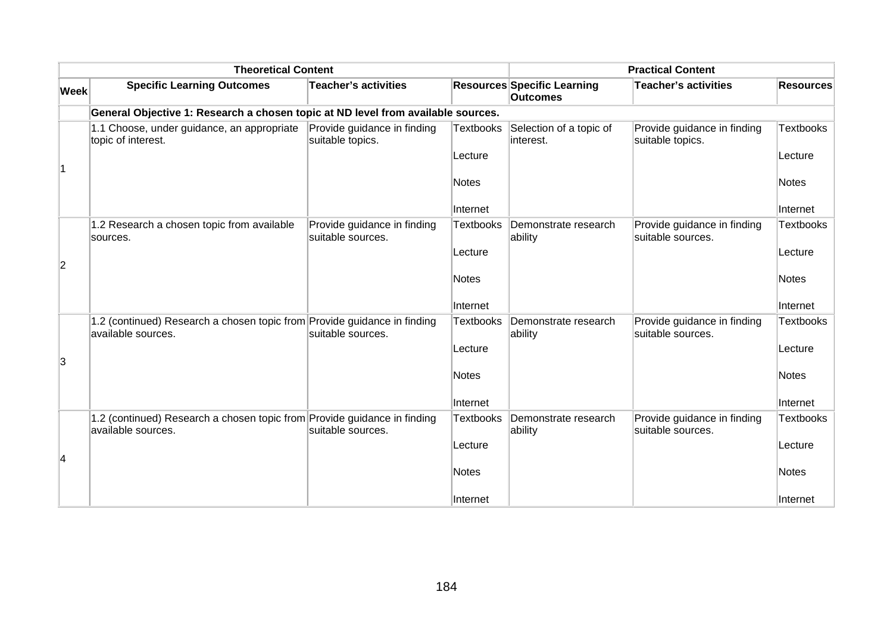| Theoretical Content | | | | Practical Content | | |
|---|---|---|---|---|---|---|
| **Week** | **Specific Learning Outcomes** | **Teacher's activities** | **Resources** | **Specific Learning Outcomes** | **Teacher's activities** | **Resources** |
| | **General Objective 1: Research a chosen topic at ND level from available sources.** | | | | | |
| 1 | 1.1 Choose, under guidance, an appropriate topic of interest. | Provide guidance in finding suitable topics. | Textbooks<br><br>Lecture<br><br>Notes<br><br>Internet | Selection of a topic of interest. | Provide guidance in finding suitable topics. | Textbooks<br><br>Lecture<br><br>Notes<br><br>Internet |
| 2 | 1.2 Research a chosen topic from available sources. | Provide guidance in finding suitable sources. | Textbooks<br><br>Lecture<br><br>Notes<br><br>Internet | Demonstrate research ability | Provide guidance in finding suitable sources. | Textbooks<br><br>Lecture<br><br>Notes<br><br>Internet |
| 3 | 1.2 (continued) Research a chosen topic from available sources. | Provide guidance in finding suitable sources. | Textbooks<br><br>Lecture<br><br>Notes<br><br>Internet | Demonstrate research ability | Provide guidance in finding suitable sources. | Textbooks<br><br>Lecture<br><br>Notes<br><br>Internet |
| 4 | 1.2 (continued) Research a chosen topic from available sources. | Provide guidance in finding suitable sources. | Textbooks<br><br>Lecture<br><br>Notes<br><br>Internet | Demonstrate research ability | Provide guidance in finding suitable sources. | Textbooks<br><br>Lecture<br><br>Notes<br><br>Internet |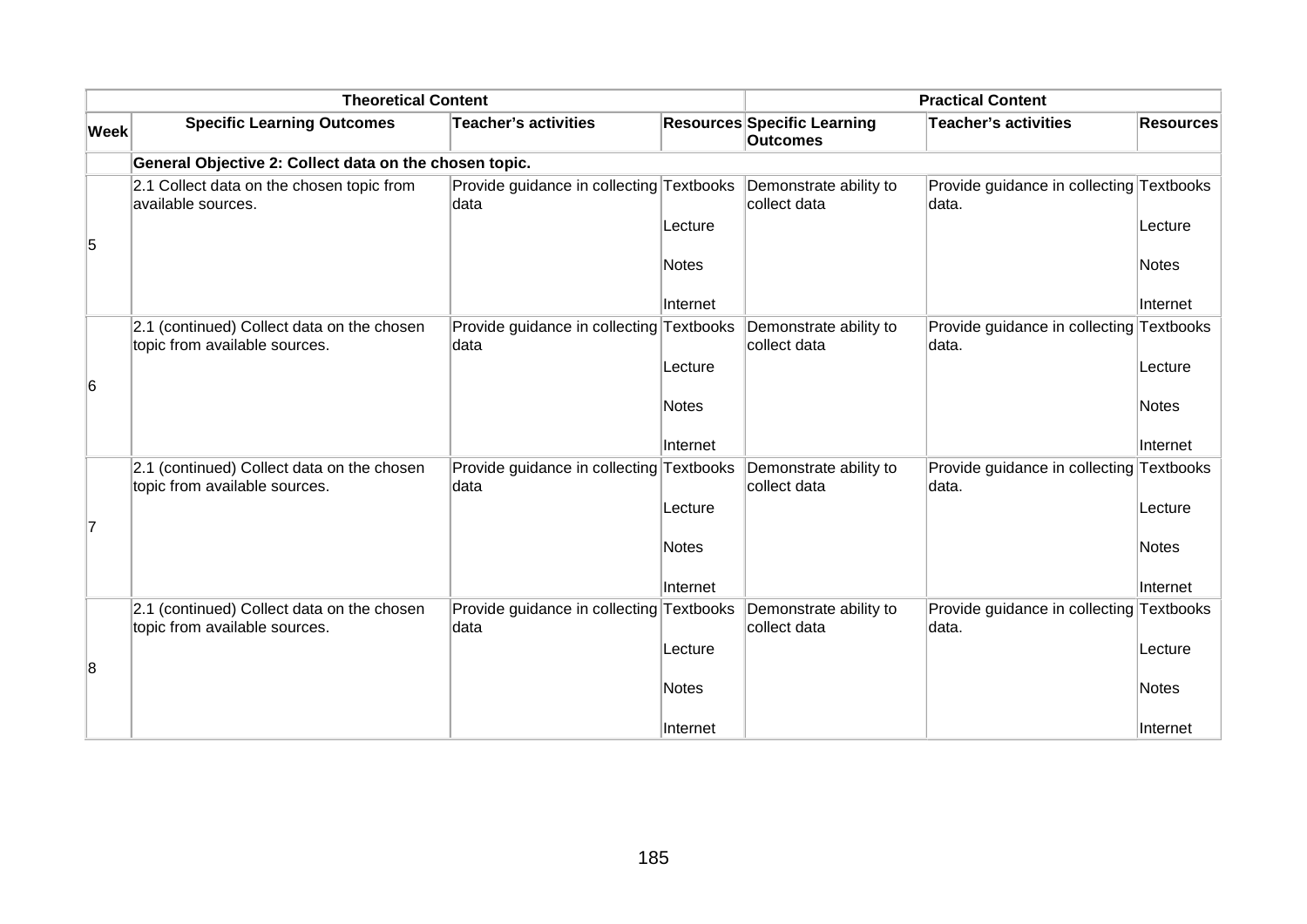| Theoretical Content | | | | Practical Content | | |
|---|---|---|---|---|---|---|
| **Week** | **Specific Learning Outcomes** | **Teacher's activities** | **Resources** | **Specific Learning Outcomes** | **Teacher's activities** | **Resources** |
| | **General Objective 2: Collect data on the chosen topic.** | | | | | |
| 5 | 2.1 Collect data on the chosen topic from available sources. | Provide guidance in collecting data | Textbooks<br><br>Lecture<br><br>Notes<br><br>Internet | Demonstrate ability to collect data | Provide guidance in collecting data. | Textbooks<br><br>Lecture<br><br>Notes<br><br>Internet |
| 6 | 2.1 (continued) Collect data on the chosen topic from available sources. | Provide guidance in collecting data | Textbooks<br><br>Lecture<br><br>Notes<br><br>Internet | Demonstrate ability to collect data | Provide guidance in collecting data. | Textbooks<br><br>Lecture<br><br>Notes<br><br>Internet |
| 7 | 2.1 (continued) Collect data on the chosen topic from available sources. | Provide guidance in collecting data | Textbooks<br><br>Lecture<br><br>Notes<br><br>Internet | Demonstrate ability to collect data | Provide guidance in collecting data. | Textbooks<br><br>Lecture<br><br>Notes<br><br>Internet |
| 8 | 2.1 (continued) Collect data on the chosen topic from available sources. | Provide guidance in collecting data | Textbooks<br><br>Lecture<br><br>Notes<br><br>Internet | Demonstrate ability to collect data | Provide guidance in collecting data. | Textbooks<br><br>Lecture<br><br>Notes<br><br>Internet |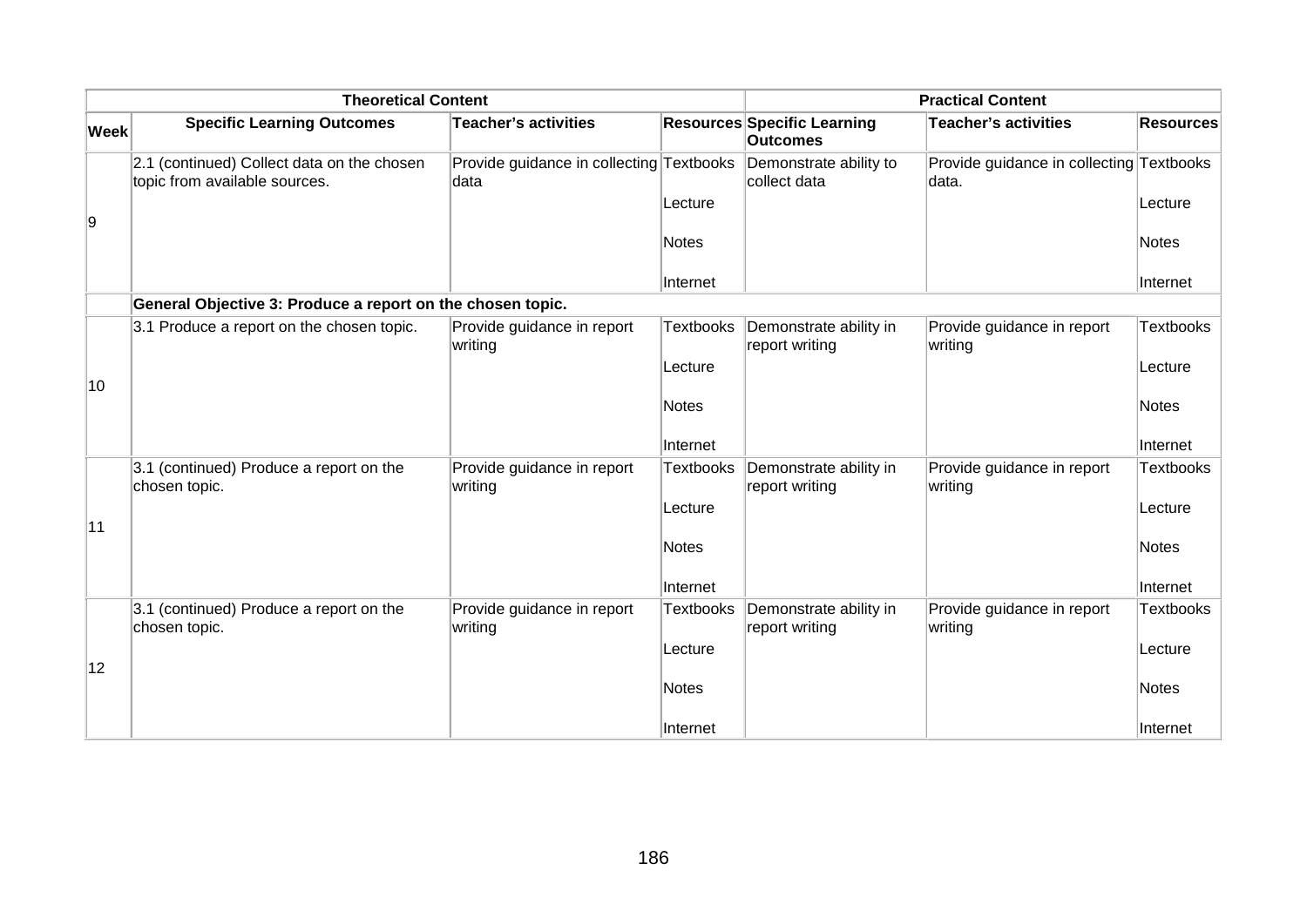| | Theoretical Content | | | Practical Content | | |
|---|---|---|---|---|---|---|
| **Week** | **Specific Learning Outcomes** | **Teacher's activities** | **Resources** | **Specific Learning Outcomes** | **Teacher's activities** | **Resources** |
| 9 | 2.1 (continued) Collect data on the chosen topic from available sources. | Provide guidance in collecting data | Textbooks<br><br>Lecture<br><br>Notes<br><br>Internet | Demonstrate ability to collect data | Provide guidance in collecting data. | Textbooks<br><br>Lecture<br><br>Notes<br><br>Internet |
| | **General Objective 3: Produce a report on the chosen topic.** | | | | | |
| 10 | 3.1 Produce a report on the chosen topic. | Provide guidance in report writing | Textbooks<br><br>Lecture<br><br>Notes<br><br>Internet | Demonstrate ability in report writing | Provide guidance in report writing | Textbooks<br><br>Lecture<br><br>Notes<br><br>Internet |
| 11 | 3.1 (continued) Produce a report on the chosen topic. | Provide guidance in report writing | Textbooks<br><br>Lecture<br><br>Notes<br><br>Internet | Demonstrate ability in report writing | Provide guidance in report writing | Textbooks<br><br>Lecture<br><br>Notes<br><br>Internet |
| 12 | 3.1 (continued) Produce a report on the chosen topic. | Provide guidance in report writing | Textbooks<br><br>Lecture<br><br>Notes<br><br>Internet | Demonstrate ability in report writing | Provide guidance in report writing | Textbooks<br><br>Lecture<br><br>Notes<br><br>Internet |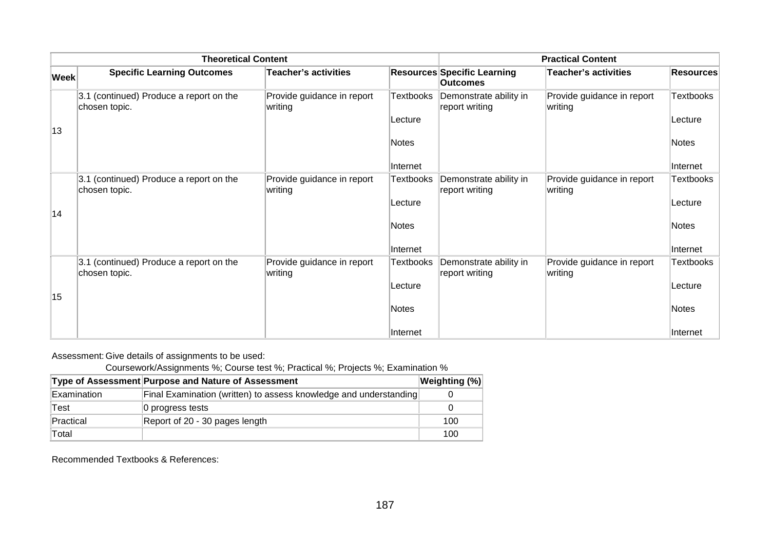| Week | Theoretical Content | | | Practical Content | | |
|---|---|---|---|---|---|---|
| | **Specific Learning Outcomes** | **Teacher's activities** | **Resources** | **Specific Learning Outcomes** | **Teacher's activities** | **Resources** |
| 13 | 3.1 (continued) Produce a report on the chosen topic. | Provide guidance in report writing | Textbooks<br><br>Lecture<br><br>Notes<br><br>Internet | Demonstrate ability in report writing | Provide guidance in report writing | Textbooks<br><br>Lecture<br><br>Notes<br><br>Internet |
| 14 | 3.1 (continued) Produce a report on the chosen topic. | Provide guidance in report writing | Textbooks<br><br>Lecture<br><br>Notes<br><br>Internet | Demonstrate ability in report writing | Provide guidance in report writing | Textbooks<br><br>Lecture<br><br>Notes<br><br>Internet |
| 15 | 3.1 (continued) Produce a report on the chosen topic. | Provide guidance in report writing | Textbooks<br><br>Lecture<br><br>Notes<br><br>Internet | Demonstrate ability in report writing | Provide guidance in report writing | Textbooks<br><br>Lecture<br><br>Notes<br><br>Internet |

Assessment: Give details of assignments to be used:

Coursework/Assignments %; Course test %; Practical %; Projects %; Examination %

| Type of Assessment | Purpose and Nature of Assessment | Weighting (%) |
|---|---|---|
| Examination | Final Examination (written) to assess knowledge and understanding | 0 |
| Test | 0 progress tests | 0 |
| Practical | Report of 20 - 30 pages length | 100 |
| Total | | 100 |

Recommended Textbooks & References: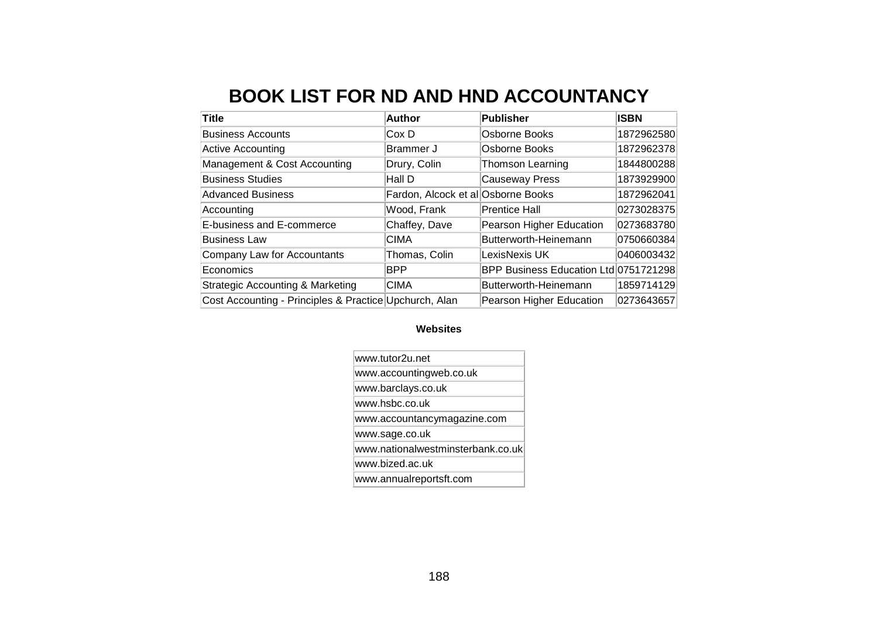# BOOK LIST FOR ND AND HND ACCOUNTANCY

| Title | Author | Publisher | ISBN |
|---|---|---|---|
| Business Accounts | Cox D | Osborne Books | 1872962580 |
| Active Accounting | Brammer J | Osborne Books | 1872962378 |
| Management & Cost Accounting | Drury, Colin | Thomson Learning | 1844800288 |
| Business Studies | Hall D | Causeway Press | 1873929900 |
| Advanced Business | Fardon, Alcock et al | Osborne Books | 1872962041 |
| Accounting | Wood, Frank | Prentice Hall | 0273028375 |
| E-business and E-commerce | Chaffey, Dave | Pearson Higher Education | 0273683780 |
| Business Law | CIMA | Butterworth-Heinemann | 0750660384 |
| Company Law for Accountants | Thomas, Colin | LexisNexis UK | 0406003432 |
| Economics | BPP | BPP Business Education Ltd | 0751721298 |
| Strategic Accounting & Marketing | CIMA | Butterworth-Heinemann | 1859714129 |
| Cost Accounting - Principles & Practice | Upchurch, Alan | Pearson Higher Education | 0273643657 |

**Websites**

| |
|---|
| www.tutor2u.net |
| www.accountingweb.co.uk |
| www.barclays.co.uk |
| www.hsbc.co.uk |
| www.accountancymagazine.com |
| www.sage.co.uk |
| www.nationalwestminsterbank.co.uk |
| www.bized.ac.uk |
| www.annualreportsft.com |